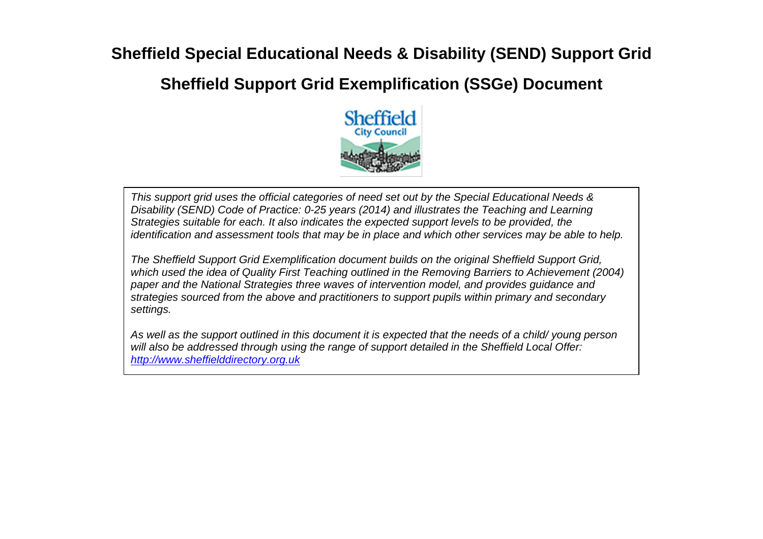# Sheffield Special Educational Needs & Disability (SEND) Support Grid

## Sheffield Support Grid Exemplification (SSGe) Document

*This support grid uses the official categories of need set out by the Special Educational Needs & Disability (SEND) Code of Practice: 0-25 years (2014) and illustrates the Teaching and Learning Strategies suitable for each. It also indicates the expected support levels to be provided, the identification and assessment tools that may be in place and which other services may be able to help.*

*The Sheffield Support Grid Exemplification document builds on the original Sheffield Support Grid, which used the idea of Quality First Teaching outlined in the Removing Barriers to Achievement (2004) paper and the National Strategies three waves of intervention model, and provides guidance and strategies sourced from the above and practitioners to support pupils within primary and secondary settings.*

*As well as the support outlined in this document it is expected that the needs of a child/ young person will also be addressed through using the range of support detailed in the Sheffield Local Offer: [http://www.sheffielddirectory.org.uk](http://www.sheffielddirectory.org.uk)*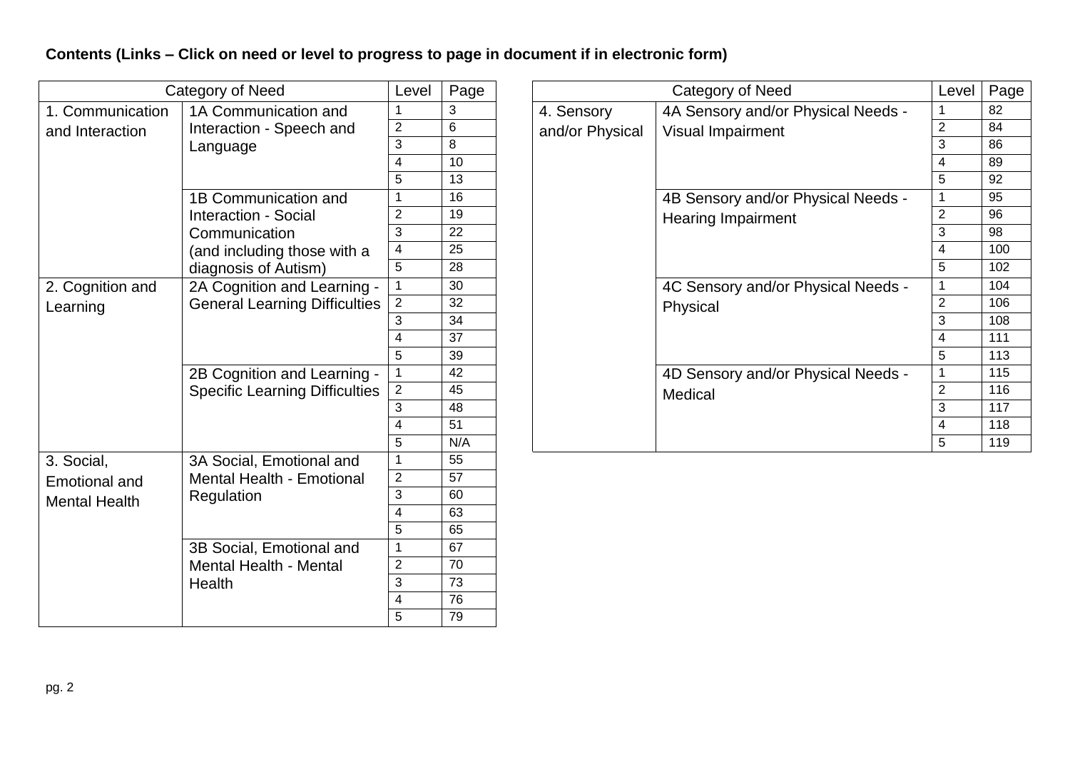**Contents (Links – Click on need or level to progress to page in document if in electronic form)**

| Category of Need | | Level | Page |
|---|---|---|---|
| 1. Communication and Interaction | 1A Communication and Interaction - Speech and Language | 1 | 3 |
| | | 2 | 6 |
| | | 3 | 8 |
| | | 4 | 10 |
| | | 5 | 13 |
| | 1B Communication and Interaction - Social Communication (and including those with a diagnosis of Autism) | 1 | 16 |
| | | 2 | 19 |
| | | 3 | 22 |
| | | 4 | 25 |
| | | 5 | 28 |
| 2. Cognition and Learning | 2A Cognition and Learning - General Learning Difficulties | 1 | 30 |
| | | 2 | 32 |
| | | 3 | 34 |
| | | 4 | 37 |
| | | 5 | 39 |
| | 2B Cognition and Learning - Specific Learning Difficulties | 1 | 42 |
| | | 2 | 45 |
| | | 3 | 48 |
| | | 4 | 51 |
| | | 5 | N/A |
| 3. Social, Emotional and Mental Health | 3A Social, Emotional and Mental Health - Emotional Regulation | 1 | 55 |
| | | 2 | 57 |
| | | 3 | 60 |
| | | 4 | 63 |
| | | 5 | 65 |
| | 3B Social, Emotional and Mental Health - Mental Health | 1 | 67 |
| | | 2 | 70 |
| | | 3 | 73 |
| | | 4 | 76 |
| | | 5 | 79 |

| Category of Need | | Level | Page |
|---|---|---|---|
| 4. Sensory and/or Physical | 4A Sensory and/or Physical Needs - Visual Impairment | 1 | 82 |
| | | 2 | 84 |
| | | 3 | 86 |
| | | 4 | 89 |
| | | 5 | 92 |
| | 4B Sensory and/or Physical Needs - Hearing Impairment | 1 | 95 |
| | | 2 | 96 |
| | | 3 | 98 |
| | | 4 | 100 |
| | | 5 | 102 |
| | 4C Sensory and/or Physical Needs - Physical | 1 | 104 |
| | | 2 | 106 |
| | | 3 | 108 |
| | | 4 | 111 |
| | | 5 | 113 |
| | 4D Sensory and/or Physical Needs - Medical | 1 | 115 |
| | | 2 | 116 |
| | | 3 | 117 |
| | | 4 | 118 |
| | | 5 | 119 |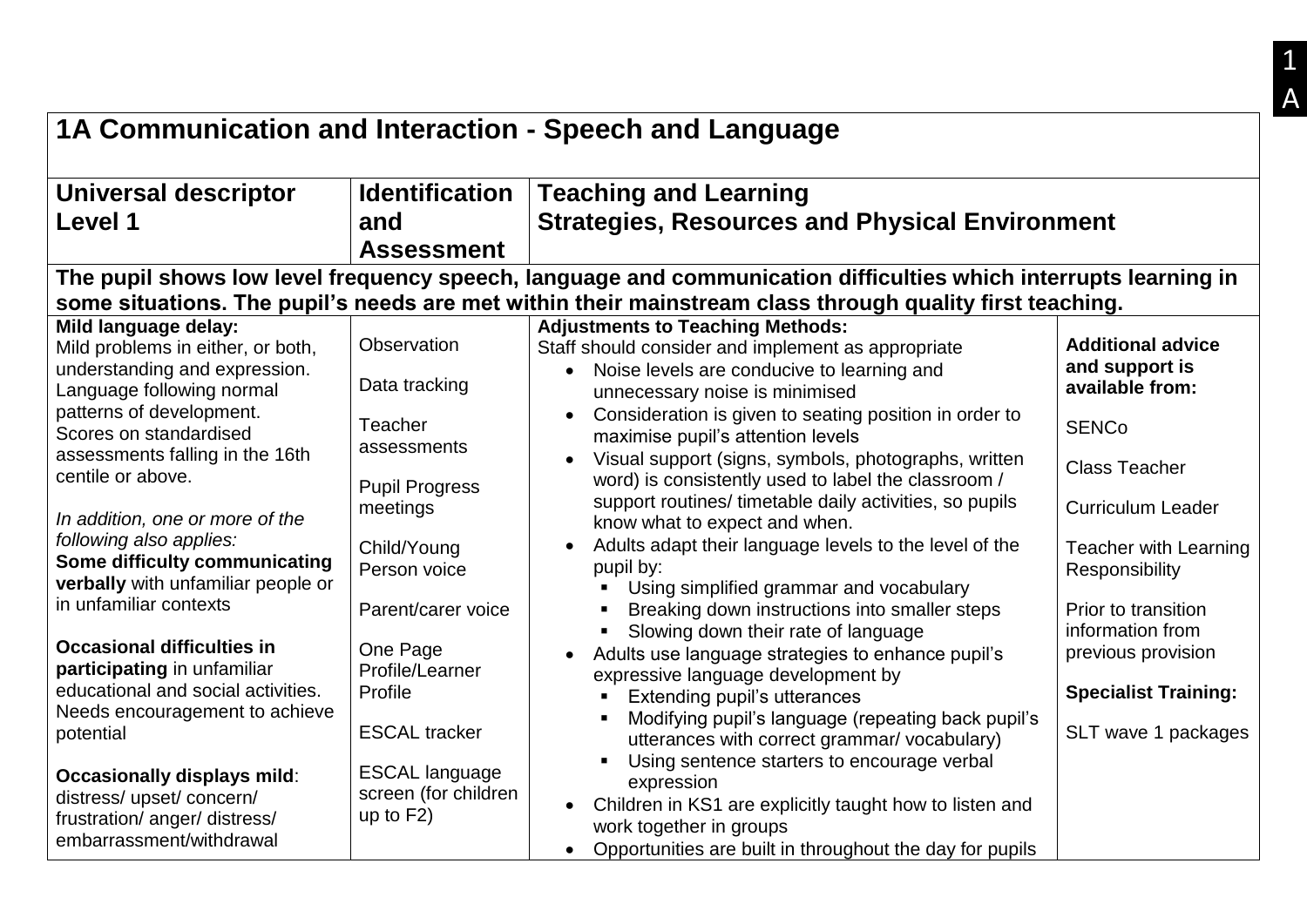# 1A Communication and Interaction - Speech and Language

| Universal descriptor Level 1 | Identification and Assessment | Teaching and Learning Strategies, Resources and Physical Environment | |
|---|---|---|---|
| **The pupil shows low level frequency speech, language and communication difficulties which interrupts learning in some situations. The pupil's needs are met within their mainstream class through quality first teaching.** | | | |
| **Mild language delay:**<br>Mild problems in either, or both, understanding and expression. Language following normal patterns of development.<br>Scores on standardised assessments falling in the 16th centile or above.<br><br>*In addition, one or more of the following also applies:*<br>**Some difficulty communicating verbally** with unfamiliar people or in unfamiliar contexts<br><br>**Occasional difficulties in participating** in unfamiliar educational and social activities. Needs encouragement to achieve potential<br><br>**Occasionally displays mild**: distress/ upset/ concern/ frustration/ anger/ distress/ embarrassment/withdrawal | Observation<br><br>Data tracking<br><br>Teacher assessments<br><br>Pupil Progress meetings<br><br>Child/Young Person voice<br><br>Parent/carer voice<br><br>One Page Profile/Learner Profile<br><br>ESCAL tracker<br><br>ESCAL language screen (for children up to F2) | **Adjustments to Teaching Methods:**<br>Staff should consider and implement as appropriate<br>• Noise levels are conducive to learning and unnecessary noise is minimised<br>• Consideration is given to seating position in order to maximise pupil's attention levels<br>• Visual support (signs, symbols, photographs, written word) is consistently used to label the classroom / support routines/ timetable daily activities, so pupils know what to expect and when.<br>• Adults adapt their language levels to the level of the pupil by:<br>  ▪ Using simplified grammar and vocabulary<br>  ▪ Breaking down instructions into smaller steps<br>  ▪ Slowing down their rate of language<br>• Adults use language strategies to enhance pupil's expressive language development by<br>  ▪ Extending pupil's utterances<br>  ▪ Modifying pupil's language (repeating back pupil's utterances with correct grammar/ vocabulary)<br>  ▪ Using sentence starters to encourage verbal expression<br>• Children in KS1 are explicitly taught how to listen and work together in groups<br>• Opportunities are built in throughout the day for pupils | **Additional advice and support is available from:**<br><br>SENCo<br><br>Class Teacher<br><br>Curriculum Leader<br><br>Teacher with Learning Responsibility<br><br>Prior to transition information from previous provision<br><br>**Specialist Training:**<br><br>SLT wave 1 packages |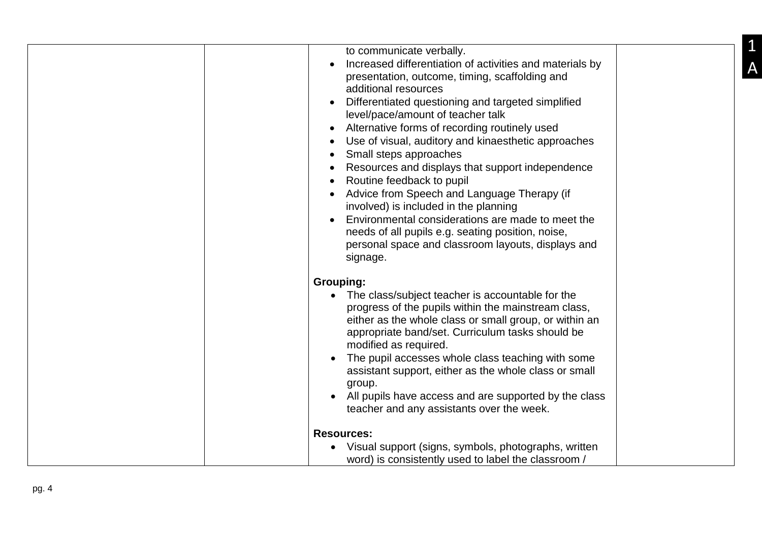| | | to communicate verbally.<br>• Increased differentiation of activities and materials by presentation, outcome, timing, scaffolding and additional resources<br>• Differentiated questioning and targeted simplified level/pace/amount of teacher talk<br>• Alternative forms of recording routinely used<br>• Use of visual, auditory and kinaesthetic approaches<br>• Small steps approaches<br>• Resources and displays that support independence<br>• Routine feedback to pupil<br>• Advice from Speech and Language Therapy (if involved) is included in the planning<br>• Environmental considerations are made to meet the needs of all pupils e.g. seating position, noise, personal space and classroom layouts, displays and signage.<br><br>**Grouping:**<br>• The class/subject teacher is accountable for the progress of the pupils within the mainstream class, either as the whole class or small group, or within an appropriate band/set. Curriculum tasks should be modified as required.<br>• The pupil accesses whole class teaching with some assistant support, either as the whole class or small group.<br>• All pupils have access and are supported by the class teacher and any assistants over the week.<br><br>**Resources:**<br>• Visual support (signs, symbols, photographs, written word) is consistently used to label the classroom / | |
|---|---|---|---|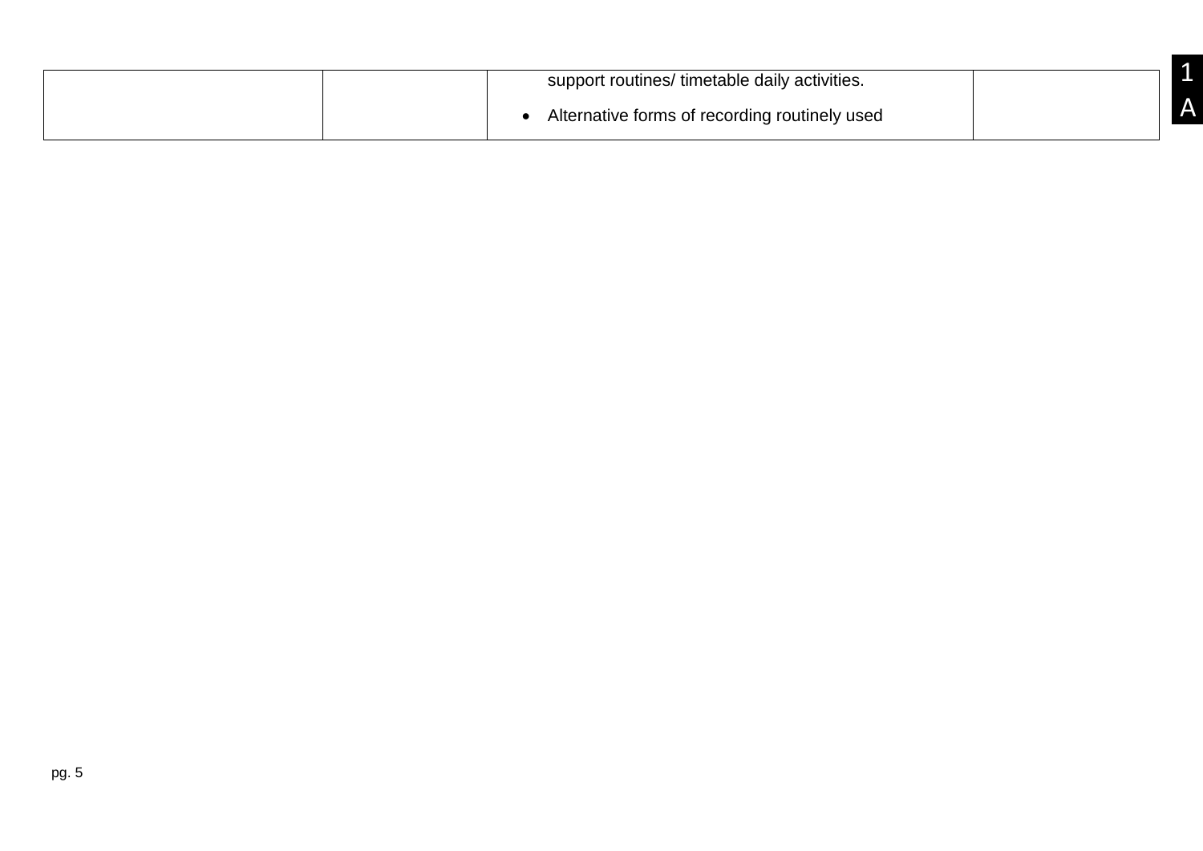| | | | |
|---|---|---|---|
| | | support routines/ timetable daily activities.<br>• Alternative forms of recording routinely used | |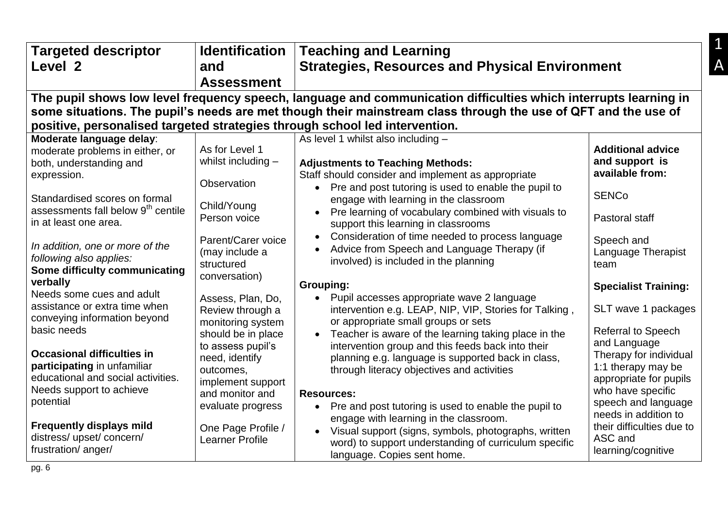| Targeted descriptor Level 2 | Identification and Assessment | Teaching and Learning Strategies, Resources and Physical Environment | |
|---|---|---|---|
| **The pupil shows low level frequency speech, language and communication difficulties which interrupts learning in some situations. The pupil's needs are met though their mainstream class through the use of QFT and the use of positive, personalised targeted strategies through school led intervention.** | | | |
| **Moderate language delay**: moderate problems in either, or both, understanding and expression.<br><br>Standardised scores on formal assessments fall below 9[th] centile in at least one area.<br><br>*In addition, one or more of the following also applies:*<br>**Some difficulty communicating verbally**<br>Needs some cues and adult assistance or extra time when conveying information beyond basic needs<br><br>**Occasional difficulties in participating** in unfamiliar educational and social activities. Needs support to achieve potential<br><br>**Frequently displays mild** distress/ upset/ concern/ frustration/ anger/ | As for Level 1 whilst including –<br><br>Observation<br><br>Child/Young Person voice<br><br>Parent/Carer voice (may include a structured conversation)<br><br>Assess, Plan, Do, Review through a monitoring system should be in place to assess pupil's need, identify outcomes, implement support and monitor and evaluate progress<br><br>One Page Profile / Learner Profile | As level 1 whilst also including –<br><br>**Adjustments to Teaching Methods:**<br>Staff should consider and implement as appropriate<br>• Pre and post tutoring is used to enable the pupil to engage with learning in the classroom<br>• Pre learning of vocabulary combined with visuals to support this learning in classrooms<br>• Consideration of time needed to process language<br>• Advice from Speech and Language Therapy (if involved) is included in the planning<br><br>**Grouping:**<br>• Pupil accesses appropriate wave 2 language intervention e.g. LEAP, NIP, VIP, Stories for Talking , or appropriate small groups or sets<br>• Teacher is aware of the learning taking place in the intervention group and this feeds back into their planning e.g. language is supported back in class, through literacy objectives and activities<br><br>**Resources:**<br>• Pre and post tutoring is used to enable the pupil to engage with learning in the classroom.<br>• Visual support (signs, symbols, photographs, written word) to support understanding of curriculum specific language. Copies sent home. | **Additional advice and support is available from:**<br><br>SENCo<br><br>Pastoral staff<br><br>Speech and Language Therapist team<br><br>**Specialist Training:**<br><br>SLT wave 1 packages<br><br>Referral to Speech and Language Therapy for individual 1:1 therapy may be appropriate for pupils who have specific speech and language needs in addition to their difficulties due to ASC and learning/cognitive |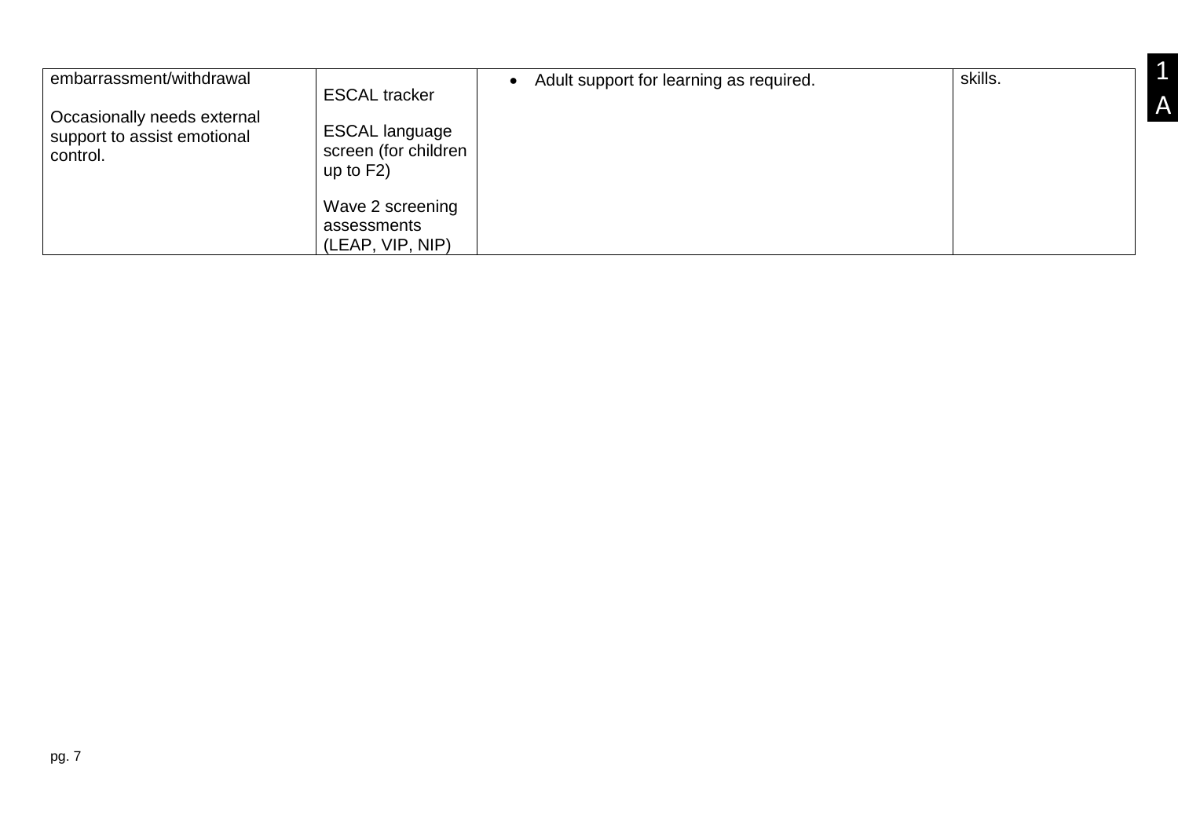| | | | |
|---|---|---|---|
| embarrassment/withdrawal<br><br>Occasionally needs external support to assist emotional control. | ESCAL tracker<br><br>ESCAL language screen (for children up to F2)<br><br>Wave 2 screening assessments (LEAP, VIP, NIP) | • Adult support for learning as required. | skills. |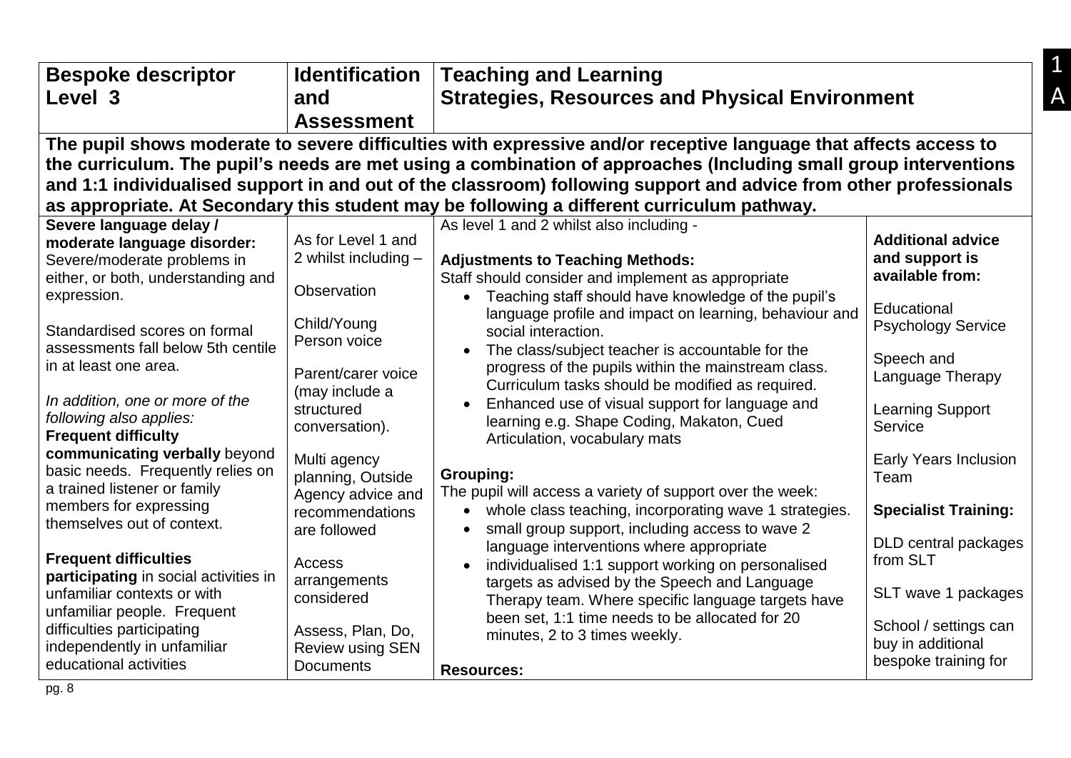| Bespoke descriptor Level 3 | Identification and Assessment | Teaching and Learning Strategies, Resources and Physical Environment | |
|---|---|---|---|
| **The pupil shows moderate to severe difficulties with expressive and/or receptive language that affects access to the curriculum. The pupil's needs are met using a combination of approaches (Including small group interventions and 1:1 individualised support in and out of the classroom) following support and advice from other professionals as appropriate. At Secondary this student may be following a different curriculum pathway.** | | | |
| **Severe language delay / moderate language disorder:** Severe/moderate problems in either, or both, understanding and expression.<br><br>Standardised scores on formal assessments fall below 5th centile in at least one area.<br><br>*In addition, one or more of the following also applies:*<br>**Frequent difficulty communicating verbally** beyond basic needs. Frequently relies on a trained listener or family members for expressing themselves out of context.<br><br>**Frequent difficulties participating** in social activities in unfamiliar contexts or with unfamiliar people. Frequent difficulties participating independently in unfamiliar educational activities | As for Level 1 and 2 whilst including –<br><br>Observation<br><br>Child/Young Person voice<br><br>Parent/carer voice (may include a structured conversation).<br><br>Multi agency planning, Outside Agency advice and recommendations are followed<br><br>Access arrangements considered<br><br>Assess, Plan, Do, Review using SEN Documents | As level 1 and 2 whilst also including -<br><br>**Adjustments to Teaching Methods:**<br>Staff should consider and implement as appropriate<br>• Teaching staff should have knowledge of the pupil's language profile and impact on learning, behaviour and social interaction.<br>• The class/subject teacher is accountable for the progress of the pupils within the mainstream class. Curriculum tasks should be modified as required.<br>• Enhanced use of visual support for language and learning e.g. Shape Coding, Makaton, Cued Articulation, vocabulary mats<br><br>**Grouping:**<br>The pupil will access a variety of support over the week:<br>• whole class teaching, incorporating wave 1 strategies.<br>• small group support, including access to wave 2 language interventions where appropriate<br>• individualised 1:1 support working on personalised targets as advised by the Speech and Language Therapy team. Where specific language targets have been set, 1:1 time needs to be allocated for 20 minutes, 2 to 3 times weekly.<br><br>**Resources:** | **Additional advice and support is available from:**<br><br>Educational Psychology Service<br><br>Speech and Language Therapy<br><br>Learning Support Service<br><br>Early Years Inclusion Team<br><br>**Specialist Training:**<br><br>DLD central packages from SLT<br><br>SLT wave 1 packages<br><br>School / settings can buy in additional bespoke training for |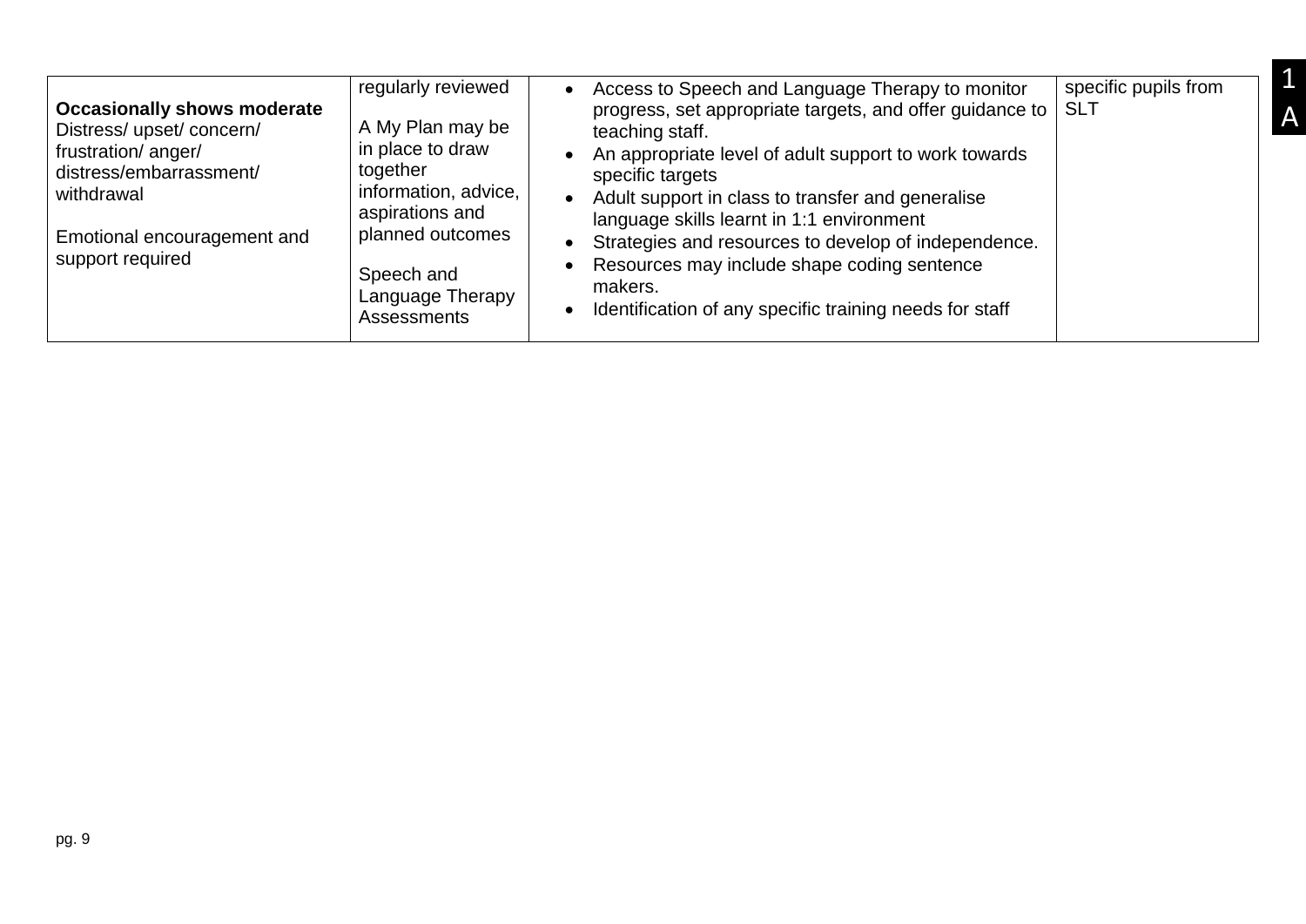| | | | |
|---|---|---|---|
| **Occasionally shows moderate** Distress/ upset/ concern/ frustration/ anger/ distress/embarrassment/ withdrawal<br><br>Emotional encouragement and support required | regularly reviewed<br><br>A My Plan may be in place to draw together information, advice, aspirations and planned outcomes<br><br>Speech and Language Therapy Assessments | • Access to Speech and Language Therapy to monitor progress, set appropriate targets, and offer guidance to teaching staff.<br>• An appropriate level of adult support to work towards specific targets<br>• Adult support in class to transfer and generalise language skills learnt in 1:1 environment<br>• Strategies and resources to develop of independence.<br>• Resources may include shape coding sentence makers.<br>• Identification of any specific training needs for staff | specific pupils from SLT |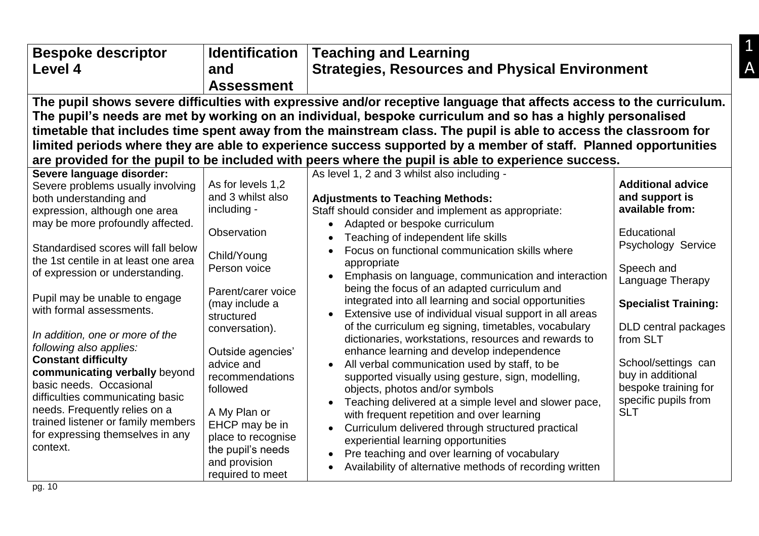| Bespoke descriptor Level 4 | Identification and Assessment | Teaching and Learning Strategies, Resources and Physical Environment | |
|---|---|---|---|
| **The pupil shows severe difficulties with expressive and/or receptive language that affects access to the curriculum. The pupil's needs are met by working on an individual, bespoke curriculum and so has a highly personalised timetable that includes time spent away from the mainstream class. The pupil is able to access the classroom for limited periods where they are able to experience success supported by a member of staff. Planned opportunities are provided for the pupil to be included with peers where the pupil is able to experience success.** | | | |
| **Severe language disorder:**<br>Severe problems usually involving both understanding and expression, although one area may be more profoundly affected.<br><br>Standardised scores will fall below the 1st centile in at least one area of expression or understanding.<br><br>Pupil may be unable to engage with formal assessments.<br><br>*In addition, one or more of the following also applies:*<br>**Constant difficulty communicating verbally** beyond basic needs. Occasional difficulties communicating basic needs. Frequently relies on a trained listener or family members for expressing themselves in any context. | As for levels 1,2 and 3 whilst also including -<br><br>Observation<br><br>Child/Young Person voice<br><br>Parent/carer voice (may include a structured conversation).<br><br>Outside agencies' advice and recommendations followed<br><br>A My Plan or EHCP may be in place to recognise the pupil's needs and provision required to meet | As level 1, 2 and 3 whilst also including -<br><br>**Adjustments to Teaching Methods:**<br>Staff should consider and implement as appropriate:<br>• Adapted or bespoke curriculum<br>• Teaching of independent life skills<br>• Focus on functional communication skills where appropriate<br>• Emphasis on language, communication and interaction being the focus of an adapted curriculum and integrated into all learning and social opportunities<br>• Extensive use of individual visual support in all areas of the curriculum eg signing, timetables, vocabulary dictionaries, workstations, resources and rewards to enhance learning and develop independence<br>• All verbal communication used by staff, to be supported visually using gesture, sign, modelling, objects, photos and/or symbols<br>• Teaching delivered at a simple level and slower pace, with frequent repetition and over learning<br>• Curriculum delivered through structured practical experiential learning opportunities<br>• Pre teaching and over learning of vocabulary<br>• Availability of alternative methods of recording written | **Additional advice and support is available from:**<br><br>Educational Psychology Service<br><br>Speech and Language Therapy<br><br>**Specialist Training:**<br><br>DLD central packages from SLT<br><br>School/settings can buy in additional bespoke training for specific pupils from SLT |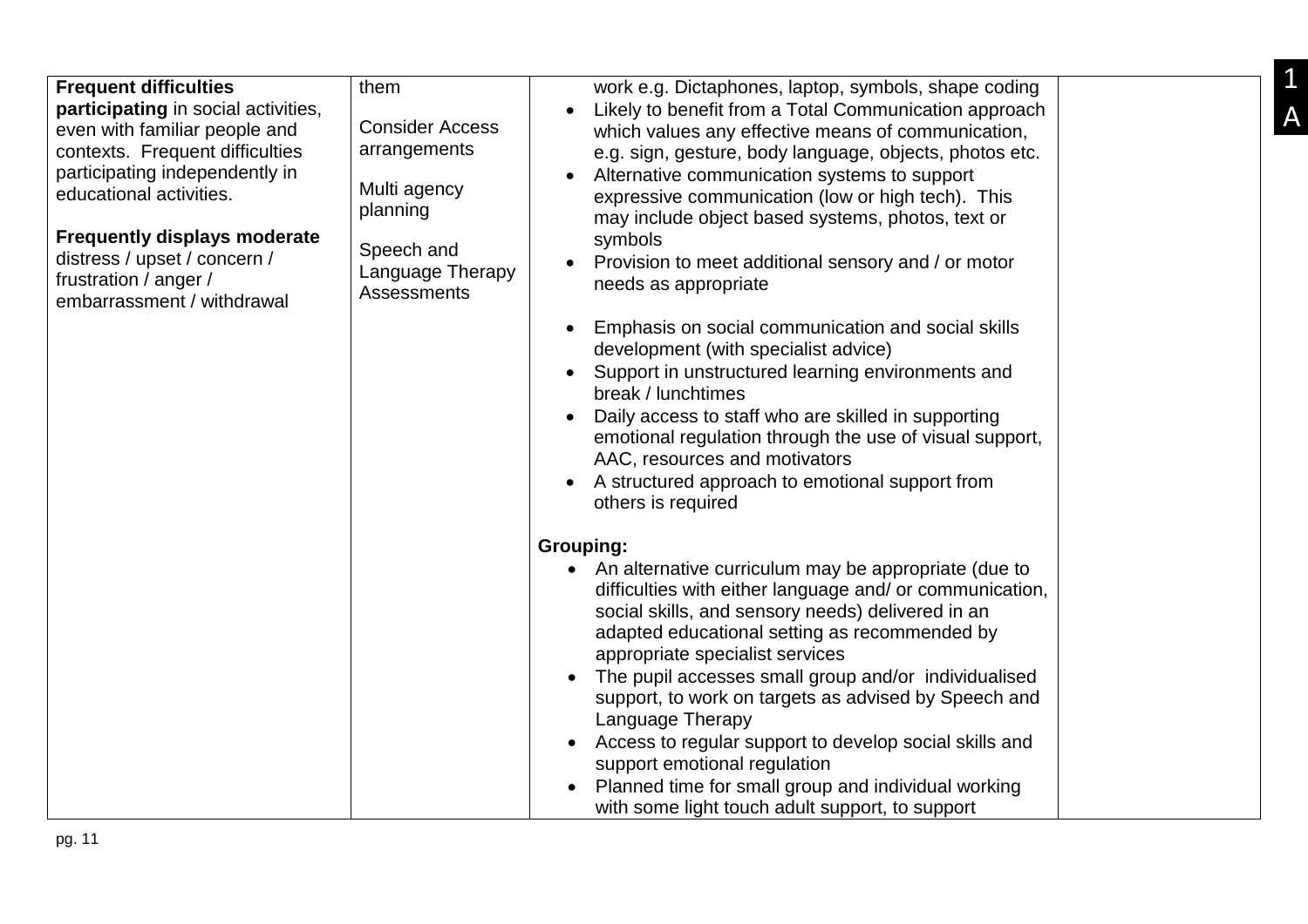| | | | |
|---|---|---|---|
| **Frequent difficulties participating** in social activities, even with familiar people and contexts. Frequent difficulties participating independently in educational activities.<br><br>**Frequently displays moderate** distress / upset / concern / frustration / anger / embarrassment / withdrawal | them<br><br>Consider Access arrangements<br><br>Multi agency planning<br><br>Speech and Language Therapy Assessments | work e.g. Dictaphones, laptop, symbols, shape coding<br>• Likely to benefit from a Total Communication approach which values any effective means of communication, e.g. sign, gesture, body language, objects, photos etc.<br>• Alternative communication systems to support expressive communication (low or high tech). This may include object based systems, photos, text or symbols<br>• Provision to meet additional sensory and / or motor needs as appropriate<br><br>• Emphasis on social communication and social skills development (with specialist advice)<br>• Support in unstructured learning environments and break / lunchtimes<br>• Daily access to staff who are skilled in supporting emotional regulation through the use of visual support, AAC, resources and motivators<br>• A structured approach to emotional support from others is required<br><br>**Grouping:**<br>• An alternative curriculum may be appropriate (due to difficulties with either language and/ or communication, social skills, and sensory needs) delivered in an adapted educational setting as recommended by appropriate specialist services<br>• The pupil accesses small group and/or individualised support, to work on targets as advised by Speech and Language Therapy<br>• Access to regular support to develop social skills and support emotional regulation<br>• Planned time for small group and individual working with some light touch adult support, to support | |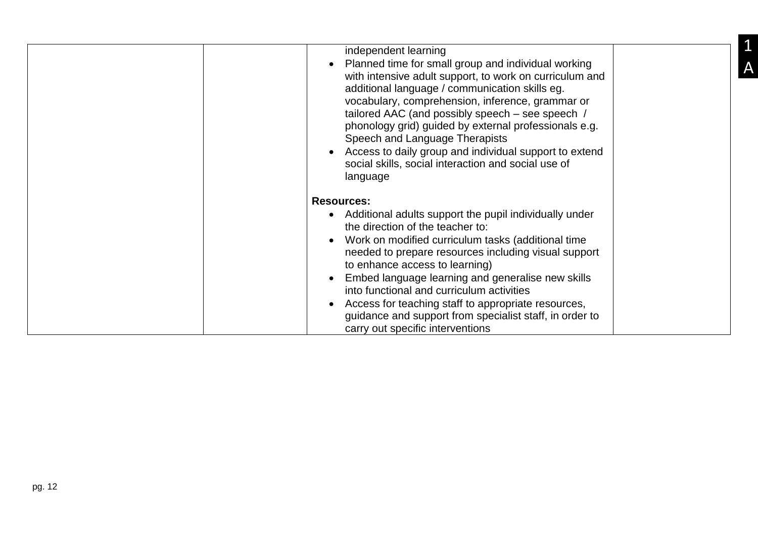| | | independent learning<br>• Planned time for small group and individual working with intensive adult support, to work on curriculum and additional language / communication skills eg. vocabulary, comprehension, inference, grammar or tailored AAC (and possibly speech – see speech / phonology grid) guided by external professionals e.g. Speech and Language Therapists<br>• Access to daily group and individual support to extend social skills, social interaction and social use of language<br><br>**Resources:**<br>• Additional adults support the pupil individually under the direction of the teacher to:<br>• Work on modified curriculum tasks (additional time needed to prepare resources including visual support to enhance access to learning)<br>• Embed language learning and generalise new skills into functional and curriculum activities<br>• Access for teaching staff to appropriate resources, guidance and support from specialist staff, in order to carry out specific interventions | |
|---|---|---|---|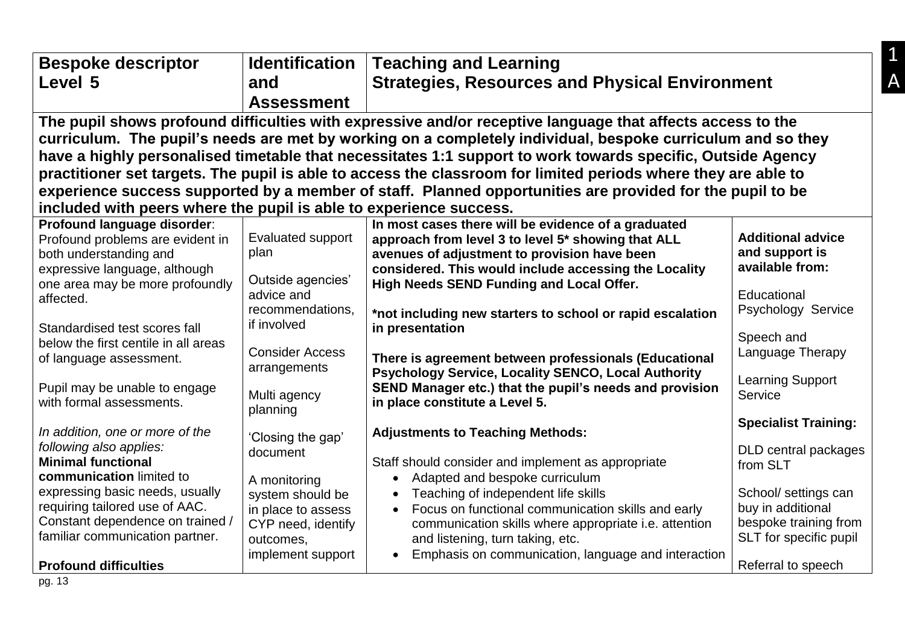| Bespoke descriptor Level 5 | Identification and Assessment | Teaching and Learning Strategies, Resources and Physical Environment | |
|---|---|---|---|
| **The pupil shows profound difficulties with expressive and/or receptive language that affects access to the curriculum. The pupil's needs are met by working on a completely individual, bespoke curriculum and so they have a highly personalised timetable that necessitates 1:1 support to work towards specific, Outside Agency practitioner set targets. The pupil is able to access the classroom for limited periods where they are able to experience success supported by a member of staff. Planned opportunities are provided for the pupil to be included with peers where the pupil is able to experience success.** | | | |
| **Profound language disorder**:<br>Profound problems are evident in both understanding and expressive language, although one area may be more profoundly affected.<br><br>Standardised test scores fall below the first centile in all areas of language assessment.<br><br>Pupil may be unable to engage with formal assessments.<br><br>*In addition, one or more of the following also applies:*<br>**Minimal functional communication** limited to expressing basic needs, usually requiring tailored use of AAC. Constant dependence on trained / familiar communication partner.<br><br>**Profound difficulties** | Evaluated support plan<br><br>Outside agencies' advice and recommendations, if involved<br><br>Consider Access arrangements<br><br>Multi agency planning<br><br>'Closing the gap' document<br><br>A monitoring system should be in place to assess CYP need, identify outcomes, implement support | **In most cases there will be evidence of a graduated approach from level 3 to level 5\* showing that ALL avenues of adjustment to provision have been considered. This would include accessing the Locality High Needs SEND Funding and Local Offer.**<br><br>**\*not including new starters to school or rapid escalation in presentation**<br><br>**There is agreement between professionals (Educational Psychology Service, Locality SENCO, Local Authority SEND Manager etc.) that the pupil's needs and provision in place constitute a Level 5.**<br><br>**Adjustments to Teaching Methods:**<br><br>Staff should consider and implement as appropriate<br>• Adapted and bespoke curriculum<br>• Teaching of independent life skills<br>• Focus on functional communication skills and early communication skills where appropriate i.e. attention and listening, turn taking, etc.<br>• Emphasis on communication, language and interaction | **Additional advice and support is available from:**<br><br>Educational Psychology Service<br><br>Speech and Language Therapy<br><br>Learning Support Service<br><br>**Specialist Training:**<br><br>DLD central packages from SLT<br><br>School/ settings can buy in additional bespoke training from SLT for specific pupil<br><br>Referral to speech |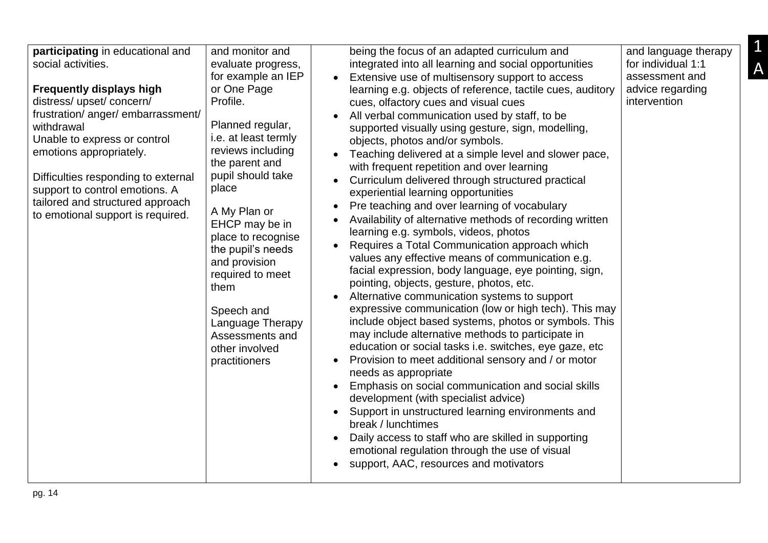| | | | |
|---|---|---|---|
| **participating** in educational and social activities.<br><br>**Frequently displays high** distress/ upset/ concern/ frustration/ anger/ embarrassment/ withdrawal<br>Unable to express or control emotions appropriately.<br><br>Difficulties responding to external support to control emotions. A tailored and structured approach to emotional support is required. | and monitor and evaluate progress, for example an IEP or One Page Profile.<br><br>Planned regular, i.e. at least termly reviews including the parent and pupil should take place<br><br>A My Plan or EHCP may be in place to recognise the pupil's needs and provision required to meet them<br><br>Speech and Language Therapy Assessments and other involved practitioners | being the focus of an adapted curriculum and integrated into all learning and social opportunities<br>• Extensive use of multisensory support to access learning e.g. objects of reference, tactile cues, auditory cues, olfactory cues and visual cues<br>• All verbal communication used by staff, to be supported visually using gesture, sign, modelling, objects, photos and/or symbols.<br>• Teaching delivered at a simple level and slower pace, with frequent repetition and over learning<br>• Curriculum delivered through structured practical experiential learning opportunities<br>• Pre teaching and over learning of vocabulary<br>• Availability of alternative methods of recording written learning e.g. symbols, videos, photos<br>• Requires a Total Communication approach which values any effective means of communication e.g. facial expression, body language, eye pointing, sign, pointing, objects, gesture, photos, etc.<br>• Alternative communication systems to support expressive communication (low or high tech). This may include object based systems, photos or symbols. This may include alternative methods to participate in education or social tasks i.e. switches, eye gaze, etc<br>• Provision to meet additional sensory and / or motor needs as appropriate<br>• Emphasis on social communication and social skills development (with specialist advice)<br>• Support in unstructured learning environments and break / lunchtimes<br>• Daily access to staff who are skilled in supporting emotional regulation through the use of visual<br>• support, AAC, resources and motivators | and language therapy for individual 1:1 assessment and advice regarding intervention |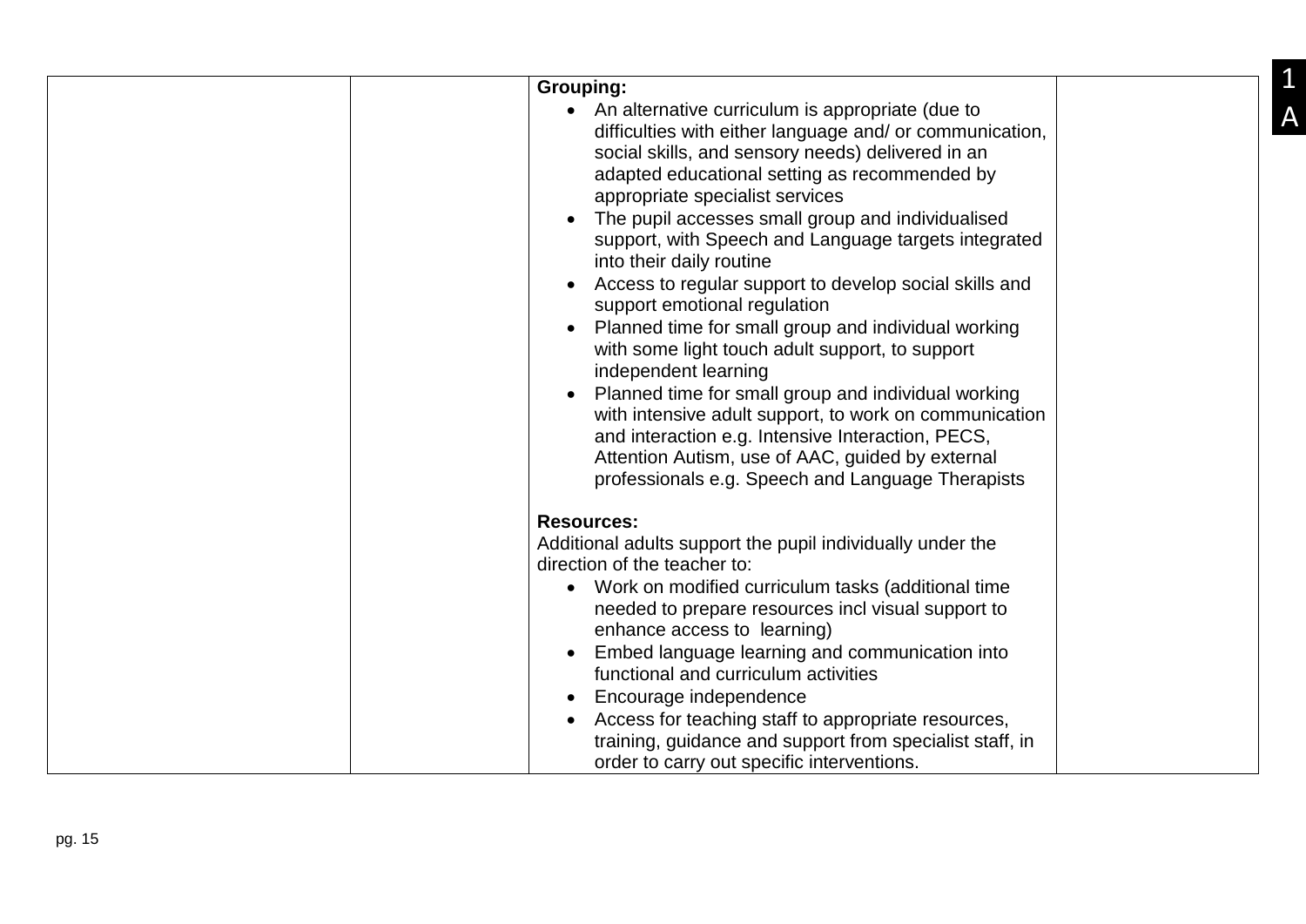|  |  | **Grouping:**<br>• An alternative curriculum is appropriate (due to difficulties with either language and/ or communication, social skills, and sensory needs) delivered in an adapted educational setting as recommended by appropriate specialist services<br>• The pupil accesses small group and individualised support, with Speech and Language targets integrated into their daily routine<br>• Access to regular support to develop social skills and support emotional regulation<br>• Planned time for small group and individual working with some light touch adult support, to support independent learning<br>• Planned time for small group and individual working with intensive adult support, to work on communication and interaction e.g. Intensive Interaction, PECS, Attention Autism, use of AAC, guided by external professionals e.g. Speech and Language Therapists<br><br>**Resources:**<br>Additional adults support the pupil individually under the direction of the teacher to:<br>• Work on modified curriculum tasks (additional time needed to prepare resources incl visual support to enhance access to learning)<br>• Embed language learning and communication into functional and curriculum activities<br>• Encourage independence<br>• Access for teaching staff to appropriate resources, training, guidance and support from specialist staff, in order to carry out specific interventions. |  |
|---|---|---|---|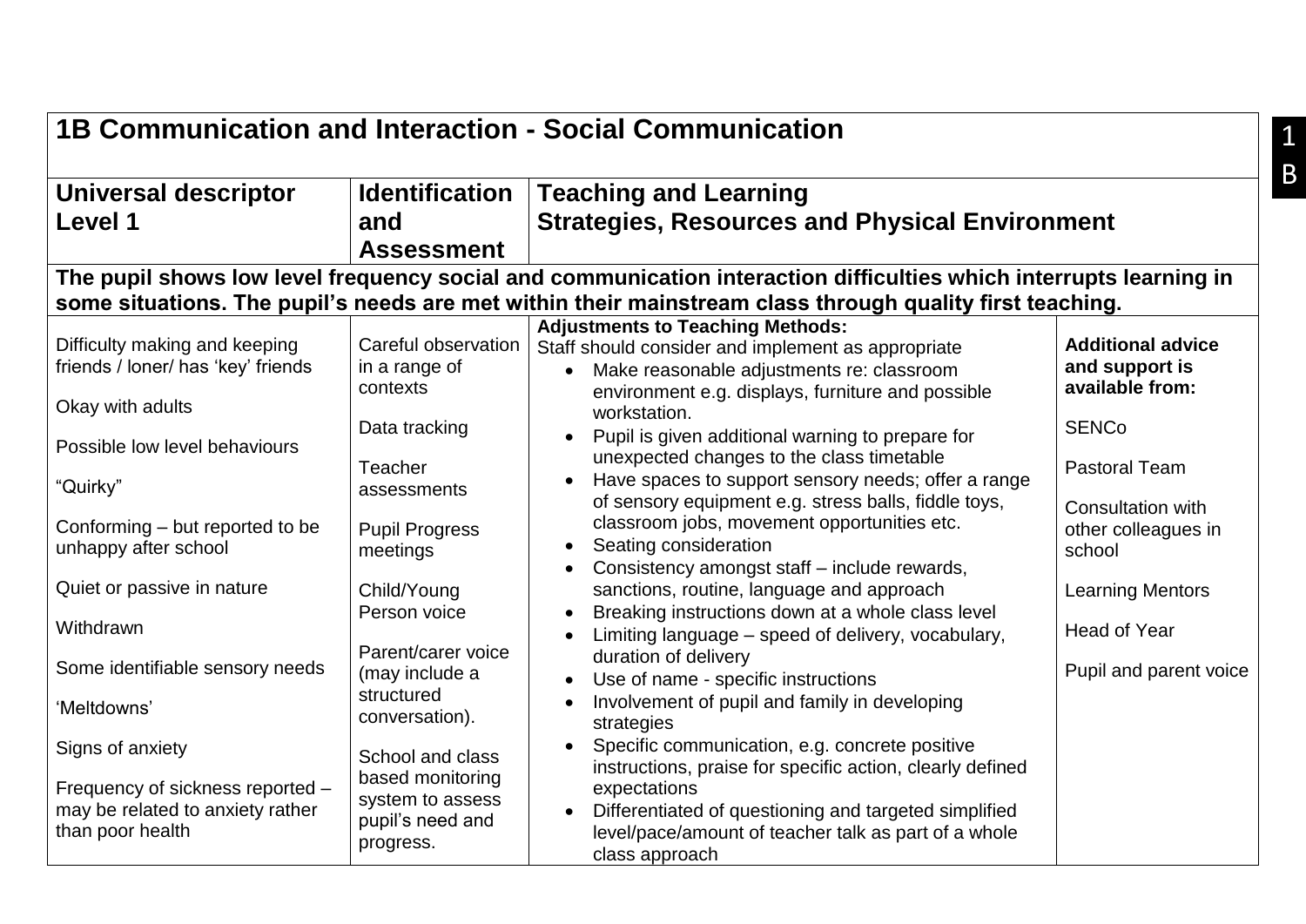## 1B Communication and Interaction - Social Communication

| Universal descriptor Level 1 | Identification and Assessment | Teaching and Learning Strategies, Resources and Physical Environment | |
|---|---|---|---|
| **The pupil shows low level frequency social and communication interaction difficulties which interrupts learning in some situations. The pupil's needs are met within their mainstream class through quality first teaching.** | | | |
| Difficulty making and keeping friends / loner/ has 'key' friends<br><br>Okay with adults<br><br>Possible low level behaviours<br><br>"Quirky"<br><br>Conforming – but reported to be unhappy after school<br><br>Quiet or passive in nature<br><br>Withdrawn<br><br>Some identifiable sensory needs<br><br>'Meltdowns'<br><br>Signs of anxiety<br><br>Frequency of sickness reported – may be related to anxiety rather than poor health | Careful observation in a range of contexts<br><br>Data tracking<br><br>Teacher assessments<br><br>Pupil Progress meetings<br><br>Child/Young Person voice<br><br>Parent/carer voice (may include a structured conversation).<br><br>School and class based monitoring system to assess pupil's need and progress. | **Adjustments to Teaching Methods:**<br>Staff should consider and implement as appropriate<br>• Make reasonable adjustments re: classroom environment e.g. displays, furniture and possible workstation.<br>• Pupil is given additional warning to prepare for unexpected changes to the class timetable<br>• Have spaces to support sensory needs; offer a range of sensory equipment e.g. stress balls, fiddle toys, classroom jobs, movement opportunities etc.<br>• Seating consideration<br>• Consistency amongst staff – include rewards, sanctions, routine, language and approach<br>• Breaking instructions down at a whole class level<br>• Limiting language – speed of delivery, vocabulary, duration of delivery<br>• Use of name - specific instructions<br>• Involvement of pupil and family in developing strategies<br>• Specific communication, e.g. concrete positive instructions, praise for specific action, clearly defined expectations<br>• Differentiated of questioning and targeted simplified level/pace/amount of teacher talk as part of a whole class approach | **Additional advice and support is available from:**<br><br>SENCo<br><br>Pastoral Team<br><br>Consultation with other colleagues in school<br><br>Learning Mentors<br><br>Head of Year<br><br>Pupil and parent voice |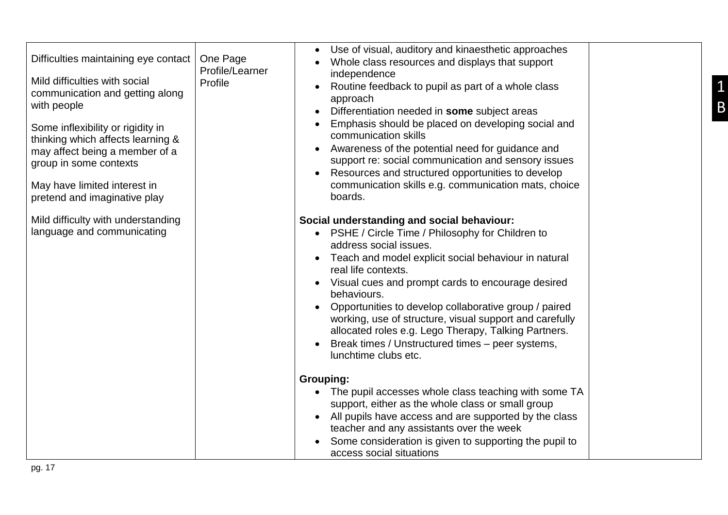| | | | |
|---|---|---|---|
| Difficulties maintaining eye contact<br><br>Mild difficulties with social communication and getting along with people<br><br>Some inflexibility or rigidity in thinking which affects learning & may affect being a member of a group in some contexts<br><br>May have limited interest in pretend and imaginative play<br><br>Mild difficulty with understanding language and communicating | One Page Profile/Learner Profile | • Use of visual, auditory and kinaesthetic approaches<br>• Whole class resources and displays that support independence<br>• Routine feedback to pupil as part of a whole class approach<br>• Differentiation needed in **some** subject areas<br>• Emphasis should be placed on developing social and communication skills<br>• Awareness of the potential need for guidance and support re: social communication and sensory issues<br>• Resources and structured opportunities to develop communication skills e.g. communication mats, choice boards.<br><br>**Social understanding and social behaviour:**<br>• PSHE / Circle Time / Philosophy for Children to address social issues.<br>• Teach and model explicit social behaviour in natural real life contexts.<br>• Visual cues and prompt cards to encourage desired behaviours.<br>• Opportunities to develop collaborative group / paired working, use of structure, visual support and carefully allocated roles e.g. Lego Therapy, Talking Partners.<br>• Break times / Unstructured times – peer systems, lunchtime clubs etc.<br><br>**Grouping:**<br>• The pupil accesses whole class teaching with some TA support, either as the whole class or small group<br>• All pupils have access and are supported by the class teacher and any assistants over the week<br>• Some consideration is given to supporting the pupil to access social situations | |

1B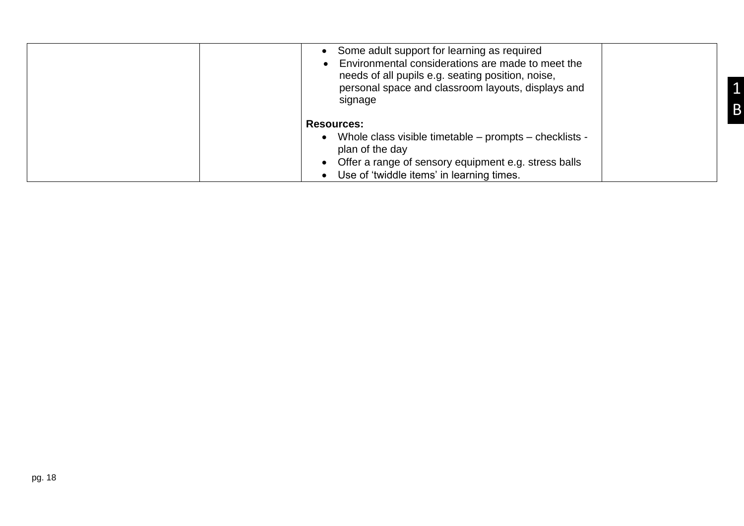|  |  |  |  |
|---|---|---|---|
|  |  | • Some adult support for learning as required<br>• Environmental considerations are made to meet the needs of all pupils e.g. seating position, noise, personal space and classroom layouts, displays and signage<br><br>**Resources:**<br>• Whole class visible timetable – prompts – checklists - plan of the day<br>• Offer a range of sensory equipment e.g. stress balls<br>• Use of 'twiddle items' in learning times. |  |

1 B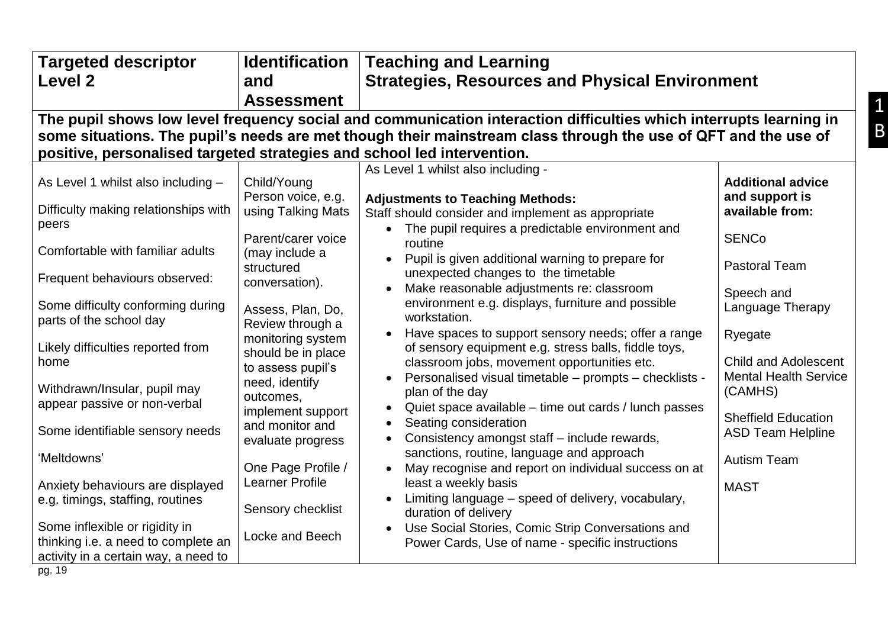| Targeted descriptor Level 2 | Identification and Assessment | Teaching and Learning Strategies, Resources and Physical Environment | |
|---|---|---|---|
| **The pupil shows low level frequency social and communication interaction difficulties which interrupts learning in some situations. The pupil's needs are met though their mainstream class through the use of QFT and the use of positive, personalised targeted strategies and school led intervention.** | | | |
| As Level 1 whilst also including –<br><br>Difficulty making relationships with peers<br><br>Comfortable with familiar adults<br><br>Frequent behaviours observed:<br><br>Some difficulty conforming during parts of the school day<br><br>Likely difficulties reported from home<br><br>Withdrawn/Insular, pupil may appear passive or non-verbal<br><br>Some identifiable sensory needs<br><br>'Meltdowns'<br><br>Anxiety behaviours are displayed e.g. timings, staffing, routines<br><br>Some inflexible or rigidity in thinking i.e. a need to complete an activity in a certain way, a need to | Child/Young Person voice, e.g. using Talking Mats<br><br>Parent/carer voice (may include a structured conversation).<br><br>Assess, Plan, Do, Review through a monitoring system should be in place to assess pupil's need, identify outcomes, implement support and monitor and evaluate progress<br><br>One Page Profile / Learner Profile<br><br>Sensory checklist<br><br>Locke and Beech | As Level 1 whilst also including -<br><br>**Adjustments to Teaching Methods:**<br>Staff should consider and implement as appropriate<br>• The pupil requires a predictable environment and routine<br>• Pupil is given additional warning to prepare for unexpected changes to the timetable<br>• Make reasonable adjustments re: classroom environment e.g. displays, furniture and possible workstation.<br>• Have spaces to support sensory needs; offer a range of sensory equipment e.g. stress balls, fiddle toys, classroom jobs, movement opportunities etc.<br>• Personalised visual timetable – prompts – checklists - plan of the day<br>• Quiet space available – time out cards / lunch passes<br>• Seating consideration<br>• Consistency amongst staff – include rewards, sanctions, routine, language and approach<br>• May recognise and report on individual success on at least a weekly basis<br>• Limiting language – speed of delivery, vocabulary, duration of delivery<br>• Use Social Stories, Comic Strip Conversations and Power Cards, Use of name - specific instructions | **Additional advice and support is available from:**<br><br>SENCo<br><br>Pastoral Team<br><br>Speech and Language Therapy<br><br>Ryegate<br><br>Child and Adolescent Mental Health Service (CAMHS)<br><br>Sheffield Education ASD Team Helpline<br><br>Autism Team<br><br>MAST |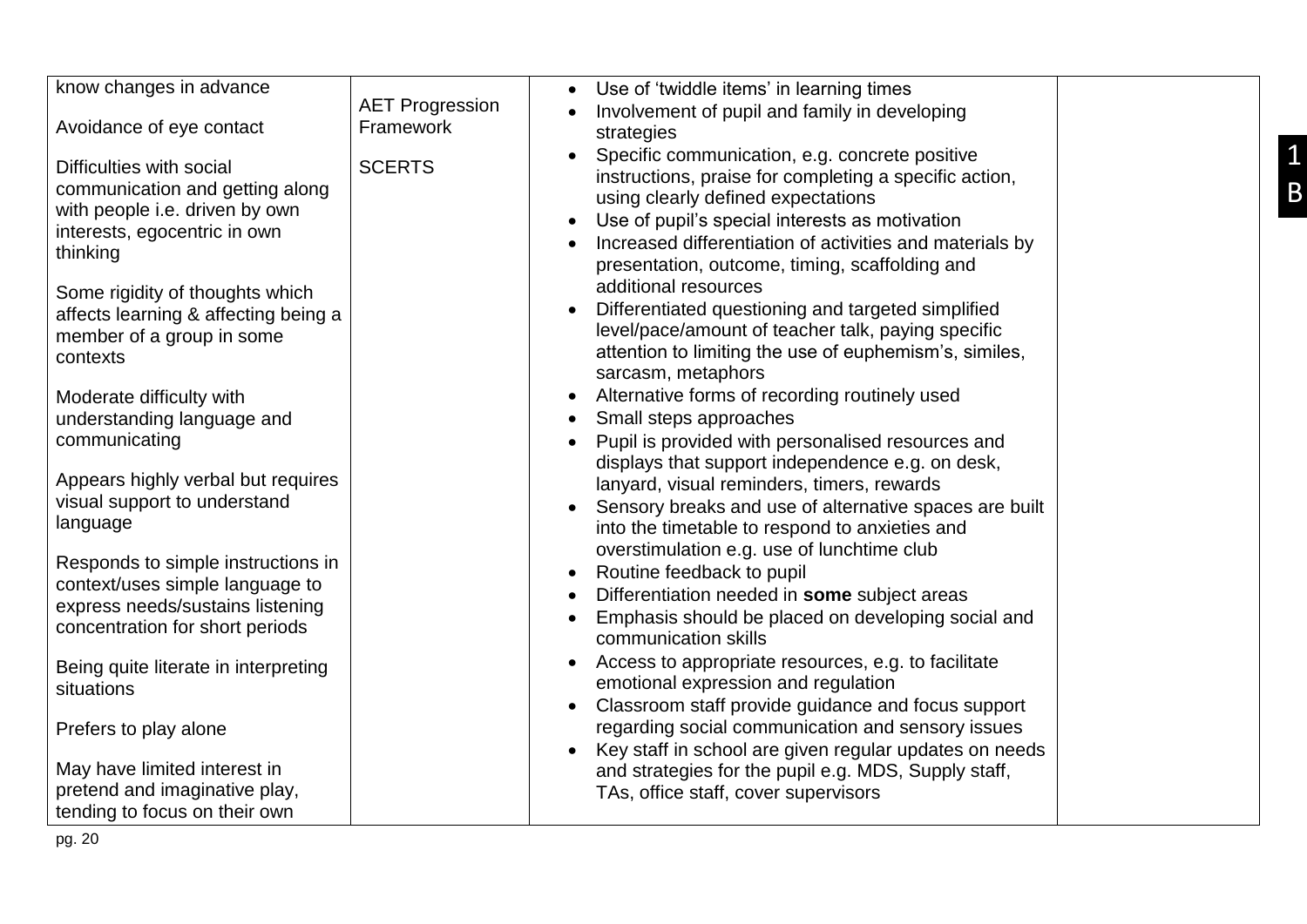| | | | |
|---|---|---|---|
| know changes in advance<br><br>Avoidance of eye contact<br><br>Difficulties with social communication and getting along with people i.e. driven by own interests, egocentric in own thinking<br><br>Some rigidity of thoughts which affects learning & affecting being a member of a group in some contexts<br><br>Moderate difficulty with understanding language and communicating<br><br>Appears highly verbal but requires visual support to understand language<br><br>Responds to simple instructions in context/uses simple language to express needs/sustains listening concentration for short periods<br><br>Being quite literate in interpreting situations<br><br>Prefers to play alone<br><br>May have limited interest in pretend and imaginative play, tending to focus on their own | AET Progression Framework<br><br>SCERTS | • Use of 'twiddle items' in learning times<br>• Involvement of pupil and family in developing strategies<br>• Specific communication, e.g. concrete positive instructions, praise for completing a specific action, using clearly defined expectations<br>• Use of pupil's special interests as motivation<br>• Increased differentiation of activities and materials by presentation, outcome, timing, scaffolding and additional resources<br>• Differentiated questioning and targeted simplified level/pace/amount of teacher talk, paying specific attention to limiting the use of euphemism's, similes, sarcasm, metaphors<br>• Alternative forms of recording routinely used<br>• Small steps approaches<br>• Pupil is provided with personalised resources and displays that support independence e.g. on desk, lanyard, visual reminders, timers, rewards<br>• Sensory breaks and use of alternative spaces are built into the timetable to respond to anxieties and overstimulation e.g. use of lunchtime club<br>• Routine feedback to pupil<br>• Differentiation needed in **some** subject areas<br>• Emphasis should be placed on developing social and communication skills<br>• Access to appropriate resources, e.g. to facilitate emotional expression and regulation<br>• Classroom staff provide guidance and focus support regarding social communication and sensory issues<br>• Key staff in school are given regular updates on needs and strategies for the pupil e.g. MDS, Supply staff, TAs, office staff, cover supervisors | |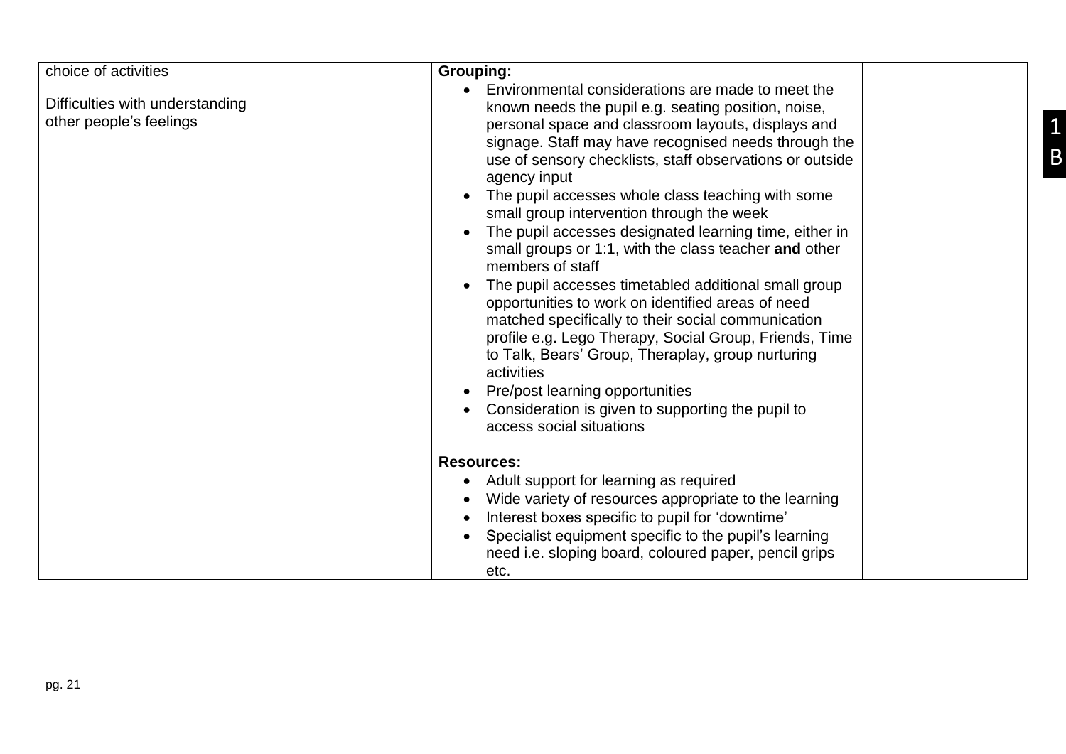| | | | |
|---|---|---|---|
| choice of activities<br><br>Difficulties with understanding other people's feelings | | **Grouping:**<br>• Environmental considerations are made to meet the known needs the pupil e.g. seating position, noise, personal space and classroom layouts, displays and signage. Staff may have recognised needs through the use of sensory checklists, staff observations or outside agency input<br>• The pupil accesses whole class teaching with some small group intervention through the week<br>• The pupil accesses designated learning time, either in small groups or 1:1, with the class teacher **and** other members of staff<br>• The pupil accesses timetabled additional small group opportunities to work on identified areas of need matched specifically to their social communication profile e.g. Lego Therapy, Social Group, Friends, Time to Talk, Bears' Group, Theraplay, group nurturing activities<br>• Pre/post learning opportunities<br>• Consideration is given to supporting the pupil to access social situations<br><br>**Resources:**<br>• Adult support for learning as required<br>• Wide variety of resources appropriate to the learning<br>• Interest boxes specific to pupil for 'downtime'<br>• Specialist equipment specific to the pupil's learning need i.e. sloping board, coloured paper, pencil grips etc. | |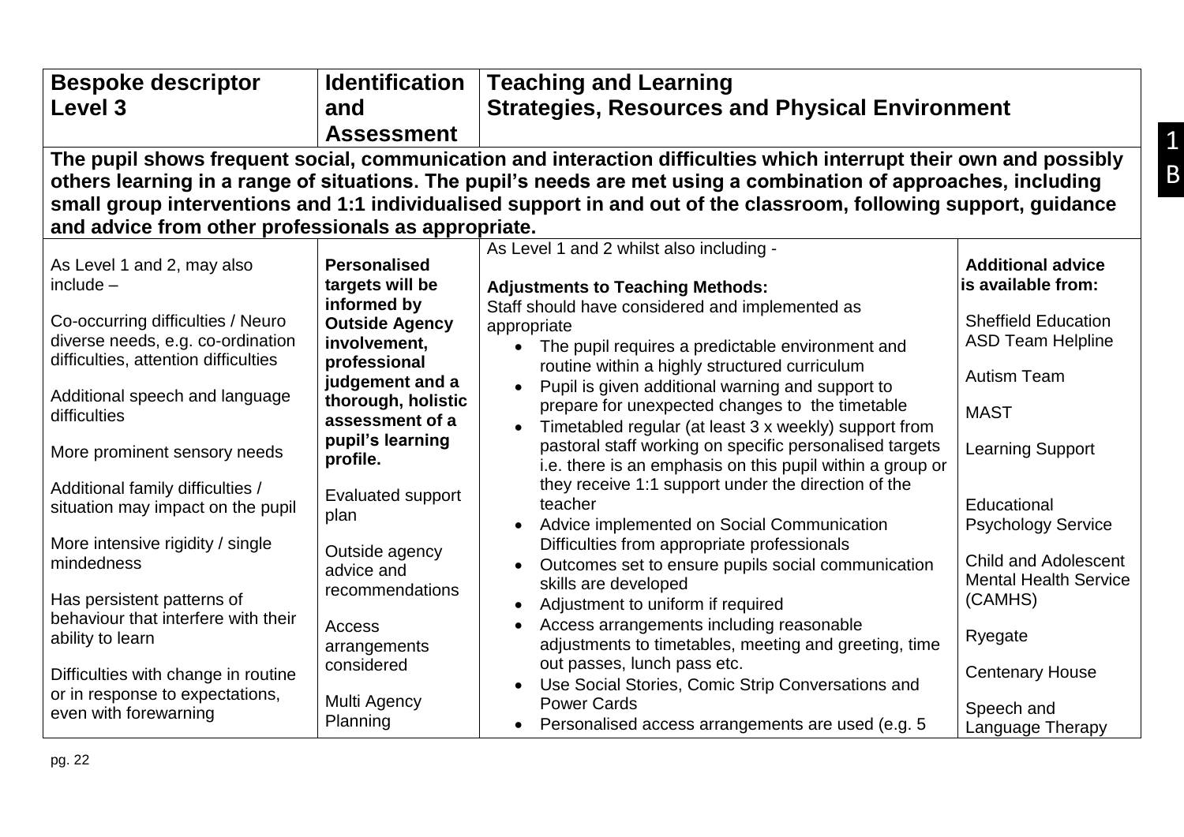| Bespoke descriptor Level 3 | Identification and Assessment | Teaching and Learning Strategies, Resources and Physical Environment | |
|---|---|---|---|
| **The pupil shows frequent social, communication and interaction difficulties which interrupt their own and possibly others learning in a range of situations. The pupil's needs are met using a combination of approaches, including small group interventions and 1:1 individualised support in and out of the classroom, following support, guidance and advice from other professionals as appropriate.** | | | |
| As Level 1 and 2, may also include –<br><br>Co-occurring difficulties / Neuro diverse needs, e.g. co-ordination difficulties, attention difficulties<br><br>Additional speech and language difficulties<br><br>More prominent sensory needs<br><br>Additional family difficulties / situation may impact on the pupil<br><br>More intensive rigidity / single mindedness<br><br>Has persistent patterns of behaviour that interfere with their ability to learn<br><br>Difficulties with change in routine or in response to expectations, even with forewarning | **Personalised targets will be informed by Outside Agency involvement, professional judgement and a thorough, holistic assessment of a pupil's learning profile.**<br><br>Evaluated support plan<br><br>Outside agency advice and recommendations<br><br>Access arrangements considered<br><br>Multi Agency Planning | As Level 1 and 2 whilst also including -<br><br>**Adjustments to Teaching Methods:**<br>Staff should have considered and implemented as appropriate<br>• The pupil requires a predictable environment and routine within a highly structured curriculum<br>• Pupil is given additional warning and support to prepare for unexpected changes to the timetable<br>• Timetabled regular (at least 3 x weekly) support from pastoral staff working on specific personalised targets i.e. there is an emphasis on this pupil within a group or they receive 1:1 support under the direction of the teacher<br>• Advice implemented on Social Communication Difficulties from appropriate professionals<br>• Outcomes set to ensure pupils social communication skills are developed<br>• Adjustment to uniform if required<br>• Access arrangements including reasonable adjustments to timetables, meeting and greeting, time out passes, lunch pass etc.<br>• Use Social Stories, Comic Strip Conversations and Power Cards<br>• Personalised access arrangements are used (e.g. 5 | **Additional advice is available from:**<br><br>Sheffield Education ASD Team Helpline<br><br>Autism Team<br><br>MAST<br><br>Learning Support<br><br>Educational Psychology Service<br><br>Child and Adolescent Mental Health Service (CAMHS)<br><br>Ryegate<br><br>Centenary House<br><br>Speech and Language Therapy |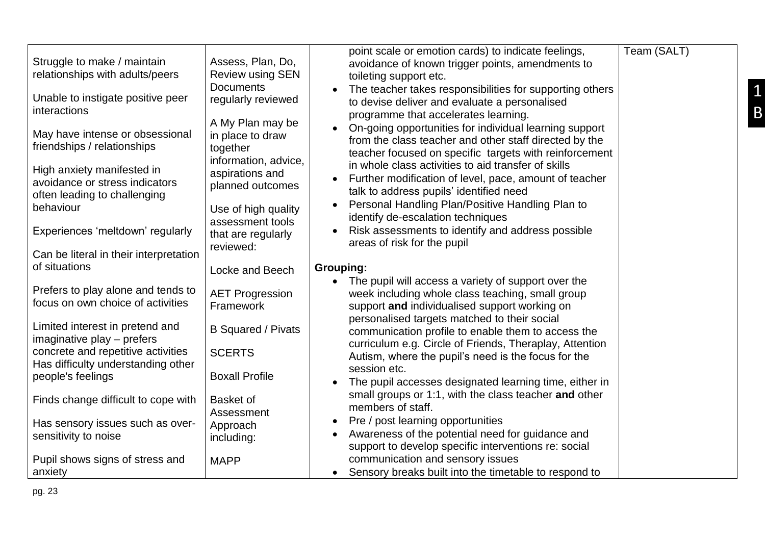| | | | |
|---|---|---|---|
| Struggle to make / maintain relationships with adults/peers<br><br>Unable to instigate positive peer interactions<br><br>May have intense or obsessional friendships / relationships<br><br>High anxiety manifested in avoidance or stress indicators often leading to challenging behaviour<br><br>Experiences 'meltdown' regularly<br><br>Can be literal in their interpretation of situations<br><br>Prefers to play alone and tends to focus on own choice of activities<br><br>Limited interest in pretend and imaginative play – prefers concrete and repetitive activities<br>Has difficulty understanding other people's feelings<br><br>Finds change difficult to cope with<br><br>Has sensory issues such as over-sensitivity to noise<br><br>Pupil shows signs of stress and anxiety | Assess, Plan, Do, Review using SEN Documents regularly reviewed<br><br>A My Plan may be in place to draw together information, advice, aspirations and planned outcomes<br><br>Use of high quality assessment tools that are regularly reviewed:<br><br>Locke and Beech<br><br>AET Progression Framework<br><br>B Squared / Pivats<br><br>SCERTS<br><br>Boxall Profile<br><br>Basket of Assessment Approach including:<br><br>MAPP | point scale or emotion cards) to indicate feelings, avoidance of known trigger points, amendments to toileting support etc.<br>• The teacher takes responsibilities for supporting others to devise deliver and evaluate a personalised programme that accelerates learning.<br>• On-going opportunities for individual learning support from the class teacher and other staff directed by the teacher focused on specific targets with reinforcement in whole class activities to aid transfer of skills<br>• Further modification of level, pace, amount of teacher talk to address pupils' identified need<br>• Personal Handling Plan/Positive Handling Plan to identify de-escalation techniques<br>• Risk assessments to identify and address possible areas of risk for the pupil<br><br>**Grouping:**<br>• The pupil will access a variety of support over the week including whole class teaching, small group support **and** individualised support working on personalised targets matched to their social communication profile to enable them to access the curriculum e.g. Circle of Friends, Theraplay, Attention Autism, where the pupil's need is the focus for the session etc.<br>• The pupil accesses designated learning time, either in small groups or 1:1, with the class teacher **and** other members of staff.<br>• Pre / post learning opportunities<br>• Awareness of the potential need for guidance and support to develop specific interventions re: social communication and sensory issues<br>• Sensory breaks built into the timetable to respond to | Team (SALT) |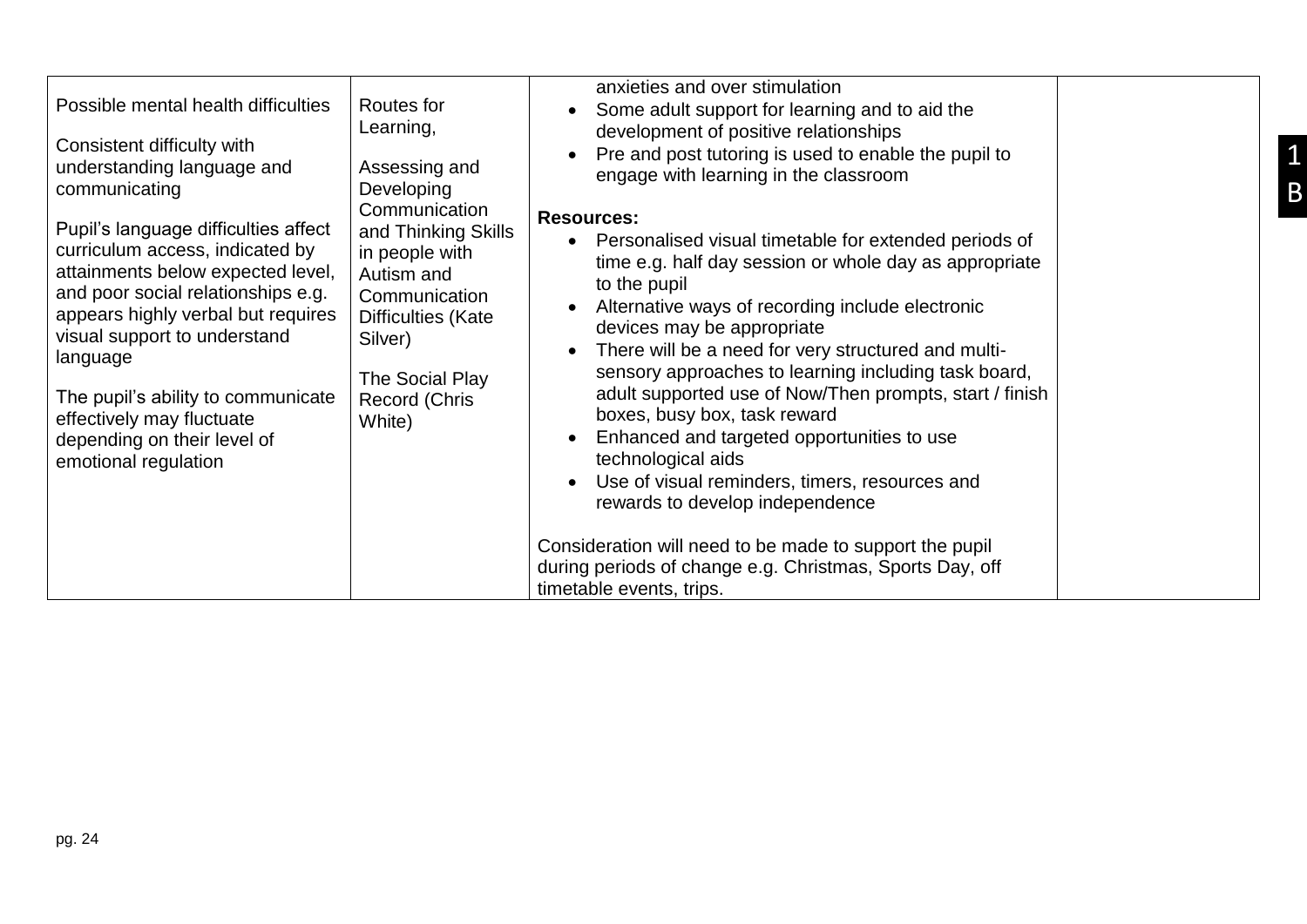| | | | |
|---|---|---|---|
| Possible mental health difficulties<br><br>Consistent difficulty with understanding language and communicating<br><br>Pupil's language difficulties affect curriculum access, indicated by attainments below expected level, and poor social relationships e.g. appears highly verbal but requires visual support to understand language<br><br>The pupil's ability to communicate effectively may fluctuate depending on their level of emotional regulation | Routes for Learning,<br><br>Assessing and Developing Communication and Thinking Skills in people with Autism and Communication Difficulties (Kate Silver)<br><br>The Social Play Record (Chris White) | anxieties and over stimulation<br>• Some adult support for learning and to aid the development of positive relationships<br>• Pre and post tutoring is used to enable the pupil to engage with learning in the classroom<br><br>**Resources:**<br>• Personalised visual timetable for extended periods of time e.g. half day session or whole day as appropriate to the pupil<br>• Alternative ways of recording include electronic devices may be appropriate<br>• There will be a need for very structured and multi-sensory approaches to learning including task board, adult supported use of Now/Then prompts, start / finish boxes, busy box, task reward<br>• Enhanced and targeted opportunities to use technological aids<br>• Use of visual reminders, timers, resources and rewards to develop independence<br><br>Consideration will need to be made to support the pupil during periods of change e.g. Christmas, Sports Day, off timetable events, trips. | |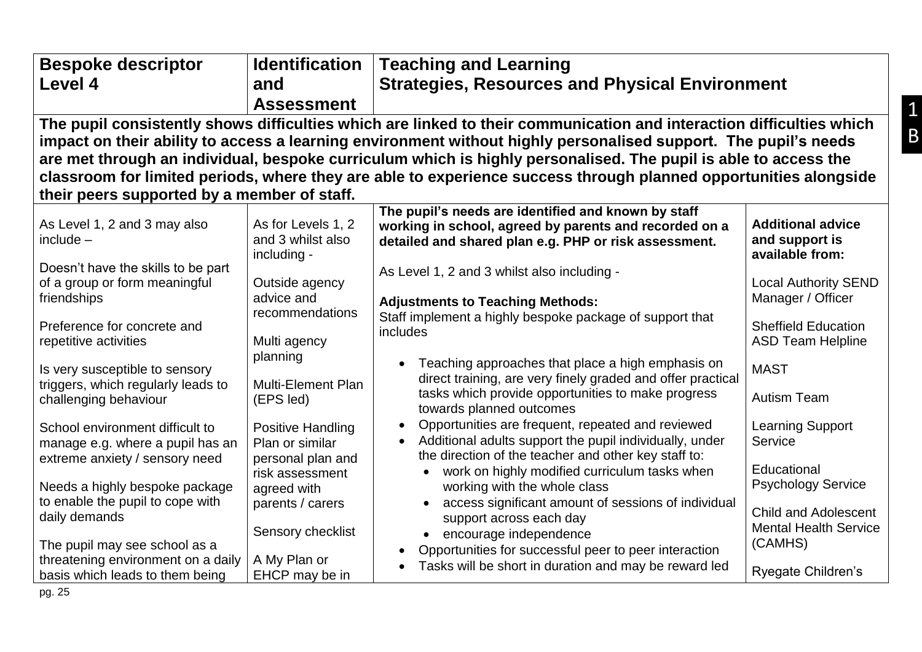| Bespoke descriptor Level 4 | Identification and Assessment | Teaching and Learning Strategies, Resources and Physical Environment | |
|---|---|---|---|
| **The pupil consistently shows difficulties which are linked to their communication and interaction difficulties which impact on their ability to access a learning environment without highly personalised support. The pupil's needs are met through an individual, bespoke curriculum which is highly personalised. The pupil is able to access the classroom for limited periods, where they are able to experience success through planned opportunities alongside their peers supported by a member of staff.** | | | |
| As Level 1, 2 and 3 may also include –<br><br>Doesn't have the skills to be part of a group or form meaningful friendships<br><br>Preference for concrete and repetitive activities<br><br>Is very susceptible to sensory triggers, which regularly leads to challenging behaviour<br><br>School environment difficult to manage e.g. where a pupil has an extreme anxiety / sensory need<br><br>Needs a highly bespoke package to enable the pupil to cope with daily demands<br><br>The pupil may see school as a threatening environment on a daily basis which leads to them being | As for Levels 1, 2 and 3 whilst also including -<br><br>Outside agency advice and recommendations<br><br>Multi agency planning<br><br>Multi-Element Plan (EPS led)<br><br>Positive Handling Plan or similar personal plan and risk assessment agreed with parents / carers<br><br>Sensory checklist<br><br>A My Plan or EHCP may be in | **The pupil's needs are identified and known by staff working in school, agreed by parents and recorded on a detailed and shared plan e.g. PHP or risk assessment.**<br><br>As Level 1, 2 and 3 whilst also including -<br><br>**Adjustments to Teaching Methods:**<br>Staff implement a highly bespoke package of support that includes<br><br>• Teaching approaches that place a high emphasis on direct training, are very finely graded and offer practical tasks which provide opportunities to make progress towards planned outcomes<br>• Opportunities are frequent, repeated and reviewed<br>• Additional adults support the pupil individually, under the direction of the teacher and other key staff to:<br>&nbsp;&nbsp;• work on highly modified curriculum tasks when working with the whole class<br>&nbsp;&nbsp;• access significant amount of sessions of individual support across each day<br>&nbsp;&nbsp;• encourage independence<br>• Opportunities for successful peer to peer interaction<br>• Tasks will be short in duration and may be reward led | **Additional advice and support is available from:**<br><br>Local Authority SEND Manager / Officer<br><br>Sheffield Education ASD Team Helpline<br><br>MAST<br><br>Autism Team<br><br>Learning Support Service<br><br>Educational Psychology Service<br><br>Child and Adolescent Mental Health Service (CAMHS)<br><br>Ryegate Children's |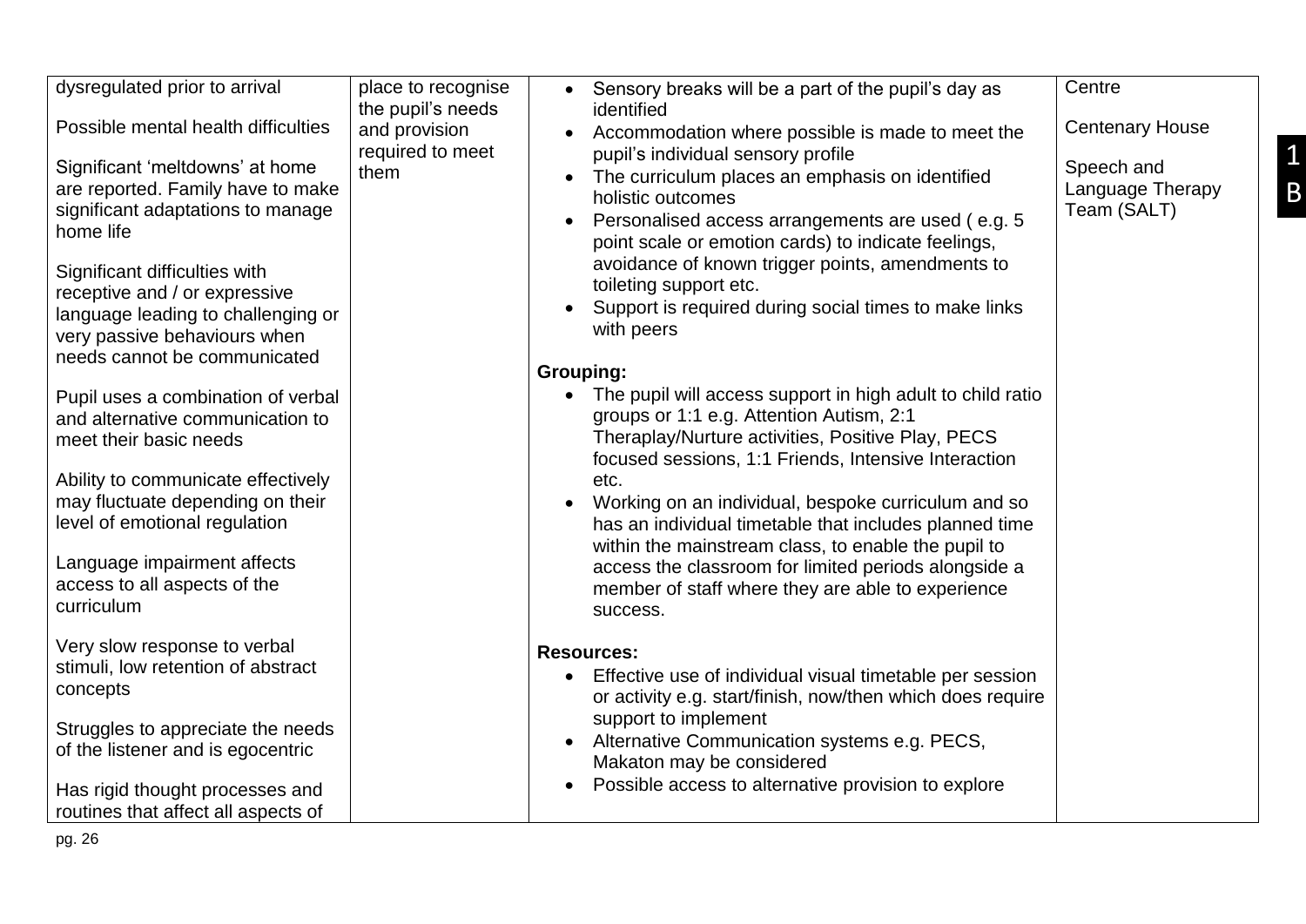| | | | |
|---|---|---|---|
| dysregulated prior to arrival<br><br>Possible mental health difficulties<br><br>Significant 'meltdowns' at home are reported. Family have to make significant adaptations to manage home life<br><br>Significant difficulties with receptive and / or expressive language leading to challenging or very passive behaviours when needs cannot be communicated<br><br>Pupil uses a combination of verbal and alternative communication to meet their basic needs<br><br>Ability to communicate effectively may fluctuate depending on their level of emotional regulation<br><br>Language impairment affects access to all aspects of the curriculum<br><br>Very slow response to verbal stimuli, low retention of abstract concepts<br><br>Struggles to appreciate the needs of the listener and is egocentric<br><br>Has rigid thought processes and routines that affect all aspects of | place to recognise the pupil's needs and provision required to meet them | • Sensory breaks will be a part of the pupil's day as identified<br>• Accommodation where possible is made to meet the pupil's individual sensory profile<br>• The curriculum places an emphasis on identified holistic outcomes<br>• Personalised access arrangements are used ( e.g. 5 point scale or emotion cards) to indicate feelings, avoidance of known trigger points, amendments to toileting support etc.<br>• Support is required during social times to make links with peers<br><br>**Grouping:**<br>• The pupil will access support in high adult to child ratio groups or 1:1 e.g. Attention Autism, 2:1 Theraplay/Nurture activities, Positive Play, PECS focused sessions, 1:1 Friends, Intensive Interaction etc.<br>• Working on an individual, bespoke curriculum and so has an individual timetable that includes planned time within the mainstream class, to enable the pupil to access the classroom for limited periods alongside a member of staff where they are able to experience success.<br><br>**Resources:**<br>• Effective use of individual visual timetable per session or activity e.g. start/finish, now/then which does require support to implement<br>• Alternative Communication systems e.g. PECS, Makaton may be considered<br>• Possible access to alternative provision to explore | Centre<br><br>Centenary House<br><br>Speech and Language Therapy Team (SALT) |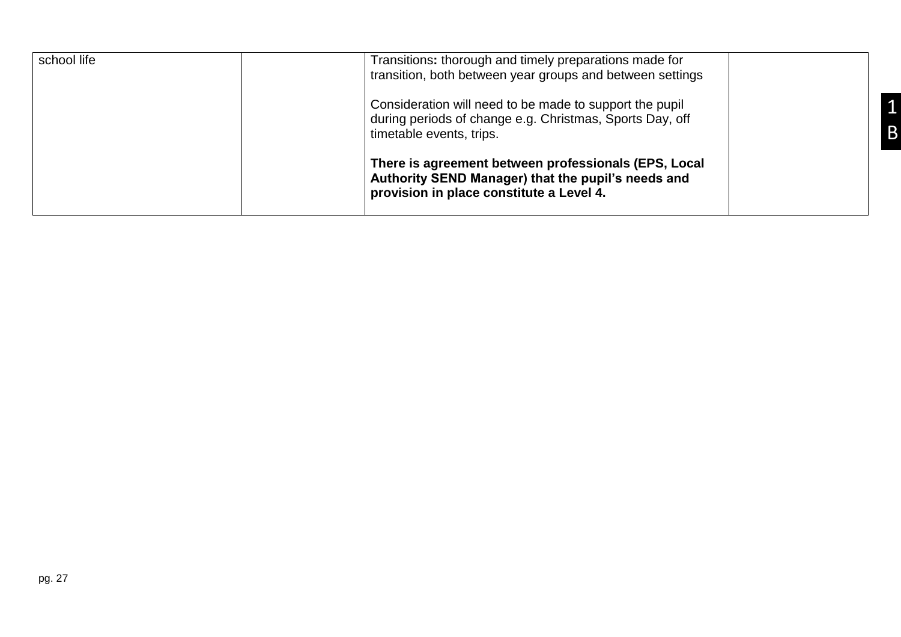| | | | |
|---|---|---|---|
| school life | | Transitions**:** thorough and timely preparations made for transition, both between year groups and between settings<br><br>Consideration will need to be made to support the pupil during periods of change e.g. Christmas, Sports Day, off timetable events, trips.<br><br>**There is agreement between professionals (EPS, Local Authority SEND Manager) that the pupil's needs and provision in place constitute a Level 4.** | |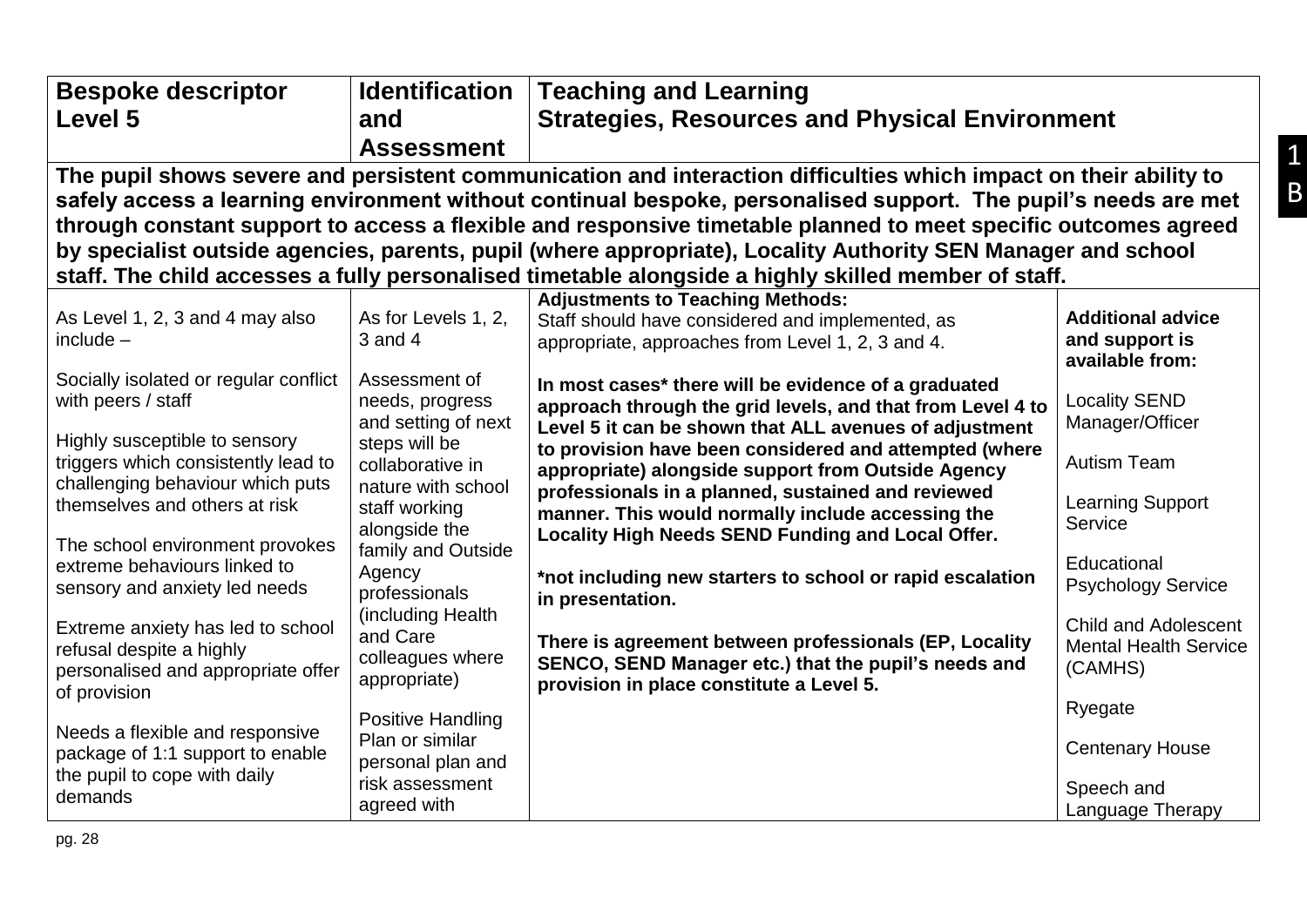| Bespoke descriptor Level 5 | Identification and Assessment | Teaching and Learning Strategies, Resources and Physical Environment | |
|---|---|---|---|
| **The pupil shows severe and persistent communication and interaction difficulties which impact on their ability to safely access a learning environment without continual bespoke, personalised support. The pupil's needs are met through constant support to access a flexible and responsive timetable planned to meet specific outcomes agreed by specialist outside agencies, parents, pupil (where appropriate), Locality Authority SEN Manager and school staff. The child accesses a fully personalised timetable alongside a highly skilled member of staff.** | | | |
| As Level 1, 2, 3 and 4 may also include –<br><br>Socially isolated or regular conflict with peers / staff<br><br>Highly susceptible to sensory triggers which consistently lead to challenging behaviour which puts themselves and others at risk<br><br>The school environment provokes extreme behaviours linked to sensory and anxiety led needs<br><br>Extreme anxiety has led to school refusal despite a highly personalised and appropriate offer of provision<br><br>Needs a flexible and responsive package of 1:1 support to enable the pupil to cope with daily demands | As for Levels 1, 2, 3 and 4<br><br>Assessment of needs, progress and setting of next steps will be collaborative in nature with school staff working alongside the family and Outside Agency professionals (including Health and Care colleagues where appropriate)<br><br>Positive Handling Plan or similar personal plan and risk assessment agreed with | **Adjustments to Teaching Methods:**<br>Staff should have considered and implemented, as appropriate, approaches from Level 1, 2, 3 and 4.<br><br>**In most cases* there will be evidence of a graduated approach through the grid levels, and that from Level 4 to Level 5 it can be shown that ALL avenues of adjustment to provision have been considered and attempted (where appropriate) alongside support from Outside Agency professionals in a planned, sustained and reviewed manner. This would normally include accessing the Locality High Needs SEND Funding and Local Offer.**<br><br>***not including new starters to school or rapid escalation in presentation.**<br><br>**There is agreement between professionals (EP, Locality SENCO, SEND Manager etc.) that the pupil's needs and provision in place constitute a Level 5.** | **Additional advice and support is available from:**<br><br>Locality SEND Manager/Officer<br><br>Autism Team<br><br>Learning Support Service<br><br>Educational Psychology Service<br><br>Child and Adolescent Mental Health Service (CAMHS)<br><br>Ryegate<br><br>Centenary House<br><br>Speech and Language Therapy |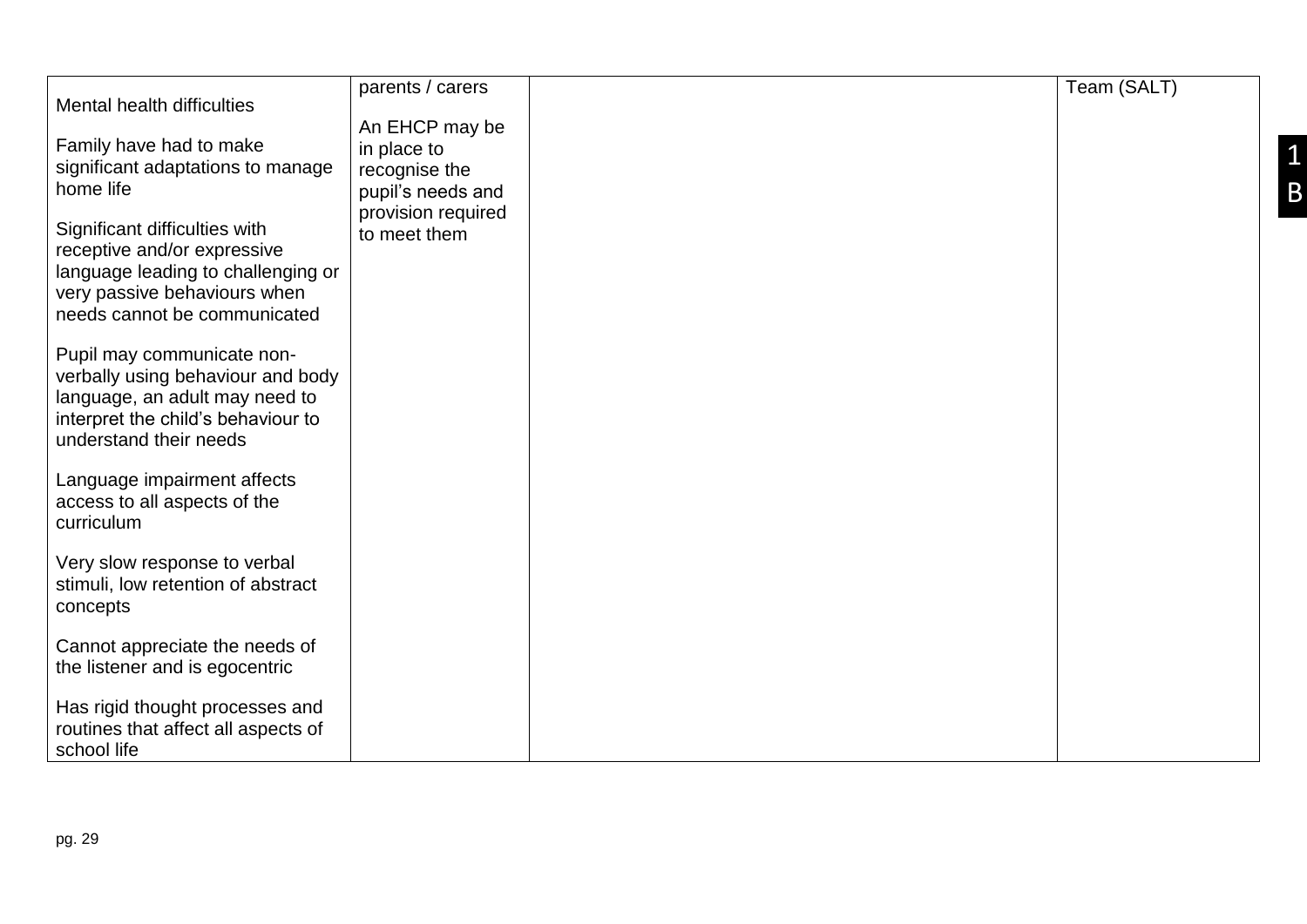| | | | |
|---|---|---|---|
| Mental health difficulties<br><br>Family have had to make significant adaptations to manage home life<br><br>Significant difficulties with receptive and/or expressive language leading to challenging or very passive behaviours when needs cannot be communicated<br><br>Pupil may communicate non-verbally using behaviour and body language, an adult may need to interpret the child's behaviour to understand their needs<br><br>Language impairment affects access to all aspects of the curriculum<br><br>Very slow response to verbal stimuli, low retention of abstract concepts<br><br>Cannot appreciate the needs of the listener and is egocentric<br><br>Has rigid thought processes and routines that affect all aspects of school life | parents / carers<br><br>An EHCP may be in place to recognise the pupil's needs and provision required to meet them | | Team (SALT) |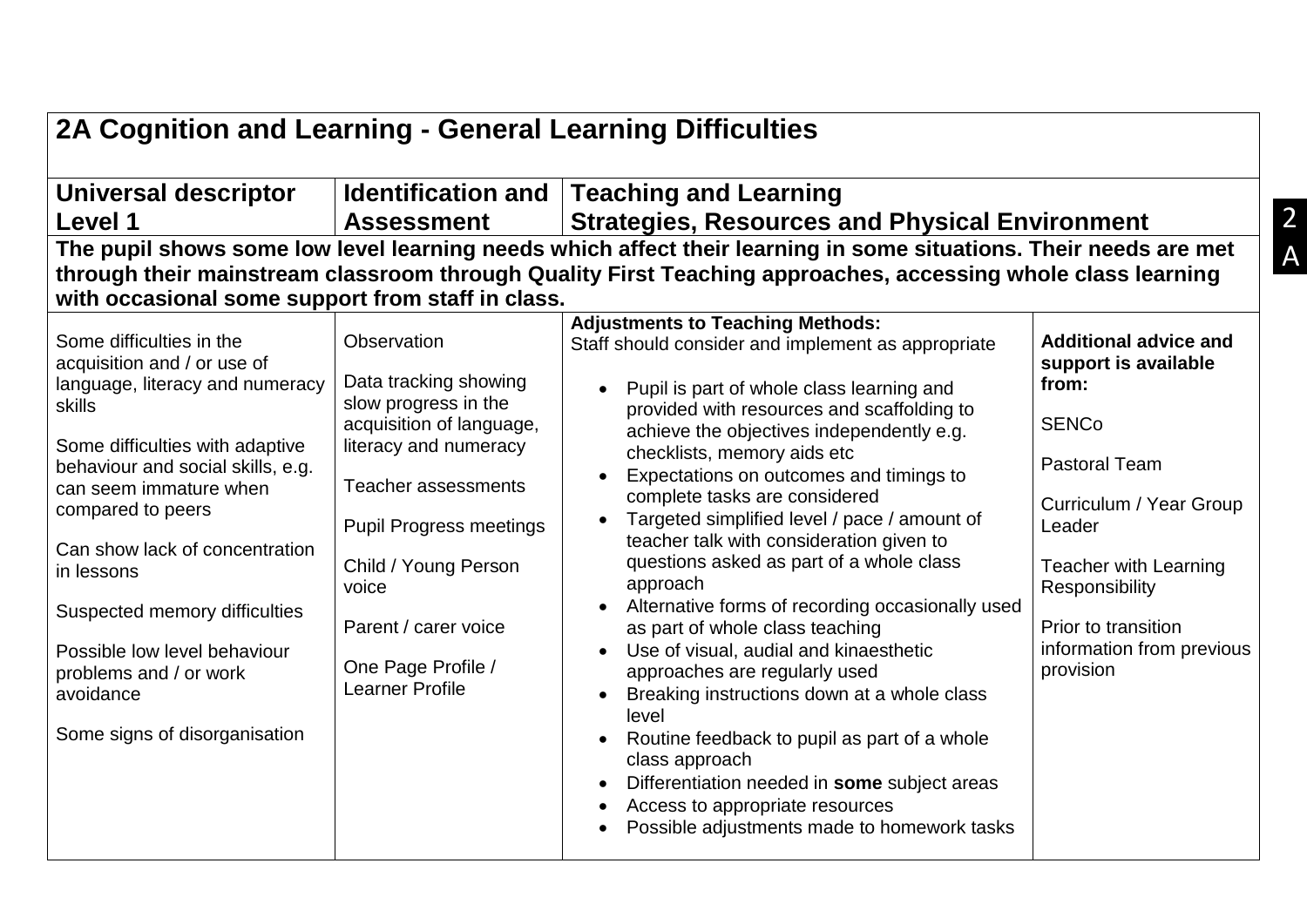## 2A Cognition and Learning - General Learning Difficulties

| Universal descriptor Level 1 | Identification and Assessment | Teaching and Learning Strategies, Resources and Physical Environment | |
|---|---|---|---|
| **The pupil shows some low level learning needs which affect their learning in some situations. Their needs are met through their mainstream classroom through Quality First Teaching approaches, accessing whole class learning with occasional some support from staff in class.** | | | |
| Some difficulties in the acquisition and / or use of language, literacy and numeracy skills<br><br>Some difficulties with adaptive behaviour and social skills, e.g. can seem immature when compared to peers<br><br>Can show lack of concentration in lessons<br><br>Suspected memory difficulties<br><br>Possible low level behaviour problems and / or work avoidance<br><br>Some signs of disorganisation | Observation<br><br>Data tracking showing slow progress in the acquisition of language, literacy and numeracy<br><br>Teacher assessments<br><br>Pupil Progress meetings<br><br>Child / Young Person voice<br><br>Parent / carer voice<br><br>One Page Profile / Learner Profile | **Adjustments to Teaching Methods:**<br>Staff should consider and implement as appropriate<br><br>• Pupil is part of whole class learning and provided with resources and scaffolding to achieve the objectives independently e.g. checklists, memory aids etc<br>• Expectations on outcomes and timings to complete tasks are considered<br>• Targeted simplified level / pace / amount of teacher talk with consideration given to questions asked as part of a whole class approach<br>• Alternative forms of recording occasionally used as part of whole class teaching<br>• Use of visual, audial and kinaesthetic approaches are regularly used<br>• Breaking instructions down at a whole class level<br>• Routine feedback to pupil as part of a whole class approach<br>• Differentiation needed in **some** subject areas<br>• Access to appropriate resources<br>• Possible adjustments made to homework tasks | **Additional advice and support is available from:**<br><br>SENCo<br><br>Pastoral Team<br><br>Curriculum / Year Group Leader<br><br>Teacher with Learning Responsibility<br><br>Prior to transition information from previous provision |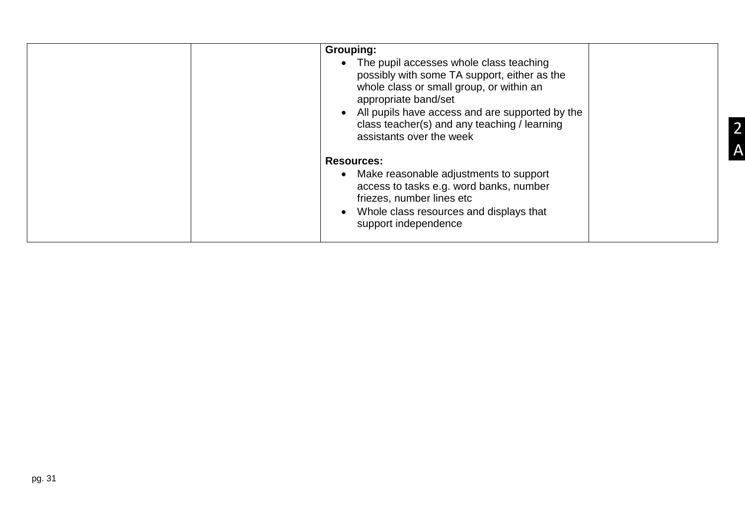|  |  | **Grouping:**<br>• The pupil accesses whole class teaching possibly with some TA support, either as the whole class or small group, or within an appropriate band/set<br>• All pupils have access and are supported by the class teacher(s) and any teaching / learning assistants over the week<br><br>**Resources:**<br>• Make reasonable adjustments to support access to tasks e.g. word banks, number friezes, number lines etc<br>• Whole class resources and displays that support independence |  |
|---|---|---|---|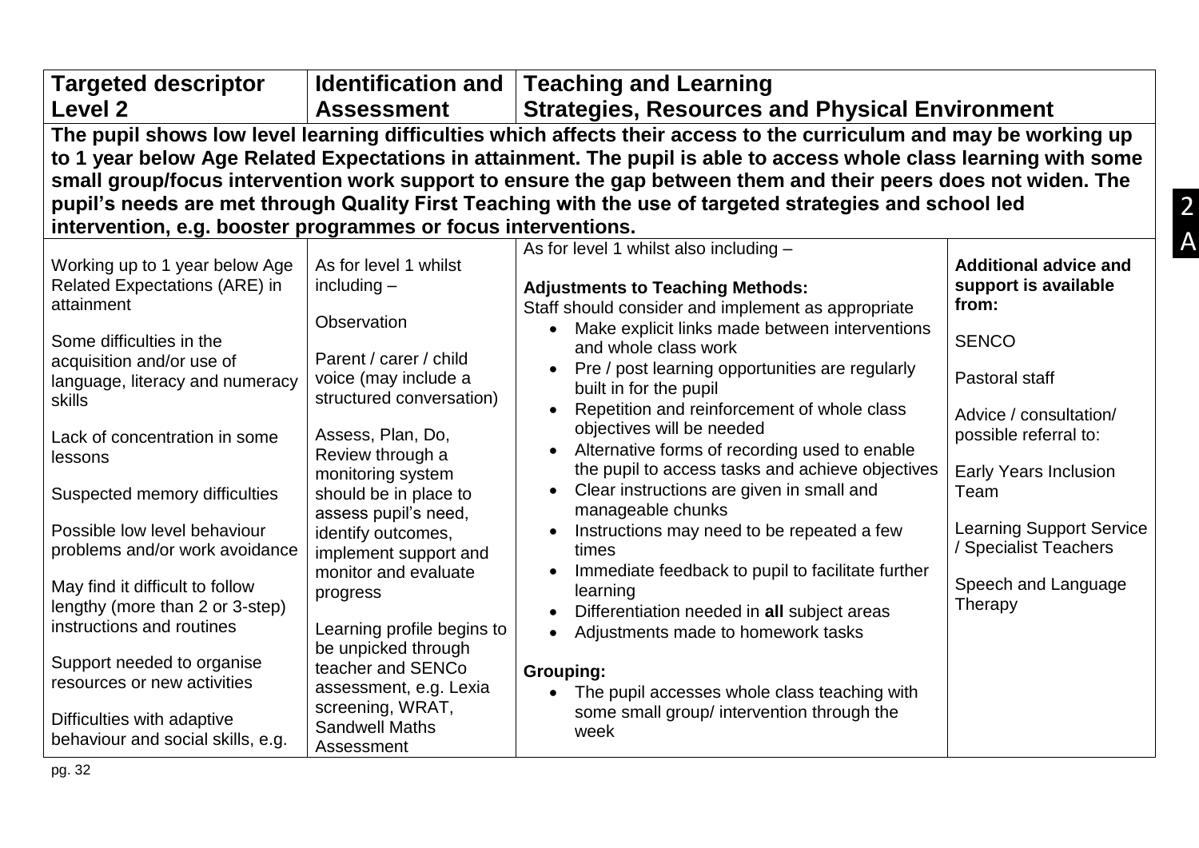| Targeted descriptor Level 2 | Identification and Assessment | Teaching and Learning Strategies, Resources and Physical Environment | |
|---|---|---|---|
| **The pupil shows low level learning difficulties which affects their access to the curriculum and may be working up to 1 year below Age Related Expectations in attainment. The pupil is able to access whole class learning with some small group/focus intervention work support to ensure the gap between them and their peers does not widen. The pupil's needs are met through Quality First Teaching with the use of targeted strategies and school led intervention, e.g. booster programmes or focus interventions.** | | | |
| Working up to 1 year below Age Related Expectations (ARE) in attainment<br><br>Some difficulties in the acquisition and/or use of language, literacy and numeracy skills<br><br>Lack of concentration in some lessons<br><br>Suspected memory difficulties<br><br>Possible low level behaviour problems and/or work avoidance<br><br>May find it difficult to follow lengthy (more than 2 or 3-step) instructions and routines<br><br>Support needed to organise resources or new activities<br><br>Difficulties with adaptive behaviour and social skills, e.g. | As for level 1 whilst including –<br><br>Observation<br><br>Parent / carer / child voice (may include a structured conversation)<br><br>Assess, Plan, Do, Review through a monitoring system should be in place to assess pupil's need, identify outcomes, implement support and monitor and evaluate progress<br><br>Learning profile begins to be unpicked through teacher and SENCo assessment, e.g. Lexia screening, WRAT, Sandwell Maths Assessment | As for level 1 whilst also including –<br><br>**Adjustments to Teaching Methods:**<br>Staff should consider and implement as appropriate<br>• Make explicit links made between interventions and whole class work<br>• Pre / post learning opportunities are regularly built in for the pupil<br>• Repetition and reinforcement of whole class objectives will be needed<br>• Alternative forms of recording used to enable the pupil to access tasks and achieve objectives<br>• Clear instructions are given in small and manageable chunks<br>• Instructions may need to be repeated a few times<br>• Immediate feedback to pupil to facilitate further learning<br>• Differentiation needed in **all** subject areas<br>• Adjustments made to homework tasks<br><br>**Grouping:**<br>• The pupil accesses whole class teaching with some small group/ intervention through the week | **Additional advice and support is available from:**<br><br>SENCO<br><br>Pastoral staff<br><br>Advice / consultation/ possible referral to:<br><br>Early Years Inclusion Team<br><br>Learning Support Service / Specialist Teachers<br><br>Speech and Language Therapy |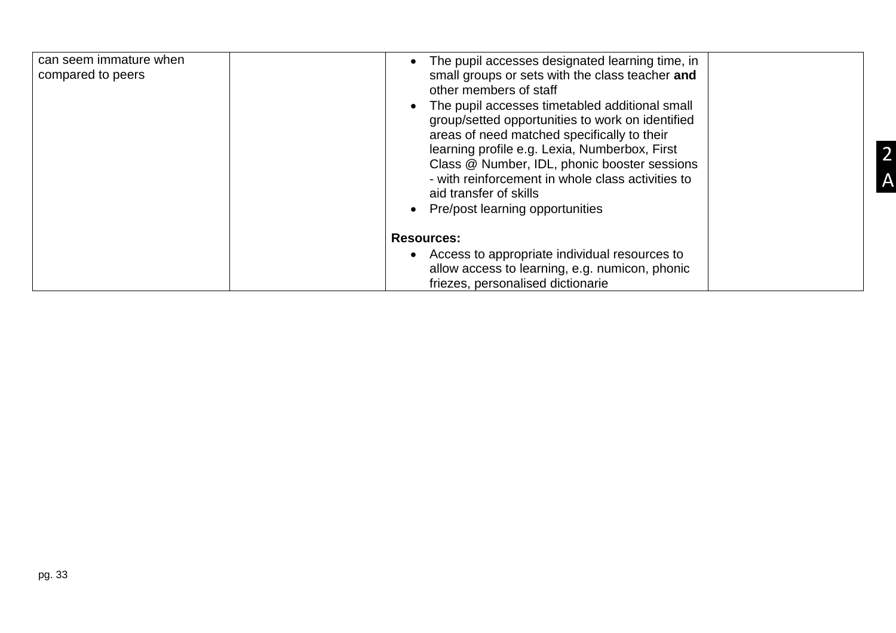| | | | |
|---|---|---|---|
| can seem immature when compared to peers | | • The pupil accesses designated learning time, in small groups or sets with the class teacher **and** other members of staff<br>• The pupil accesses timetabled additional small group/setted opportunities to work on identified areas of need matched specifically to their learning profile e.g. Lexia, Numberbox, First Class @ Number, IDL, phonic booster sessions - with reinforcement in whole class activities to aid transfer of skills<br>• Pre/post learning opportunities<br><br>**Resources:**<br>• Access to appropriate individual resources to allow access to learning, e.g. numicon, phonic friezes, personalised dictionarie | |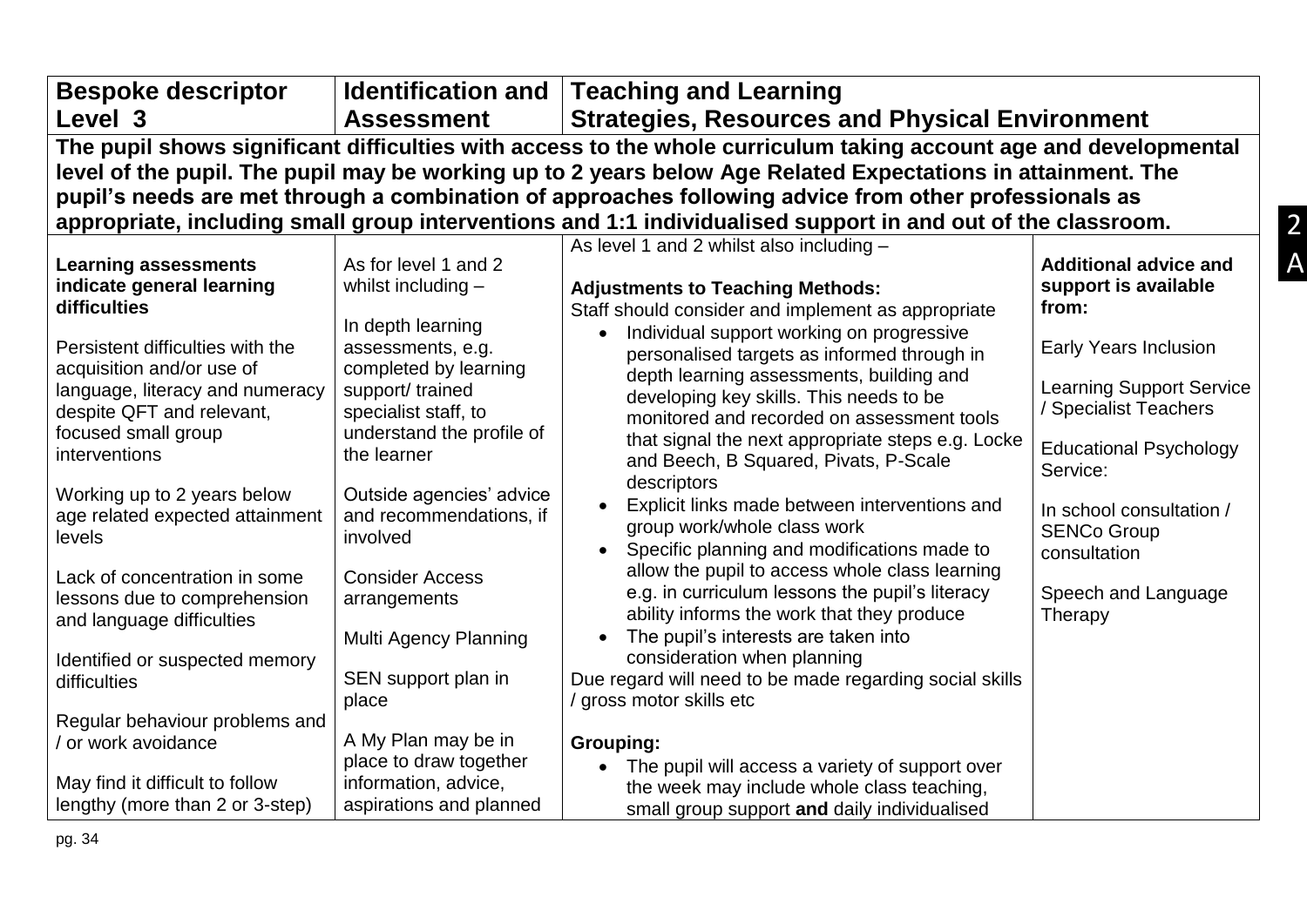| Bespoke descriptor Level 3 | Identification and Assessment | Teaching and Learning Strategies, Resources and Physical Environment | |
|---|---|---|---|
| **The pupil shows significant difficulties with access to the whole curriculum taking account age and developmental level of the pupil. The pupil may be working up to 2 years below Age Related Expectations in attainment. The pupil's needs are met through a combination of approaches following advice from other professionals as appropriate, including small group interventions and 1:1 individualised support in and out of the classroom.** | | | |
| **Learning assessments indicate general learning difficulties**<br><br>Persistent difficulties with the acquisition and/or use of language, literacy and numeracy despite QFT and relevant, focused small group interventions<br><br>Working up to 2 years below age related expected attainment levels<br><br>Lack of concentration in some lessons due to comprehension and language difficulties<br><br>Identified or suspected memory difficulties<br><br>Regular behaviour problems and / or work avoidance<br><br>May find it difficult to follow lengthy (more than 2 or 3-step) | As for level 1 and 2 whilst including –<br><br>In depth learning assessments, e.g. completed by learning support/ trained specialist staff, to understand the profile of the learner<br><br>Outside agencies' advice and recommendations, if involved<br><br>Consider Access arrangements<br><br>Multi Agency Planning<br><br>SEN support plan in place<br><br>A My Plan may be in place to draw together information, advice, aspirations and planned | As level 1 and 2 whilst also including –<br><br>**Adjustments to Teaching Methods:**<br>Staff should consider and implement as appropriate<br>• Individual support working on progressive personalised targets as informed through in depth learning assessments, building and developing key skills. This needs to be monitored and recorded on assessment tools that signal the next appropriate steps e.g. Locke and Beech, B Squared, Pivats, P-Scale descriptors<br>• Explicit links made between interventions and group work/whole class work<br>• Specific planning and modifications made to allow the pupil to access whole class learning e.g. in curriculum lessons the pupil's literacy ability informs the work that they produce<br>• The pupil's interests are taken into consideration when planning<br>Due regard will need to be made regarding social skills / gross motor skills etc<br><br>**Grouping:**<br>• The pupil will access a variety of support over the week may include whole class teaching, small group support **and** daily individualised | **Additional advice and support is available from:**<br><br>Early Years Inclusion<br><br>Learning Support Service / Specialist Teachers<br><br>Educational Psychology Service:<br><br>In school consultation / SENCo Group consultation<br><br>Speech and Language Therapy |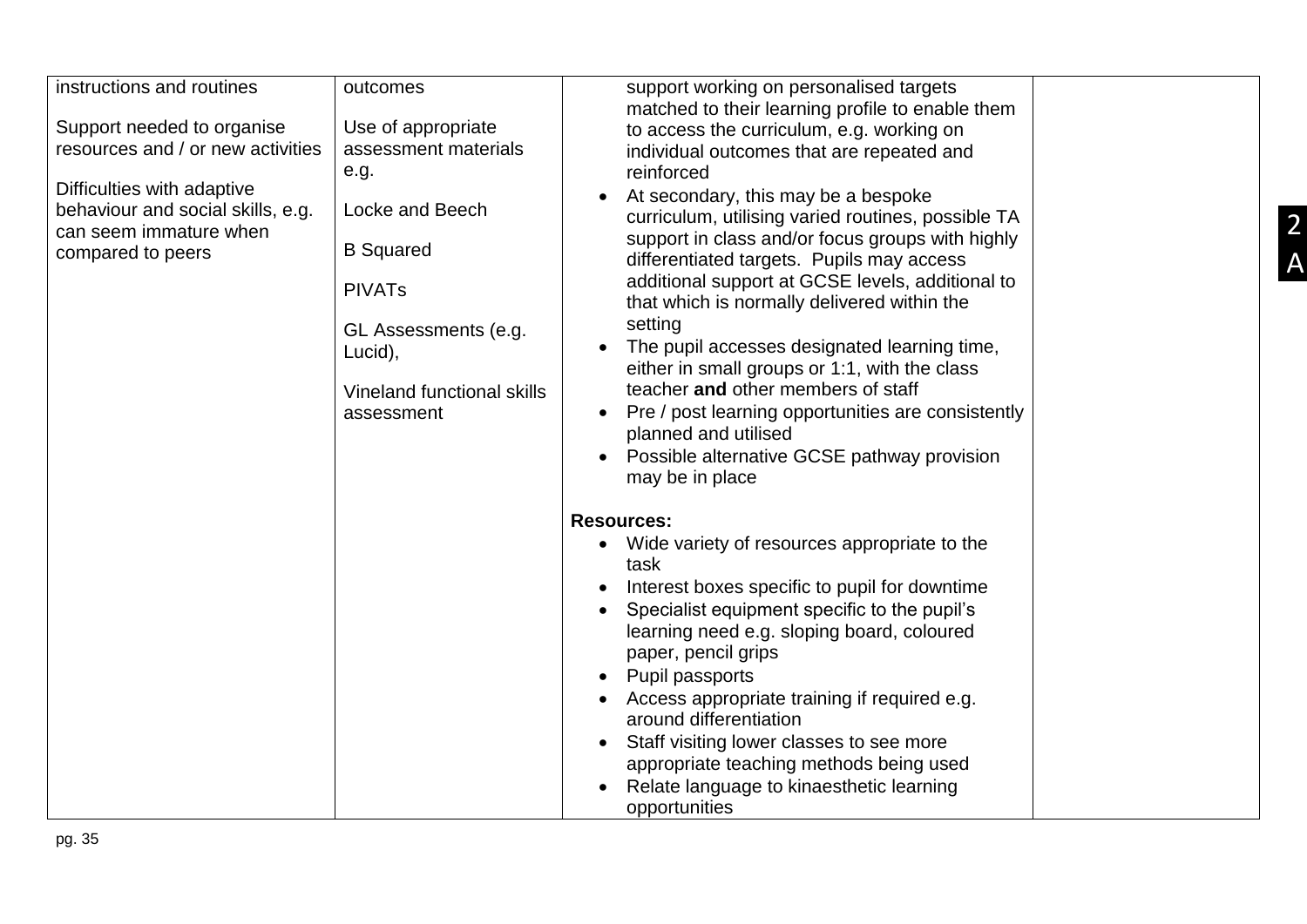| | | | |
|---|---|---|---|
| instructions and routines<br><br>Support needed to organise resources and / or new activities<br><br>Difficulties with adaptive behaviour and social skills, e.g. can seem immature when compared to peers | outcomes<br><br>Use of appropriate assessment materials e.g.<br><br>Locke and Beech<br><br>B Squared<br><br>PIVATs<br><br>GL Assessments (e.g. Lucid),<br><br>Vineland functional skills assessment | support working on personalised targets matched to their learning profile to enable them to access the curriculum, e.g. working on individual outcomes that are repeated and reinforced<br>• At secondary, this may be a bespoke curriculum, utilising varied routines, possible TA support in class and/or focus groups with highly differentiated targets. Pupils may access additional support at GCSE levels, additional to that which is normally delivered within the setting<br>• The pupil accesses designated learning time, either in small groups or 1:1, with the class teacher **and** other members of staff<br>• Pre / post learning opportunities are consistently planned and utilised<br>• Possible alternative GCSE pathway provision may be in place<br><br>**Resources:**<br>• Wide variety of resources appropriate to the task<br>• Interest boxes specific to pupil for downtime<br>• Specialist equipment specific to the pupil's learning need e.g. sloping board, coloured paper, pencil grips<br>• Pupil passports<br>• Access appropriate training if required e.g. around differentiation<br>• Staff visiting lower classes to see more appropriate teaching methods being used<br>• Relate language to kinaesthetic learning opportunities | |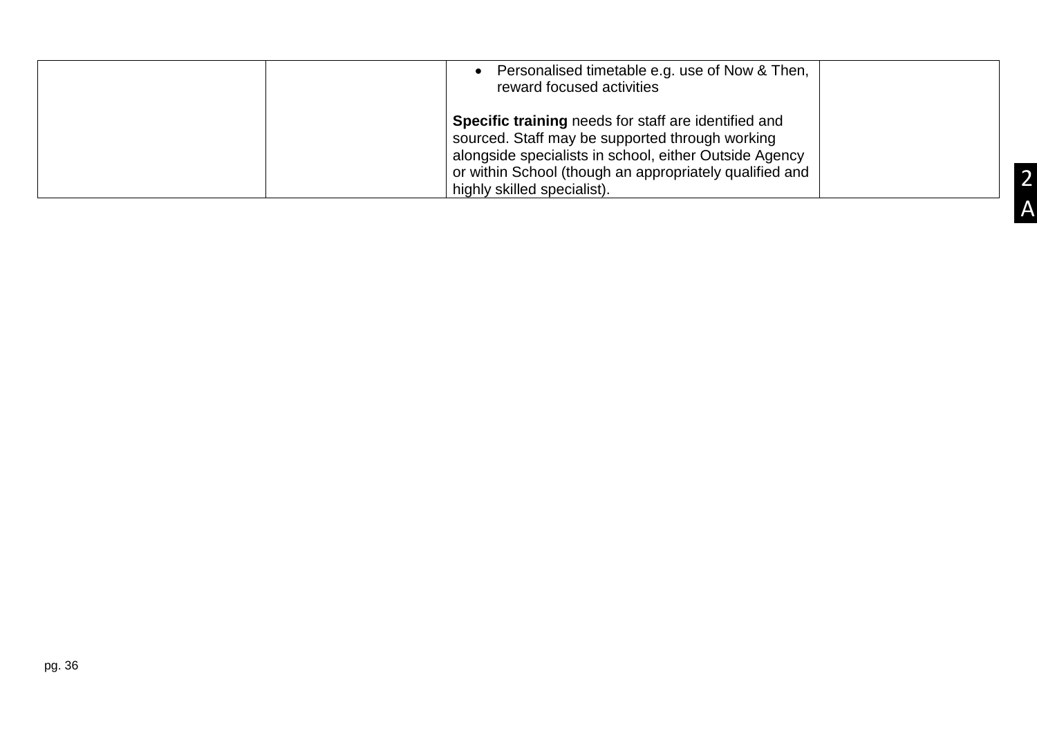| | | | |
|---|---|---|---|
| | | • Personalised timetable e.g. use of Now & Then, reward focused activities<br><br>**Specific training** needs for staff are identified and sourced. Staff may be supported through working alongside specialists in school, either Outside Agency or within School (though an appropriately qualified and highly skilled specialist). | |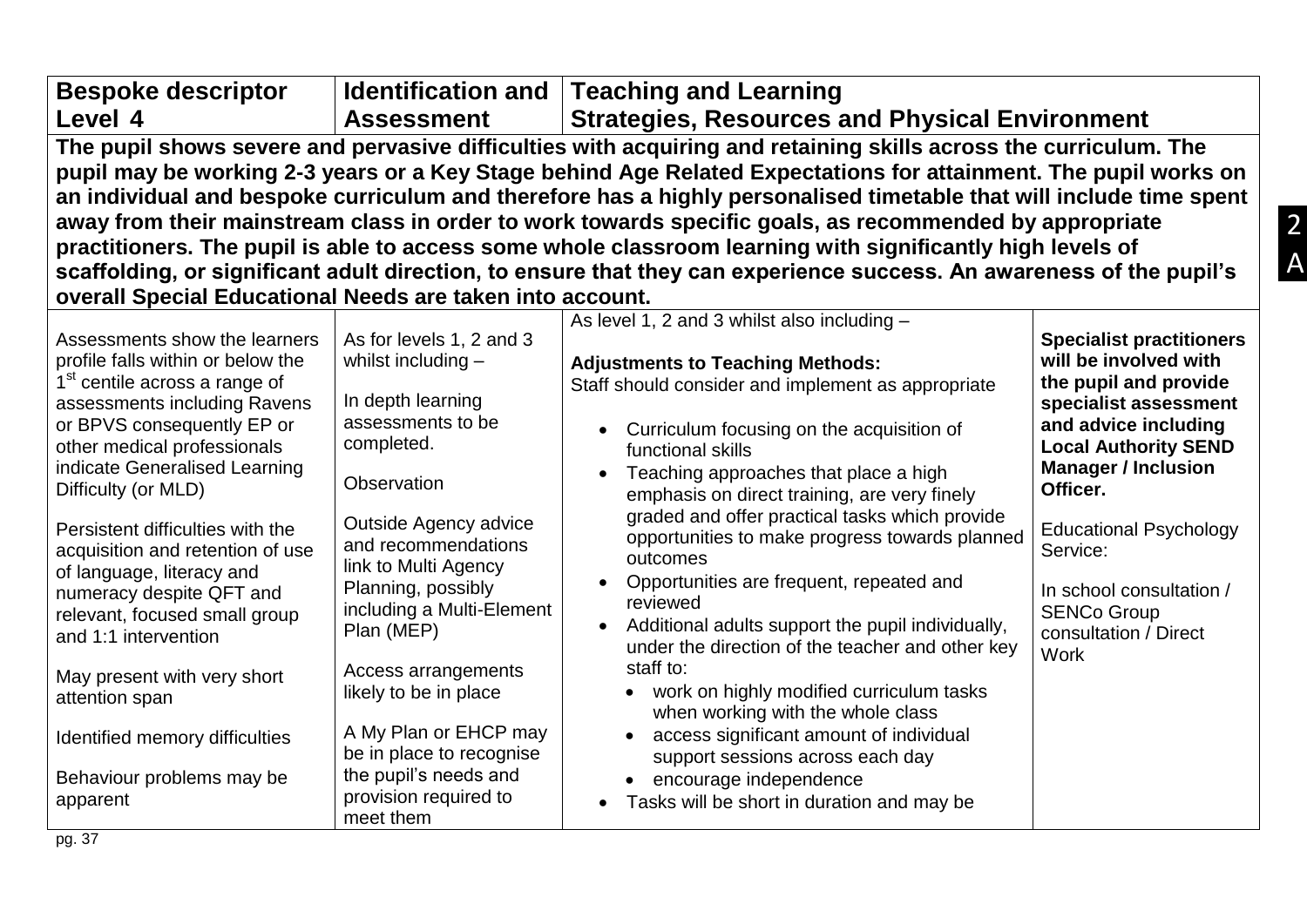| Bespoke descriptor Level 4 | Identification and Assessment | Teaching and Learning Strategies, Resources and Physical Environment | |
|---|---|---|---|
| **The pupil shows severe and pervasive difficulties with acquiring and retaining skills across the curriculum. The pupil may be working 2-3 years or a Key Stage behind Age Related Expectations for attainment. The pupil works on an individual and bespoke curriculum and therefore has a highly personalised timetable that will include time spent away from their mainstream class in order to work towards specific goals, as recommended by appropriate practitioners. The pupil is able to access some whole classroom learning with significantly high levels of scaffolding, or significant adult direction, to ensure that they can experience success. An awareness of the pupil's overall Special Educational Needs are taken into account.** | | | |
| Assessments show the learners profile falls within or below the 1st centile across a range of assessments including Ravens or BPVS consequently EP or other medical professionals indicate Generalised Learning Difficulty (or MLD)<br><br>Persistent difficulties with the acquisition and retention of use of language, literacy and numeracy despite QFT and relevant, focused small group and 1:1 intervention<br><br>May present with very short attention span<br><br>Identified memory difficulties<br><br>Behaviour problems may be apparent | As for levels 1, 2 and 3 whilst including –<br><br>In depth learning assessments to be completed.<br><br>Observation<br><br>Outside Agency advice and recommendations link to Multi Agency Planning, possibly including a Multi-Element Plan (MEP)<br><br>Access arrangements likely to be in place<br><br>A My Plan or EHCP may be in place to recognise the pupil's needs and provision required to meet them | As level 1, 2 and 3 whilst also including –<br><br>**Adjustments to Teaching Methods:**<br>Staff should consider and implement as appropriate<br><br>• Curriculum focusing on the acquisition of functional skills<br>• Teaching approaches that place a high emphasis on direct training, are very finely graded and offer practical tasks which provide opportunities to make progress towards planned outcomes<br>• Opportunities are frequent, repeated and reviewed<br>• Additional adults support the pupil individually, under the direction of the teacher and other key staff to:<br>&nbsp;&nbsp;• work on highly modified curriculum tasks when working with the whole class<br>&nbsp;&nbsp;• access significant amount of individual support sessions across each day<br>&nbsp;&nbsp;• encourage independence<br>• Tasks will be short in duration and may be | **Specialist practitioners will be involved with the pupil and provide specialist assessment and advice including Local Authority SEND Manager / Inclusion Officer.**<br><br>Educational Psychology Service:<br><br>In school consultation / SENCo Group consultation / Direct Work |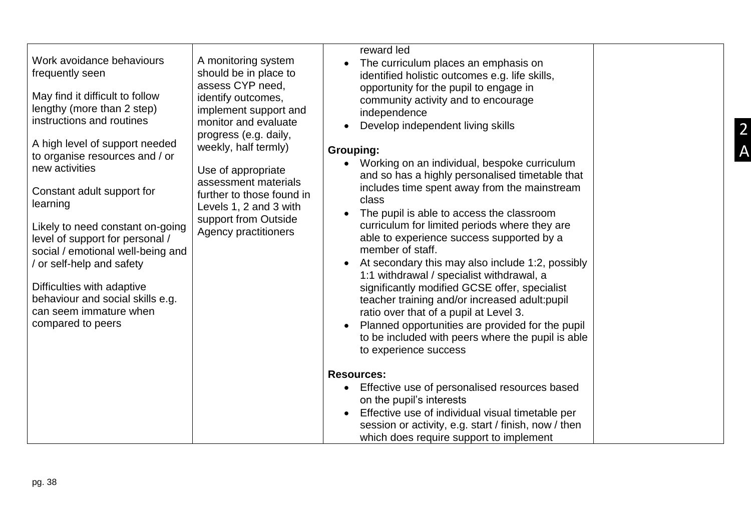| | | | |
|---|---|---|---|
| Work avoidance behaviours frequently seen<br><br>May find it difficult to follow lengthy (more than 2 step) instructions and routines<br><br>A high level of support needed to organise resources and / or new activities<br><br>Constant adult support for learning<br><br>Likely to need constant on-going level of support for personal / social / emotional well-being and / or self-help and safety<br><br>Difficulties with adaptive behaviour and social skills e.g. can seem immature when compared to peers | A monitoring system should be in place to assess CYP need, identify outcomes, implement support and monitor and evaluate progress (e.g. daily, weekly, half termly)<br><br>Use of appropriate assessment materials further to those found in Levels 1, 2 and 3 with support from Outside Agency practitioners | reward led<br>• The curriculum places an emphasis on identified holistic outcomes e.g. life skills, opportunity for the pupil to engage in community activity and to encourage independence<br>• Develop independent living skills<br><br>**Grouping:**<br>• Working on an individual, bespoke curriculum and so has a highly personalised timetable that includes time spent away from the mainstream class<br>• The pupil is able to access the classroom curriculum for limited periods where they are able to experience success supported by a member of staff.<br>• At secondary this may also include 1:2, possibly 1:1 withdrawal / specialist withdrawal, a significantly modified GCSE offer, specialist teacher training and/or increased adult:pupil ratio over that of a pupil at Level 3.<br>• Planned opportunities are provided for the pupil to be included with peers where the pupil is able to experience success<br><br>**Resources:**<br>• Effective use of personalised resources based on the pupil's interests<br>• Effective use of individual visual timetable per session or activity, e.g. start / finish, now / then which does require support to implement | |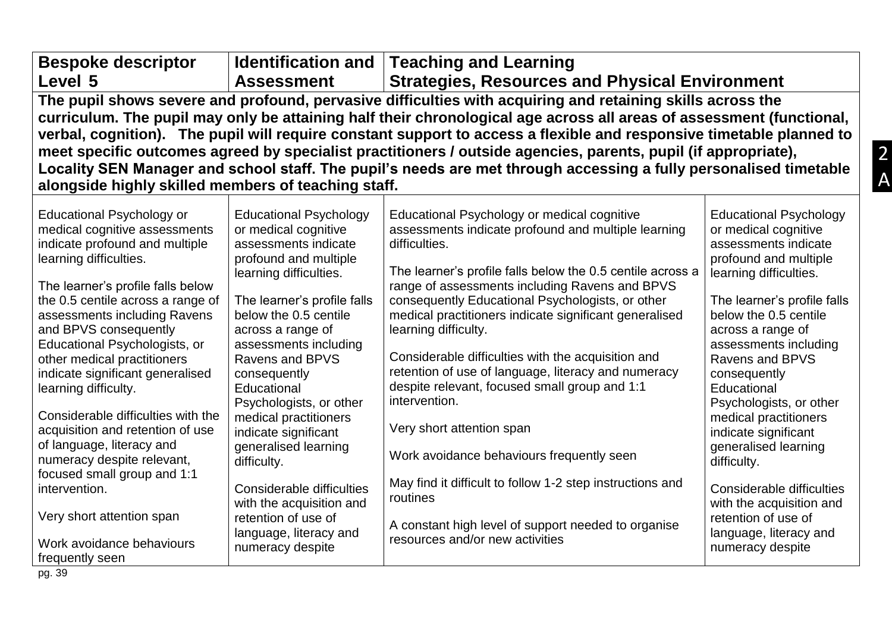| Bespoke descriptor Level 5 | Identification and Assessment | Teaching and Learning Strategies, Resources and Physical Environment | |
|---|---|---|---|
| **The pupil shows severe and profound, pervasive difficulties with acquiring and retaining skills across the curriculum. The pupil may only be attaining half their chronological age across all areas of assessment (functional, verbal, cognition). The pupil will require constant support to access a flexible and responsive timetable planned to meet specific outcomes agreed by specialist practitioners / outside agencies, parents, pupil (if appropriate), Locality SEN Manager and school staff. The pupil's needs are met through accessing a fully personalised timetable alongside highly skilled members of teaching staff.** | | | |
| Educational Psychology or medical cognitive assessments indicate profound and multiple learning difficulties.<br><br>The learner's profile falls below the 0.5 centile across a range of assessments including Ravens and BPVS consequently Educational Psychologists, or other medical practitioners indicate significant generalised learning difficulty.<br><br>Considerable difficulties with the acquisition and retention of use of language, literacy and numeracy despite relevant, focused small group and 1:1 intervention.<br><br>Very short attention span<br><br>Work avoidance behaviours frequently seen | Educational Psychology or medical cognitive assessments indicate profound and multiple learning difficulties.<br><br>The learner's profile falls below the 0.5 centile across a range of assessments including Ravens and BPVS consequently Educational Psychologists, or other medical practitioners indicate significant generalised learning difficulty.<br><br>Considerable difficulties with the acquisition and retention of use of language, literacy and numeracy despite | Educational Psychology or medical cognitive assessments indicate profound and multiple learning difficulties.<br><br>The learner's profile falls below the 0.5 centile across a range of assessments including Ravens and BPVS consequently Educational Psychologists, or other medical practitioners indicate significant generalised learning difficulty.<br><br>Considerable difficulties with the acquisition and retention of use of language, literacy and numeracy despite relevant, focused small group and 1:1 intervention.<br><br>Very short attention span<br><br>Work avoidance behaviours frequently seen<br><br>May find it difficult to follow 1-2 step instructions and routines<br><br>A constant high level of support needed to organise resources and/or new activities | Educational Psychology or medical cognitive assessments indicate profound and multiple learning difficulties.<br><br>The learner's profile falls below the 0.5 centile across a range of assessments including Ravens and BPVS consequently Educational Psychologists, or other medical practitioners indicate significant generalised learning difficulty.<br><br>Considerable difficulties with the acquisition and retention of use of language, literacy and numeracy despite |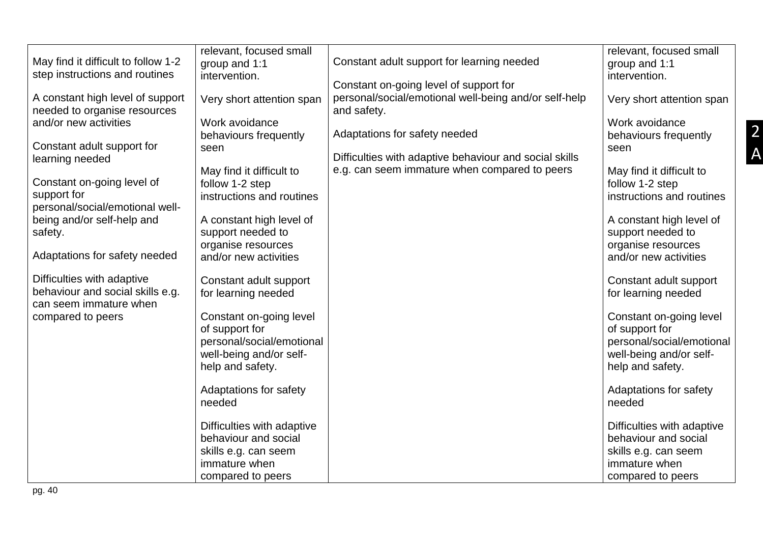| | | | |
|---|---|---|---|
| May find it difficult to follow 1-2 step instructions and routines<br><br>A constant high level of support needed to organise resources and/or new activities<br><br>Constant adult support for learning needed<br><br>Constant on-going level of support for personal/social/emotional well-being and/or self-help and safety.<br><br>Adaptations for safety needed<br><br>Difficulties with adaptive behaviour and social skills e.g. can seem immature when compared to peers | relevant, focused small group and 1:1 intervention.<br><br>Very short attention span<br><br>Work avoidance behaviours frequently seen<br><br>May find it difficult to follow 1-2 step instructions and routines<br><br>A constant high level of support needed to organise resources and/or new activities<br><br>Constant adult support for learning needed<br><br>Constant on-going level of support for personal/social/emotional well-being and/or self-help and safety.<br><br>Adaptations for safety needed<br><br>Difficulties with adaptive behaviour and social skills e.g. can seem immature when compared to peers | Constant adult support for learning needed<br><br>Constant on-going level of support for personal/social/emotional well-being and/or self-help and safety.<br><br>Adaptations for safety needed<br><br>Difficulties with adaptive behaviour and social skills e.g. can seem immature when compared to peers | relevant, focused small group and 1:1 intervention.<br><br>Very short attention span<br><br>Work avoidance behaviours frequently seen<br><br>May find it difficult to follow 1-2 step instructions and routines<br><br>A constant high level of support needed to organise resources and/or new activities<br><br>Constant adult support for learning needed<br><br>Constant on-going level of support for personal/social/emotional well-being and/or self-help and safety.<br><br>Adaptations for safety needed<br><br>Difficulties with adaptive behaviour and social skills e.g. can seem immature when compared to peers |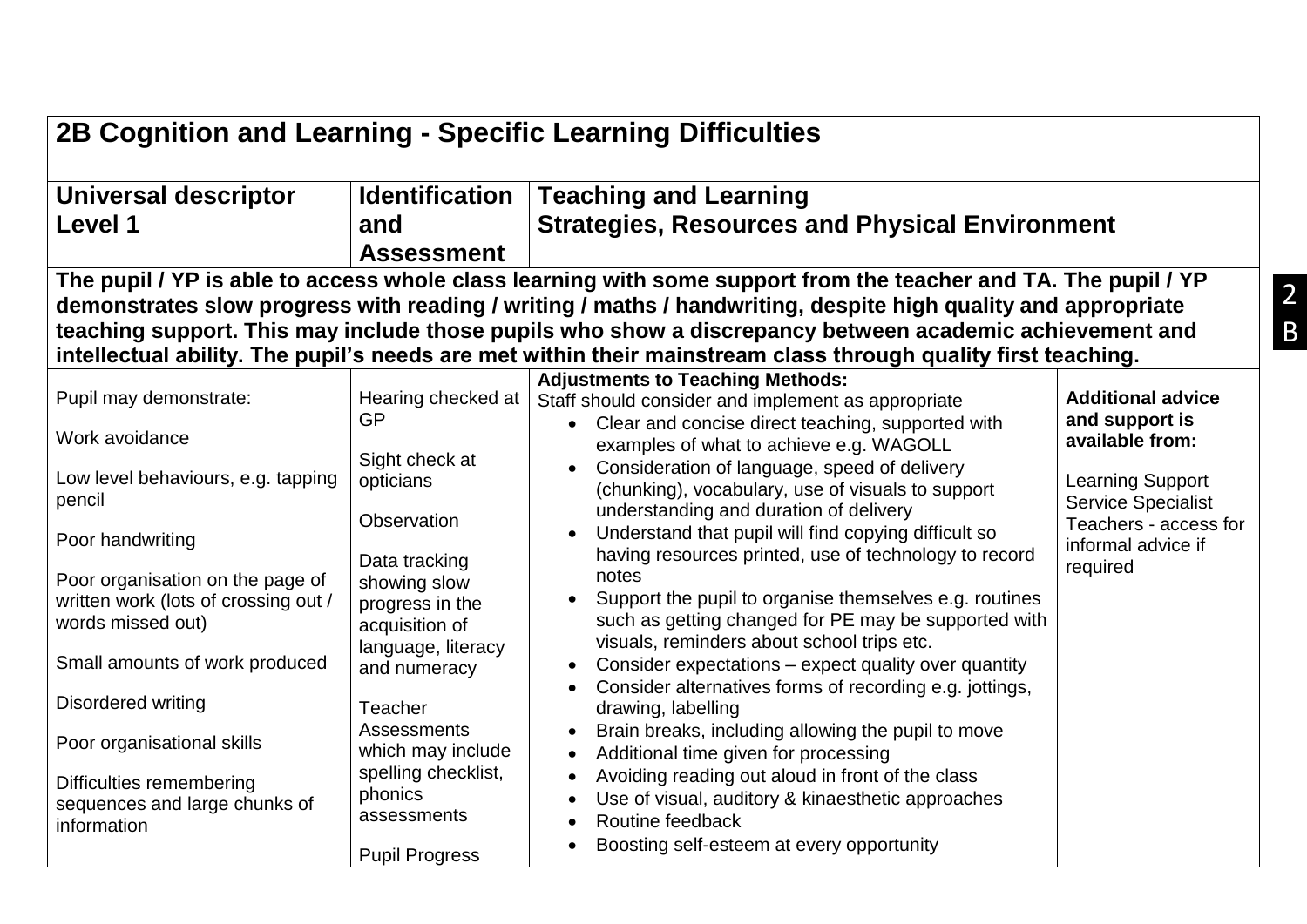## 2B Cognition and Learning - Specific Learning Difficulties

| Universal descriptor Level 1 | Identification and Assessment | Teaching and Learning Strategies, Resources and Physical Environment | |
|---|---|---|---|
| **The pupil / YP is able to access whole class learning with some support from the teacher and TA. The pupil / YP demonstrates slow progress with reading / writing / maths / handwriting, despite high quality and appropriate teaching support. This may include those pupils who show a discrepancy between academic achievement and intellectual ability. The pupil's needs are met within their mainstream class through quality first teaching.** | | | |
| Pupil may demonstrate:<br><br>Work avoidance<br><br>Low level behaviours, e.g. tapping pencil<br><br>Poor handwriting<br><br>Poor organisation on the page of written work (lots of crossing out / words missed out)<br><br>Small amounts of work produced<br><br>Disordered writing<br><br>Poor organisational skills<br><br>Difficulties remembering sequences and large chunks of information | Hearing checked at GP<br><br>Sight check at opticians<br><br>Observation<br><br>Data tracking showing slow progress in the acquisition of language, literacy and numeracy<br><br>Teacher Assessments which may include spelling checklist, phonics assessments<br><br>Pupil Progress | **Adjustments to Teaching Methods:**<br>Staff should consider and implement as appropriate<br>• Clear and concise direct teaching, supported with examples of what to achieve e.g. WAGOLL<br>• Consideration of language, speed of delivery (chunking), vocabulary, use of visuals to support understanding and duration of delivery<br>• Understand that pupil will find copying difficult so having resources printed, use of technology to record notes<br>• Support the pupil to organise themselves e.g. routines such as getting changed for PE may be supported with visuals, reminders about school trips etc.<br>• Consider expectations – expect quality over quantity<br>• Consider alternatives forms of recording e.g. jottings, drawing, labelling<br>• Brain breaks, including allowing the pupil to move<br>• Additional time given for processing<br>• Avoiding reading out aloud in front of the class<br>• Use of visual, auditory & kinaesthetic approaches<br>• Routine feedback<br>• Boosting self-esteem at every opportunity | **Additional advice and support is available from:**<br><br>Learning Support Service Specialist Teachers - access for informal advice if required |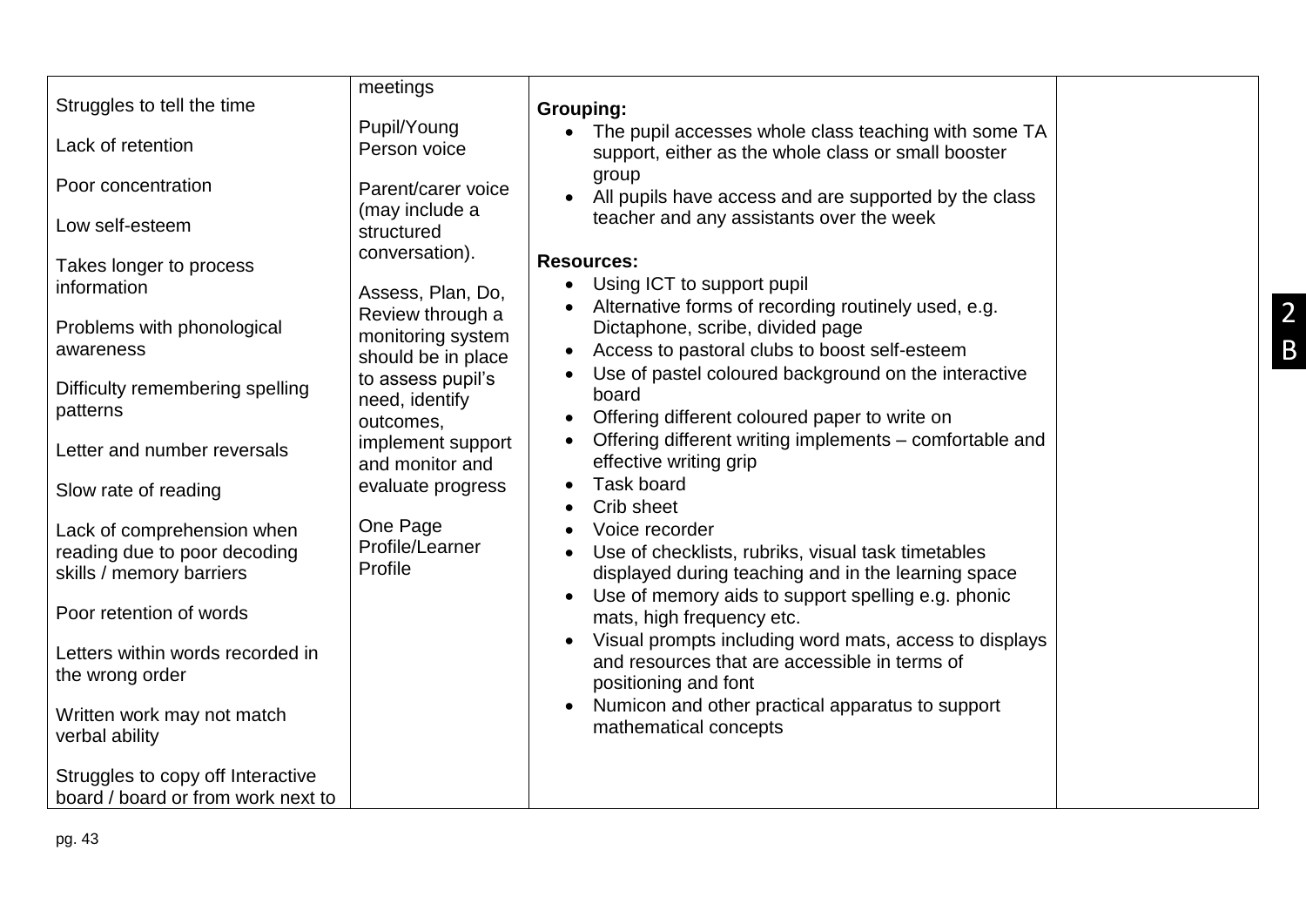| | | | |
|---|---|---|---|
| Struggles to tell the time<br><br>Lack of retention<br><br>Poor concentration<br><br>Low self-esteem<br><br>Takes longer to process information<br><br>Problems with phonological awareness<br><br>Difficulty remembering spelling patterns<br><br>Letter and number reversals<br><br>Slow rate of reading<br><br>Lack of comprehension when reading due to poor decoding skills / memory barriers<br><br>Poor retention of words<br><br>Letters within words recorded in the wrong order<br><br>Written work may not match verbal ability<br><br>Struggles to copy off Interactive board / board or from work next to | meetings<br><br>Pupil/Young Person voice<br><br>Parent/carer voice (may include a structured conversation).<br><br>Assess, Plan, Do, Review through a monitoring system should be in place to assess pupil's need, identify outcomes, implement support and monitor and evaluate progress<br><br>One Page Profile/Learner Profile | **Grouping:**<br>• The pupil accesses whole class teaching with some TA support, either as the whole class or small booster group<br>• All pupils have access and are supported by the class teacher and any assistants over the week<br><br>**Resources:**<br>• Using ICT to support pupil<br>• Alternative forms of recording routinely used, e.g. Dictaphone, scribe, divided page<br>• Access to pastoral clubs to boost self-esteem<br>• Use of pastel coloured background on the interactive board<br>• Offering different coloured paper to write on<br>• Offering different writing implements – comfortable and effective writing grip<br>• Task board<br>• Crib sheet<br>• Voice recorder<br>• Use of checklists, rubriks, visual task timetables displayed during teaching and in the learning space<br>• Use of memory aids to support spelling e.g. phonic mats, high frequency etc.<br>• Visual prompts including word mats, access to displays and resources that are accessible in terms of positioning and font<br>• Numicon and other practical apparatus to support mathematical concepts | |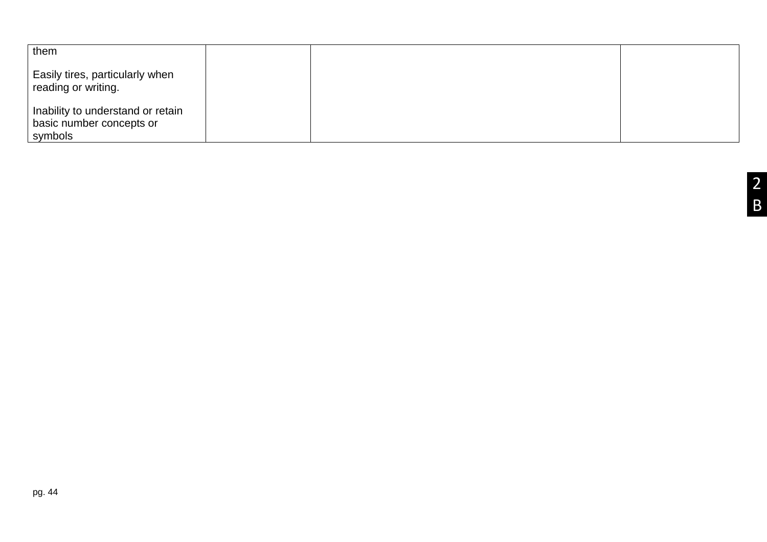| | | | |
|---|---|---|---|
| them<br><br>Easily tires, particularly when reading or writing.<br><br>Inability to understand or retain basic number concepts or symbols | | | |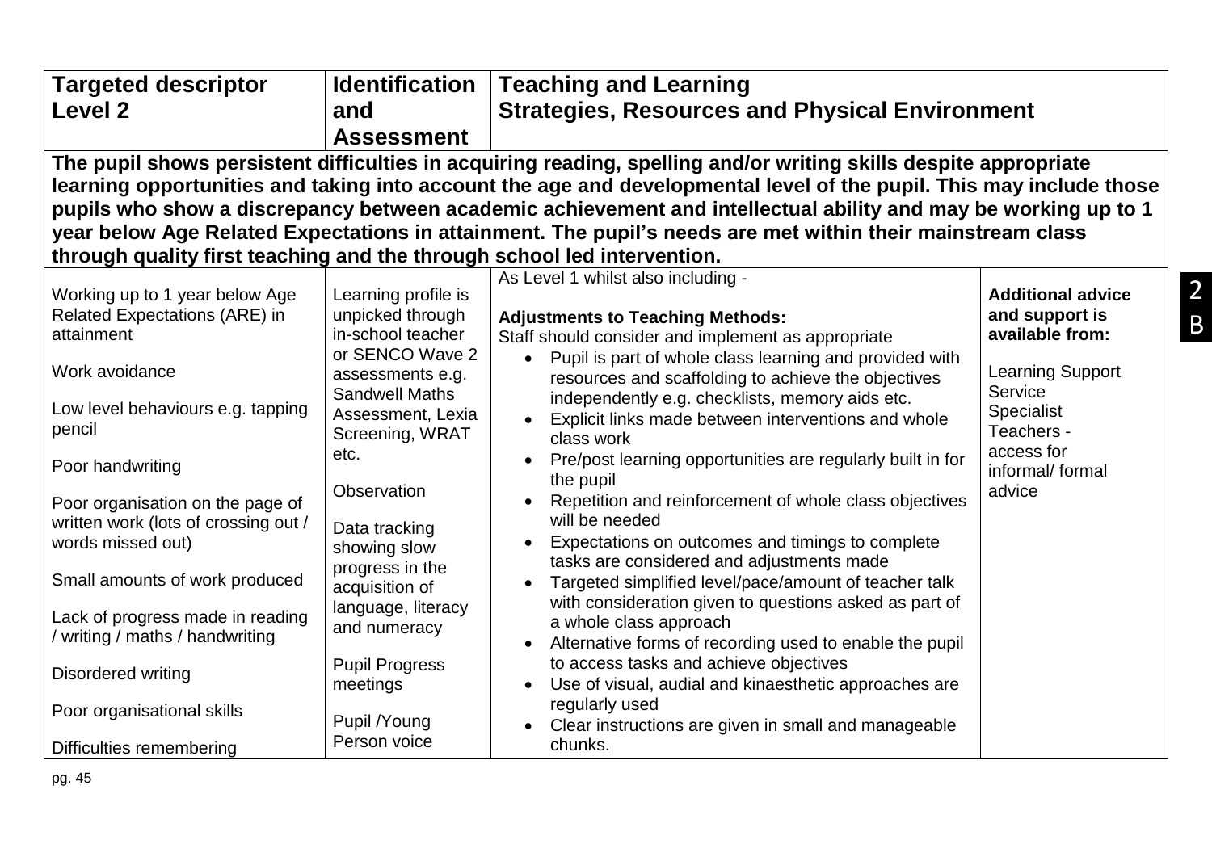| Targeted descriptor Level 2 | Identification and Assessment | Teaching and Learning Strategies, Resources and Physical Environment | |
|---|---|---|---|
| **The pupil shows persistent difficulties in acquiring reading, spelling and/or writing skills despite appropriate learning opportunities and taking into account the age and developmental level of the pupil. This may include those pupils who show a discrepancy between academic achievement and intellectual ability and may be working up to 1 year below Age Related Expectations in attainment. The pupil's needs are met within their mainstream class through quality first teaching and the through school led intervention.** | | | |
| Working up to 1 year below Age Related Expectations (ARE) in attainment<br><br>Work avoidance<br><br>Low level behaviours e.g. tapping pencil<br><br>Poor handwriting<br><br>Poor organisation on the page of written work (lots of crossing out / words missed out)<br><br>Small amounts of work produced<br><br>Lack of progress made in reading / writing / maths / handwriting<br><br>Disordered writing<br><br>Poor organisational skills<br><br>Difficulties remembering | Learning profile is unpicked through in-school teacher or SENCO Wave 2 assessments e.g. Sandwell Maths Assessment, Lexia Screening, WRAT etc.<br><br>Observation<br><br>Data tracking showing slow progress in the acquisition of language, literacy and numeracy<br><br>Pupil Progress meetings<br><br>Pupil /Young Person voice | As Level 1 whilst also including -<br><br>**Adjustments to Teaching Methods:**<br>Staff should consider and implement as appropriate<br>• Pupil is part of whole class learning and provided with resources and scaffolding to achieve the objectives independently e.g. checklists, memory aids etc.<br>• Explicit links made between interventions and whole class work<br>• Pre/post learning opportunities are regularly built in for the pupil<br>• Repetition and reinforcement of whole class objectives will be needed<br>• Expectations on outcomes and timings to complete tasks are considered and adjustments made<br>• Targeted simplified level/pace/amount of teacher talk with consideration given to questions asked as part of a whole class approach<br>• Alternative forms of recording used to enable the pupil to access tasks and achieve objectives<br>• Use of visual, audial and kinaesthetic approaches are regularly used<br>• Clear instructions are given in small and manageable chunks. | **Additional advice and support is available from:**<br><br>Learning Support Service<br>Specialist Teachers - access for informal/ formal advice |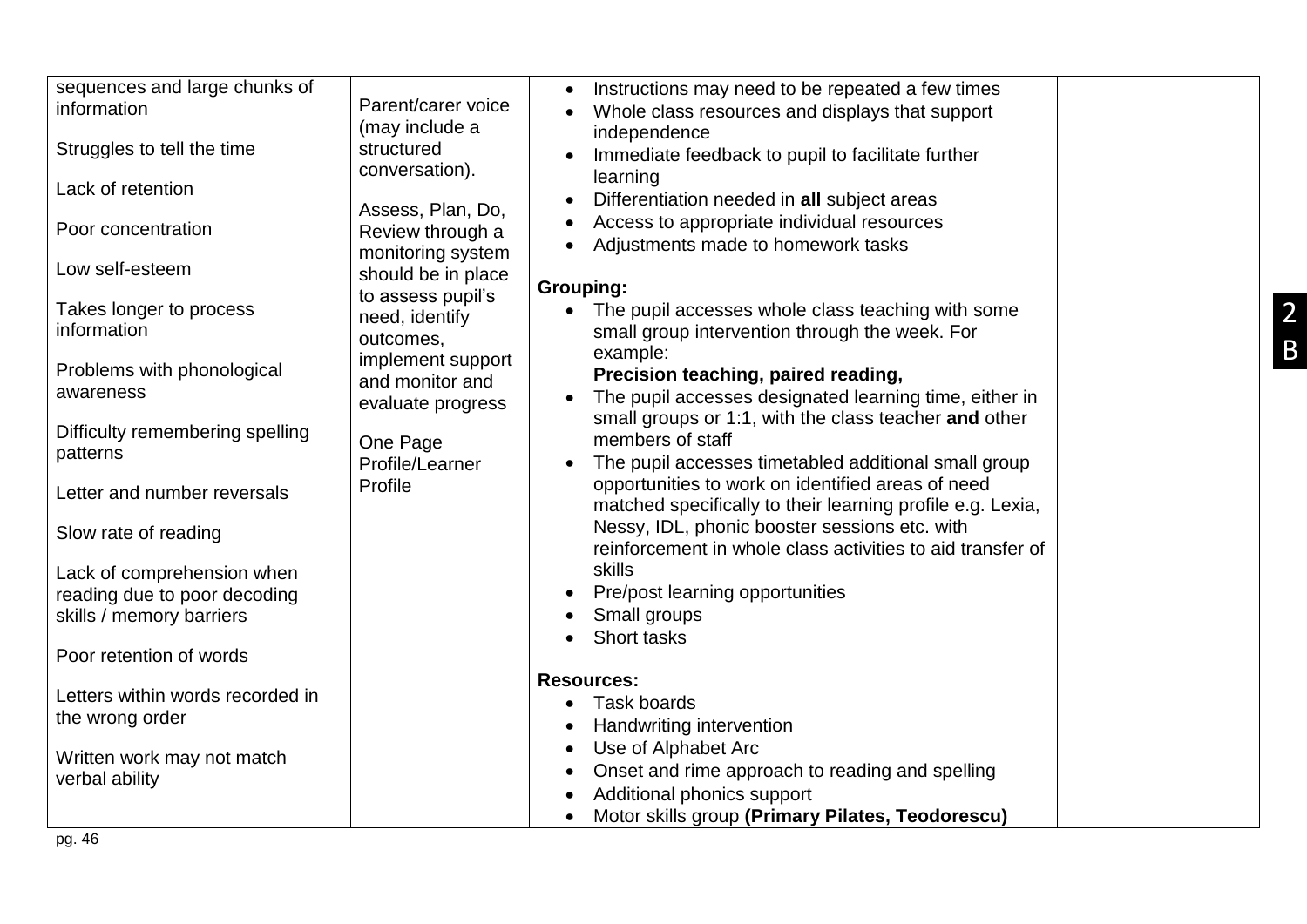| | | | |
|---|---|---|---|
| sequences and large chunks of information<br><br>Struggles to tell the time<br><br>Lack of retention<br><br>Poor concentration<br><br>Low self-esteem<br><br>Takes longer to process information<br><br>Problems with phonological awareness<br><br>Difficulty remembering spelling patterns<br><br>Letter and number reversals<br><br>Slow rate of reading<br><br>Lack of comprehension when reading due to poor decoding skills / memory barriers<br><br>Poor retention of words<br><br>Letters within words recorded in the wrong order<br><br>Written work may not match verbal ability | Parent/carer voice (may include a structured conversation).<br><br>Assess, Plan, Do, Review through a monitoring system should be in place to assess pupil's need, identify outcomes, implement support and monitor and evaluate progress<br><br>One Page Profile/Learner Profile | • Instructions may need to be repeated a few times<br>• Whole class resources and displays that support independence<br>• Immediate feedback to pupil to facilitate further learning<br>• Differentiation needed in **all** subject areas<br>• Access to appropriate individual resources<br>• Adjustments made to homework tasks<br><br>**Grouping:**<br>• The pupil accesses whole class teaching with some small group intervention through the week. For example: **Precision teaching, paired reading,**<br>• The pupil accesses designated learning time, either in small groups or 1:1, with the class teacher **and** other members of staff<br>• The pupil accesses timetabled additional small group opportunities to work on identified areas of need matched specifically to their learning profile e.g. Lexia, Nessy, IDL, phonic booster sessions etc. with reinforcement in whole class activities to aid transfer of skills<br>• Pre/post learning opportunities<br>• Small groups<br>• Short tasks<br><br>**Resources:**<br>• Task boards<br>• Handwriting intervention<br>• Use of Alphabet Arc<br>• Onset and rime approach to reading and spelling<br>• Additional phonics support<br>• Motor skills group **(Primary Pilates, Teodorescu)** | |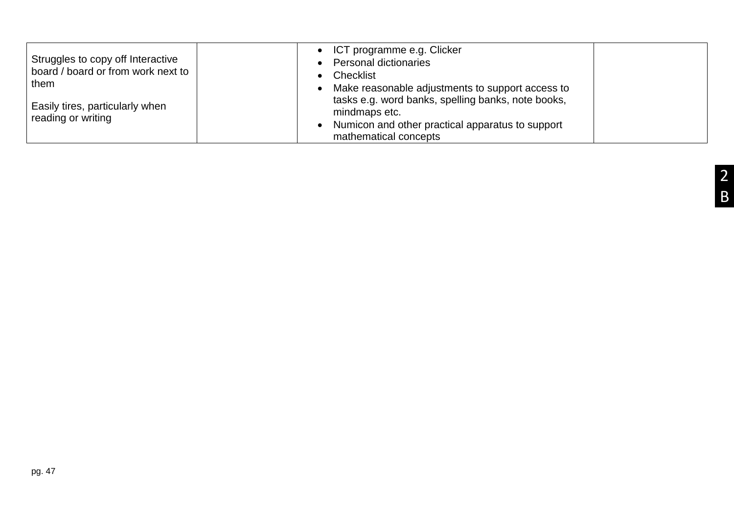| | | | |
|---|---|---|---|
| Struggles to copy off Interactive board / board or from work next to them<br><br>Easily tires, particularly when reading or writing | | • ICT programme e.g. Clicker<br>• Personal dictionaries<br>• Checklist<br>• Make reasonable adjustments to support access to tasks e.g. word banks, spelling banks, note books, mindmaps etc.<br>• Numicon and other practical apparatus to support mathematical concepts | |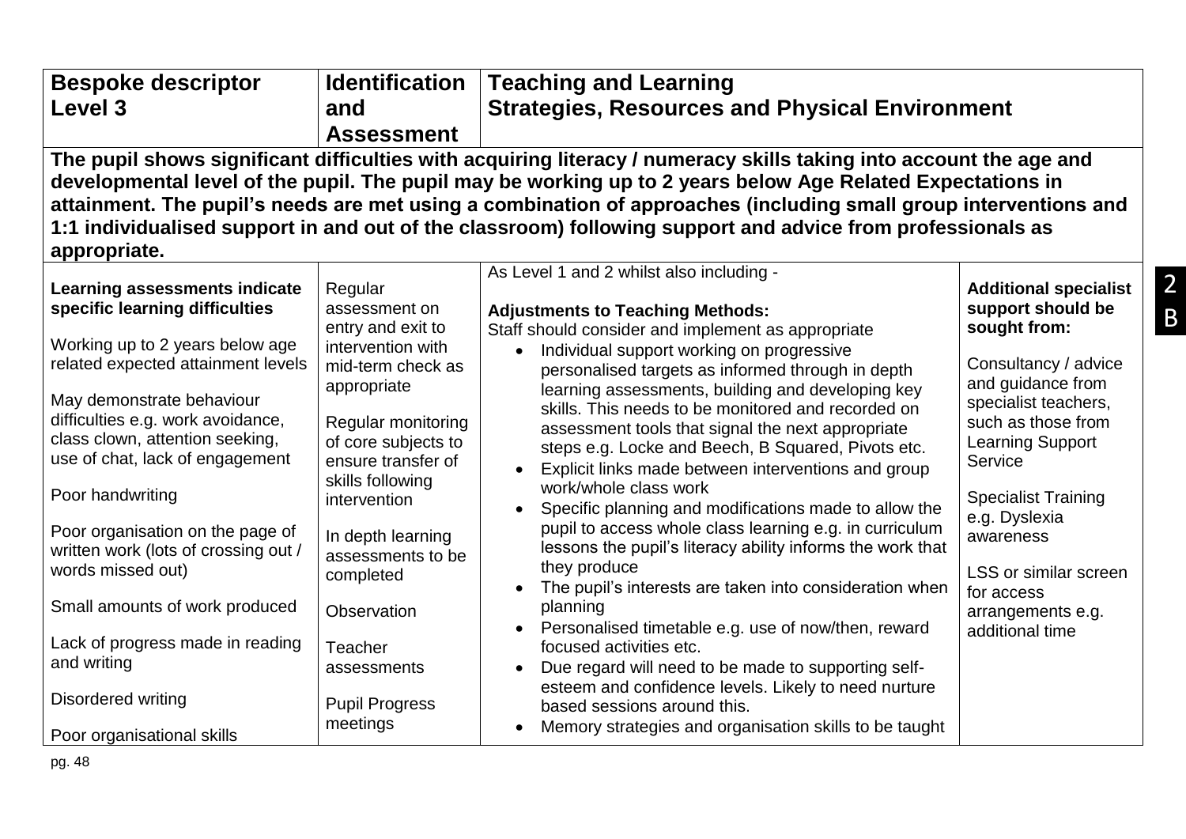| **Bespoke descriptor Level 3** | **Identification and Assessment** | **Teaching and Learning Strategies, Resources and Physical Environment** | |
|---|---|---|---|
| **The pupil shows significant difficulties with acquiring literacy / numeracy skills taking into account the age and developmental level of the pupil. The pupil may be working up to 2 years below Age Related Expectations in attainment. The pupil's needs are met using a combination of approaches (including small group interventions and 1:1 individualised support in and out of the classroom) following support and advice from professionals as appropriate.** | | | |
| **Learning assessments indicate specific learning difficulties**<br><br>Working up to 2 years below age related expected attainment levels<br><br>May demonstrate behaviour difficulties e.g. work avoidance, class clown, attention seeking, use of chat, lack of engagement<br><br>Poor handwriting<br><br>Poor organisation on the page of written work (lots of crossing out / words missed out)<br><br>Small amounts of work produced<br><br>Lack of progress made in reading and writing<br><br>Disordered writing<br><br>Poor organisational skills | Regular assessment on entry and exit to intervention with mid-term check as appropriate<br><br>Regular monitoring of core subjects to ensure transfer of skills following intervention<br><br>In depth learning assessments to be completed<br><br>Observation<br><br>Teacher assessments<br><br>Pupil Progress meetings | As Level 1 and 2 whilst also including -<br><br>**Adjustments to Teaching Methods:**<br>Staff should consider and implement as appropriate<br>• Individual support working on progressive personalised targets as informed through in depth learning assessments, building and developing key skills. This needs to be monitored and recorded on assessment tools that signal the next appropriate steps e.g. Locke and Beech, B Squared, Pivots etc.<br>• Explicit links made between interventions and group work/whole class work<br>• Specific planning and modifications made to allow the pupil to access whole class learning e.g. in curriculum lessons the pupil's literacy ability informs the work that they produce<br>• The pupil's interests are taken into consideration when planning<br>• Personalised timetable e.g. use of now/then, reward focused activities etc.<br>• Due regard will need to be made to supporting self-esteem and confidence levels. Likely to need nurture based sessions around this.<br>• Memory strategies and organisation skills to be taught | **Additional specialist support should be sought from:**<br><br>Consultancy / advice and guidance from specialist teachers, such as those from Learning Support Service<br><br>Specialist Training e.g. Dyslexia awareness<br><br>LSS or similar screen for access arrangements e.g. additional time |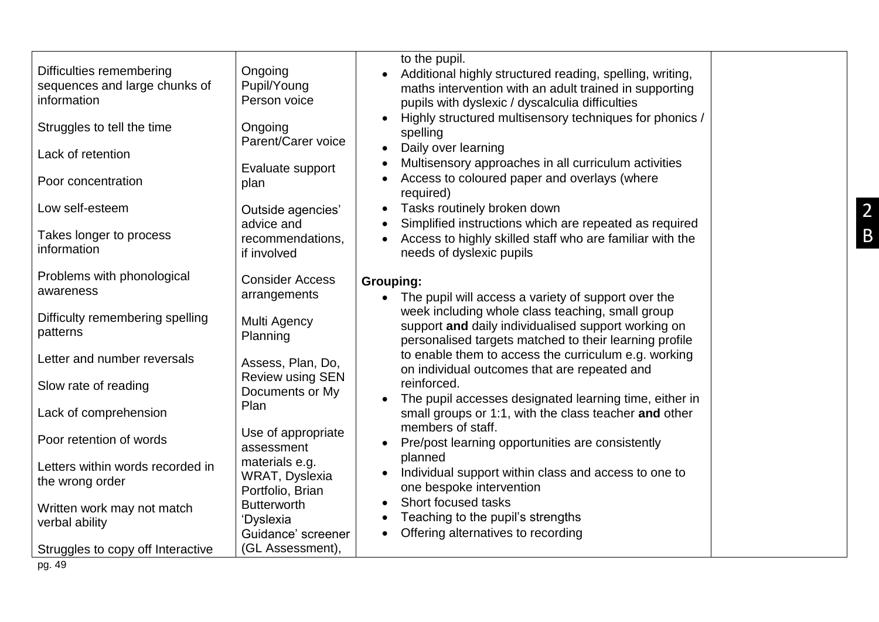| | | | |
|---|---|---|---|
| Difficulties remembering sequences and large chunks of information<br><br>Struggles to tell the time<br><br>Lack of retention<br><br>Poor concentration<br><br>Low self-esteem<br><br>Takes longer to process information<br><br>Problems with phonological awareness<br><br>Difficulty remembering spelling patterns<br><br>Letter and number reversals<br><br>Slow rate of reading<br><br>Lack of comprehension<br><br>Poor retention of words<br><br>Letters within words recorded in the wrong order<br><br>Written work may not match verbal ability<br><br>Struggles to copy off Interactive | Ongoing Pupil/Young Person voice<br><br>Ongoing Parent/Carer voice<br><br>Evaluate support plan<br><br>Outside agencies' advice and recommendations, if involved<br><br>Consider Access arrangements<br><br>Multi Agency Planning<br><br>Assess, Plan, Do, Review using SEN Documents or My Plan<br><br>Use of appropriate assessment materials e.g. WRAT, Dyslexia Portfolio, Brian Butterworth 'Dyslexia Guidance' screener (GL Assessment), | to the pupil.<br>• Additional highly structured reading, spelling, writing, maths intervention with an adult trained in supporting pupils with dyslexic / dyscalculia difficulties<br>• Highly structured multisensory techniques for phonics / spelling<br>• Daily over learning<br>• Multisensory approaches in all curriculum activities<br>• Access to coloured paper and overlays (where required)<br>• Tasks routinely broken down<br>• Simplified instructions which are repeated as required<br>• Access to highly skilled staff who are familiar with the needs of dyslexic pupils<br><br>**Grouping:**<br>• The pupil will access a variety of support over the week including whole class teaching, small group support **and** daily individualised support working on personalised targets matched to their learning profile to enable them to access the curriculum e.g. working on individual outcomes that are repeated and reinforced.<br>• The pupil accesses designated learning time, either in small groups or 1:1, with the class teacher **and** other members of staff.<br>• Pre/post learning opportunities are consistently planned<br>• Individual support within class and access to one to one bespoke intervention<br>• Short focused tasks<br>• Teaching to the pupil's strengths<br>• Offering alternatives to recording | |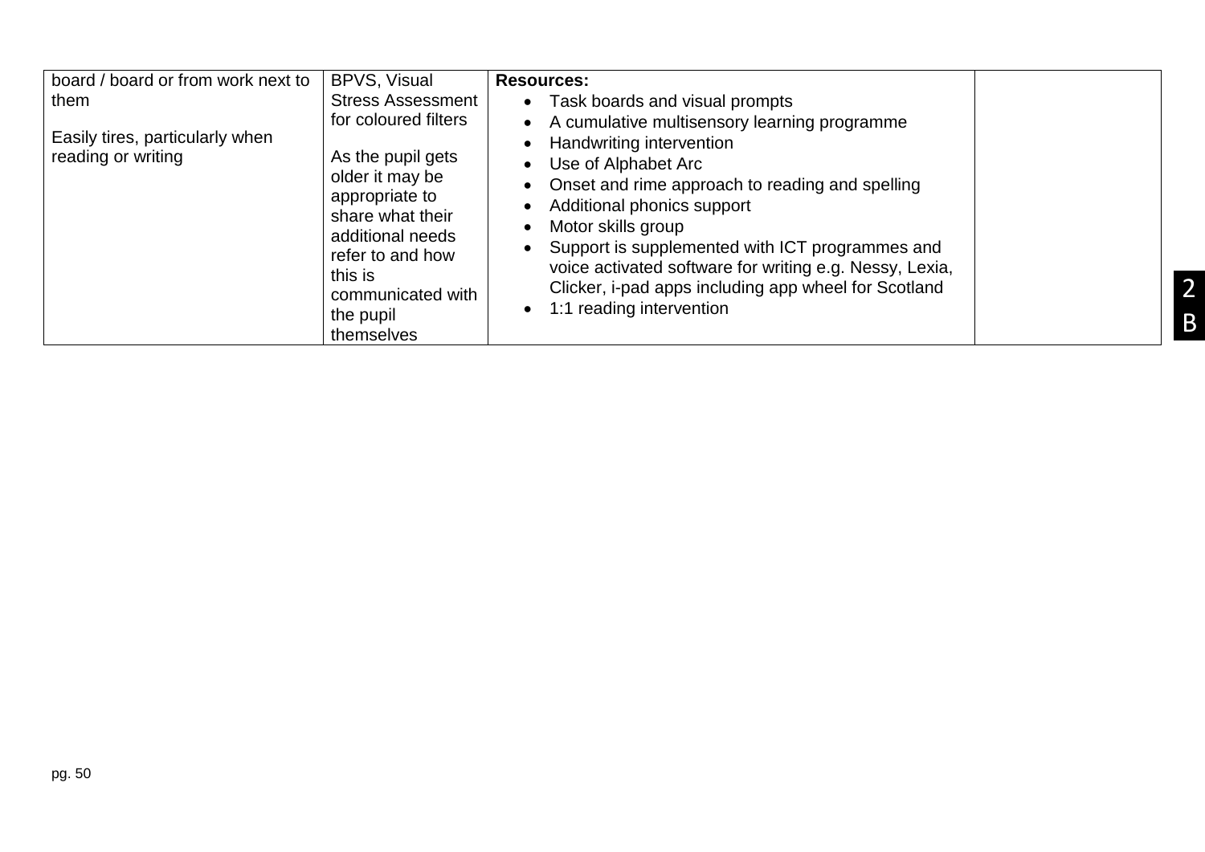| | | | |
|---|---|---|---|
| board / board or from work next to them<br><br>Easily tires, particularly when reading or writing | BPVS, Visual Stress Assessment for coloured filters<br><br>As the pupil gets older it may be appropriate to share what their additional needs refer to and how this is communicated with the pupil themselves | **Resources:**<br>• Task boards and visual prompts<br>• A cumulative multisensory learning programme<br>• Handwriting intervention<br>• Use of Alphabet Arc<br>• Onset and rime approach to reading and spelling<br>• Additional phonics support<br>• Motor skills group<br>• Support is supplemented with ICT programmes and voice activated software for writing e.g. Nessy, Lexia, Clicker, i-pad apps including app wheel for Scotland<br>• 1:1 reading intervention | |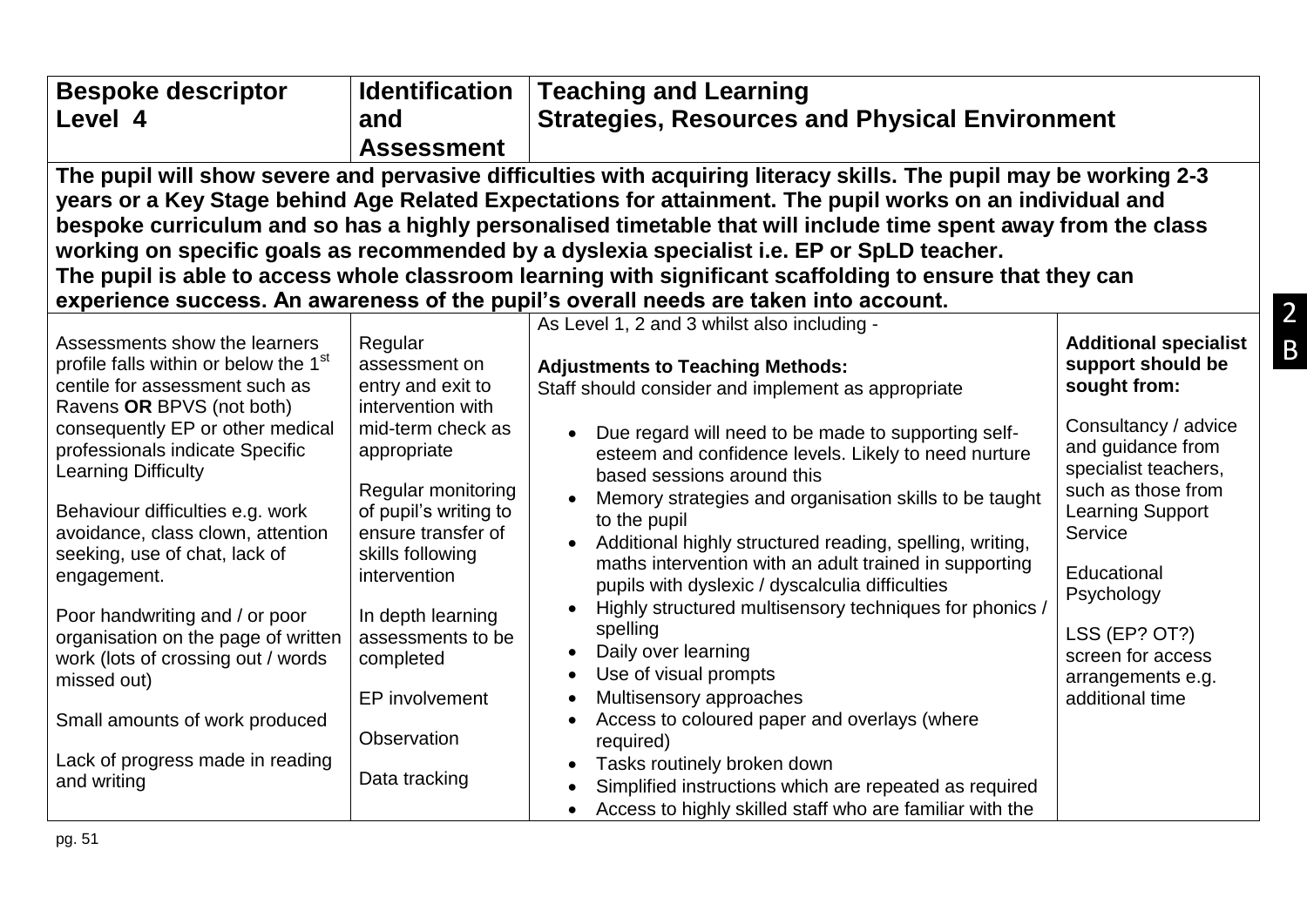| Bespoke descriptor Level 4 | Identification and Assessment | Teaching and Learning Strategies, Resources and Physical Environment | |
|---|---|---|---|
| **The pupil will show severe and pervasive difficulties with acquiring literacy skills. The pupil may be working 2-3 years or a Key Stage behind Age Related Expectations for attainment. The pupil works on an individual and bespoke curriculum and so has a highly personalised timetable that will include time spent away from the class working on specific goals as recommended by a dyslexia specialist i.e. EP or SpLD teacher. The pupil is able to access whole classroom learning with significant scaffolding to ensure that they can experience success. An awareness of the pupil's overall needs are taken into account.** | | | |
| Assessments show the learners profile falls within or below the 1st centile for assessment such as Ravens **OR** BPVS (not both) consequently EP or other medical professionals indicate Specific Learning Difficulty<br><br>Behaviour difficulties e.g. work avoidance, class clown, attention seeking, use of chat, lack of engagement.<br><br>Poor handwriting and / or poor organisation on the page of written work (lots of crossing out / words missed out)<br><br>Small amounts of work produced<br><br>Lack of progress made in reading and writing | Regular assessment on entry and exit to intervention with mid-term check as appropriate<br><br>Regular monitoring of pupil's writing to ensure transfer of skills following intervention<br><br>In depth learning assessments to be completed<br><br>EP involvement<br><br>Observation<br><br>Data tracking | As Level 1, 2 and 3 whilst also including -<br><br>**Adjustments to Teaching Methods:**<br>Staff should consider and implement as appropriate<br><br>• Due regard will need to be made to supporting self-esteem and confidence levels. Likely to need nurture based sessions around this<br>• Memory strategies and organisation skills to be taught to the pupil<br>• Additional highly structured reading, spelling, writing, maths intervention with an adult trained in supporting pupils with dyslexic / dyscalculia difficulties<br>• Highly structured multisensory techniques for phonics / spelling<br>• Daily over learning<br>• Use of visual prompts<br>• Multisensory approaches<br>• Access to coloured paper and overlays (where required)<br>• Tasks routinely broken down<br>• Simplified instructions which are repeated as required<br>• Access to highly skilled staff who are familiar with the | **Additional specialist support should be sought from:**<br><br>Consultancy / advice and guidance from specialist teachers, such as those from Learning Support Service<br><br>Educational Psychology<br><br>LSS (EP? OT?) screen for access arrangements e.g. additional time |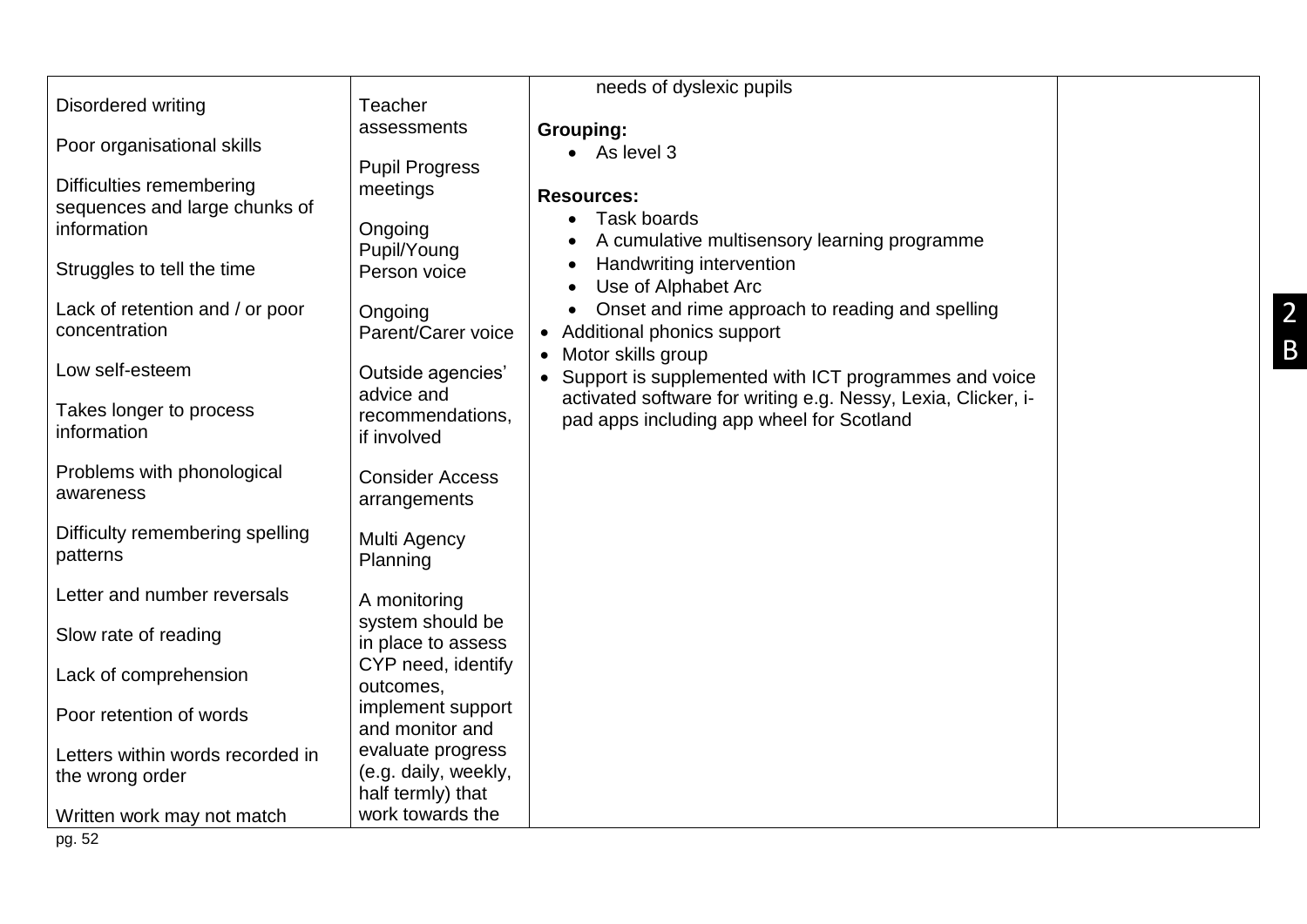| | | | |
|---|---|---|---|
| Disordered writing<br><br>Poor organisational skills<br><br>Difficulties remembering sequences and large chunks of information<br><br>Struggles to tell the time<br><br>Lack of retention and / or poor concentration<br><br>Low self-esteem<br><br>Takes longer to process information<br><br>Problems with phonological awareness<br><br>Difficulty remembering spelling patterns<br><br>Letter and number reversals<br><br>Slow rate of reading<br><br>Lack of comprehension<br><br>Poor retention of words<br><br>Letters within words recorded in the wrong order<br><br>Written work may not match | Teacher assessments<br><br>Pupil Progress meetings<br><br>Ongoing Pupil/Young Person voice<br><br>Ongoing Parent/Carer voice<br><br>Outside agencies' advice and recommendations, if involved<br><br>Consider Access arrangements<br><br>Multi Agency Planning<br><br>A monitoring system should be in place to assess CYP need, identify outcomes, implement support and monitor and evaluate progress (e.g. daily, weekly, half termly) that work towards the | needs of dyslexic pupils<br><br>**Grouping:**<br>• As level 3<br><br>**Resources:**<br>• Task boards<br>• A cumulative multisensory learning programme<br>• Handwriting intervention<br>• Use of Alphabet Arc<br>• Onset and rime approach to reading and spelling<br>• Additional phonics support<br>• Motor skills group<br>• Support is supplemented with ICT programmes and voice activated software for writing e.g. Nessy, Lexia, Clicker, i-pad apps including app wheel for Scotland | |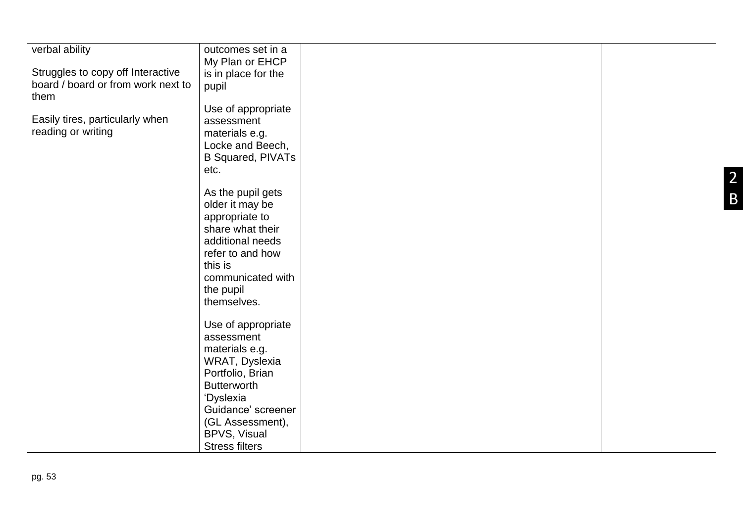| | | | |
|---|---|---|---|
| verbal ability<br><br>Struggles to copy off Interactive board / board or from work next to them<br><br>Easily tires, particularly when reading or writing | outcomes set in a My Plan or EHCP is in place for the pupil<br><br>Use of appropriate assessment materials e.g. Locke and Beech, B Squared, PIVATs etc.<br><br>As the pupil gets older it may be appropriate to share what their additional needs refer to and how this is communicated with the pupil themselves.<br><br>Use of appropriate assessment materials e.g. WRAT, Dyslexia Portfolio, Brian Butterworth 'Dyslexia Guidance' screener (GL Assessment), BPVS, Visual Stress filters | | |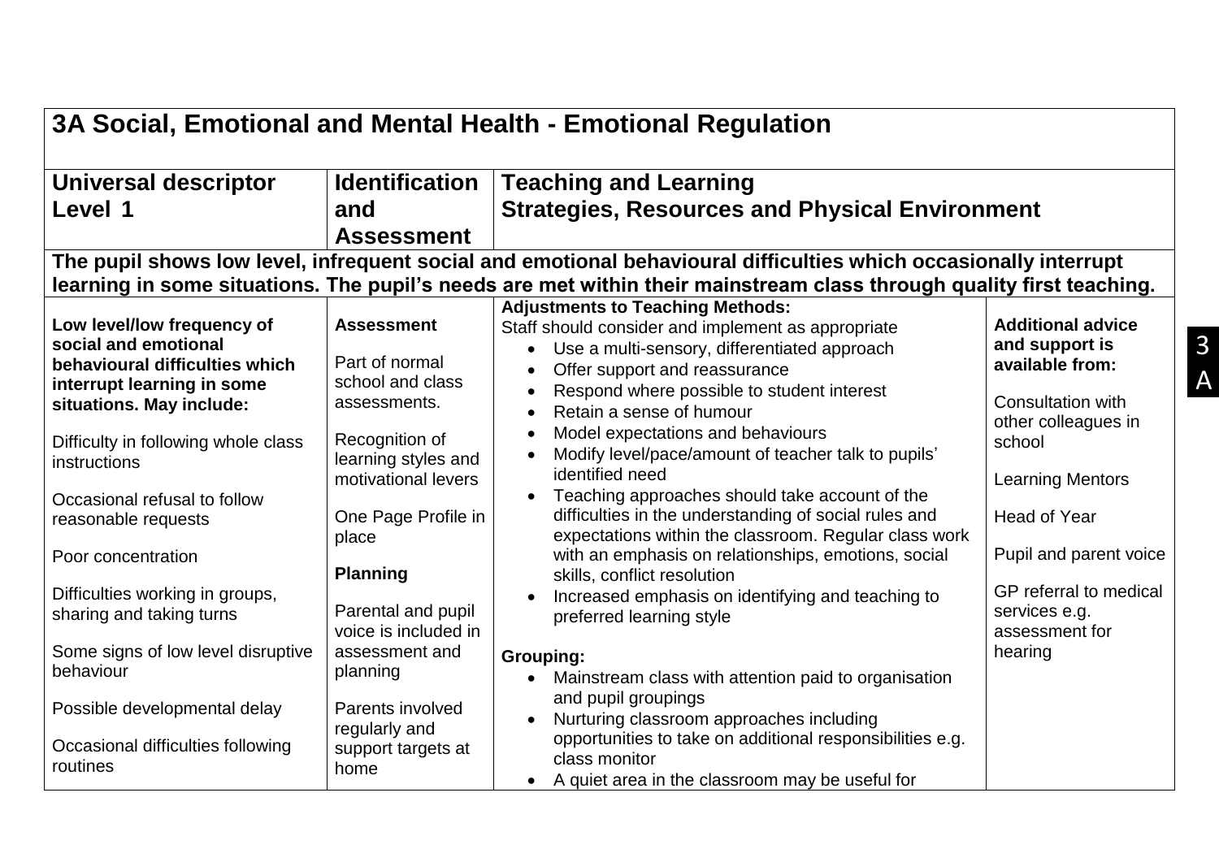| 3A Social, Emotional and Mental Health - Emotional Regulation | | | |
|---|---|---|---|
| **Universal descriptor Level 1** | **Identification and Assessment** | **Teaching and Learning Strategies, Resources and Physical Environment** | |
| **The pupil shows low level, infrequent social and emotional behavioural difficulties which occasionally interrupt learning in some situations. The pupil's needs are met within their mainstream class through quality first teaching.** | | | |
| **Low level/low frequency of social and emotional behavioural difficulties which interrupt learning in some situations. May include:**<br><br>Difficulty in following whole class instructions<br><br>Occasional refusal to follow reasonable requests<br><br>Poor concentration<br><br>Difficulties working in groups, sharing and taking turns<br><br>Some signs of low level disruptive behaviour<br><br>Possible developmental delay<br><br>Occasional difficulties following routines | **Assessment**<br><br>Part of normal school and class assessments.<br><br>Recognition of learning styles and motivational levers<br><br>One Page Profile in place<br><br>**Planning**<br><br>Parental and pupil voice is included in assessment and planning<br><br>Parents involved regularly and support targets at home | **Adjustments to Teaching Methods:**<br>Staff should consider and implement as appropriate<br>• Use a multi-sensory, differentiated approach<br>• Offer support and reassurance<br>• Respond where possible to student interest<br>• Retain a sense of humour<br>• Model expectations and behaviours<br>• Modify level/pace/amount of teacher talk to pupils' identified need<br>• Teaching approaches should take account of the difficulties in the understanding of social rules and expectations within the classroom. Regular class work with an emphasis on relationships, emotions, social skills, conflict resolution<br>• Increased emphasis on identifying and teaching to preferred learning style<br><br>**Grouping:**<br>• Mainstream class with attention paid to organisation and pupil groupings<br>• Nurturing classroom approaches including opportunities to take on additional responsibilities e.g. class monitor<br>• A quiet area in the classroom may be useful for | **Additional advice and support is available from:**<br><br>Consultation with other colleagues in school<br><br>Learning Mentors<br><br>Head of Year<br><br>Pupil and parent voice<br><br>GP referral to medical services e.g. assessment for hearing |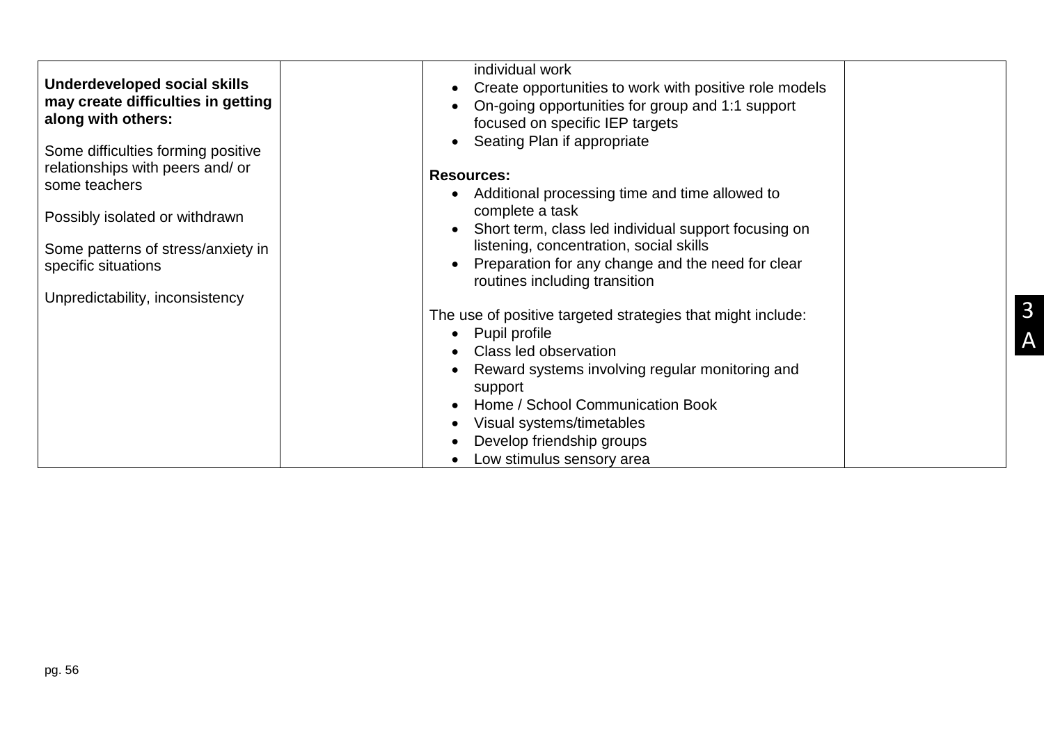| | | | |
|---|---|---|---|
| **Underdeveloped social skills may create difficulties in getting along with others:**<br><br>Some difficulties forming positive relationships with peers and/ or some teachers<br><br>Possibly isolated or withdrawn<br><br>Some patterns of stress/anxiety in specific situations<br><br>Unpredictability, inconsistency | | individual work<br>• Create opportunities to work with positive role models<br>• On-going opportunities for group and 1:1 support focused on specific IEP targets<br>• Seating Plan if appropriate<br><br>**Resources:**<br>• Additional processing time and time allowed to complete a task<br>• Short term, class led individual support focusing on listening, concentration, social skills<br>• Preparation for any change and the need for clear routines including transition<br><br>The use of positive targeted strategies that might include:<br>• Pupil profile<br>• Class led observation<br>• Reward systems involving regular monitoring and support<br>• Home / School Communication Book<br>• Visual systems/timetables<br>• Develop friendship groups<br>• Low stimulus sensory area | |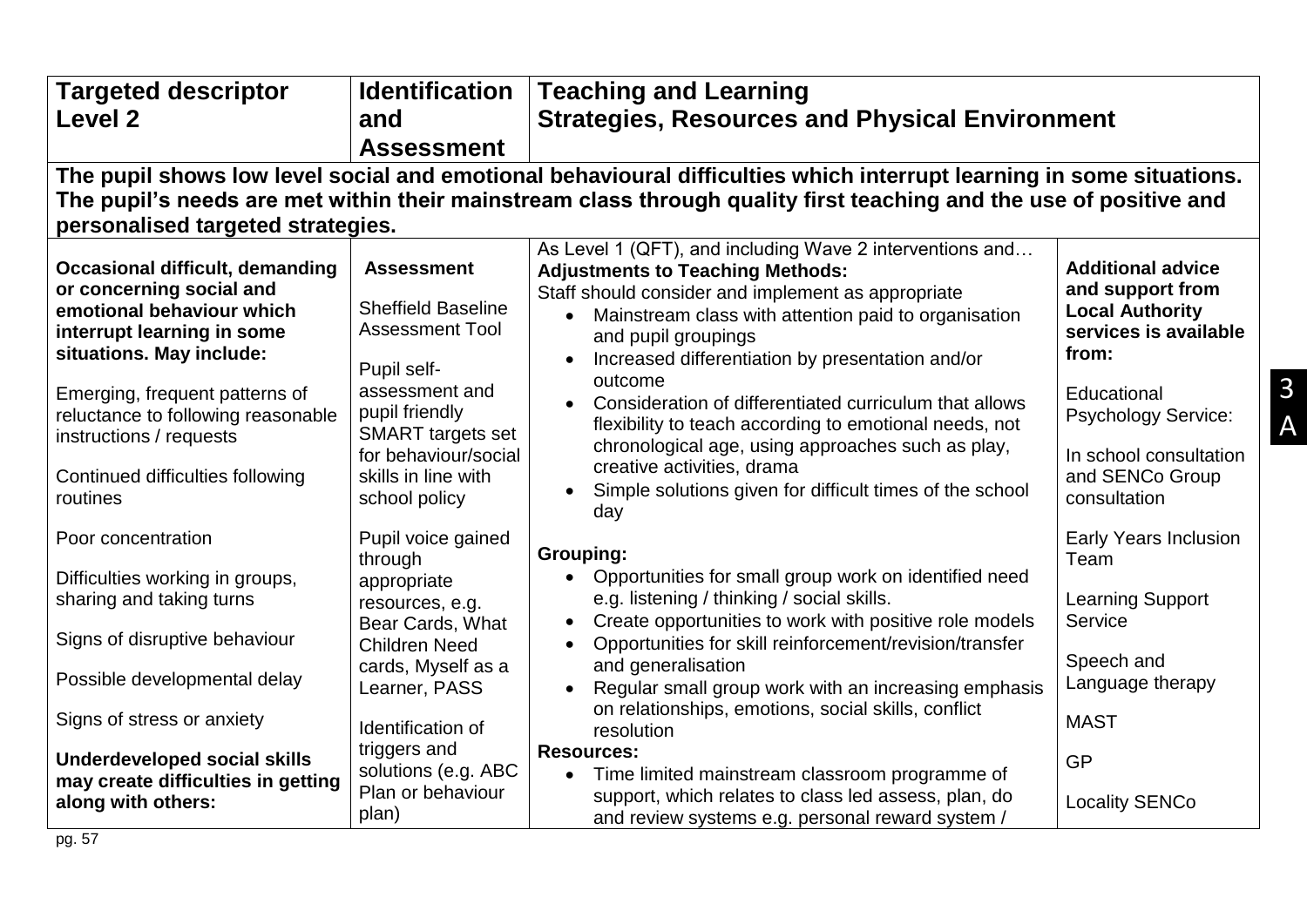| Targeted descriptor Level 2 | Identification and Assessment | Teaching and Learning Strategies, Resources and Physical Environment | |
|---|---|---|---|
| **The pupil shows low level social and emotional behavioural difficulties which interrupt learning in some situations. The pupil's needs are met within their mainstream class through quality first teaching and the use of positive and personalised targeted strategies.** | | | |
| **Occasional difficult, demanding or concerning social and emotional behaviour which interrupt learning in some situations. May include:**<br><br>Emerging, frequent patterns of reluctance to following reasonable instructions / requests<br><br>Continued difficulties following routines<br><br>Poor concentration<br><br>Difficulties working in groups, sharing and taking turns<br><br>Signs of disruptive behaviour<br><br>Possible developmental delay<br><br>Signs of stress or anxiety<br><br>**Underdeveloped social skills may create difficulties in getting along with others:** | **Assessment**<br><br>Sheffield Baseline Assessment Tool<br><br>Pupil self-assessment and pupil friendly SMART targets set for behaviour/social skills in line with school policy<br><br>Pupil voice gained through appropriate resources, e.g. Bear Cards, What Children Need cards, Myself as a Learner, PASS<br><br>Identification of triggers and solutions (e.g. ABC Plan or behaviour plan) | As Level 1 (QFT), and including Wave 2 interventions and…<br>**Adjustments to Teaching Methods:**<br>Staff should consider and implement as appropriate<br>• Mainstream class with attention paid to organisation and pupil groupings<br>• Increased differentiation by presentation and/or outcome<br>• Consideration of differentiated curriculum that allows flexibility to teach according to emotional needs, not chronological age, using approaches such as play, creative activities, drama<br>• Simple solutions given for difficult times of the school day<br><br>**Grouping:**<br>• Opportunities for small group work on identified need e.g. listening / thinking / social skills.<br>• Create opportunities to work with positive role models<br>• Opportunities for skill reinforcement/revision/transfer and generalisation<br>• Regular small group work with an increasing emphasis on relationships, emotions, social skills, conflict resolution<br>**Resources:**<br>• Time limited mainstream classroom programme of support, which relates to class led assess, plan, do and review systems e.g. personal reward system / | **Additional advice and support from Local Authority services is available from:**<br><br>Educational Psychology Service:<br><br>In school consultation and SENCo Group consultation<br><br>Early Years Inclusion Team<br><br>Learning Support Service<br><br>Speech and Language therapy<br><br>MAST<br><br>GP<br><br>Locality SENCo |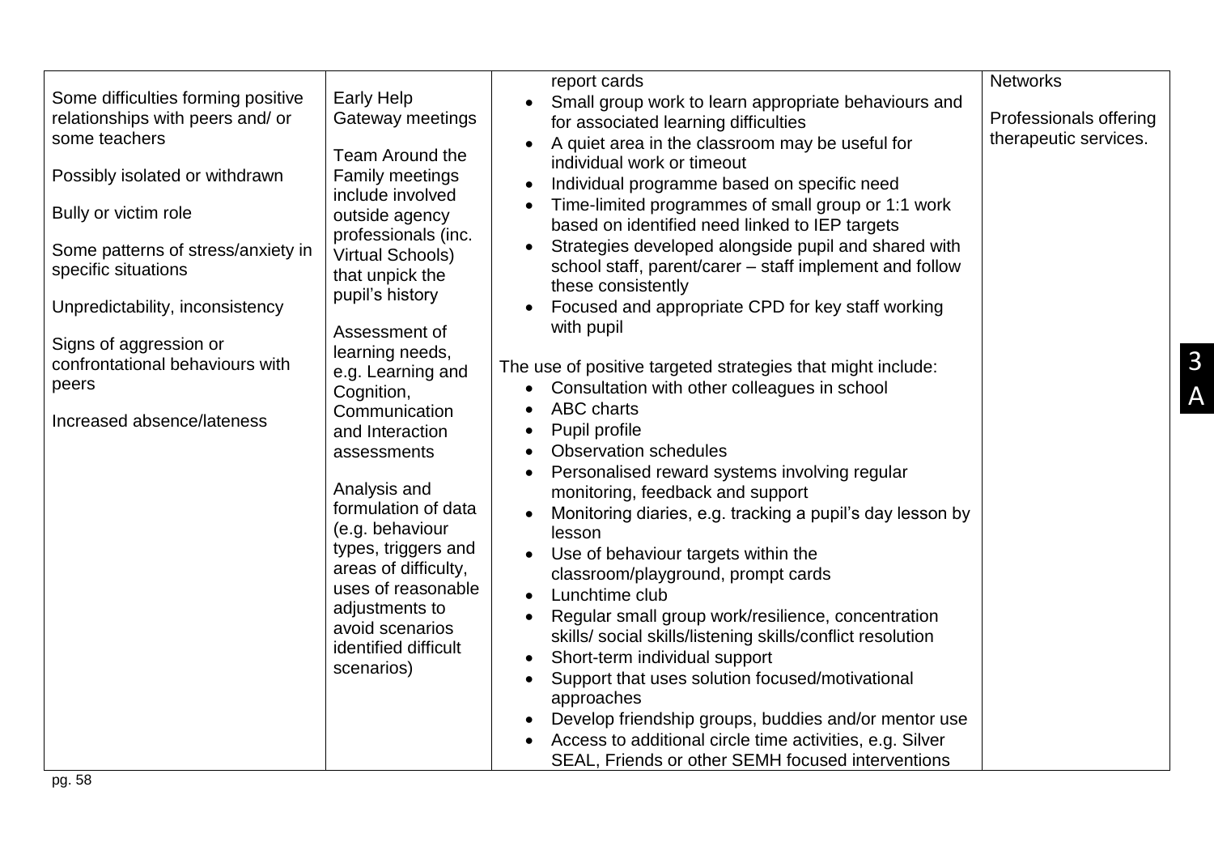| | | | |
|---|---|---|---|
| Some difficulties forming positive relationships with peers and/ or some teachers<br><br>Possibly isolated or withdrawn<br><br>Bully or victim role<br><br>Some patterns of stress/anxiety in specific situations<br><br>Unpredictability, inconsistency<br><br>Signs of aggression or confrontational behaviours with peers<br><br>Increased absence/lateness | Early Help Gateway meetings<br><br>Team Around the Family meetings include involved outside agency professionals (inc. Virtual Schools) that unpick the pupil's history<br><br>Assessment of learning needs, e.g. Learning and Cognition, Communication and Interaction assessments<br><br>Analysis and formulation of data (e.g. behaviour types, triggers and areas of difficulty, uses of reasonable adjustments to avoid scenarios identified difficult scenarios) | report cards<br>• Small group work to learn appropriate behaviours and for associated learning difficulties<br>• A quiet area in the classroom may be useful for individual work or timeout<br>• Individual programme based on specific need<br>• Time-limited programmes of small group or 1:1 work based on identified need linked to IEP targets<br>• Strategies developed alongside pupil and shared with school staff, parent/carer – staff implement and follow these consistently<br>• Focused and appropriate CPD for key staff working with pupil<br><br>The use of positive targeted strategies that might include:<br>• Consultation with other colleagues in school<br>• ABC charts<br>• Pupil profile<br>• Observation schedules<br>• Personalised reward systems involving regular monitoring, feedback and support<br>• Monitoring diaries, e.g. tracking a pupil's day lesson by lesson<br>• Use of behaviour targets within the classroom/playground, prompt cards<br>• Lunchtime club<br>• Regular small group work/resilience, concentration skills/ social skills/listening skills/conflict resolution<br>• Short-term individual support<br>• Support that uses solution focused/motivational approaches<br>• Develop friendship groups, buddies and/or mentor use<br>• Access to additional circle time activities, e.g. Silver SEAL, Friends or other SEMH focused interventions | Networks<br><br>Professionals offering therapeutic services. |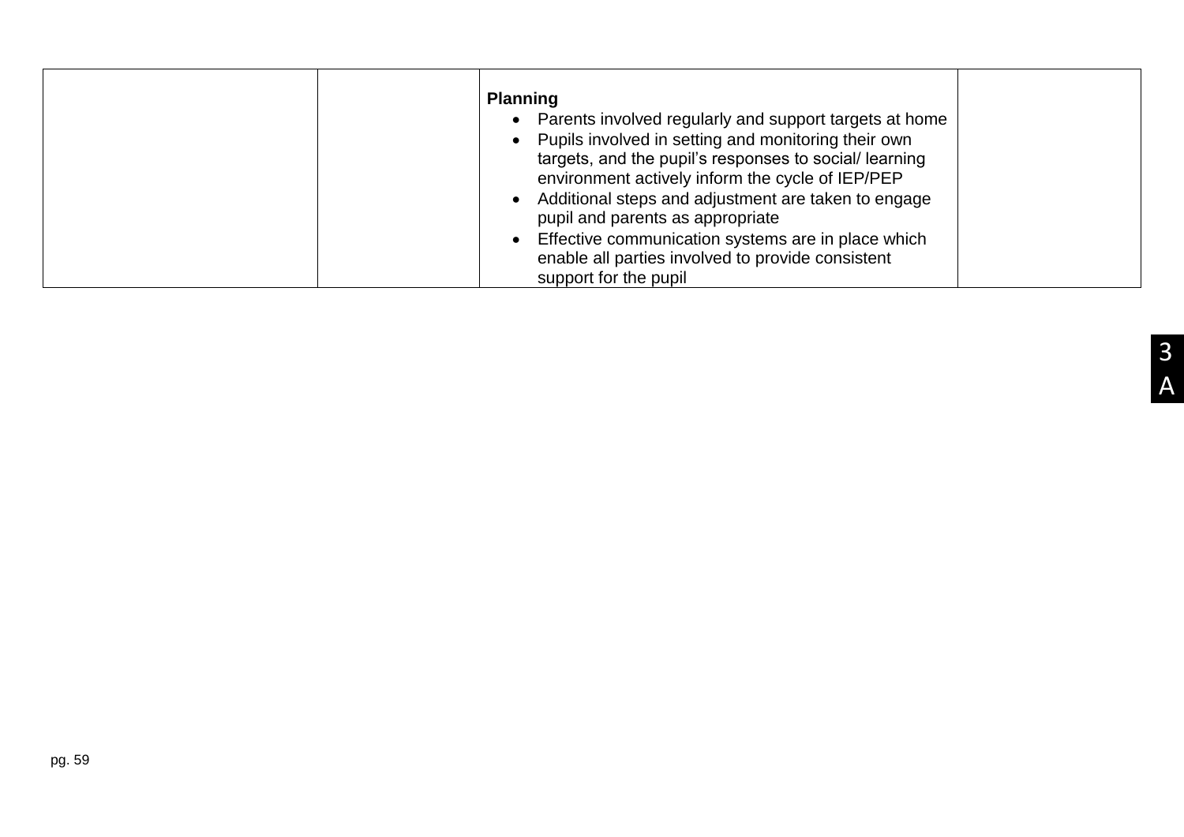| | | | |
|---|---|---|---|
| | | **Planning**<br>• Parents involved regularly and support targets at home<br>• Pupils involved in setting and monitoring their own targets, and the pupil's responses to social/ learning environment actively inform the cycle of IEP/PEP<br>• Additional steps and adjustment are taken to engage pupil and parents as appropriate<br>• Effective communication systems are in place which enable all parties involved to provide consistent support for the pupil | |

3A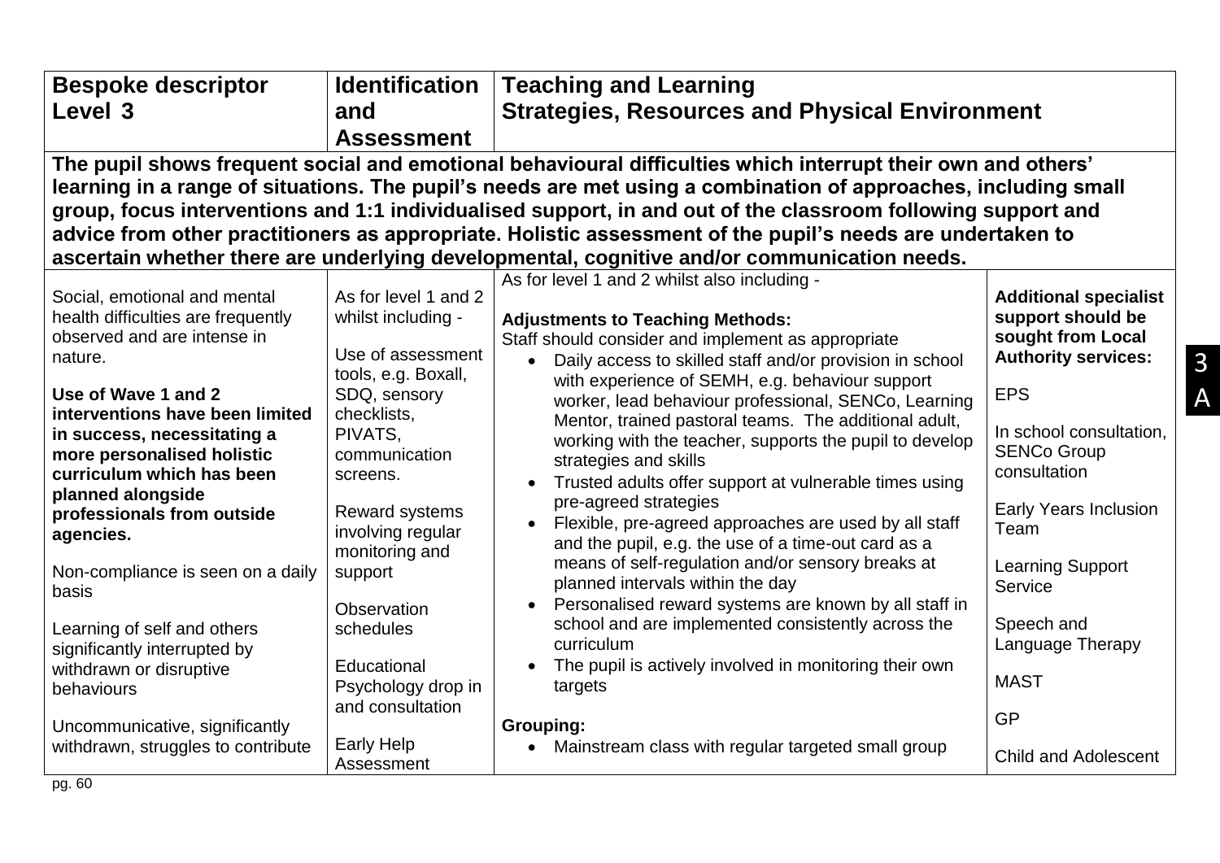| Bespoke descriptor Level 3 | Identification and Assessment | Teaching and Learning Strategies, Resources and Physical Environment | |
|---|---|---|---|
| **The pupil shows frequent social and emotional behavioural difficulties which interrupt their own and others' learning in a range of situations. The pupil's needs are met using a combination of approaches, including small group, focus interventions and 1:1 individualised support, in and out of the classroom following support and advice from other practitioners as appropriate. Holistic assessment of the pupil's needs are undertaken to ascertain whether there are underlying developmental, cognitive and/or communication needs.** | | | |
| Social, emotional and mental health difficulties are frequently observed and are intense in nature.<br><br>**Use of Wave 1 and 2 interventions have been limited in success, necessitating a more personalised holistic curriculum which has been planned alongside professionals from outside agencies.**<br><br>Non-compliance is seen on a daily basis<br><br>Learning of self and others significantly interrupted by withdrawn or disruptive behaviours<br><br>Uncommunicative, significantly withdrawn, struggles to contribute | As for level 1 and 2 whilst including -<br><br>Use of assessment tools, e.g. Boxall, SDQ, sensory checklists, PIVATS, communication screens.<br><br>Reward systems involving regular monitoring and support<br><br>Observation schedules<br><br>Educational Psychology drop in and consultation<br><br>Early Help Assessment | As for level 1 and 2 whilst also including -<br><br>**Adjustments to Teaching Methods:**<br>Staff should consider and implement as appropriate<br>• Daily access to skilled staff and/or provision in school with experience of SEMH, e.g. behaviour support worker, lead behaviour professional, SENCo, Learning Mentor, trained pastoral teams. The additional adult, working with the teacher, supports the pupil to develop strategies and skills<br>• Trusted adults offer support at vulnerable times using pre-agreed strategies<br>• Flexible, pre-agreed approaches are used by all staff and the pupil, e.g. the use of a time-out card as a means of self-regulation and/or sensory breaks at planned intervals within the day<br>• Personalised reward systems are known by all staff in school and are implemented consistently across the curriculum<br>• The pupil is actively involved in monitoring their own targets<br><br>**Grouping:**<br>• Mainstream class with regular targeted small group | **Additional specialist support should be sought from Local Authority services:**<br><br>EPS<br><br>In school consultation, SENCo Group consultation<br><br>Early Years Inclusion Team<br><br>Learning Support Service<br><br>Speech and Language Therapy<br><br>MAST<br><br>GP<br><br>Child and Adolescent |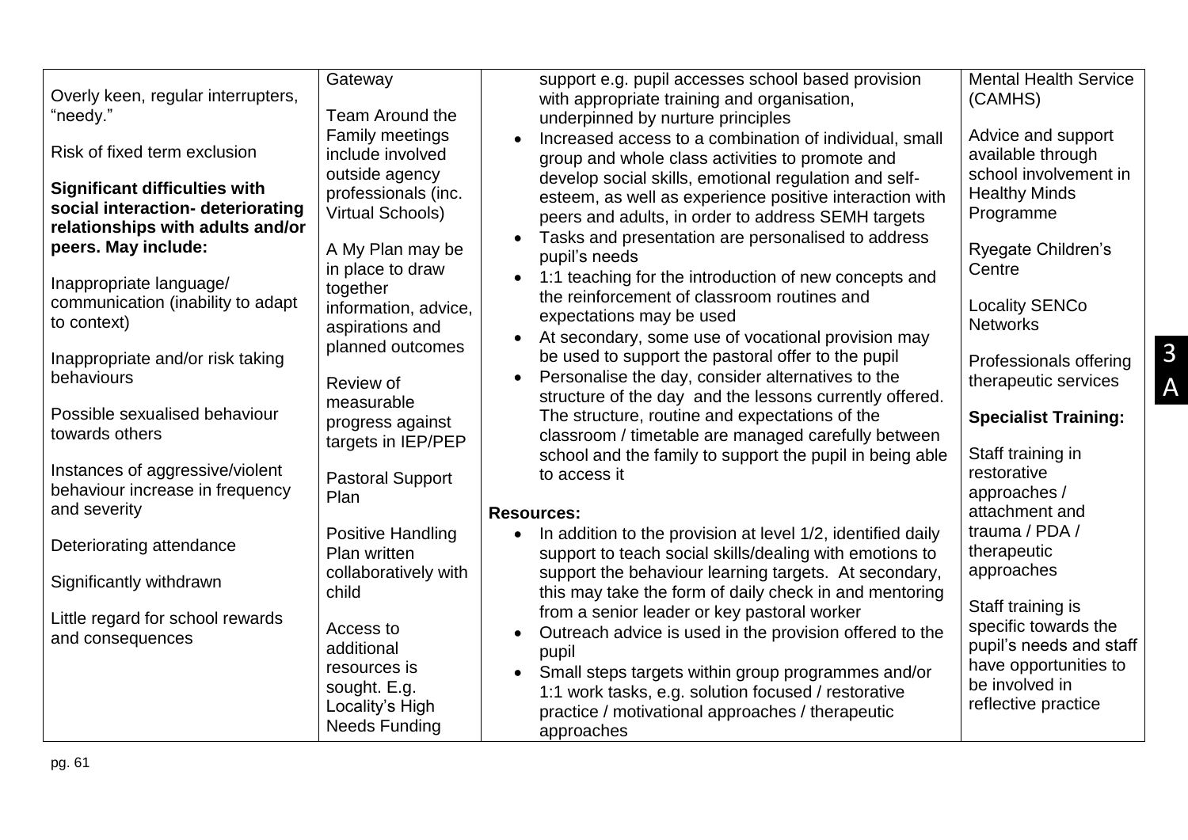| | | | |
|---|---|---|---|
| Overly keen, regular interrupters, "needy."<br><br>Risk of fixed term exclusion<br><br>**Significant difficulties with social interaction- deteriorating relationships with adults and/or peers. May include:**<br><br>Inappropriate language/ communication (inability to adapt to context)<br><br>Inappropriate and/or risk taking behaviours<br><br>Possible sexualised behaviour towards others<br><br>Instances of aggressive/violent behaviour increase in frequency and severity<br><br>Deteriorating attendance<br><br>Significantly withdrawn<br><br>Little regard for school rewards and consequences | Gateway<br><br>Team Around the Family meetings include involved outside agency professionals (inc. Virtual Schools)<br><br>A My Plan may be in place to draw together information, advice, aspirations and planned outcomes<br><br>Review of measurable progress against targets in IEP/PEP<br><br>Pastoral Support Plan<br><br>Positive Handling Plan written collaboratively with child<br><br>Access to additional resources is sought. E.g. Locality's High Needs Funding | support e.g. pupil accesses school based provision with appropriate training and organisation, underpinned by nurture principles<br>• Increased access to a combination of individual, small group and whole class activities to promote and develop social skills, emotional regulation and self-esteem, as well as experience positive interaction with peers and adults, in order to address SEMH targets<br>• Tasks and presentation are personalised to address pupil's needs<br>• 1:1 teaching for the introduction of new concepts and the reinforcement of classroom routines and expectations may be used<br>• At secondary, some use of vocational provision may be used to support the pastoral offer to the pupil<br>• Personalise the day, consider alternatives to the structure of the day and the lessons currently offered. The structure, routine and expectations of the classroom / timetable are managed carefully between school and the family to support the pupil in being able to access it<br><br>**Resources:**<br>• In addition to the provision at level 1/2, identified daily support to teach social skills/dealing with emotions to support the behaviour learning targets. At secondary, this may take the form of daily check in and mentoring from a senior leader or key pastoral worker<br>• Outreach advice is used in the provision offered to the pupil<br>• Small steps targets within group programmes and/or 1:1 work tasks, e.g. solution focused / restorative practice / motivational approaches / therapeutic approaches | Mental Health Service (CAMHS)<br><br>Advice and support available through school involvement in Healthy Minds Programme<br><br>Ryegate Children's Centre<br><br>Locality SENCo Networks<br><br>Professionals offering therapeutic services<br><br>**Specialist Training:**<br><br>Staff training in restorative approaches / attachment and trauma / PDA / therapeutic approaches<br><br>Staff training is specific towards the pupil's needs and staff have opportunities to be involved in reflective practice |

3 A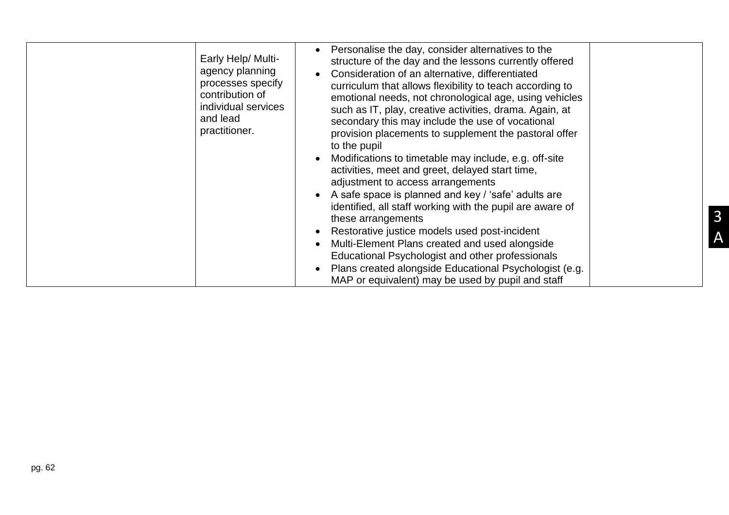|  | Early Help/ Multi-agency planning processes specify contribution of individual services and lead practitioner. | • Personalise the day, consider alternatives to the structure of the day and the lessons currently offered<br>• Consideration of an alternative, differentiated curriculum that allows flexibility to teach according to emotional needs, not chronological age, using vehicles such as IT, play, creative activities, drama. Again, at secondary this may include the use of vocational provision placements to supplement the pastoral offer to the pupil<br>• Modifications to timetable may include, e.g. off-site activities, meet and greet, delayed start time, adjustment to access arrangements<br>• A safe space is planned and key / 'safe' adults are identified, all staff working with the pupil are aware of these arrangements<br>• Restorative justice models used post-incident<br>• Multi-Element Plans created and used alongside Educational Psychologist and other professionals<br>• Plans created alongside Educational Psychologist (e.g. MAP or equivalent) may be used by pupil and staff |  |
|---|---|---|---|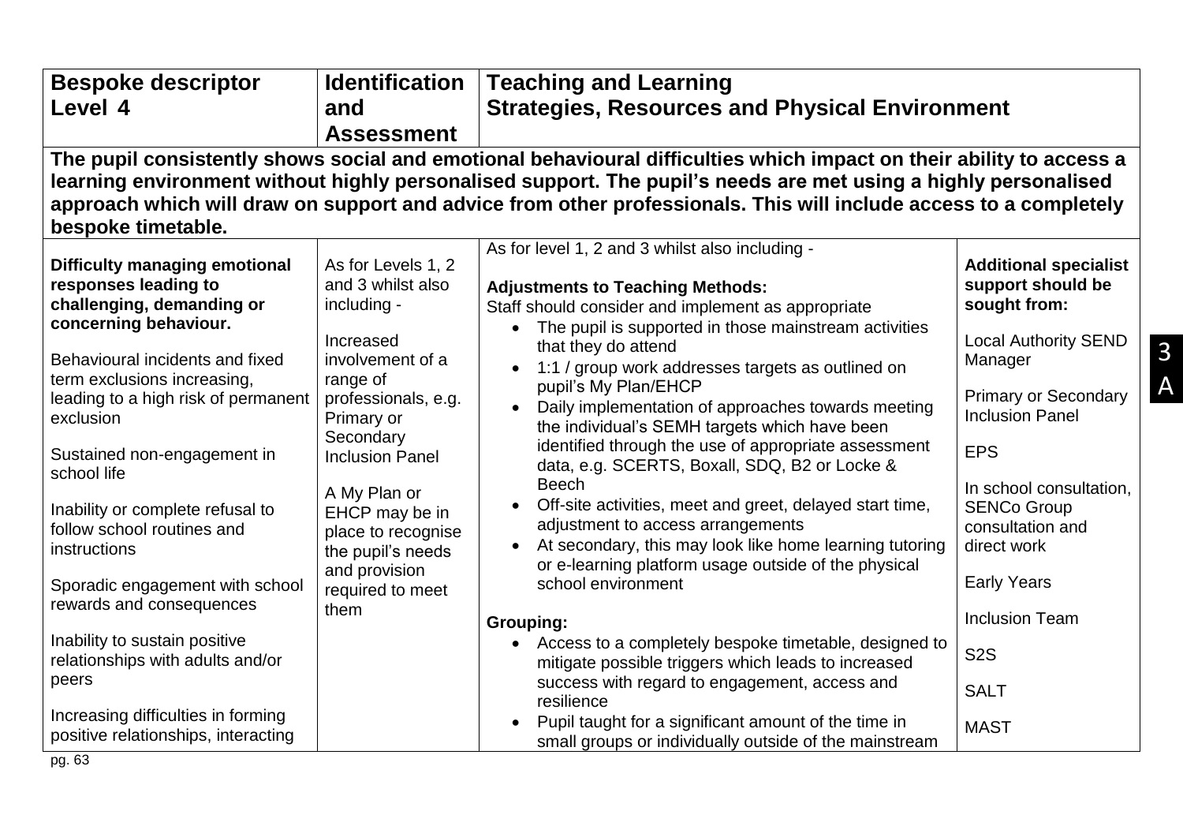| Bespoke descriptor Level 4 | Identification and Assessment | Teaching and Learning Strategies, Resources and Physical Environment | |
|---|---|---|---|
| **The pupil consistently shows social and emotional behavioural difficulties which impact on their ability to access a learning environment without highly personalised support. The pupil's needs are met using a highly personalised approach which will draw on support and advice from other professionals. This will include access to a completely bespoke timetable.** | | | |
| **Difficulty managing emotional responses leading to challenging, demanding or concerning behaviour.**<br><br>Behavioural incidents and fixed term exclusions increasing, leading to a high risk of permanent exclusion<br><br>Sustained non-engagement in school life<br><br>Inability or complete refusal to follow school routines and instructions<br><br>Sporadic engagement with school rewards and consequences<br><br>Inability to sustain positive relationships with adults and/or peers<br><br>Increasing difficulties in forming positive relationships, interacting | As for Levels 1, 2 and 3 whilst also including -<br><br>Increased involvement of a range of professionals, e.g. Primary or Secondary Inclusion Panel<br><br>A My Plan or EHCP may be in place to recognise the pupil's needs and provision required to meet them | As for level 1, 2 and 3 whilst also including -<br><br>**Adjustments to Teaching Methods:**<br>Staff should consider and implement as appropriate<br>• The pupil is supported in those mainstream activities that they do attend<br>• 1:1 / group work addresses targets as outlined on pupil's My Plan/EHCP<br>• Daily implementation of approaches towards meeting the individual's SEMH targets which have been identified through the use of appropriate assessment data, e.g. SCERTS, Boxall, SDQ, B2 or Locke & Beech<br>• Off-site activities, meet and greet, delayed start time, adjustment to access arrangements<br>• At secondary, this may look like home learning tutoring or e-learning platform usage outside of the physical school environment<br><br>**Grouping:**<br>• Access to a completely bespoke timetable, designed to mitigate possible triggers which leads to increased success with regard to engagement, access and resilience<br>• Pupil taught for a significant amount of the time in small groups or individually outside of the mainstream | **Additional specialist support should be sought from:**<br><br>Local Authority SEND Manager<br><br>Primary or Secondary Inclusion Panel<br><br>EPS<br><br>In school consultation, SENCo Group consultation and direct work<br><br>Early Years<br><br>Inclusion Team<br><br>S2S<br><br>SALT<br><br>MAST |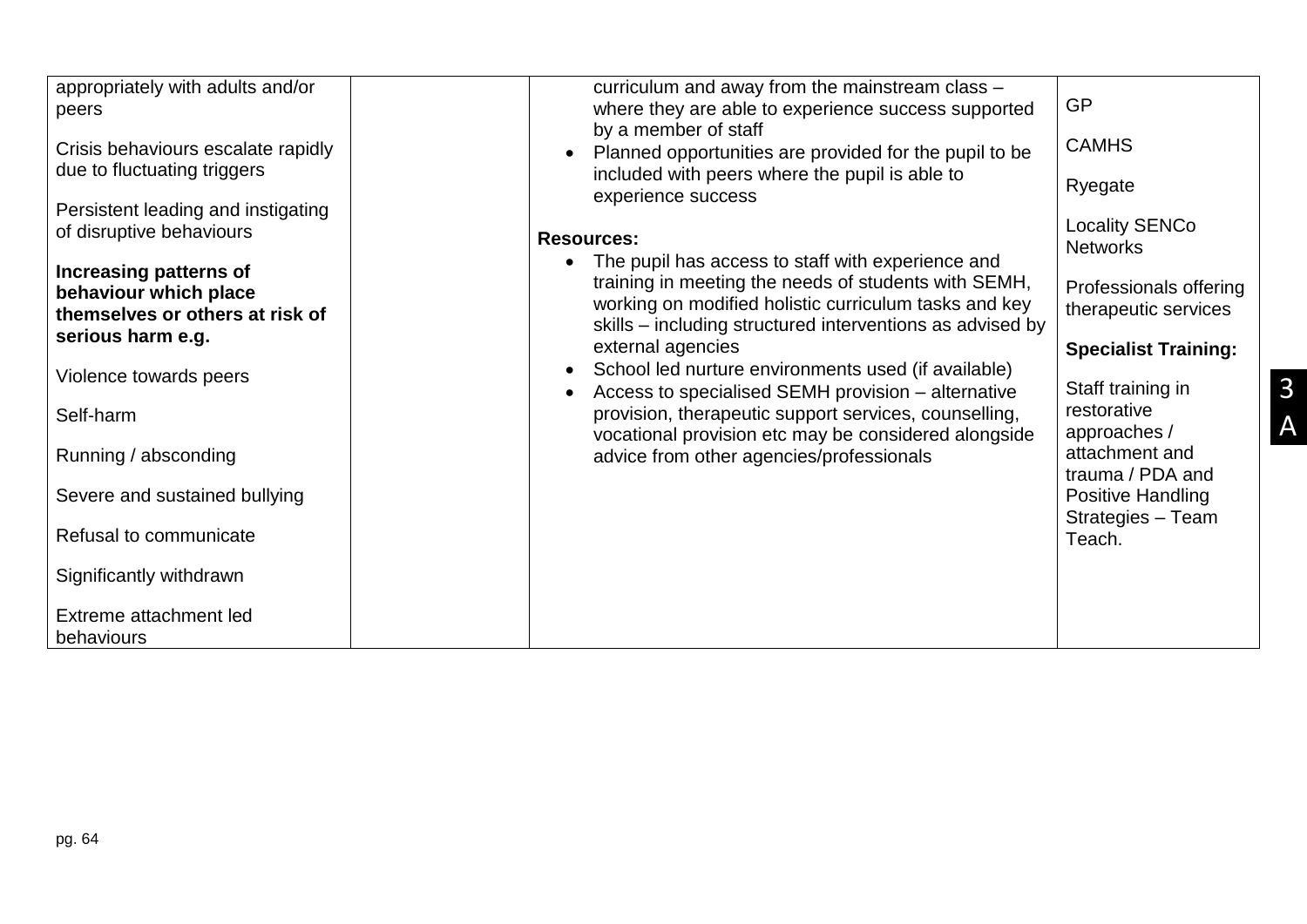| | | | |
|---|---|---|---|
| appropriately with adults and/or peers<br><br>Crisis behaviours escalate rapidly due to fluctuating triggers<br><br>Persistent leading and instigating of disruptive behaviours<br><br>**Increasing patterns of behaviour which place themselves or others at risk of serious harm e.g.**<br><br>Violence towards peers<br><br>Self-harm<br><br>Running / absconding<br><br>Severe and sustained bullying<br><br>Refusal to communicate<br><br>Significantly withdrawn<br><br>Extreme attachment led behaviours | | curriculum and away from the mainstream class – where they are able to experience success supported by a member of staff<br>• Planned opportunities are provided for the pupil to be included with peers where the pupil is able to experience success<br><br>**Resources:**<br>• The pupil has access to staff with experience and training in meeting the needs of students with SEMH, working on modified holistic curriculum tasks and key skills – including structured interventions as advised by external agencies<br>• School led nurture environments used (if available)<br>• Access to specialised SEMH provision – alternative provision, therapeutic support services, counselling, vocational provision etc may be considered alongside advice from other agencies/professionals | GP<br><br>CAMHS<br><br>Ryegate<br><br>Locality SENCo Networks<br><br>Professionals offering therapeutic services<br><br>**Specialist Training:**<br><br>Staff training in restorative approaches / attachment and trauma / PDA and Positive Handling Strategies – Team Teach. |

3A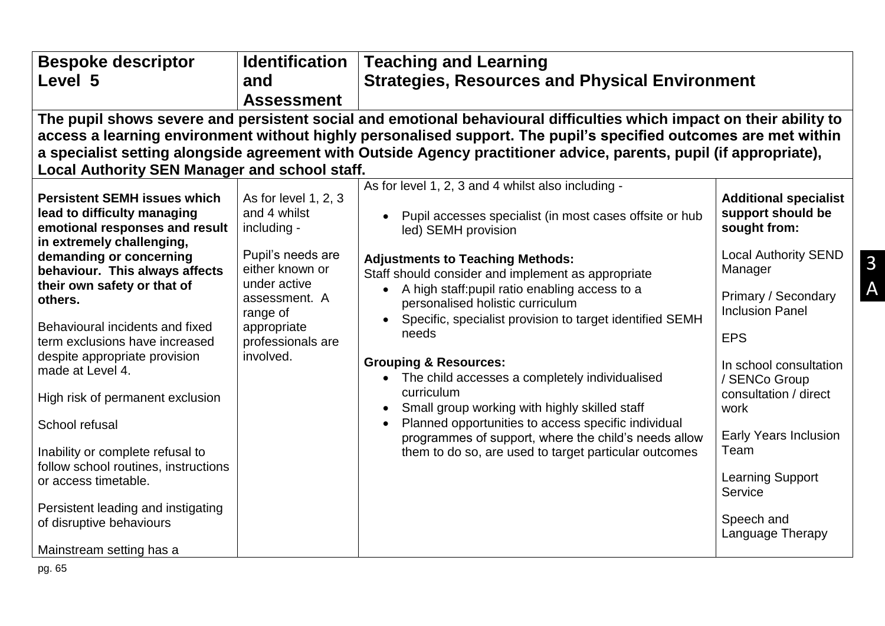| **Bespoke descriptor Level 5** | **Identification and Assessment** | **Teaching and Learning Strategies, Resources and Physical Environment** | |
|---|---|---|---|
| **The pupil shows severe and persistent social and emotional behavioural difficulties which impact on their ability to access a learning environment without highly personalised support. The pupil's specified outcomes are met within a specialist setting alongside agreement with Outside Agency practitioner advice, parents, pupil (if appropriate), Local Authority SEN Manager and school staff.** | | | |
| **Persistent SEMH issues which lead to difficulty managing emotional responses and result in extremely challenging, demanding or concerning behaviour. This always affects their own safety or that of others.**<br><br>Behavioural incidents and fixed term exclusions have increased despite appropriate provision made at Level 4.<br><br>High risk of permanent exclusion<br><br>School refusal<br><br>Inability or complete refusal to follow school routines, instructions or access timetable.<br><br>Persistent leading and instigating of disruptive behaviours<br><br>Mainstream setting has a | As for level 1, 2, 3 and 4 whilst including -<br><br>Pupil's needs are either known or under active assessment. A range of appropriate professionals are involved. | As for level 1, 2, 3 and 4 whilst also including -<br><br>• Pupil accesses specialist (in most cases offsite or hub led) SEMH provision<br><br>**Adjustments to Teaching Methods:**<br>Staff should consider and implement as appropriate<br>• A high staff:pupil ratio enabling access to a personalised holistic curriculum<br>• Specific, specialist provision to target identified SEMH needs<br><br>**Grouping & Resources:**<br>• The child accesses a completely individualised curriculum<br>• Small group working with highly skilled staff<br>• Planned opportunities to access specific individual programmes of support, where the child's needs allow them to do so, are used to target particular outcomes | **Additional specialist support should be sought from:**<br><br>Local Authority SEND Manager<br><br>Primary / Secondary Inclusion Panel<br><br>EPS<br><br>In school consultation / SENCo Group consultation / direct work<br><br>Early Years Inclusion Team<br><br>Learning Support Service<br><br>Speech and Language Therapy |

3A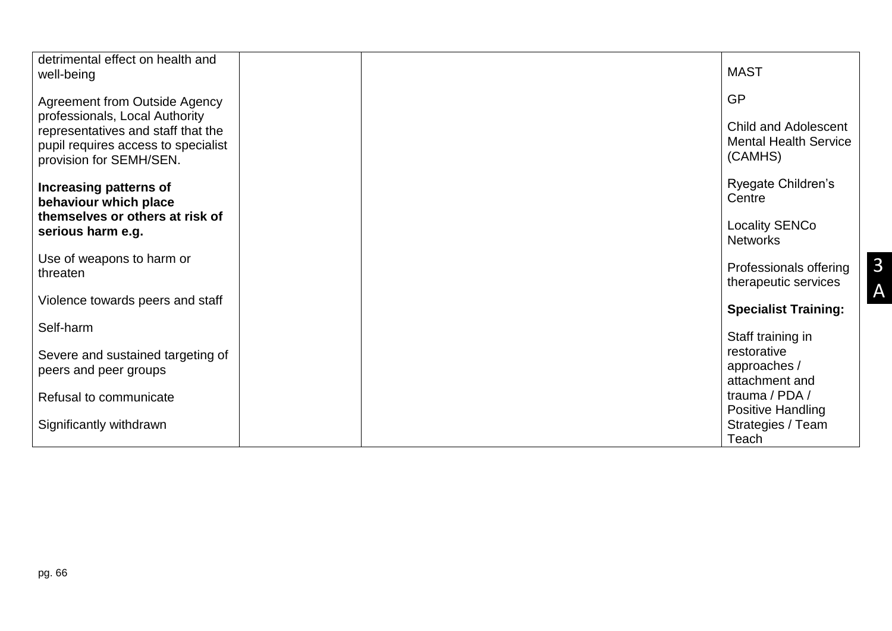| | | | |
|---|---|---|---|
| detrimental effect on health and well-being<br><br>Agreement from Outside Agency professionals, Local Authority representatives and staff that the pupil requires access to specialist provision for SEMH/SEN.<br><br>**Increasing patterns of behaviour which place themselves or others at risk of serious harm e.g.**<br><br>Use of weapons to harm or threaten<br><br>Violence towards peers and staff<br><br>Self-harm<br><br>Severe and sustained targeting of peers and peer groups<br><br>Refusal to communicate<br><br>Significantly withdrawn | | | MAST<br><br>GP<br><br>Child and Adolescent Mental Health Service (CAMHS)<br><br>Ryegate Children's Centre<br><br>Locality SENCo Networks<br><br>Professionals offering therapeutic services<br><br>**Specialist Training:**<br><br>Staff training in restorative approaches / attachment and trauma / PDA / Positive Handling Strategies / Team Teach |

3A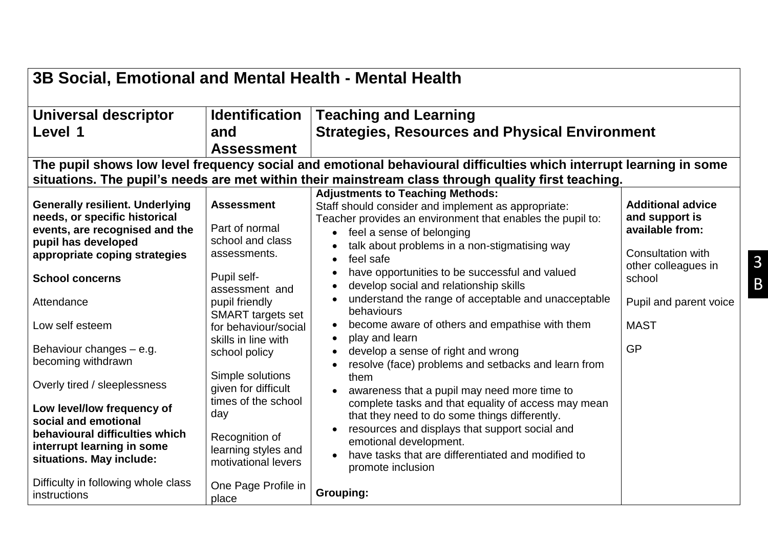| 3B Social, Emotional and Mental Health - Mental Health | | | |
|---|---|---|---|
| **Universal descriptor Level 1** | **Identification and Assessment** | **Teaching and Learning Strategies, Resources and Physical Environment** | |
| **The pupil shows low level frequency social and emotional behavioural difficulties which interrupt learning in some situations. The pupil's needs are met within their mainstream class through quality first teaching.** | | | |
| **Generally resilient. Underlying needs, or specific historical events, are recognised and the pupil has developed appropriate coping strategies**<br><br>**School concerns**<br><br>Attendance<br><br>Low self esteem<br><br>Behaviour changes – e.g. becoming withdrawn<br><br>Overly tired / sleeplessness<br><br>**Low level/low frequency of social and emotional behavioural difficulties which interrupt learning in some situations. May include:**<br><br>Difficulty in following whole class instructions | **Assessment**<br><br>Part of normal school and class assessments.<br><br>Pupil self-assessment and pupil friendly SMART targets set for behaviour/social skills in line with school policy<br><br>Simple solutions given for difficult times of the school day<br><br>Recognition of learning styles and motivational levers<br><br>One Page Profile in place | **Adjustments to Teaching Methods:**<br>Staff should consider and implement as appropriate:<br>Teacher provides an environment that enables the pupil to:<br>• feel a sense of belonging<br>• talk about problems in a non-stigmatising way<br>• feel safe<br>• have opportunities to be successful and valued<br>• develop social and relationship skills<br>• understand the range of acceptable and unacceptable behaviours<br>• become aware of others and empathise with them<br>• play and learn<br>• develop a sense of right and wrong<br>• resolve (face) problems and setbacks and learn from them<br>• awareness that a pupil may need more time to complete tasks and that equality of access may mean that they need to do some things differently.<br>• resources and displays that support social and emotional development.<br>• have tasks that are differentiated and modified to promote inclusion<br><br>**Grouping:** | **Additional advice and support is available from:**<br><br>Consultation with other colleagues in school<br><br>Pupil and parent voice<br><br>MAST<br><br>GP |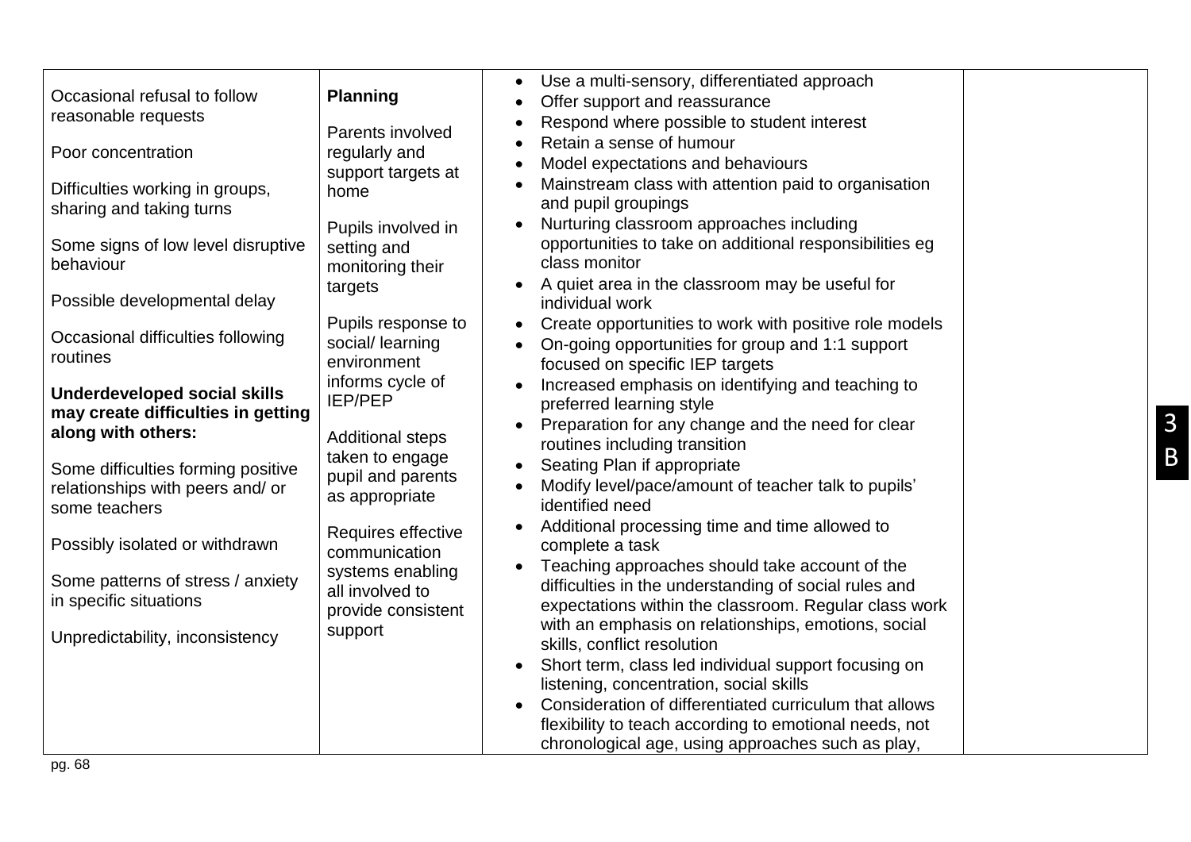| | | | |
|---|---|---|---|
| Occasional refusal to follow reasonable requests<br><br>Poor concentration<br><br>Difficulties working in groups, sharing and taking turns<br><br>Some signs of low level disruptive behaviour<br><br>Possible developmental delay<br><br>Occasional difficulties following routines<br><br>**Underdeveloped social skills may create difficulties in getting along with others:**<br><br>Some difficulties forming positive relationships with peers and/ or some teachers<br><br>Possibly isolated or withdrawn<br><br>Some patterns of stress / anxiety in specific situations<br><br>Unpredictability, inconsistency | **Planning**<br><br>Parents involved regularly and support targets at home<br><br>Pupils involved in setting and monitoring their targets<br><br>Pupils response to social/ learning environment informs cycle of IEP/PEP<br><br>Additional steps taken to engage pupil and parents as appropriate<br><br>Requires effective communication systems enabling all involved to provide consistent support | • Use a multi-sensory, differentiated approach<br>• Offer support and reassurance<br>• Respond where possible to student interest<br>• Retain a sense of humour<br>• Model expectations and behaviours<br>• Mainstream class with attention paid to organisation and pupil groupings<br>• Nurturing classroom approaches including opportunities to take on additional responsibilities eg class monitor<br>• A quiet area in the classroom may be useful for individual work<br>• Create opportunities to work with positive role models<br>• On-going opportunities for group and 1:1 support focused on specific IEP targets<br>• Increased emphasis on identifying and teaching to preferred learning style<br>• Preparation for any change and the need for clear routines including transition<br>• Seating Plan if appropriate<br>• Modify level/pace/amount of teacher talk to pupils' identified need<br>• Additional processing time and time allowed to complete a task<br>• Teaching approaches should take account of the difficulties in the understanding of social rules and expectations within the classroom. Regular class work with an emphasis on relationships, emotions, social skills, conflict resolution<br>• Short term, class led individual support focusing on listening, concentration, social skills<br>• Consideration of differentiated curriculum that allows flexibility to teach according to emotional needs, not chronological age, using approaches such as play, | |

3B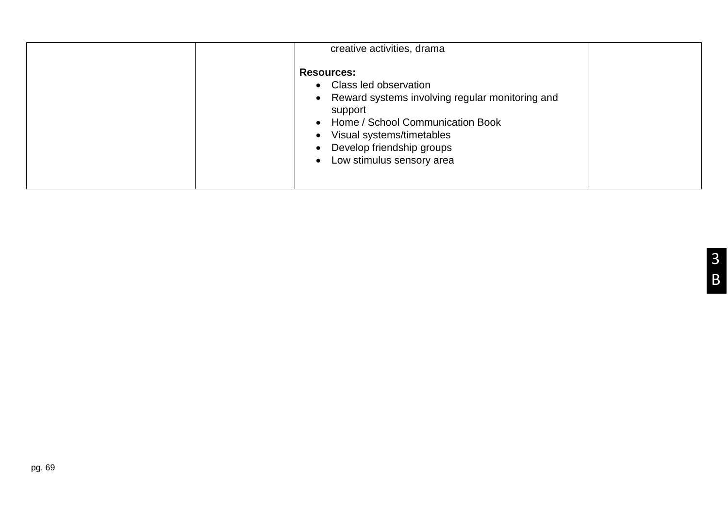|  |  | creative activities, drama<br><br>**Resources:**<br>• Class led observation<br>• Reward systems involving regular monitoring and support<br>• Home / School Communication Book<br>• Visual systems/timetables<br>• Develop friendship groups<br>• Low stimulus sensory area |  |
|---|---|---|---|

3
B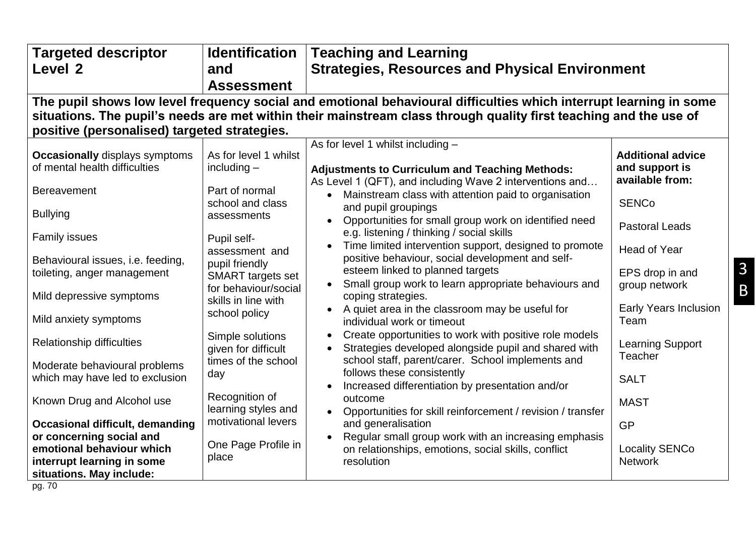| Targeted descriptor Level 2 | Identification and Assessment | Teaching and Learning Strategies, Resources and Physical Environment | |
|---|---|---|---|
| **The pupil shows low level frequency social and emotional behavioural difficulties which interrupt learning in some situations. The pupil's needs are met within their mainstream class through quality first teaching and the use of positive (personalised) targeted strategies.** | | | |
| **Occasionally** displays symptoms of mental health difficulties<br><br>Bereavement<br><br>Bullying<br><br>Family issues<br><br>Behavioural issues, i.e. feeding, toileting, anger management<br><br>Mild depressive symptoms<br><br>Mild anxiety symptoms<br><br>Relationship difficulties<br><br>Moderate behavioural problems which may have led to exclusion<br><br>Known Drug and Alcohol use<br><br>**Occasional difficult, demanding or concerning social and emotional behaviour which interrupt learning in some situations. May include:** | As for level 1 whilst including –<br><br>Part of normal school and class assessments<br><br>Pupil self-assessment and pupil friendly SMART targets set for behaviour/social skills in line with school policy<br><br>Simple solutions given for difficult times of the school day<br><br>Recognition of learning styles and motivational levers<br><br>One Page Profile in place | As for level 1 whilst including –<br><br>**Adjustments to Curriculum and Teaching Methods:**<br>As Level 1 (QFT), and including Wave 2 interventions and…<br>• Mainstream class with attention paid to organisation and pupil groupings<br>• Opportunities for small group work on identified need e.g. listening / thinking / social skills<br>• Time limited intervention support, designed to promote positive behaviour, social development and self-esteem linked to planned targets<br>• Small group work to learn appropriate behaviours and coping strategies.<br>• A quiet area in the classroom may be useful for individual work or timeout<br>• Create opportunities to work with positive role models<br>• Strategies developed alongside pupil and shared with school staff, parent/carer. School implements and follows these consistently<br>• Increased differentiation by presentation and/or outcome<br>• Opportunities for skill reinforcement / revision / transfer and generalisation<br>• Regular small group work with an increasing emphasis on relationships, emotions, social skills, conflict resolution | **Additional advice and support is available from:**<br><br>SENCo<br><br>Pastoral Leads<br><br>Head of Year<br><br>EPS drop in and group network<br><br>Early Years Inclusion Team<br><br>Learning Support Teacher<br><br>SALT<br><br>MAST<br><br>GP<br><br>Locality SENCo Network |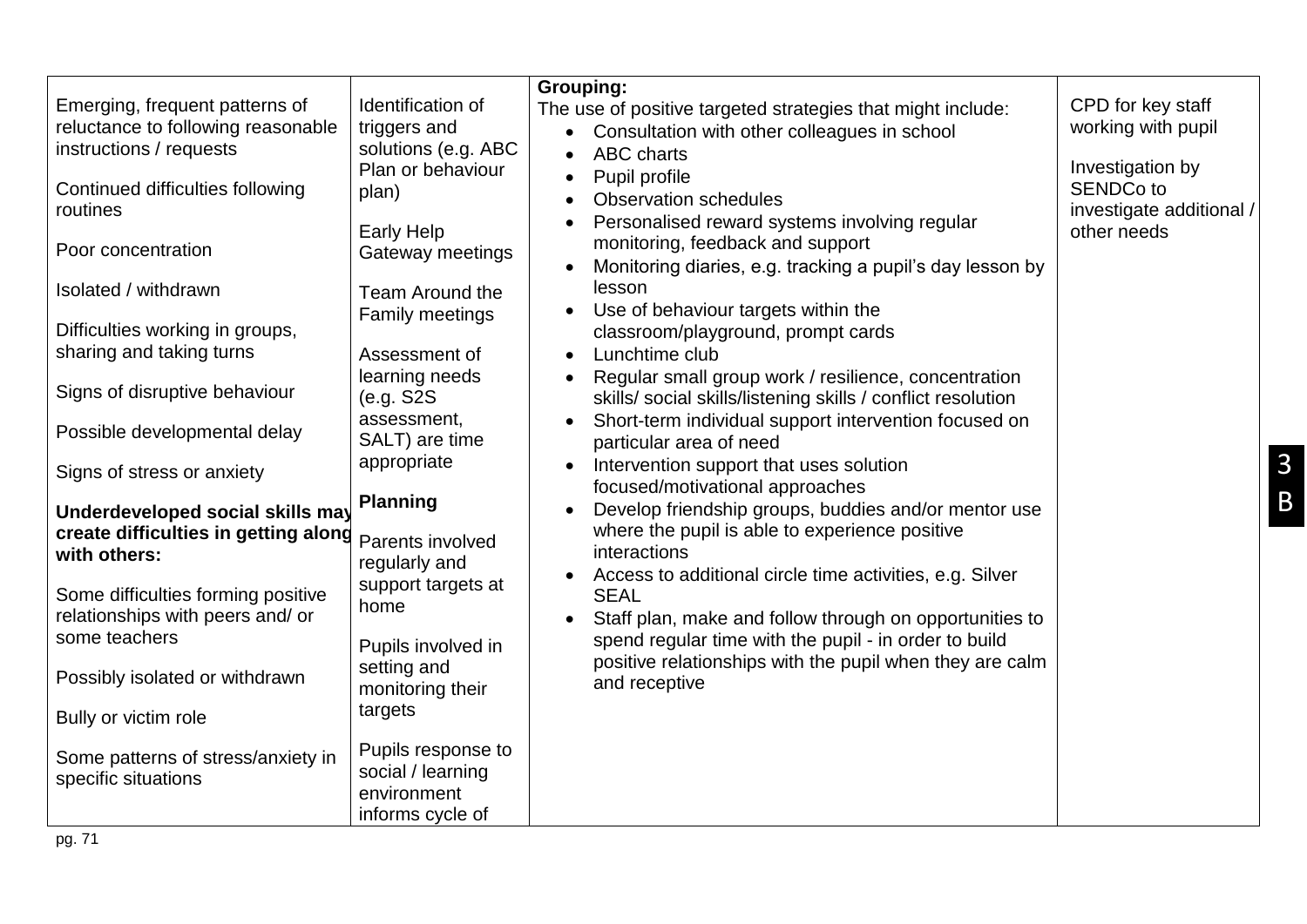| | | | |
|---|---|---|---|
| Emerging, frequent patterns of reluctance to following reasonable instructions / requests<br><br>Continued difficulties following routines<br><br>Poor concentration<br><br>Isolated / withdrawn<br><br>Difficulties working in groups, sharing and taking turns<br><br>Signs of disruptive behaviour<br><br>Possible developmental delay<br><br>Signs of stress or anxiety<br><br>**Underdeveloped social skills may create difficulties in getting along with others:**<br><br>Some difficulties forming positive relationships with peers and/ or some teachers<br><br>Possibly isolated or withdrawn<br><br>Bully or victim role<br><br>Some patterns of stress/anxiety in specific situations | Identification of triggers and solutions (e.g. ABC Plan or behaviour plan)<br><br>Early Help Gateway meetings<br><br>Team Around the Family meetings<br><br>Assessment of learning needs (e.g. S2S assessment, SALT) are time appropriate<br><br>**Planning**<br><br>Parents involved regularly and support targets at home<br><br>Pupils involved in setting and monitoring their targets<br><br>Pupils response to social / learning environment informs cycle of | **Grouping:**<br>The use of positive targeted strategies that might include:<br>• Consultation with other colleagues in school<br>• ABC charts<br>• Pupil profile<br>• Observation schedules<br>• Personalised reward systems involving regular monitoring, feedback and support<br>• Monitoring diaries, e.g. tracking a pupil's day lesson by lesson<br>• Use of behaviour targets within the classroom/playground, prompt cards<br>• Lunchtime club<br>• Regular small group work / resilience, concentration skills/ social skills/listening skills / conflict resolution<br>• Short-term individual support intervention focused on particular area of need<br>• Intervention support that uses solution focused/motivational approaches<br>• Develop friendship groups, buddies and/or mentor use where the pupil is able to experience positive interactions<br>• Access to additional circle time activities, e.g. Silver SEAL<br>• Staff plan, make and follow through on opportunities to spend regular time with the pupil - in order to build positive relationships with the pupil when they are calm and receptive | CPD for key staff working with pupil<br><br>Investigation by SENDCo to investigate additional / other needs |

3B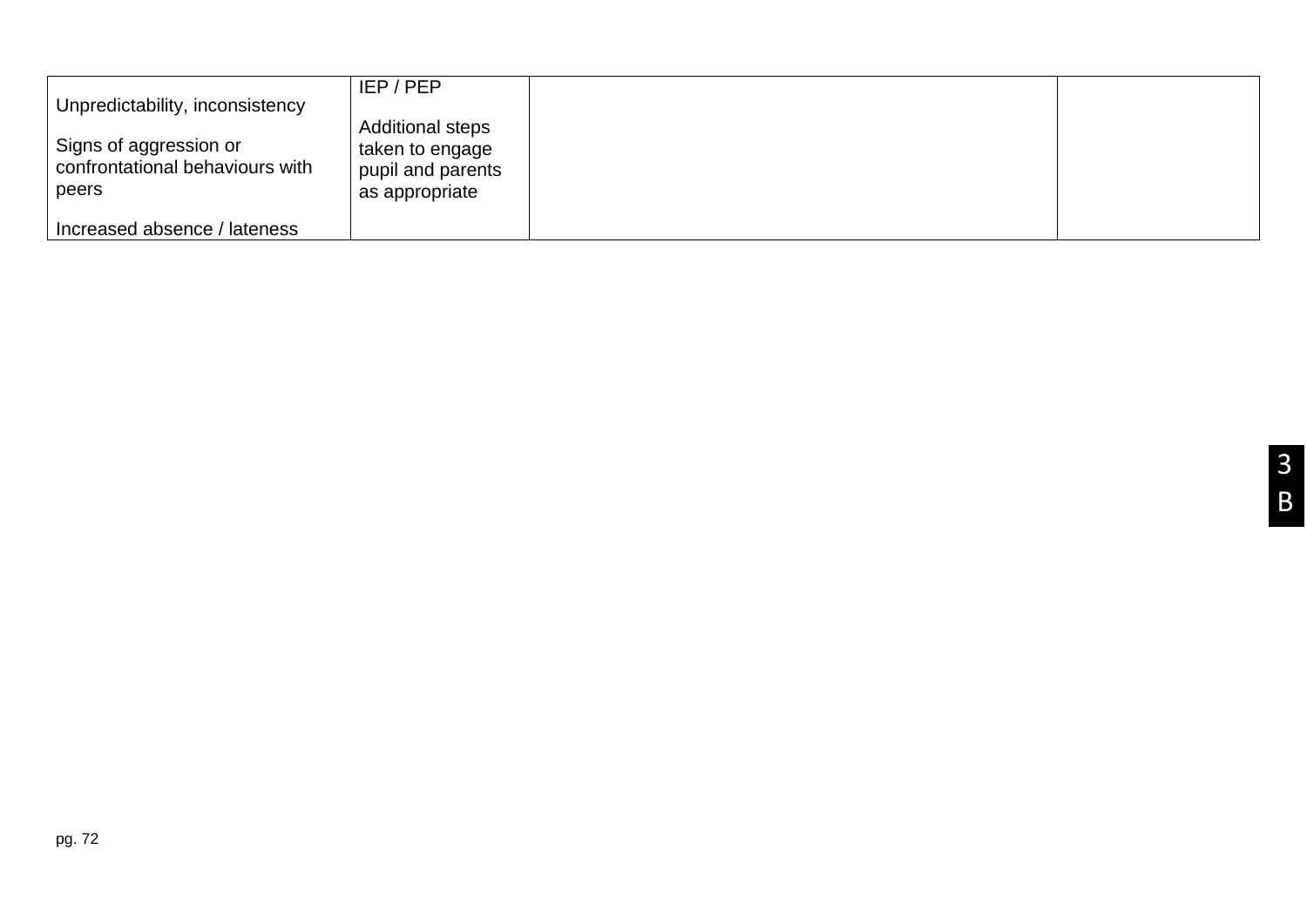| | | | |
|---|---|---|---|
| Unpredictability, inconsistency<br><br>Signs of aggression or confrontational behaviours with peers<br><br>Increased absence / lateness | IEP / PEP<br><br>Additional steps taken to engage pupil and parents as appropriate | | |

3 B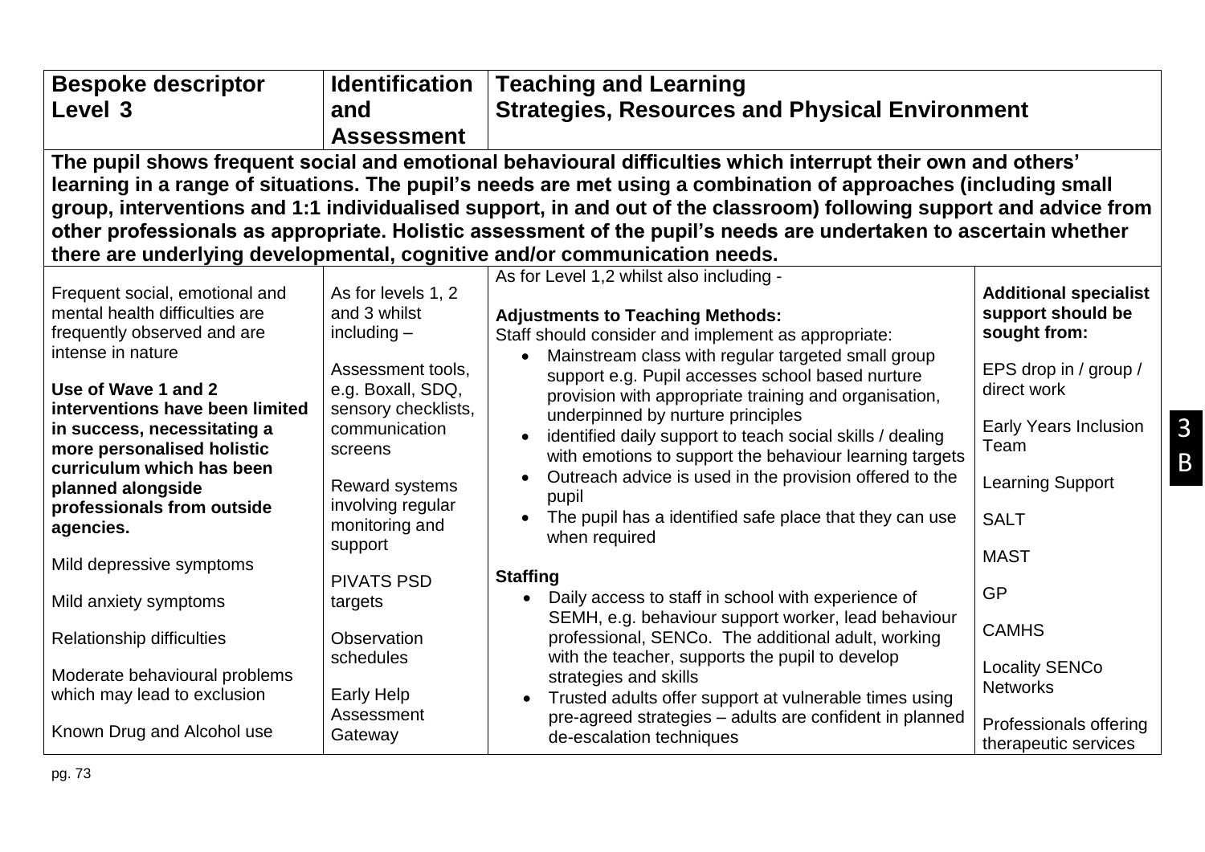| Bespoke descriptor Level 3 | Identification and Assessment | Teaching and Learning Strategies, Resources and Physical Environment | |
|---|---|---|---|
| **The pupil shows frequent social and emotional behavioural difficulties which interrupt their own and others' learning in a range of situations. The pupil's needs are met using a combination of approaches (including small group, interventions and 1:1 individualised support, in and out of the classroom) following support and advice from other professionals as appropriate. Holistic assessment of the pupil's needs are undertaken to ascertain whether there are underlying developmental, cognitive and/or communication needs.** | | | |
| Frequent social, emotional and mental health difficulties are frequently observed and are intense in nature<br><br>**Use of Wave 1 and 2 interventions have been limited in success, necessitating a more personalised holistic curriculum which has been planned alongside professionals from outside agencies.**<br><br>Mild depressive symptoms<br><br>Mild anxiety symptoms<br><br>Relationship difficulties<br><br>Moderate behavioural problems which may lead to exclusion<br><br>Known Drug and Alcohol use | As for levels 1, 2 and 3 whilst including –<br><br>Assessment tools, e.g. Boxall, SDQ, sensory checklists, communication screens<br><br>Reward systems involving regular monitoring and support<br><br>PIVATS PSD targets<br><br>Observation schedules<br><br>Early Help Assessment Gateway | As for Level 1,2 whilst also including -<br><br>**Adjustments to Teaching Methods:**<br>Staff should consider and implement as appropriate:<br>• Mainstream class with regular targeted small group support e.g. Pupil accesses school based nurture provision with appropriate training and organisation, underpinned by nurture principles<br>• identified daily support to teach social skills / dealing with emotions to support the behaviour learning targets<br>• Outreach advice is used in the provision offered to the pupil<br>• The pupil has a identified safe place that they can use when required<br><br>**Staffing**<br>• Daily access to staff in school with experience of SEMH, e.g. behaviour support worker, lead behaviour professional, SENCo. The additional adult, working with the teacher, supports the pupil to develop strategies and skills<br>• Trusted adults offer support at vulnerable times using pre-agreed strategies – adults are confident in planned de-escalation techniques | **Additional specialist support should be sought from:**<br><br>EPS drop in / group / direct work<br><br>Early Years Inclusion Team<br><br>Learning Support<br><br>SALT<br><br>MAST<br><br>GP<br><br>CAMHS<br><br>Locality SENCo Networks<br><br>Professionals offering therapeutic services |

3 B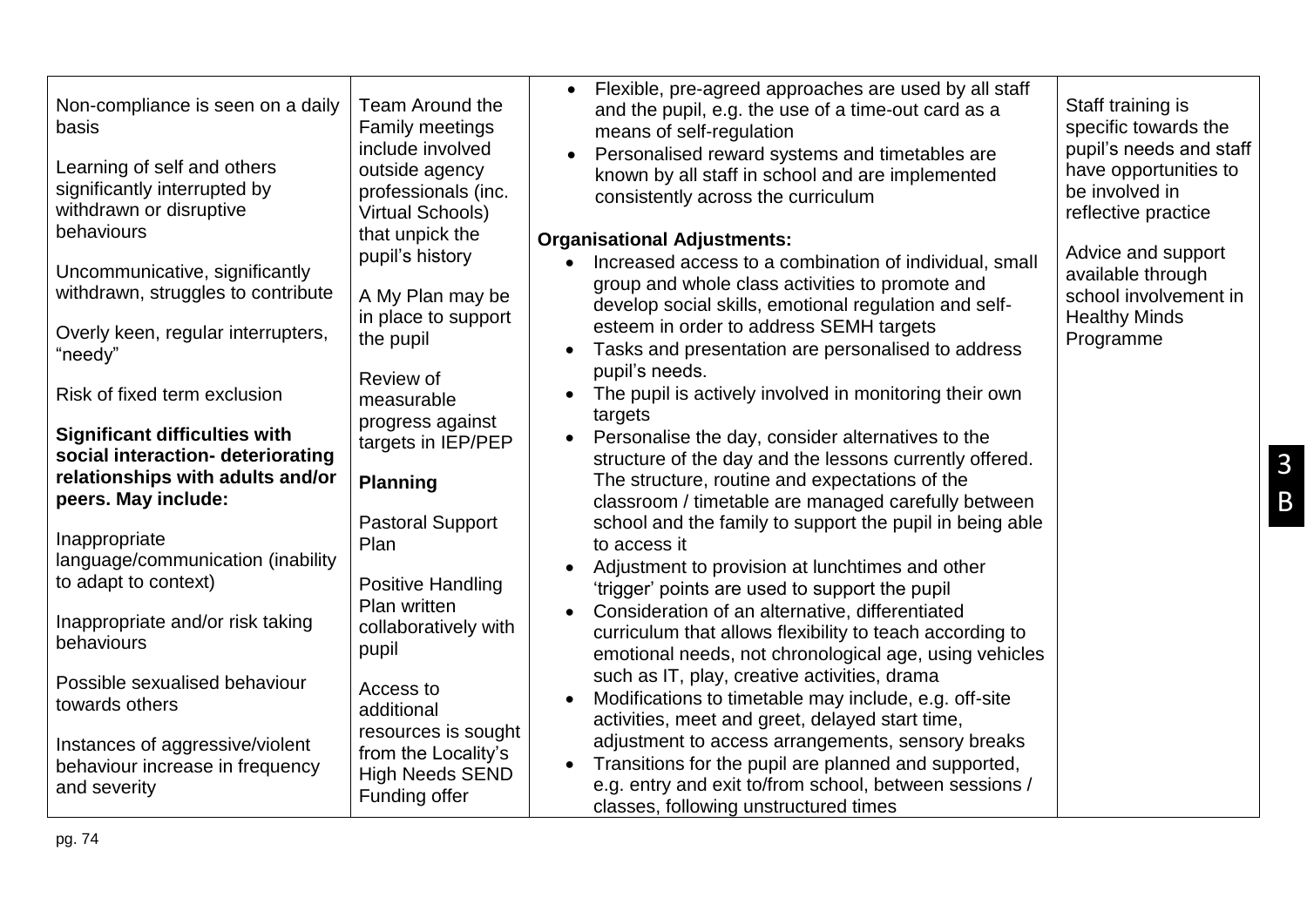| | | | |
|---|---|---|---|
| Non-compliance is seen on a daily basis<br><br>Learning of self and others significantly interrupted by withdrawn or disruptive behaviours<br><br>Uncommunicative, significantly withdrawn, struggles to contribute<br><br>Overly keen, regular interrupters, "needy"<br><br>Risk of fixed term exclusion<br><br>**Significant difficulties with social interaction- deteriorating relationships with adults and/or peers. May include:**<br><br>Inappropriate language/communication (inability to adapt to context)<br><br>Inappropriate and/or risk taking behaviours<br><br>Possible sexualised behaviour towards others<br><br>Instances of aggressive/violent behaviour increase in frequency and severity | Team Around the Family meetings include involved outside agency professionals (inc. Virtual Schools) that unpick the pupil's history<br><br>A My Plan may be in place to support the pupil<br><br>Review of measurable progress against targets in IEP/PEP<br><br>**Planning**<br><br>Pastoral Support Plan<br><br>Positive Handling Plan written collaboratively with pupil<br><br>Access to additional resources is sought from the Locality's High Needs SEND Funding offer | • Flexible, pre-agreed approaches are used by all staff and the pupil, e.g. the use of a time-out card as a means of self-regulation<br>• Personalised reward systems and timetables are known by all staff in school and are implemented consistently across the curriculum<br><br>**Organisational Adjustments:**<br>• Increased access to a combination of individual, small group and whole class activities to promote and develop social skills, emotional regulation and self-esteem in order to address SEMH targets<br>• Tasks and presentation are personalised to address pupil's needs.<br>• The pupil is actively involved in monitoring their own targets<br>• Personalise the day, consider alternatives to the structure of the day and the lessons currently offered. The structure, routine and expectations of the classroom / timetable are managed carefully between school and the family to support the pupil in being able to access it<br>• Adjustment to provision at lunchtimes and other 'trigger' points are used to support the pupil<br>• Consideration of an alternative, differentiated curriculum that allows flexibility to teach according to emotional needs, not chronological age, using vehicles such as IT, play, creative activities, drama<br>• Modifications to timetable may include, e.g. off-site activities, meet and greet, delayed start time, adjustment to access arrangements, sensory breaks<br>• Transitions for the pupil are planned and supported, e.g. entry and exit to/from school, between sessions / classes, following unstructured times | Staff training is specific towards the pupil's needs and staff have opportunities to be involved in reflective practice<br><br>Advice and support available through school involvement in Healthy Minds Programme |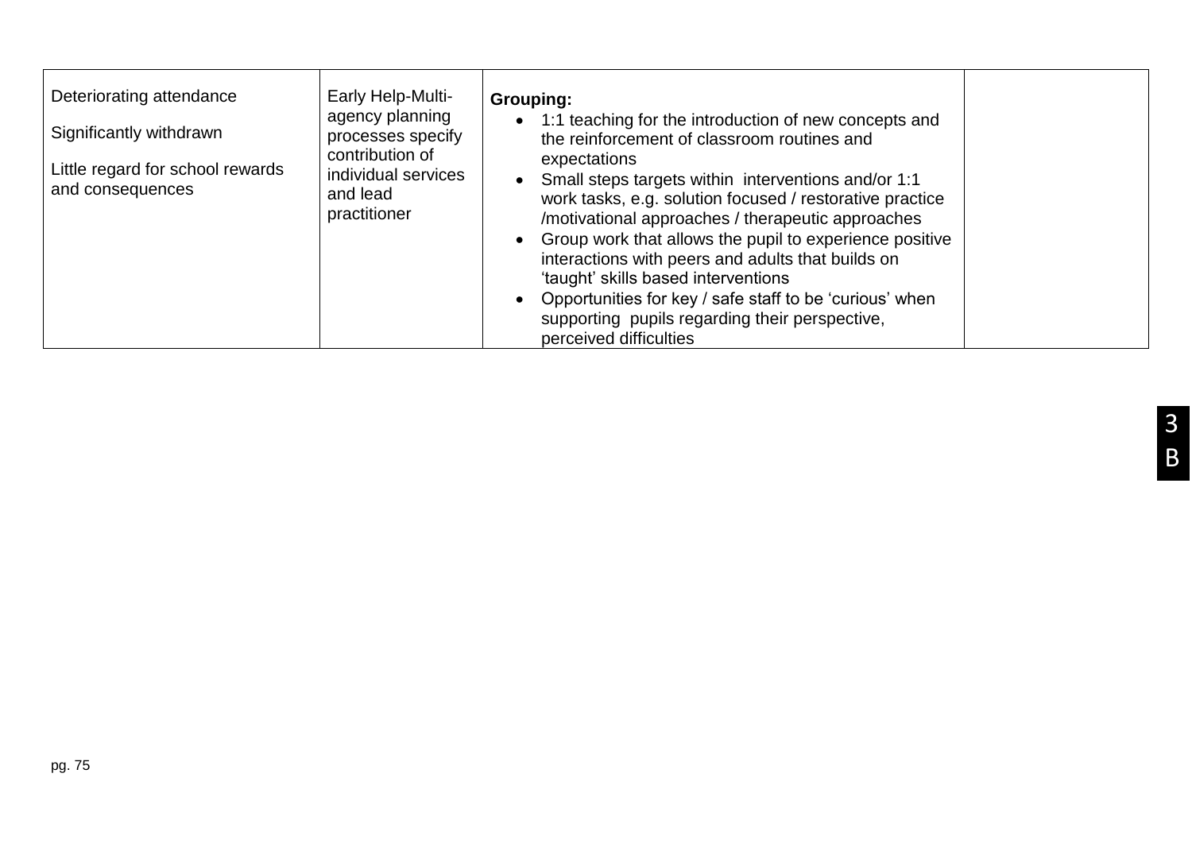| | | | |
|---|---|---|---|
| Deteriorating attendance<br><br>Significantly withdrawn<br><br>Little regard for school rewards and consequences | Early Help-Multi-agency planning processes specify contribution of individual services and lead practitioner | **Grouping:**<br>• 1:1 teaching for the introduction of new concepts and the reinforcement of classroom routines and expectations<br>• Small steps targets within interventions and/or 1:1 work tasks, e.g. solution focused / restorative practice /motivational approaches / therapeutic approaches<br>• Group work that allows the pupil to experience positive interactions with peers and adults that builds on 'taught' skills based interventions<br>• Opportunities for key / safe staff to be 'curious' when supporting pupils regarding their perspective, perceived difficulties | |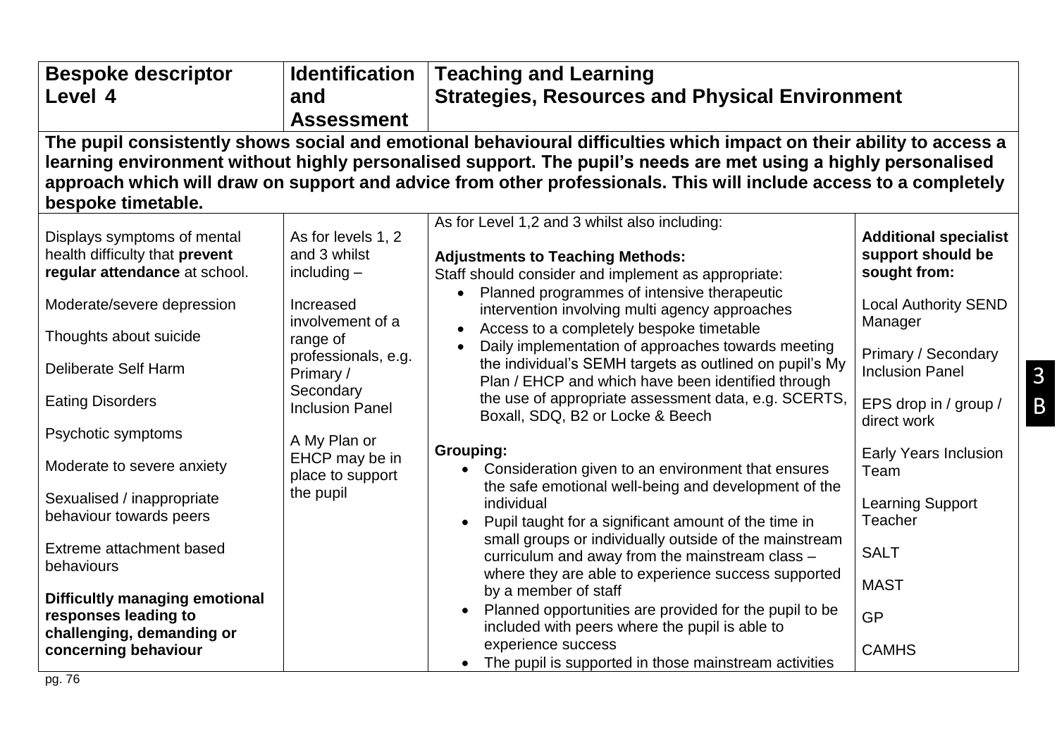| Bespoke descriptor Level 4 | Identification and Assessment | Teaching and Learning Strategies, Resources and Physical Environment | |
|---|---|---|---|
| **The pupil consistently shows social and emotional behavioural difficulties which impact on their ability to access a learning environment without highly personalised support. The pupil's needs are met using a highly personalised approach which will draw on support and advice from other professionals. This will include access to a completely bespoke timetable.** | | | |
| Displays symptoms of mental health difficulty that **prevent regular attendance** at school.<br><br>Moderate/severe depression<br><br>Thoughts about suicide<br><br>Deliberate Self Harm<br><br>Eating Disorders<br><br>Psychotic symptoms<br><br>Moderate to severe anxiety<br><br>Sexualised / inappropriate behaviour towards peers<br><br>Extreme attachment based behaviours<br><br>**Difficultly managing emotional responses leading to challenging, demanding or concerning behaviour** | As for levels 1, 2 and 3 whilst including –<br><br>Increased involvement of a range of professionals, e.g. Primary / Secondary Inclusion Panel<br><br>A My Plan or EHCP may be in place to support the pupil | As for Level 1,2 and 3 whilst also including:<br><br>**Adjustments to Teaching Methods:**<br>Staff should consider and implement as appropriate:<br>• Planned programmes of intensive therapeutic intervention involving multi agency approaches<br>• Access to a completely bespoke timetable<br>• Daily implementation of approaches towards meeting the individual's SEMH targets as outlined on pupil's My Plan / EHCP and which have been identified through the use of appropriate assessment data, e.g. SCERTS, Boxall, SDQ, B2 or Locke & Beech<br><br>**Grouping:**<br>• Consideration given to an environment that ensures the safe emotional well-being and development of the individual<br>• Pupil taught for a significant amount of the time in small groups or individually outside of the mainstream curriculum and away from the mainstream class – where they are able to experience success supported by a member of staff<br>• Planned opportunities are provided for the pupil to be included with peers where the pupil is able to experience success<br>• The pupil is supported in those mainstream activities | **Additional specialist support should be sought from:**<br><br>Local Authority SEND Manager<br><br>Primary / Secondary Inclusion Panel<br><br>EPS drop in / group / direct work<br><br>Early Years Inclusion Team<br><br>Learning Support Teacher<br><br>SALT<br><br>MAST<br><br>GP<br><br>CAMHS |

3 B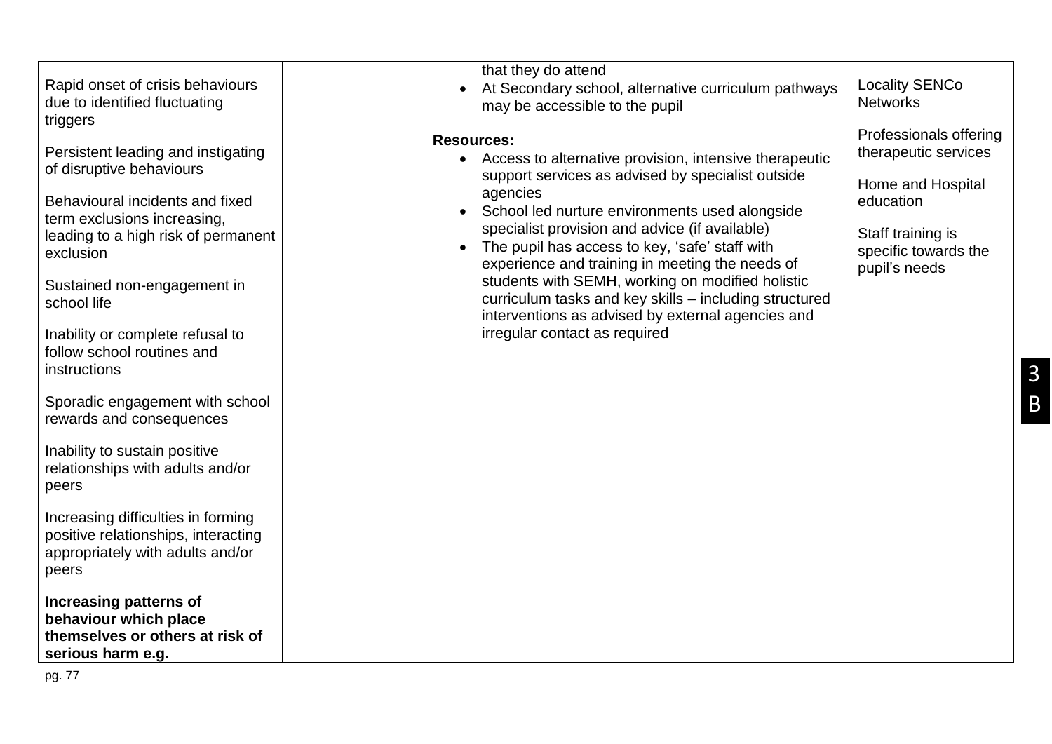| | | | |
|---|---|---|---|
| Rapid onset of crisis behaviours due to identified fluctuating triggers<br><br>Persistent leading and instigating of disruptive behaviours<br><br>Behavioural incidents and fixed term exclusions increasing, leading to a high risk of permanent exclusion<br><br>Sustained non-engagement in school life<br><br>Inability or complete refusal to follow school routines and instructions<br><br>Sporadic engagement with school rewards and consequences<br><br>Inability to sustain positive relationships with adults and/or peers<br><br>Increasing difficulties in forming positive relationships, interacting appropriately with adults and/or peers<br><br>**Increasing patterns of behaviour which place themselves or others at risk of serious harm e.g.** | | that they do attend<br>• At Secondary school, alternative curriculum pathways may be accessible to the pupil<br><br>**Resources:**<br>• Access to alternative provision, intensive therapeutic support services as advised by specialist outside agencies<br>• School led nurture environments used alongside specialist provision and advice (if available)<br>• The pupil has access to key, 'safe' staff with experience and training in meeting the needs of students with SEMH, working on modified holistic curriculum tasks and key skills – including structured interventions as advised by external agencies and irregular contact as required | Locality SENCo Networks<br><br>Professionals offering therapeutic services<br><br>Home and Hospital education<br><br>Staff training is specific towards the pupil's needs |

3 B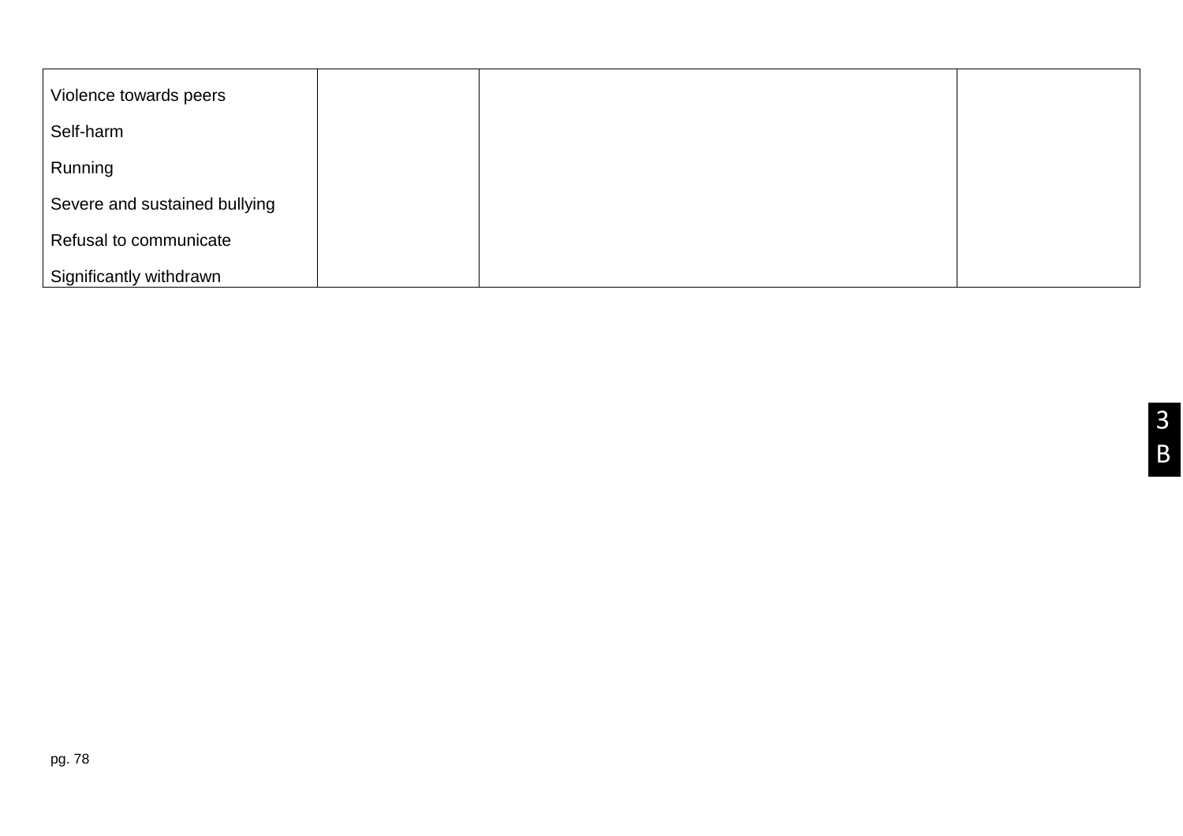| | | | |
|---|---|---|---|
| Violence towards peers<br><br>Self-harm<br><br>Running<br><br>Severe and sustained bullying<br><br>Refusal to communicate<br><br>Significantly withdrawn | | | |

3
B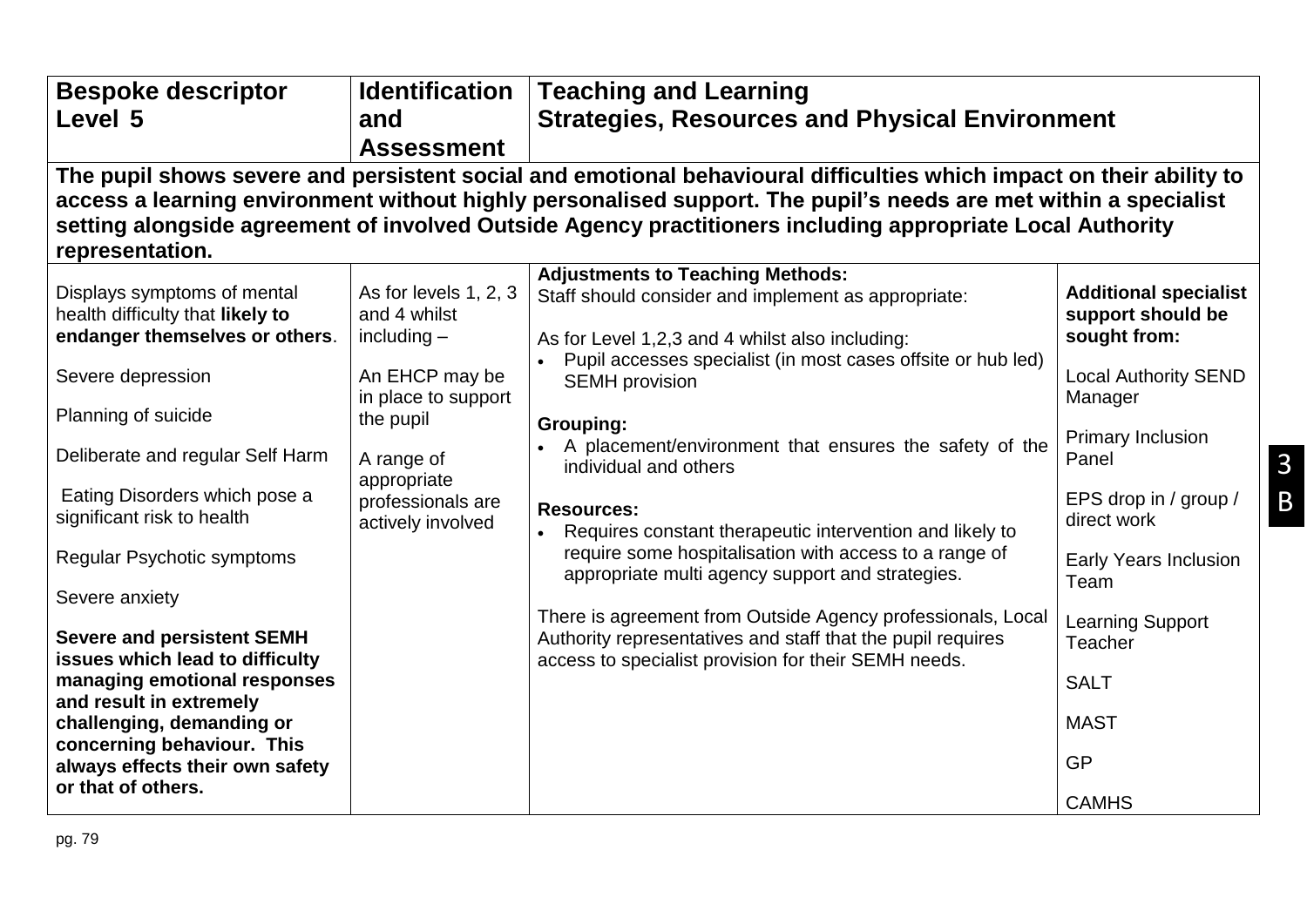| Bespoke descriptor Level 5 | Identification and Assessment | Teaching and Learning Strategies, Resources and Physical Environment | |
|---|---|---|---|
| **The pupil shows severe and persistent social and emotional behavioural difficulties which impact on their ability to access a learning environment without highly personalised support. The pupil's needs are met within a specialist setting alongside agreement of involved Outside Agency practitioners including appropriate Local Authority representation.** | | | |
| Displays symptoms of mental health difficulty that **likely to endanger themselves or others**.<br><br>Severe depression<br><br>Planning of suicide<br><br>Deliberate and regular Self Harm<br><br>Eating Disorders which pose a significant risk to health<br><br>Regular Psychotic symptoms<br><br>Severe anxiety<br><br>**Severe and persistent SEMH issues which lead to difficulty managing emotional responses and result in extremely challenging, demanding or concerning behaviour. This always effects their own safety or that of others.** | As for levels 1, 2, 3 and 4 whilst including –<br><br>An EHCP may be in place to support the pupil<br><br>A range of appropriate professionals are actively involved | **Adjustments to Teaching Methods:**<br>Staff should consider and implement as appropriate:<br><br>As for Level 1,2,3 and 4 whilst also including:<br>• Pupil accesses specialist (in most cases offsite or hub led) SEMH provision<br><br>**Grouping:**<br>• A placement/environment that ensures the safety of the individual and others<br><br>**Resources:**<br>• Requires constant therapeutic intervention and likely to require some hospitalisation with access to a range of appropriate multi agency support and strategies.<br><br>There is agreement from Outside Agency professionals, Local Authority representatives and staff that the pupil requires access to specialist provision for their SEMH needs. | **Additional specialist support should be sought from:**<br><br>Local Authority SEND Manager<br><br>Primary Inclusion Panel<br><br>EPS drop in / group / direct work<br><br>Early Years Inclusion Team<br><br>Learning Support Teacher<br><br>SALT<br><br>MAST<br><br>GP<br><br>CAMHS |

3B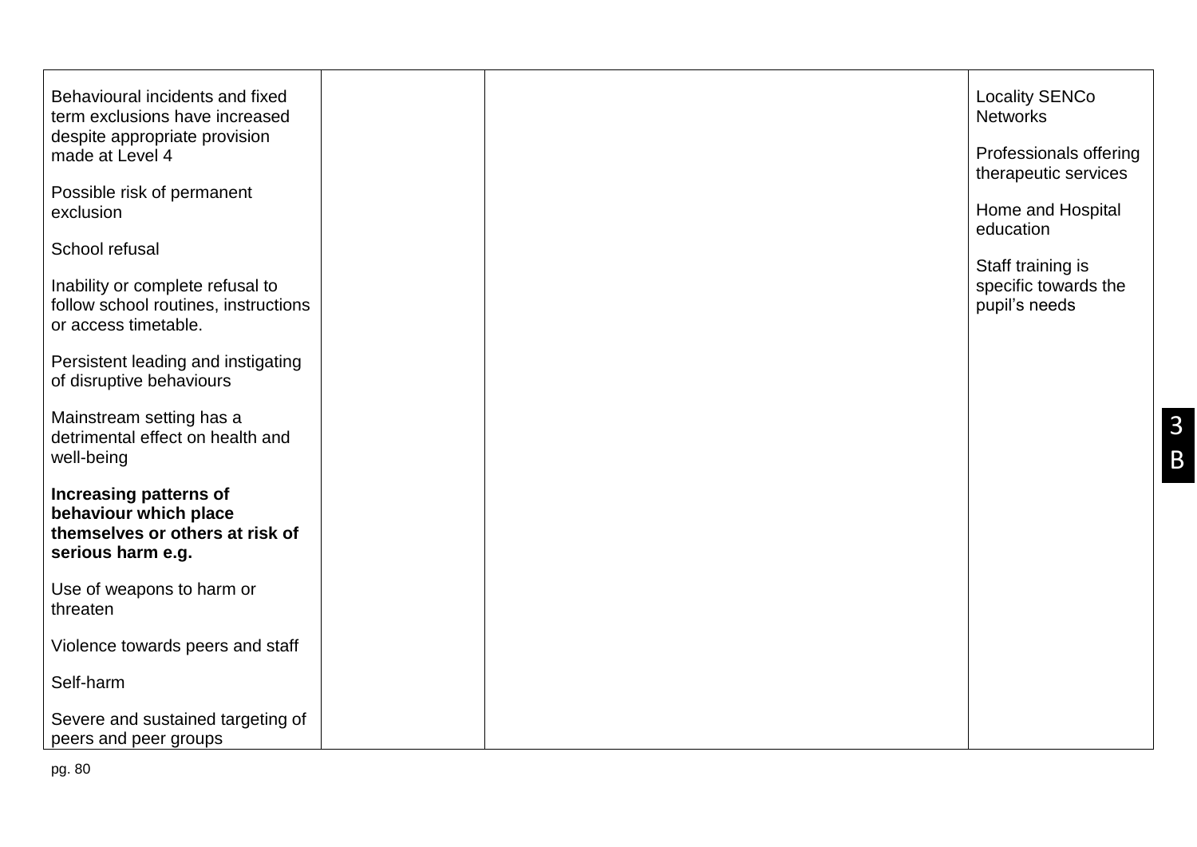| | | | |
|---|---|---|---|
| Behavioural incidents and fixed term exclusions have increased despite appropriate provision made at Level 4<br><br>Possible risk of permanent exclusion<br><br>School refusal<br><br>Inability or complete refusal to follow school routines, instructions or access timetable.<br><br>Persistent leading and instigating of disruptive behaviours<br><br>Mainstream setting has a detrimental effect on health and well-being<br><br>**Increasing patterns of behaviour which place themselves or others at risk of serious harm e.g.**<br><br>Use of weapons to harm or threaten<br><br>Violence towards peers and staff<br><br>Self-harm<br><br>Severe and sustained targeting of peers and peer groups | | | Locality SENCo Networks<br><br>Professionals offering therapeutic services<br><br>Home and Hospital education<br><br>Staff training is specific towards the pupil's needs |

3B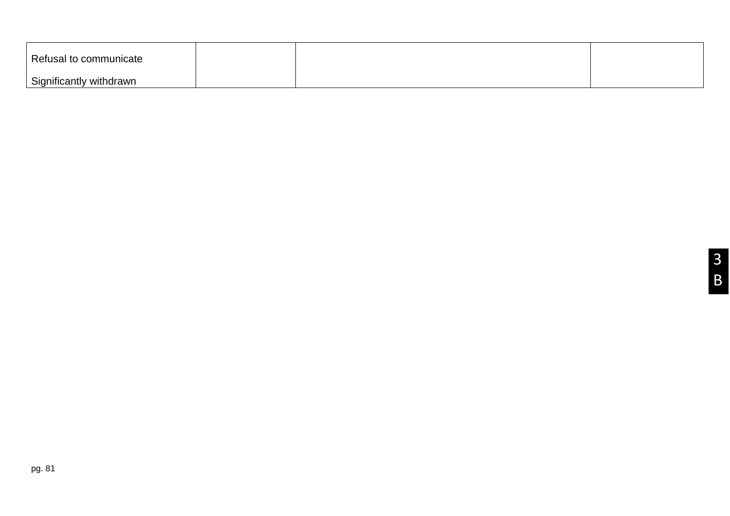| Refusal to communicate<br><br>Significantly withdrawn | | | |
|---|---|---|---|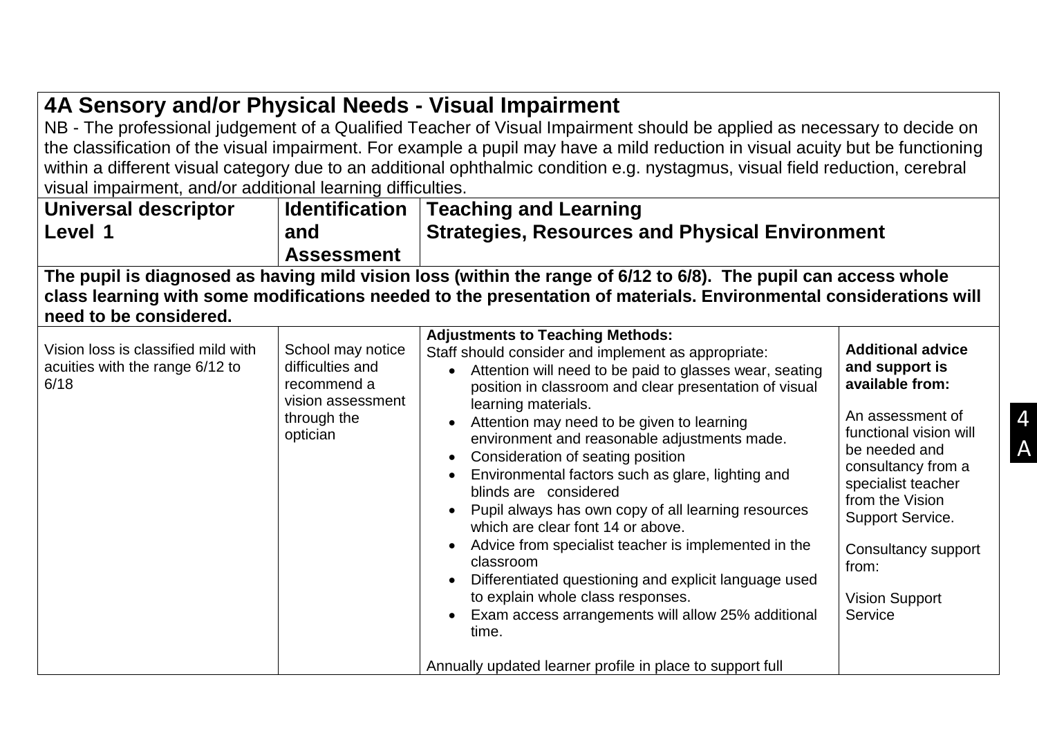## 4A Sensory and/or Physical Needs - Visual Impairment

NB - The professional judgement of a Qualified Teacher of Visual Impairment should be applied as necessary to decide on the classification of the visual impairment. For example a pupil may have a mild reduction in visual acuity but be functioning within a different visual category due to an additional ophthalmic condition e.g. nystagmus, visual field reduction, cerebral visual impairment, and/or additional learning difficulties.

| Universal descriptor Level 1 | Identification and Assessment | Teaching and Learning Strategies, Resources and Physical Environment | |
|---|---|---|---|
| **The pupil is diagnosed as having mild vision loss (within the range of 6/12 to 6/8). The pupil can access whole class learning with some modifications needed to the presentation of materials. Environmental considerations will need to be considered.** | | | |
| Vision loss is classified mild with acuities with the range 6/12 to 6/18 | School may notice difficulties and recommend a vision assessment through the optician | **Adjustments to Teaching Methods:**<br>Staff should consider and implement as appropriate:<br>• Attention will need to be paid to glasses wear, seating position in classroom and clear presentation of visual learning materials.<br>• Attention may need to be given to learning environment and reasonable adjustments made.<br>• Consideration of seating position<br>• Environmental factors such as glare, lighting and blinds are considered<br>• Pupil always has own copy of all learning resources which are clear font 14 or above.<br>• Advice from specialist teacher is implemented in the classroom<br>• Differentiated questioning and explicit language used to explain whole class responses.<br>• Exam access arrangements will allow 25% additional time.<br><br>Annually updated learner profile in place to support full | **Additional advice and support is available from:**<br><br>An assessment of functional vision will be needed and consultancy from a specialist teacher from the Vision Support Service.<br><br>Consultancy support from:<br><br>Vision Support Service |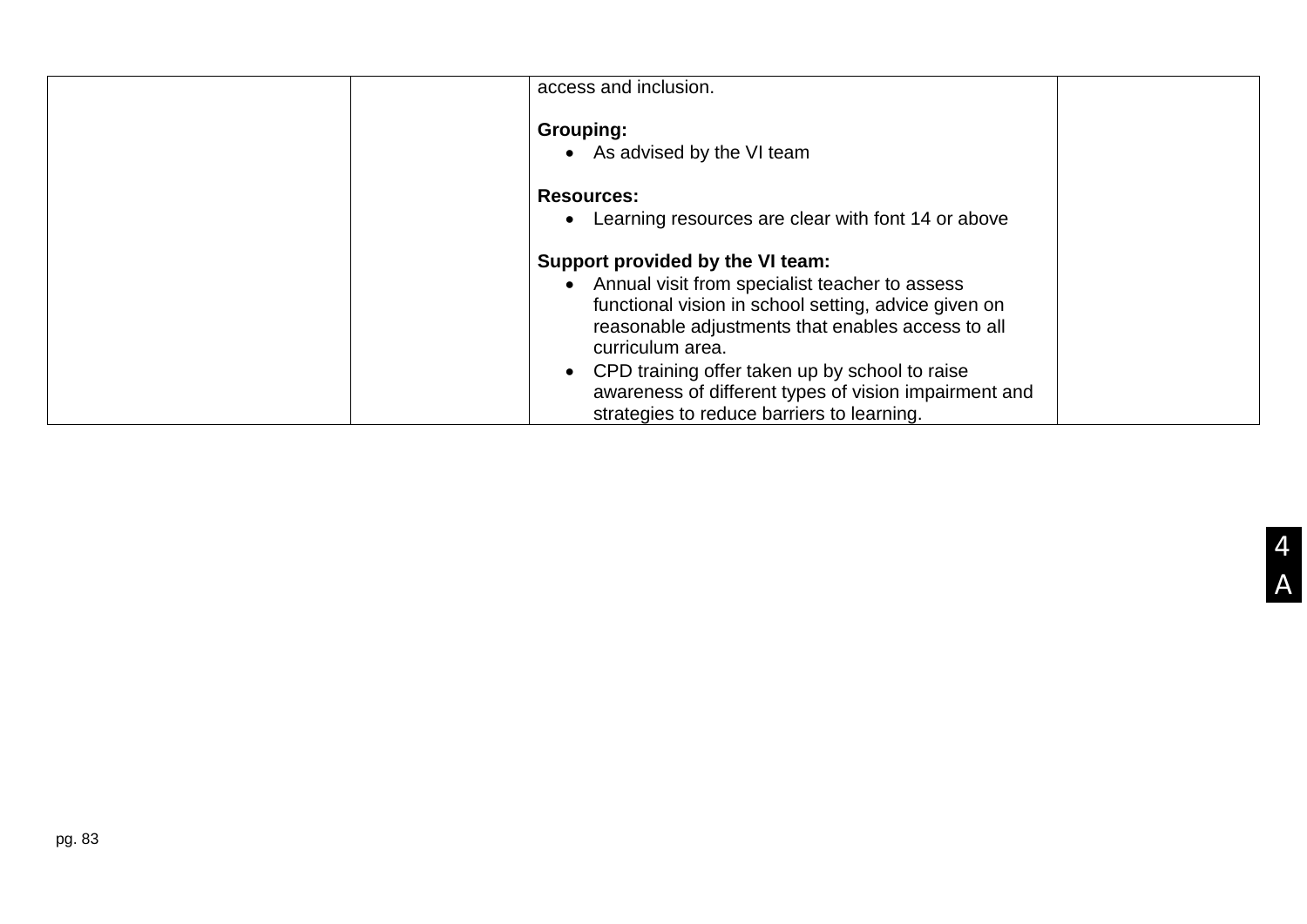|  |  | access and inclusion.<br><br>**Grouping:**<br>• As advised by the VI team<br><br>**Resources:**<br>• Learning resources are clear with font 14 or above<br><br>**Support provided by the VI team:**<br>• Annual visit from specialist teacher to assess functional vision in school setting, advice given on reasonable adjustments that enables access to all curriculum area.<br>• CPD training offer taken up by school to raise awareness of different types of vision impairment and strategies to reduce barriers to learning. |  |
|---|---|---|---|

4A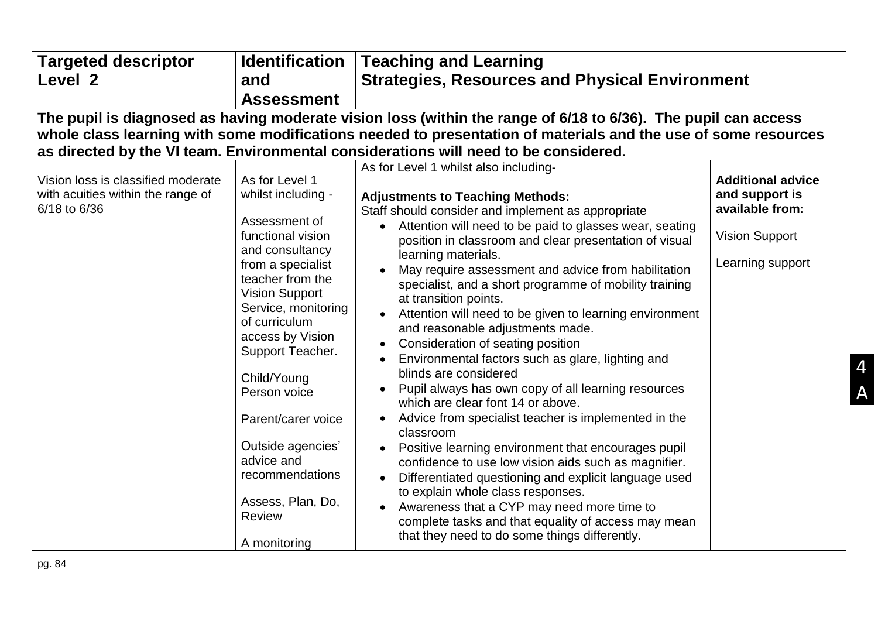| Targeted descriptor Level 2 | Identification and Assessment | Teaching and Learning Strategies, Resources and Physical Environment | |
|---|---|---|---|
| **The pupil is diagnosed as having moderate vision loss (within the range of 6/18 to 6/36). The pupil can access whole class learning with some modifications needed to presentation of materials and the use of some resources as directed by the VI team. Environmental considerations will need to be considered.** | | | |
| Vision loss is classified moderate with acuities within the range of 6/18 to 6/36 | As for Level 1 whilst including -<br><br>Assessment of functional vision and consultancy from a specialist teacher from the Vision Support Service, monitoring of curriculum access by Vision Support Teacher.<br><br>Child/Young Person voice<br><br>Parent/carer voice<br><br>Outside agencies' advice and recommendations<br><br>Assess, Plan, Do, Review<br><br>A monitoring | As for Level 1 whilst also including-<br><br>**Adjustments to Teaching Methods:**<br>Staff should consider and implement as appropriate<br>• Attention will need to be paid to glasses wear, seating position in classroom and clear presentation of visual learning materials.<br>• May require assessment and advice from habilitation specialist, and a short programme of mobility training at transition points.<br>• Attention will need to be given to learning environment and reasonable adjustments made.<br>• Consideration of seating position<br>• Environmental factors such as glare, lighting and blinds are considered<br>• Pupil always has own copy of all learning resources which are clear font 14 or above.<br>• Advice from specialist teacher is implemented in the classroom<br>• Positive learning environment that encourages pupil confidence to use low vision aids such as magnifier.<br>• Differentiated questioning and explicit language used to explain whole class responses.<br>• Awareness that a CYP may need more time to complete tasks and that equality of access may mean that they need to do some things differently. | **Additional advice and support is available from:**<br><br>Vision Support<br><br>Learning support |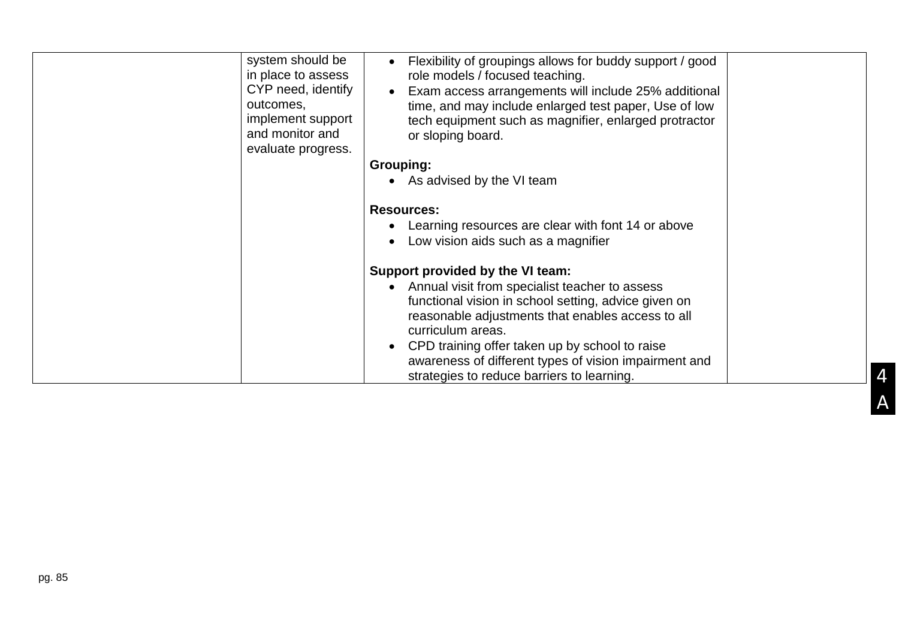| | | | |
|---|---|---|---|
| | system should be in place to assess CYP need, identify outcomes, implement support and monitor and evaluate progress. | • Flexibility of groupings allows for buddy support / good role models / focused teaching.<br>• Exam access arrangements will include 25% additional time, and may include enlarged test paper, Use of low tech equipment such as magnifier, enlarged protractor or sloping board.<br><br>**Grouping:**<br>• As advised by the VI team<br><br>**Resources:**<br>• Learning resources are clear with font 14 or above<br>• Low vision aids such as a magnifier<br><br>**Support provided by the VI team:**<br>• Annual visit from specialist teacher to assess functional vision in school setting, advice given on reasonable adjustments that enables access to all curriculum areas.<br>• CPD training offer taken up by school to raise awareness of different types of vision impairment and strategies to reduce barriers to learning. | |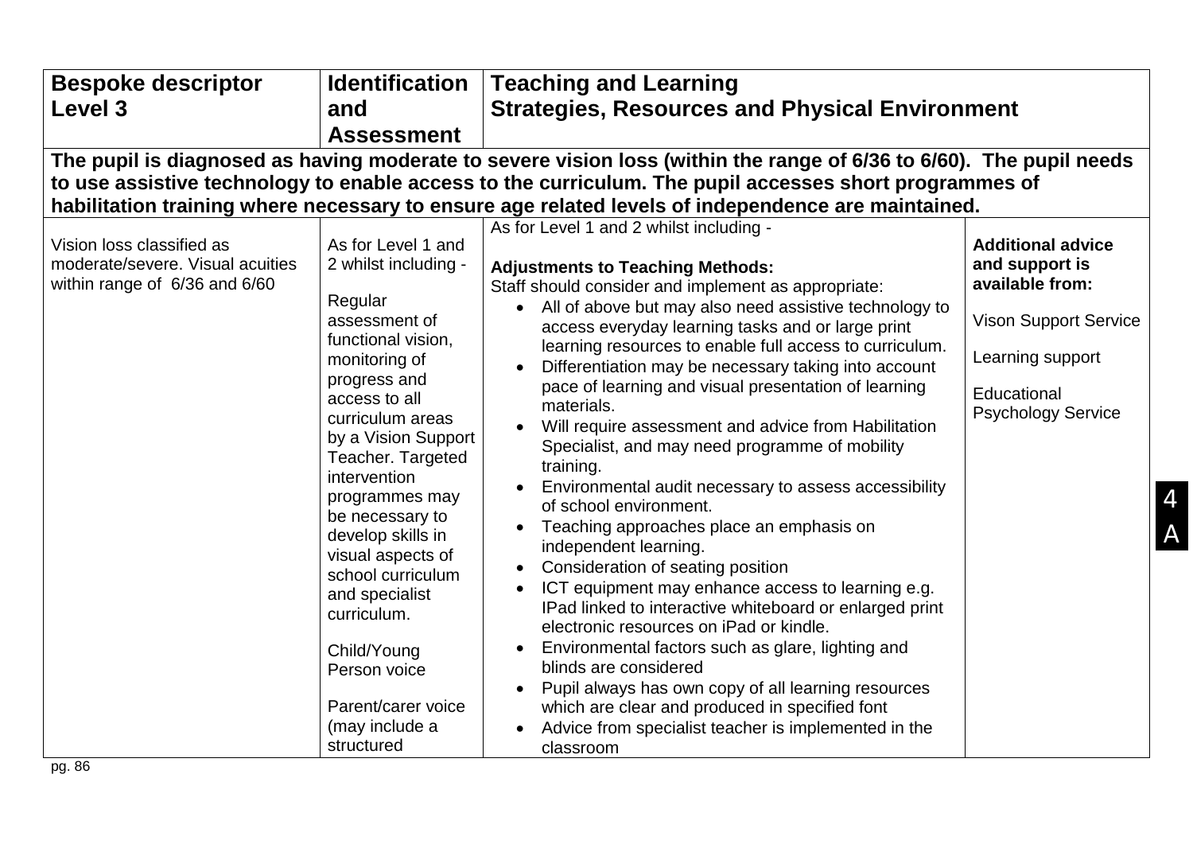| Bespoke descriptor Level 3 | Identification and Assessment | Teaching and Learning Strategies, Resources and Physical Environment | |
|---|---|---|---|
| **The pupil is diagnosed as having moderate to severe vision loss (within the range of 6/36 to 6/60). The pupil needs to use assistive technology to enable access to the curriculum. The pupil accesses short programmes of habilitation training where necessary to ensure age related levels of independence are maintained.** | | | |
| Vision loss classified as moderate/severe. Visual acuities within range of 6/36 and 6/60 | As for Level 1 and 2 whilst including - <br><br> Regular assessment of functional vision, monitoring of progress and access to all curriculum areas by a Vision Support Teacher. Targeted intervention programmes may be necessary to develop skills in visual aspects of school curriculum and specialist curriculum. <br><br> Child/Young Person voice <br><br> Parent/carer voice (may include a structured | As for Level 1 and 2 whilst including - <br><br> **Adjustments to Teaching Methods:** <br> Staff should consider and implement as appropriate: <br> • All of above but may also need assistive technology to access everyday learning tasks and or large print learning resources to enable full access to curriculum. <br> • Differentiation may be necessary taking into account pace of learning and visual presentation of learning materials. <br> • Will require assessment and advice from Habilitation Specialist, and may need programme of mobility training. <br> • Environmental audit necessary to assess accessibility of school environment. <br> • Teaching approaches place an emphasis on independent learning. <br> • Consideration of seating position <br> • ICT equipment may enhance access to learning e.g. IPad linked to interactive whiteboard or enlarged print electronic resources on iPad or kindle. <br> • Environmental factors such as glare, lighting and blinds are considered <br> • Pupil always has own copy of all learning resources which are clear and produced in specified font <br> • Advice from specialist teacher is implemented in the classroom | **Additional advice and support is available from:** <br><br> Vison Support Service <br><br> Learning support <br><br> Educational Psychology Service |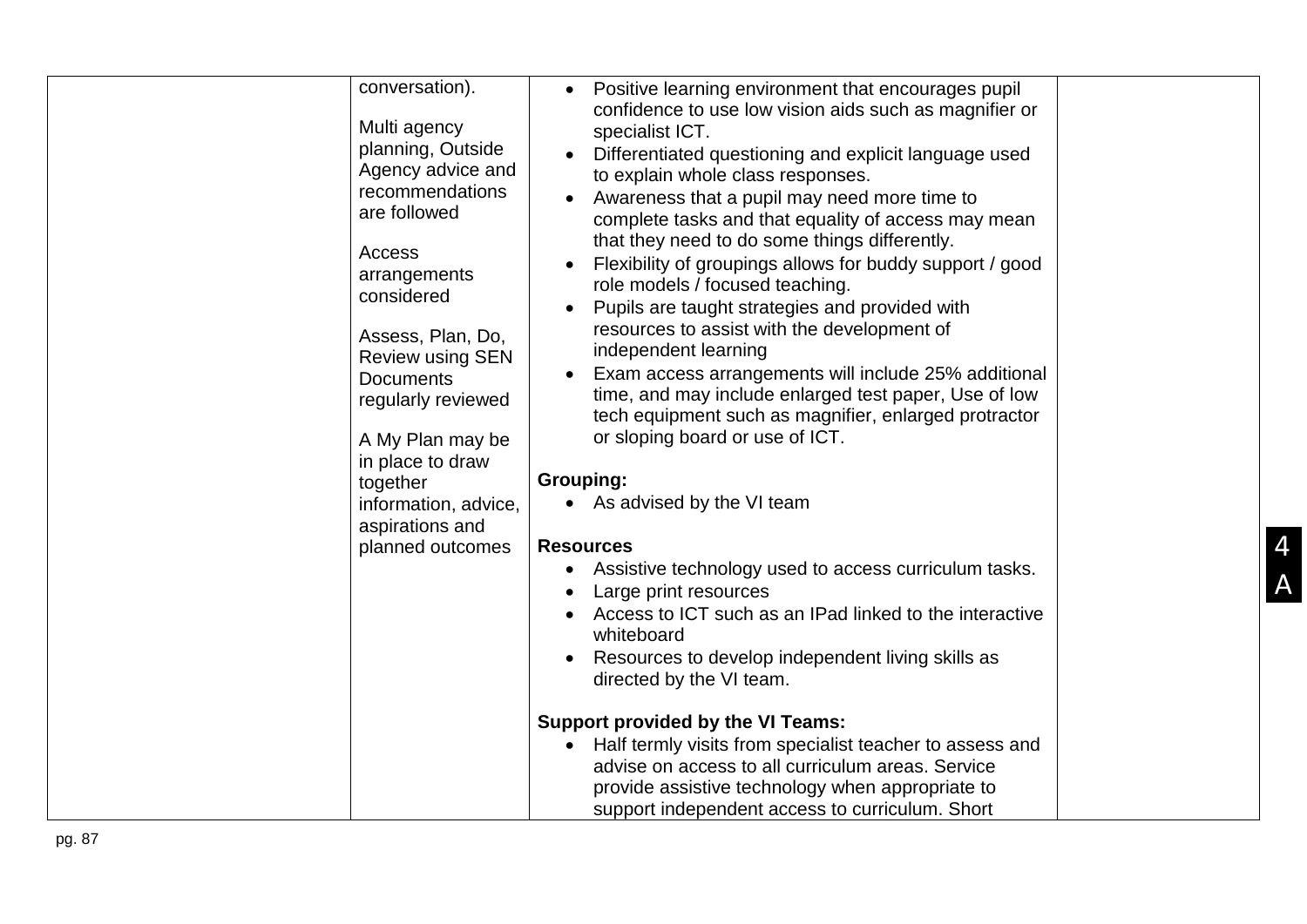| | | | |
|---|---|---|---|
| | conversation).<br><br>Multi agency planning, Outside Agency advice and recommendations are followed<br><br>Access arrangements considered<br><br>Assess, Plan, Do, Review using SEN Documents regularly reviewed<br><br>A My Plan may be in place to draw together information, advice, aspirations and planned outcomes | • Positive learning environment that encourages pupil confidence to use low vision aids such as magnifier or specialist ICT.<br>• Differentiated questioning and explicit language used to explain whole class responses.<br>• Awareness that a pupil may need more time to complete tasks and that equality of access may mean that they need to do some things differently.<br>• Flexibility of groupings allows for buddy support / good role models / focused teaching.<br>• Pupils are taught strategies and provided with resources to assist with the development of independent learning<br>• Exam access arrangements will include 25% additional time, and may include enlarged test paper, Use of low tech equipment such as magnifier, enlarged protractor or sloping board or use of ICT.<br><br>**Grouping:**<br>• As advised by the VI team<br><br>**Resources**<br>• Assistive technology used to access curriculum tasks.<br>• Large print resources<br>• Access to ICT such as an IPad linked to the interactive whiteboard<br>• Resources to develop independent living skills as directed by the VI team.<br><br>**Support provided by the VI Teams:**<br>• Half termly visits from specialist teacher to assess and advise on access to all curriculum areas. Service provide assistive technology when appropriate to support independent access to curriculum. Short | |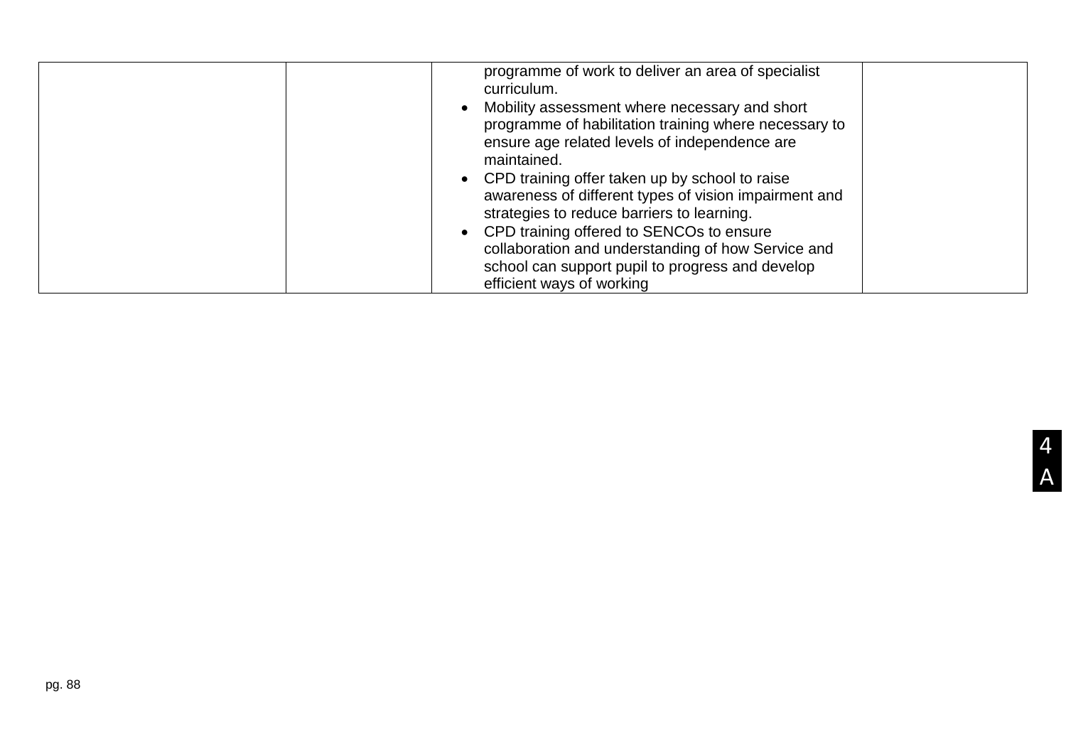|  |  |  |  |
|---|---|---|---|
|  |  | programme of work to deliver an area of specialist curriculum.<br>• Mobility assessment where necessary and short programme of habilitation training where necessary to ensure age related levels of independence are maintained.<br>• CPD training offer taken up by school to raise awareness of different types of vision impairment and strategies to reduce barriers to learning.<br>• CPD training offered to SENCOs to ensure collaboration and understanding of how Service and school can support pupil to progress and develop efficient ways of working |  |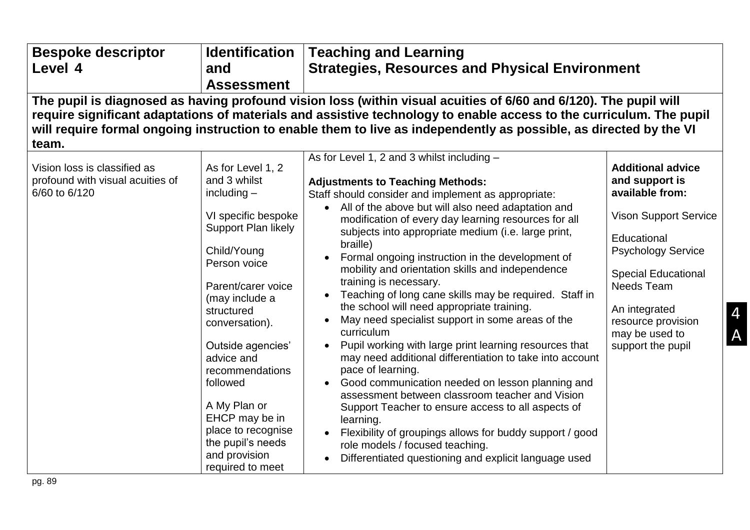| Bespoke descriptor Level 4 | Identification and Assessment | Teaching and Learning Strategies, Resources and Physical Environment | |
|---|---|---|---|
| **The pupil is diagnosed as having profound vision loss (within visual acuities of 6/60 and 6/120). The pupil will require significant adaptations of materials and assistive technology to enable access to the curriculum. The pupil will require formal ongoing instruction to enable them to live as independently as possible, as directed by the VI team.** | | | |
| Vision loss is classified as profound with visual acuities of 6/60 to 6/120 | As for Level 1, 2 and 3 whilst including –<br><br>VI specific bespoke Support Plan likely<br><br>Child/Young Person voice<br><br>Parent/carer voice (may include a structured conversation).<br><br>Outside agencies' advice and recommendations followed<br><br>A My Plan or EHCP may be in place to recognise the pupil's needs and provision required to meet | As for Level 1, 2 and 3 whilst including –<br><br>**Adjustments to Teaching Methods:**<br>Staff should consider and implement as appropriate:<br>• All of the above but will also need adaptation and modification of every day learning resources for all subjects into appropriate medium (i.e. large print, braille)<br>• Formal ongoing instruction in the development of mobility and orientation skills and independence training is necessary.<br>• Teaching of long cane skills may be required. Staff in the school will need appropriate training.<br>• May need specialist support in some areas of the curriculum<br>• Pupil working with large print learning resources that may need additional differentiation to take into account pace of learning.<br>• Good communication needed on lesson planning and assessment between classroom teacher and Vision Support Teacher to ensure access to all aspects of learning.<br>• Flexibility of groupings allows for buddy support / good role models / focused teaching.<br>• Differentiated questioning and explicit language used | **Additional advice and support is available from:**<br><br>Vison Support Service<br><br>Educational Psychology Service<br><br>Special Educational Needs Team<br><br>An integrated resource provision may be used to support the pupil |

4A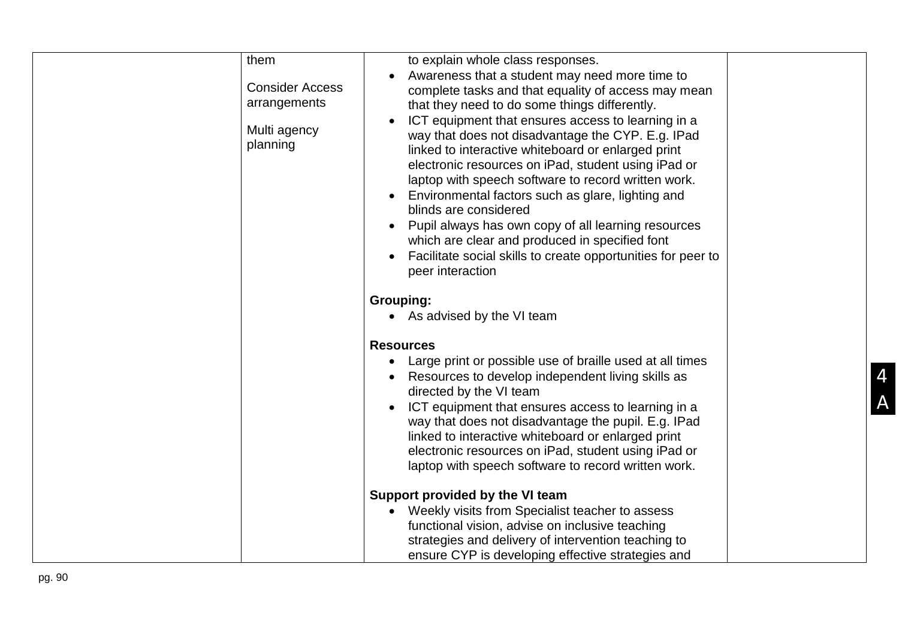| | | | |
|---|---|---|---|
| | them<br><br>Consider Access arrangements<br><br>Multi agency planning | to explain whole class responses.<br>• Awareness that a student may need more time to complete tasks and that equality of access may mean that they need to do some things differently.<br>• ICT equipment that ensures access to learning in a way that does not disadvantage the CYP. E.g. IPad linked to interactive whiteboard or enlarged print electronic resources on iPad, student using iPad or laptop with speech software to record written work.<br>• Environmental factors such as glare, lighting and blinds are considered<br>• Pupil always has own copy of all learning resources which are clear and produced in specified font<br>• Facilitate social skills to create opportunities for peer to peer interaction<br><br>**Grouping:**<br>• As advised by the VI team<br><br>**Resources**<br>• Large print or possible use of braille used at all times<br>• Resources to develop independent living skills as directed by the VI team<br>• ICT equipment that ensures access to learning in a way that does not disadvantage the pupil. E.g. IPad linked to interactive whiteboard or enlarged print electronic resources on iPad, student using iPad or laptop with speech software to record written work.<br><br>**Support provided by the VI team**<br>• Weekly visits from Specialist teacher to assess functional vision, advise on inclusive teaching strategies and delivery of intervention teaching to ensure CYP is developing effective strategies and | |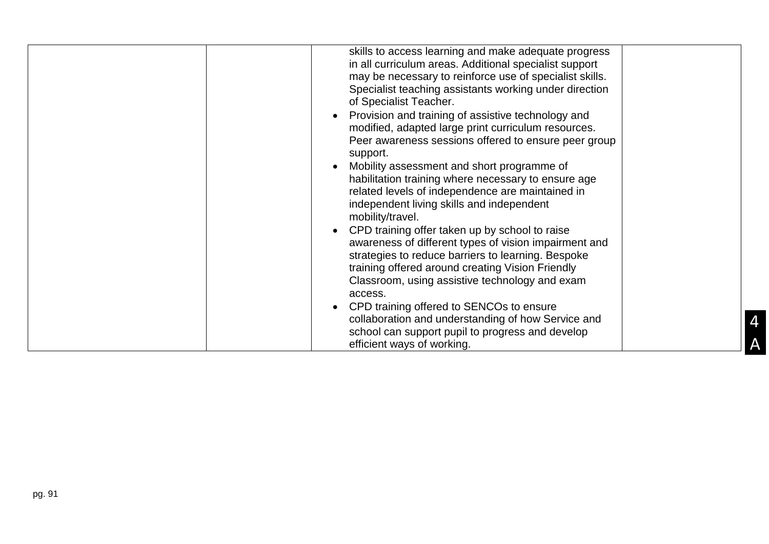|  |  |  |  |
|---|---|---|---|
|  |  | skills to access learning and make adequate progress in all curriculum areas. Additional specialist support may be necessary to reinforce use of specialist skills. Specialist teaching assistants working under direction of Specialist Teacher.<br>• Provision and training of assistive technology and modified, adapted large print curriculum resources. Peer awareness sessions offered to ensure peer group support.<br>• Mobility assessment and short programme of habilitation training where necessary to ensure age related levels of independence are maintained in independent living skills and independent mobility/travel.<br>• CPD training offer taken up by school to raise awareness of different types of vision impairment and strategies to reduce barriers to learning. Bespoke training offered around creating Vision Friendly Classroom, using assistive technology and exam access.<br>• CPD training offered to SENCOs to ensure collaboration and understanding of how Service and school can support pupil to progress and develop efficient ways of working. |  |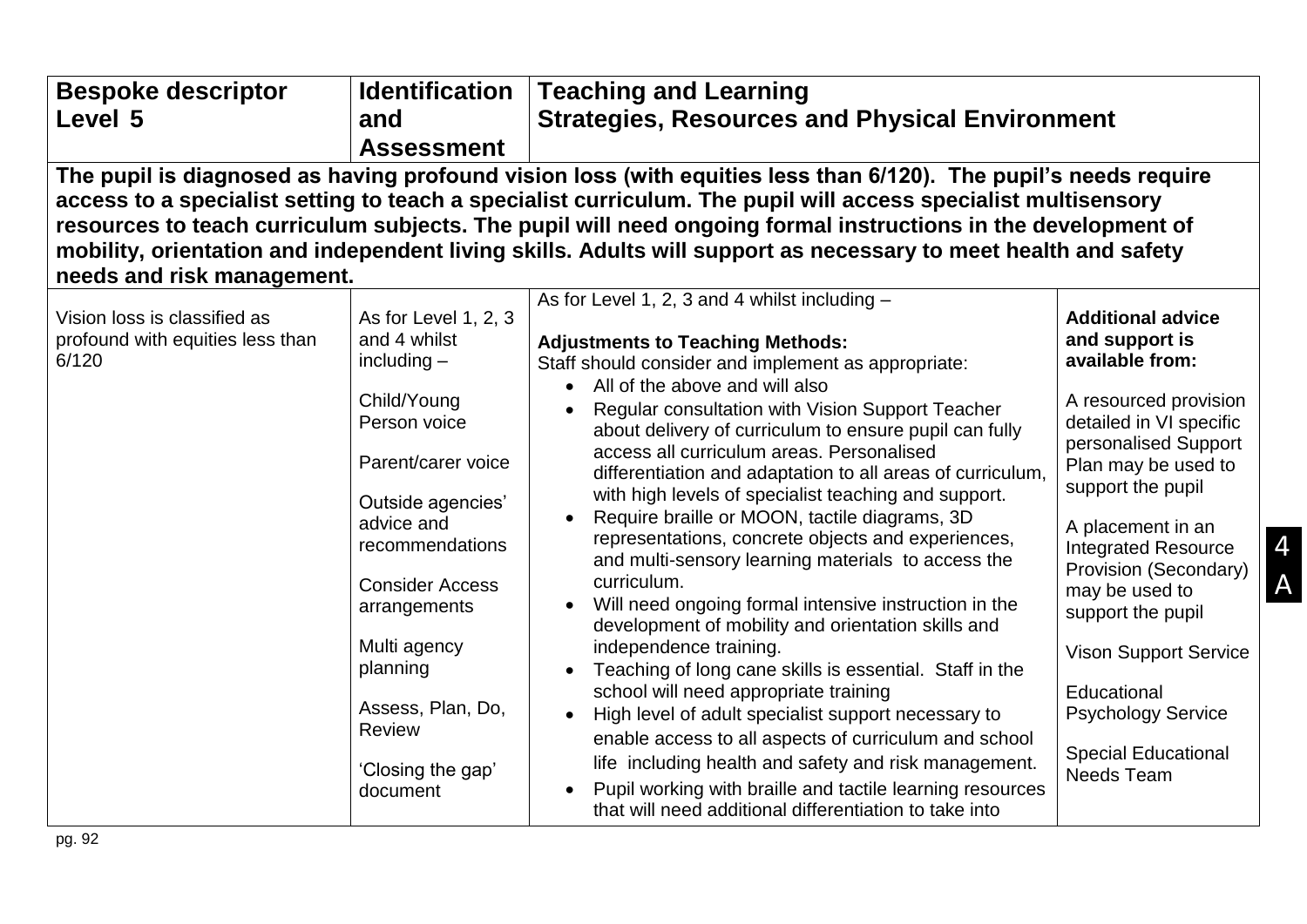| Bespoke descriptor Level 5 | Identification and Assessment | Teaching and Learning Strategies, Resources and Physical Environment | |
|---|---|---|---|
| **The pupil is diagnosed as having profound vision loss (with equities less than 6/120). The pupil's needs require access to a specialist setting to teach a specialist curriculum. The pupil will access specialist multisensory resources to teach curriculum subjects. The pupil will need ongoing formal instructions in the development of mobility, orientation and independent living skills. Adults will support as necessary to meet health and safety needs and risk management.** | | | |
| Vision loss is classified as profound with equities less than 6/120 | As for Level 1, 2, 3 and 4 whilst including –<br><br>Child/Young Person voice<br><br>Parent/carer voice<br><br>Outside agencies' advice and recommendations<br><br>Consider Access arrangements<br><br>Multi agency planning<br><br>Assess, Plan, Do, Review<br><br>'Closing the gap' document | As for Level 1, 2, 3 and 4 whilst including –<br><br>**Adjustments to Teaching Methods:**<br>Staff should consider and implement as appropriate:<br>• All of the above and will also<br>• Regular consultation with Vision Support Teacher about delivery of curriculum to ensure pupil can fully access all curriculum areas. Personalised differentiation and adaptation to all areas of curriculum, with high levels of specialist teaching and support.<br>• Require braille or MOON, tactile diagrams, 3D representations, concrete objects and experiences, and multi-sensory learning materials to access the curriculum.<br>• Will need ongoing formal intensive instruction in the development of mobility and orientation skills and independence training.<br>• Teaching of long cane skills is essential. Staff in the school will need appropriate training<br>• High level of adult specialist support necessary to enable access to all aspects of curriculum and school life including health and safety and risk management.<br>• Pupil working with braille and tactile learning resources that will need additional differentiation to take into | **Additional advice and support is available from:**<br><br>A resourced provision detailed in VI specific personalised Support Plan may be used to support the pupil<br><br>A placement in an Integrated Resource Provision (Secondary) may be used to support the pupil<br><br>Vison Support Service<br><br>Educational Psychology Service<br><br>Special Educational Needs Team |

4 A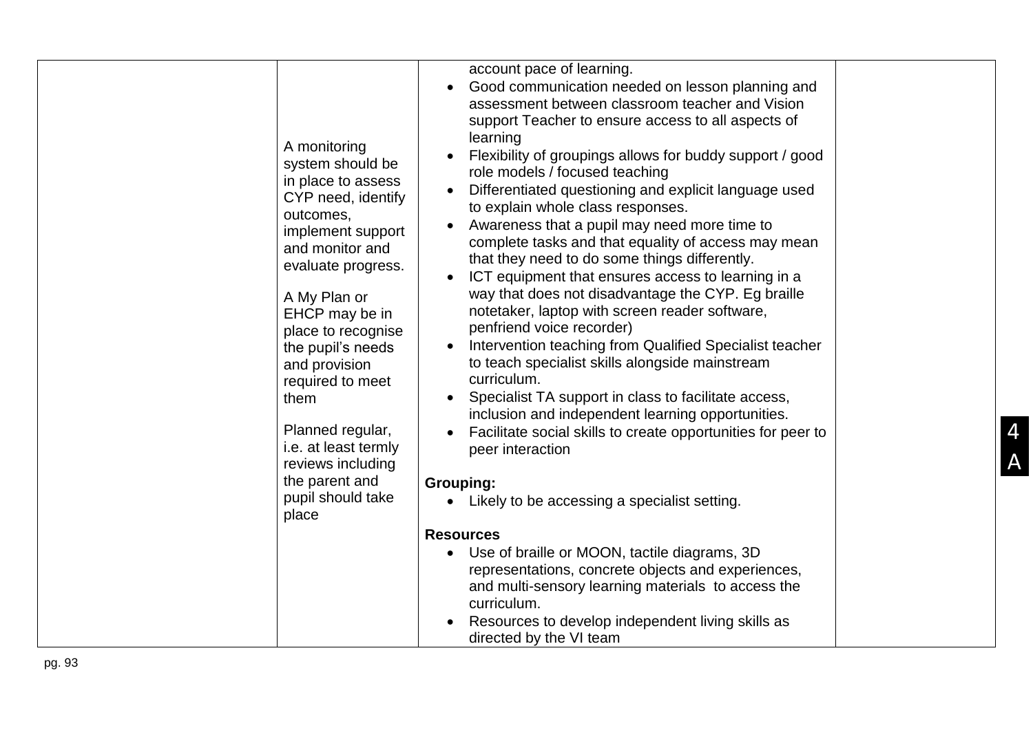| | | | |
|---|---|---|---|
| | A monitoring system should be in place to assess CYP need, identify outcomes, implement support and monitor and evaluate progress.<br><br>A My Plan or EHCP may be in place to recognise the pupil's needs and provision required to meet them<br><br>Planned regular, i.e. at least termly reviews including the parent and pupil should take place | account pace of learning.<br>• Good communication needed on lesson planning and assessment between classroom teacher and Vision support Teacher to ensure access to all aspects of learning<br>• Flexibility of groupings allows for buddy support / good role models / focused teaching<br>• Differentiated questioning and explicit language used to explain whole class responses.<br>• Awareness that a pupil may need more time to complete tasks and that equality of access may mean that they need to do some things differently.<br>• ICT equipment that ensures access to learning in a way that does not disadvantage the CYP. Eg braille notetaker, laptop with screen reader software, penfriend voice recorder)<br>• Intervention teaching from Qualified Specialist teacher to teach specialist skills alongside mainstream curriculum.<br>• Specialist TA support in class to facilitate access, inclusion and independent learning opportunities.<br>• Facilitate social skills to create opportunities for peer to peer interaction<br><br>**Grouping:**<br>• Likely to be accessing a specialist setting.<br><br>**Resources**<br>• Use of braille or MOON, tactile diagrams, 3D representations, concrete objects and experiences, and multi-sensory learning materials to access the curriculum.<br>• Resources to develop independent living skills as directed by the VI team | |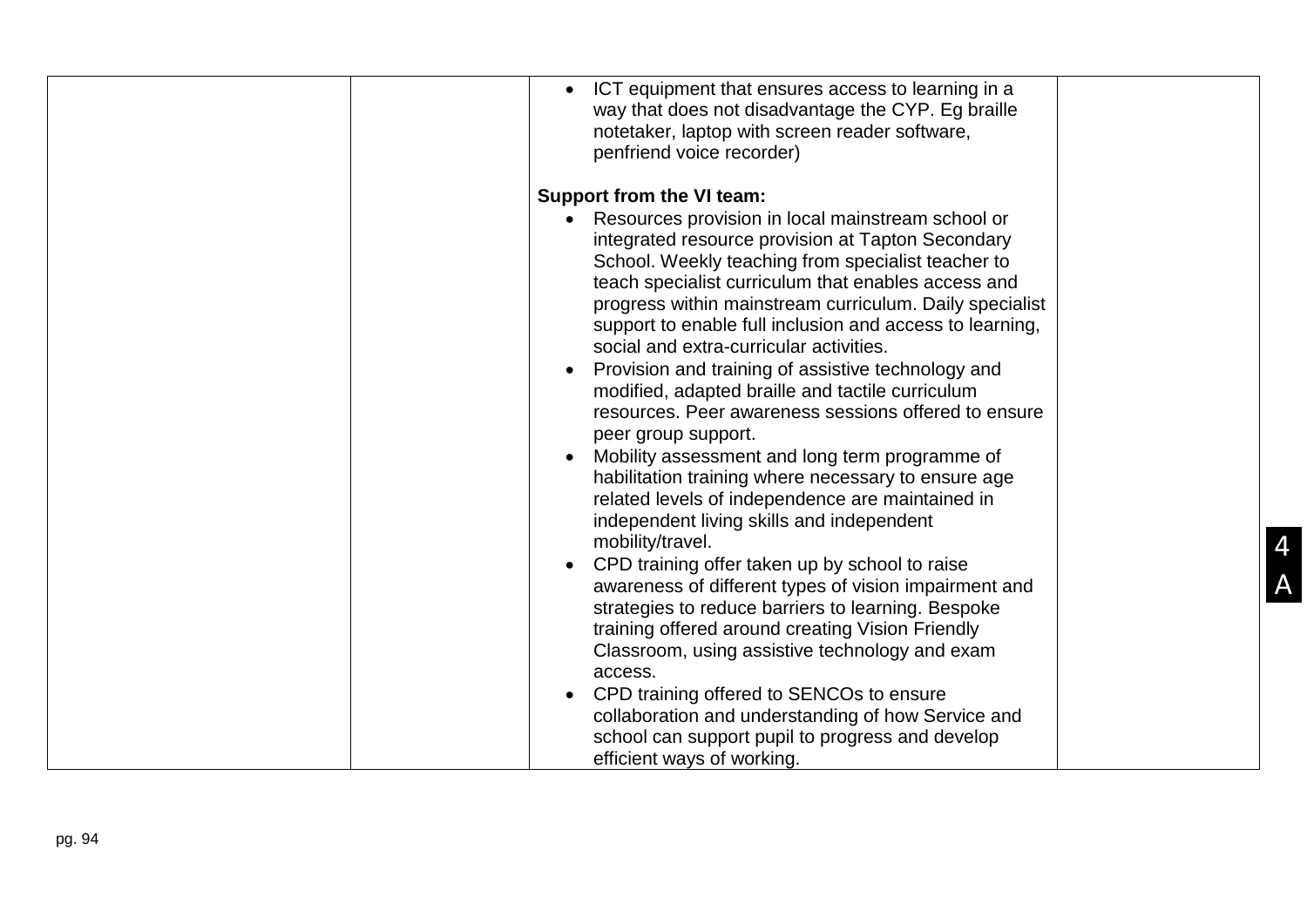|  |  |  |  |
|---|---|---|---|
|  |  | • ICT equipment that ensures access to learning in a way that does not disadvantage the CYP. Eg braille notetaker, laptop with screen reader software, penfriend voice recorder)<br><br>**Support from the VI team:**<br>• Resources provision in local mainstream school or integrated resource provision at Tapton Secondary School. Weekly teaching from specialist teacher to teach specialist curriculum that enables access and progress within mainstream curriculum. Daily specialist support to enable full inclusion and access to learning, social and extra-curricular activities.<br>• Provision and training of assistive technology and modified, adapted braille and tactile curriculum resources. Peer awareness sessions offered to ensure peer group support.<br>• Mobility assessment and long term programme of habilitation training where necessary to ensure age related levels of independence are maintained in independent living skills and independent mobility/travel.<br>• CPD training offer taken up by school to raise awareness of different types of vision impairment and strategies to reduce barriers to learning. Bespoke training offered around creating Vision Friendly Classroom, using assistive technology and exam access.<br>• CPD training offered to SENCOs to ensure collaboration and understanding of how Service and school can support pupil to progress and develop efficient ways of working. |  |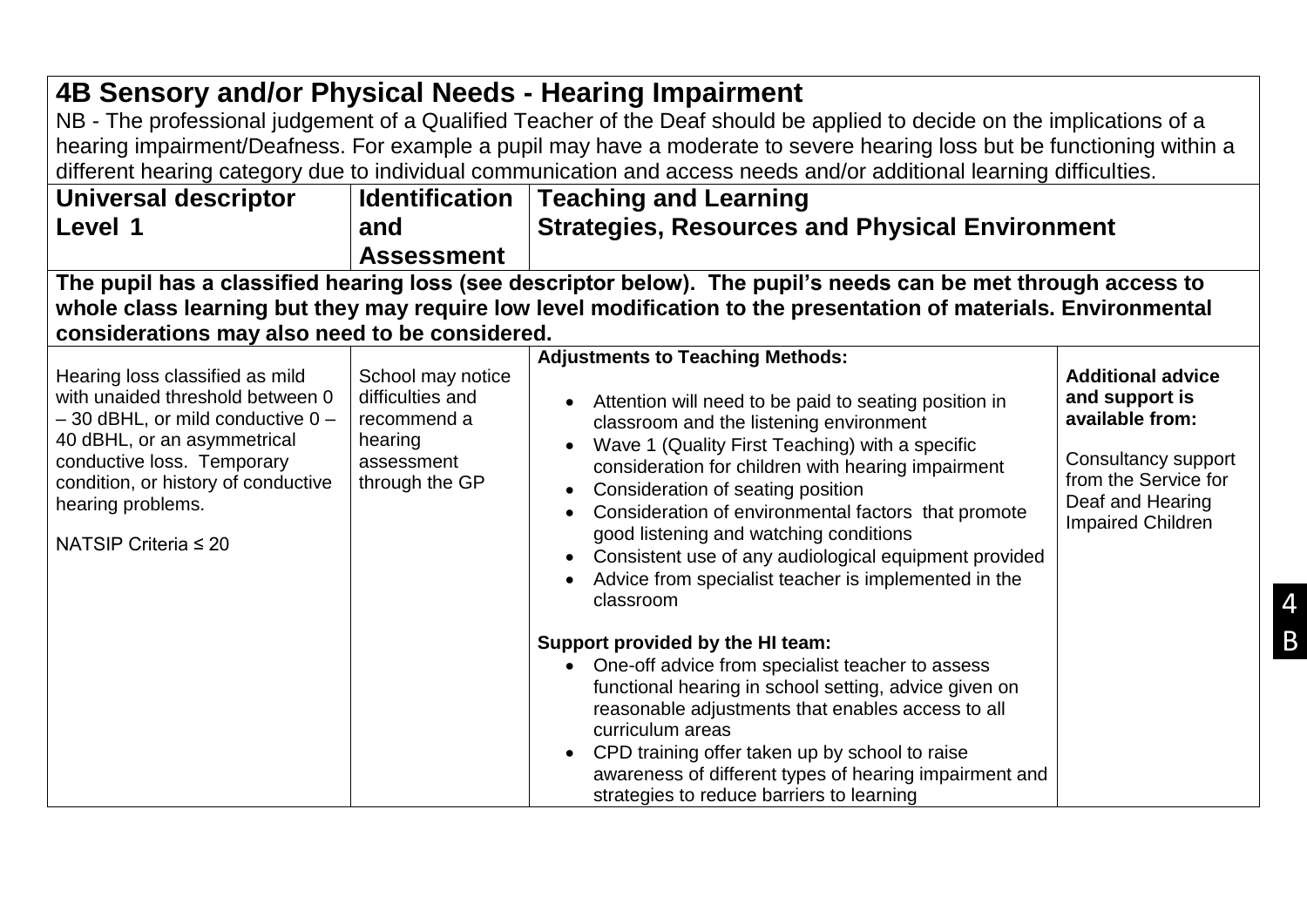## 4B Sensory and/or Physical Needs - Hearing Impairment

NB - The professional judgement of a Qualified Teacher of the Deaf should be applied to decide on the implications of a hearing impairment/Deafness. For example a pupil may have a moderate to severe hearing loss but be functioning within a different hearing category due to individual communication and access needs and/or additional learning difficulties.

| Universal descriptor Level 1 | Identification and Assessment | Teaching and Learning Strategies, Resources and Physical Environment | |
|---|---|---|---|
| **The pupil has a classified hearing loss (see descriptor below). The pupil's needs can be met through access to whole class learning but they may require low level modification to the presentation of materials. Environmental considerations may also need to be considered.** | | | |
| Hearing loss classified as mild with unaided threshold between 0 – 30 dBHL, or mild conductive 0 – 40 dBHL, or an asymmetrical conductive loss. Temporary condition, or history of conductive hearing problems.<br><br>NATSIP Criteria ≤ 20 | School may notice difficulties and recommend a hearing assessment through the GP | **Adjustments to Teaching Methods:**<br>• Attention will need to be paid to seating position in classroom and the listening environment<br>• Wave 1 (Quality First Teaching) with a specific consideration for children with hearing impairment<br>• Consideration of seating position<br>• Consideration of environmental factors that promote good listening and watching conditions<br>• Consistent use of any audiological equipment provided<br>• Advice from specialist teacher is implemented in the classroom<br><br>**Support provided by the HI team:**<br>• One-off advice from specialist teacher to assess functional hearing in school setting, advice given on reasonable adjustments that enables access to all curriculum areas<br>• CPD training offer taken up by school to raise awareness of different types of hearing impairment and strategies to reduce barriers to learning | **Additional advice and support is available from:**<br><br>Consultancy support from the Service for Deaf and Hearing Impaired Children |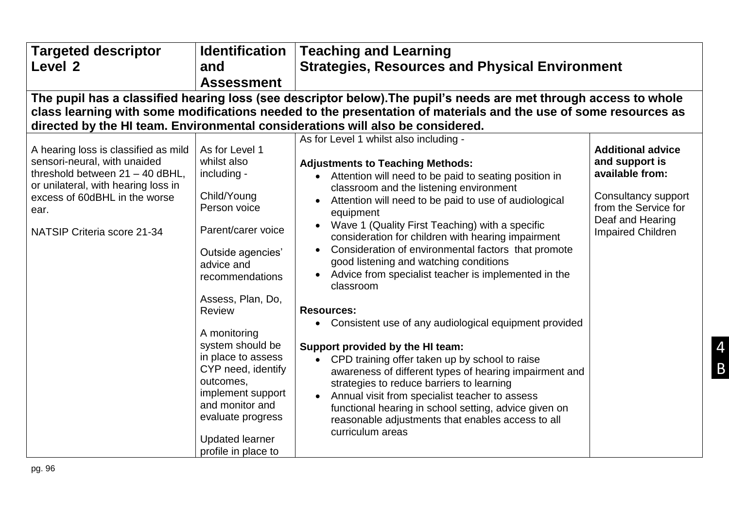| Targeted descriptor Level 2 | Identification and Assessment | Teaching and Learning Strategies, Resources and Physical Environment | |
|---|---|---|---|
| **The pupil has a classified hearing loss (see descriptor below).The pupil's needs are met through access to whole class learning with some modifications needed to the presentation of materials and the use of some resources as directed by the HI team. Environmental considerations will also be considered.** | | | |
| A hearing loss is classified as mild sensori-neural, with unaided threshold between 21 – 40 dBHL, or unilateral, with hearing loss in excess of 60dBHL in the worse ear.<br><br>NATSIP Criteria score 21-34 | As for Level 1 whilst also including -<br><br>Child/Young Person voice<br><br>Parent/carer voice<br><br>Outside agencies' advice and recommendations<br><br>Assess, Plan, Do, Review<br><br>A monitoring system should be in place to assess CYP need, identify outcomes, implement support and monitor and evaluate progress<br><br>Updated learner profile in place to | As for Level 1 whilst also including -<br><br>**Adjustments to Teaching Methods:**<br>• Attention will need to be paid to seating position in classroom and the listening environment<br>• Attention will need to be paid to use of audiological equipment<br>• Wave 1 (Quality First Teaching) with a specific consideration for children with hearing impairment<br>• Consideration of environmental factors that promote good listening and watching conditions<br>• Advice from specialist teacher is implemented in the classroom<br><br>**Resources:**<br>• Consistent use of any audiological equipment provided<br><br>**Support provided by the HI team:**<br>• CPD training offer taken up by school to raise awareness of different types of hearing impairment and strategies to reduce barriers to learning<br>• Annual visit from specialist teacher to assess functional hearing in school setting, advice given on reasonable adjustments that enables access to all curriculum areas | **Additional advice and support is available from:**<br><br>Consultancy support from the Service for Deaf and Hearing Impaired Children |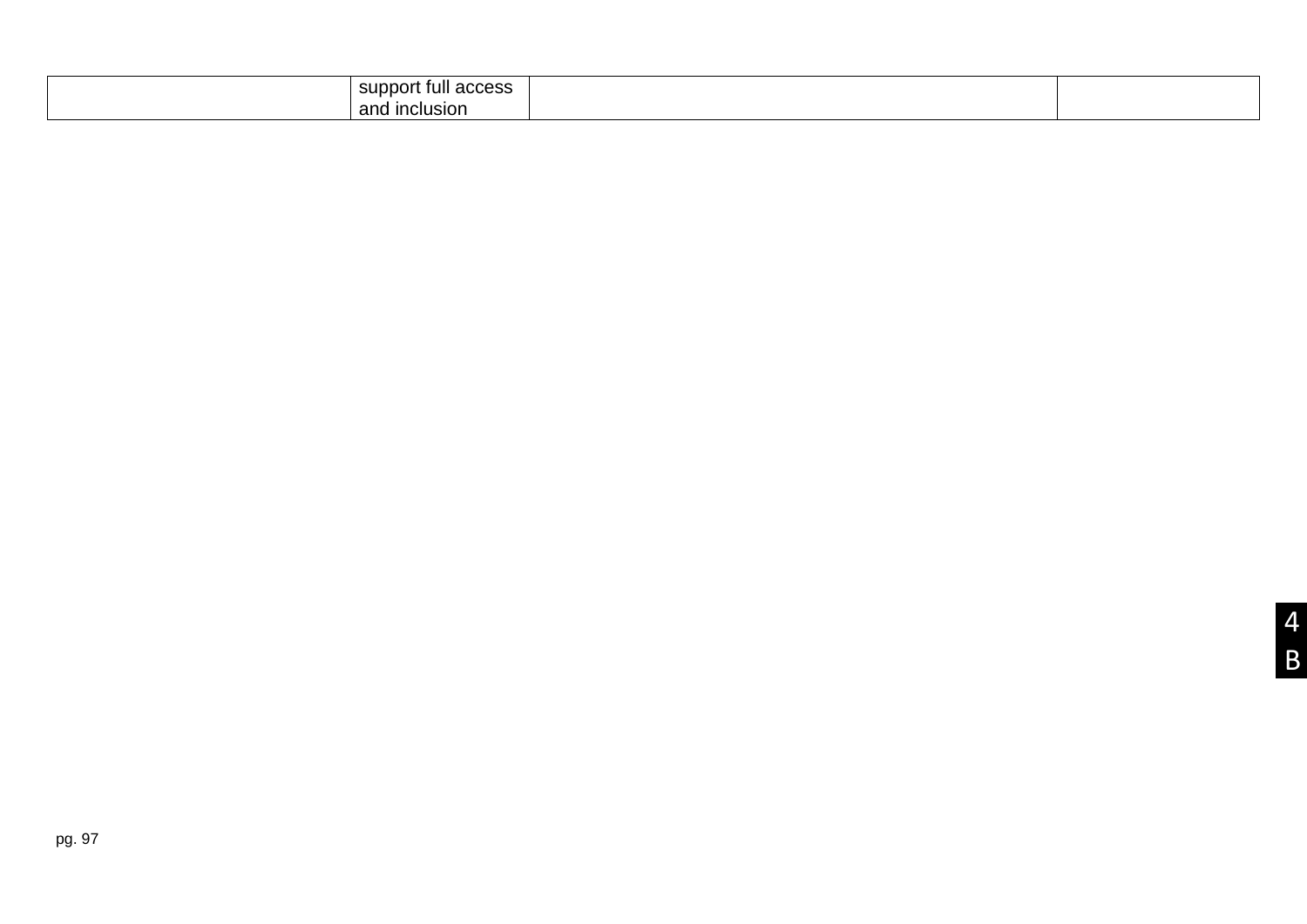|  | support full access and inclusion |  |  |
|---|---|---|---|

4
B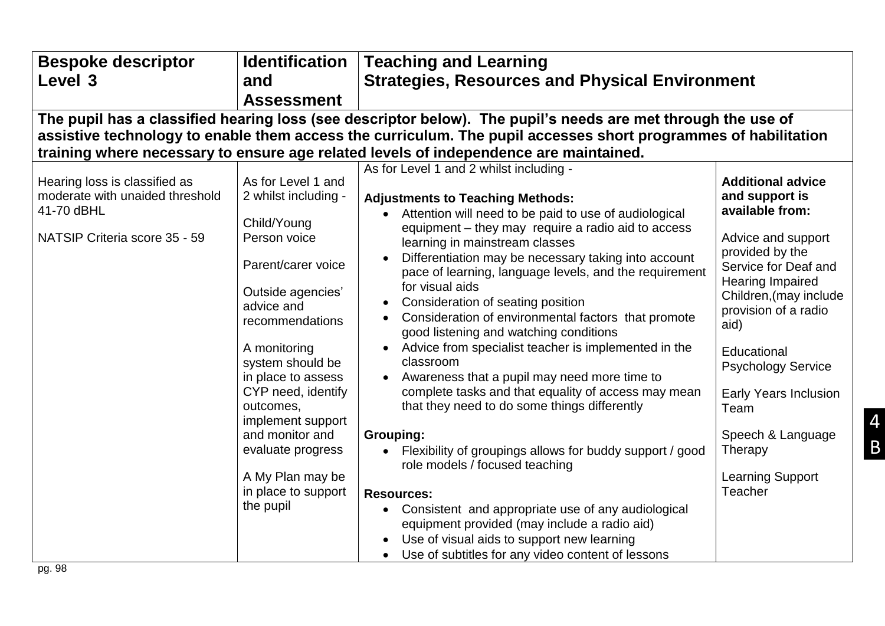| Bespoke descriptor Level 3 | Identification and Assessment | Teaching and Learning Strategies, Resources and Physical Environment | |
|---|---|---|---|
| **The pupil has a classified hearing loss (see descriptor below). The pupil's needs are met through the use of assistive technology to enable them access the curriculum. The pupil accesses short programmes of habilitation training where necessary to ensure age related levels of independence are maintained.** | | | |
| Hearing loss is classified as moderate with unaided threshold 41-70 dBHL<br><br>NATSIP Criteria score 35 - 59 | As for Level 1 and 2 whilst including -<br><br>Child/Young Person voice<br><br>Parent/carer voice<br><br>Outside agencies' advice and recommendations<br><br>A monitoring system should be in place to assess CYP need, identify outcomes, implement support and monitor and evaluate progress<br><br>A My Plan may be in place to support the pupil | As for Level 1 and 2 whilst including -<br><br>**Adjustments to Teaching Methods:**<br>• Attention will need to be paid to use of audiological equipment – they may require a radio aid to access learning in mainstream classes<br>• Differentiation may be necessary taking into account pace of learning, language levels, and the requirement for visual aids<br>• Consideration of seating position<br>• Consideration of environmental factors that promote good listening and watching conditions<br>• Advice from specialist teacher is implemented in the classroom<br>• Awareness that a pupil may need more time to complete tasks and that equality of access may mean that they need to do some things differently<br><br>**Grouping:**<br>• Flexibility of groupings allows for buddy support / good role models / focused teaching<br><br>**Resources:**<br>• Consistent and appropriate use of any audiological equipment provided (may include a radio aid)<br>• Use of visual aids to support new learning<br>• Use of subtitles for any video content of lessons | **Additional advice and support is available from:**<br><br>Advice and support provided by the Service for Deaf and Hearing Impaired Children,(may include provision of a radio aid)<br><br>Educational Psychology Service<br><br>Early Years Inclusion Team<br><br>Speech & Language Therapy<br><br>Learning Support Teacher |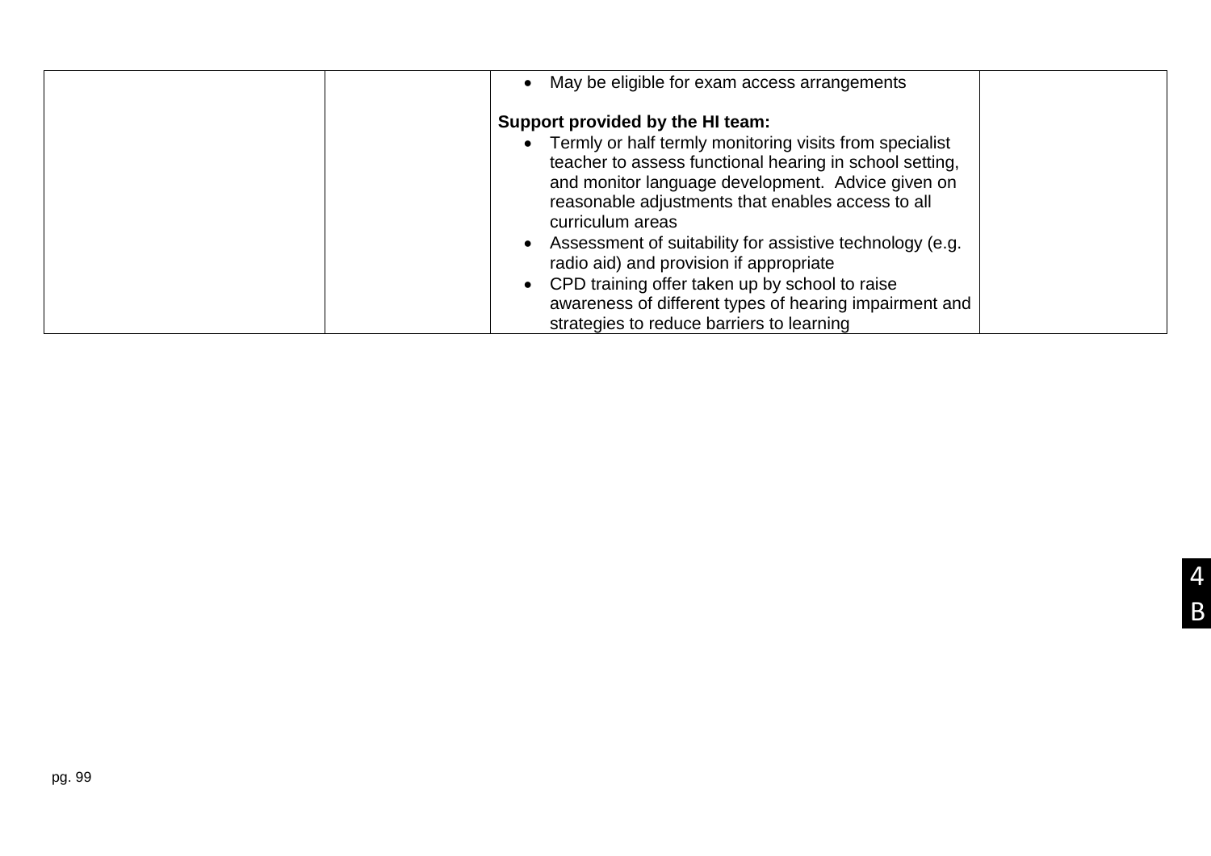|  |  |  |  |
|---|---|---|---|
|  |  | • May be eligible for exam access arrangements<br><br>**Support provided by the HI team:**<br>• Termly or half termly monitoring visits from specialist teacher to assess functional hearing in school setting, and monitor language development. Advice given on reasonable adjustments that enables access to all curriculum areas<br>• Assessment of suitability for assistive technology (e.g. radio aid) and provision if appropriate<br>• CPD training offer taken up by school to raise awareness of different types of hearing impairment and strategies to reduce barriers to learning |  |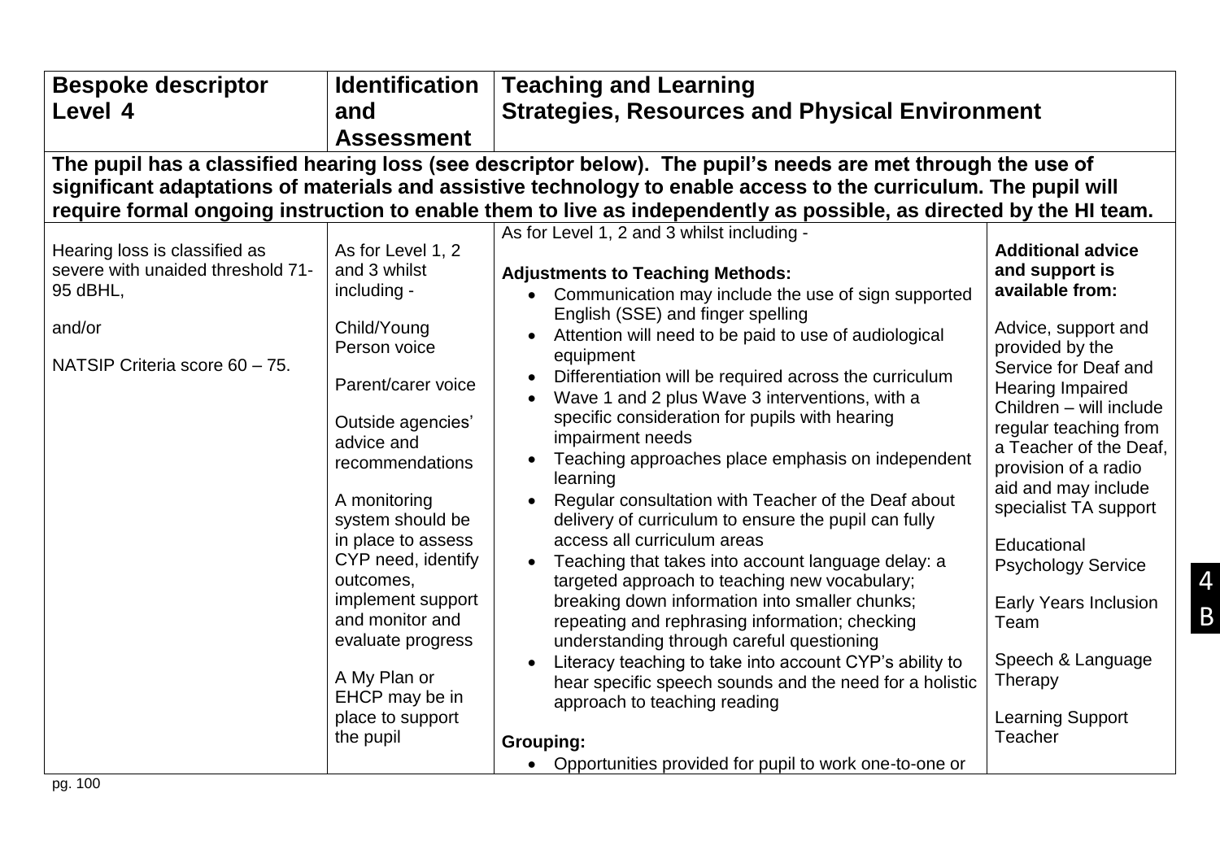| Bespoke descriptor Level 4 | Identification and Assessment | Teaching and Learning Strategies, Resources and Physical Environment | |
|---|---|---|---|
| **The pupil has a classified hearing loss (see descriptor below). The pupil's needs are met through the use of significant adaptations of materials and assistive technology to enable access to the curriculum. The pupil will require formal ongoing instruction to enable them to live as independently as possible, as directed by the HI team.** | | | |
| Hearing loss is classified as severe with unaided threshold 71-95 dBHL,<br><br>and/or<br><br>NATSIP Criteria score 60 – 75. | As for Level 1, 2 and 3 whilst including -<br><br>Child/Young Person voice<br><br>Parent/carer voice<br><br>Outside agencies' advice and recommendations<br><br>A monitoring system should be in place to assess CYP need, identify outcomes, implement support and monitor and evaluate progress<br><br>A My Plan or EHCP may be in place to support the pupil | As for Level 1, 2 and 3 whilst including -<br><br>**Adjustments to Teaching Methods:**<br>• Communication may include the use of sign supported English (SSE) and finger spelling<br>• Attention will need to be paid to use of audiological equipment<br>• Differentiation will be required across the curriculum<br>• Wave 1 and 2 plus Wave 3 interventions, with a specific consideration for pupils with hearing impairment needs<br>• Teaching approaches place emphasis on independent learning<br>• Regular consultation with Teacher of the Deaf about delivery of curriculum to ensure the pupil can fully access all curriculum areas<br>• Teaching that takes into account language delay: a targeted approach to teaching new vocabulary; breaking down information into smaller chunks; repeating and rephrasing information; checking understanding through careful questioning<br>• Literacy teaching to take into account CYP's ability to hear specific speech sounds and the need for a holistic approach to teaching reading<br><br>**Grouping:**<br>• Opportunities provided for pupil to work one-to-one or | **Additional advice and support is available from:**<br><br>Advice, support and provided by the Service for Deaf and Hearing Impaired Children – will include regular teaching from a Teacher of the Deaf, provision of a radio aid and may include specialist TA support<br><br>Educational Psychology Service<br><br>Early Years Inclusion Team<br><br>Speech & Language Therapy<br><br>Learning Support Teacher |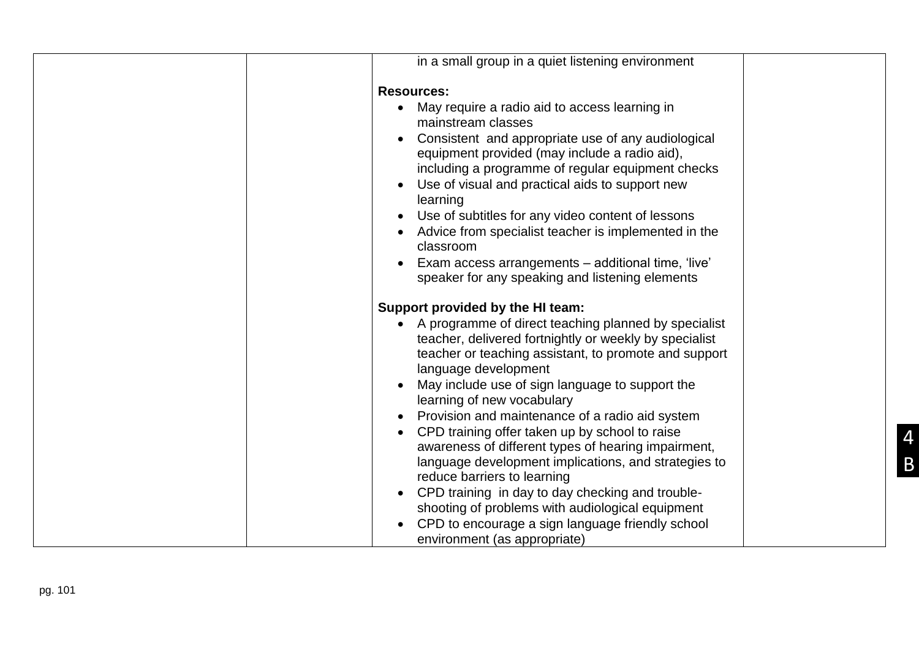| | | | |
|---|---|---|---|
| | | in a small group in a quiet listening environment<br><br>**Resources:**<br>• May require a radio aid to access learning in mainstream classes<br>• Consistent and appropriate use of any audiological equipment provided (may include a radio aid), including a programme of regular equipment checks<br>• Use of visual and practical aids to support new learning<br>• Use of subtitles for any video content of lessons<br>• Advice from specialist teacher is implemented in the classroom<br>• Exam access arrangements – additional time, 'live' speaker for any speaking and listening elements<br><br>**Support provided by the HI team:**<br>• A programme of direct teaching planned by specialist teacher, delivered fortnightly or weekly by specialist teacher or teaching assistant, to promote and support language development<br>• May include use of sign language to support the learning of new vocabulary<br>• Provision and maintenance of a radio aid system<br>• CPD training offer taken up by school to raise awareness of different types of hearing impairment, language development implications, and strategies to reduce barriers to learning<br>• CPD training in day to day checking and trouble-shooting of problems with audiological equipment<br>• CPD to encourage a sign language friendly school environment (as appropriate) | |

4B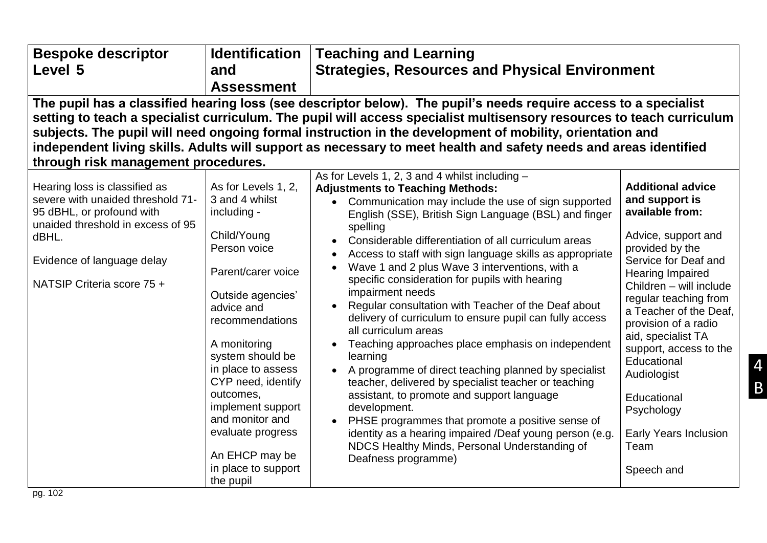| Bespoke descriptor Level 5 | Identification and Assessment | Teaching and Learning Strategies, Resources and Physical Environment | |
|---|---|---|---|
| **The pupil has a classified hearing loss (see descriptor below). The pupil's needs require access to a specialist setting to teach a specialist curriculum. The pupil will access specialist multisensory resources to teach curriculum subjects. The pupil will need ongoing formal instruction in the development of mobility, orientation and independent living skills. Adults will support as necessary to meet health and safety needs and areas identified through risk management procedures.** | | | |
| Hearing loss is classified as severe with unaided threshold 71-95 dBHL, or profound with unaided threshold in excess of 95 dBHL.<br><br>Evidence of language delay<br><br>NATSIP Criteria score 75 + | As for Levels 1, 2, 3 and 4 whilst including -<br><br>Child/Young Person voice<br><br>Parent/carer voice<br><br>Outside agencies' advice and recommendations<br><br>A monitoring system should be in place to assess CYP need, identify outcomes, implement support and monitor and evaluate progress<br><br>An EHCP may be in place to support the pupil | As for Levels 1, 2, 3 and 4 whilst including –<br>**Adjustments to Teaching Methods:**<br>• Communication may include the use of sign supported English (SSE), British Sign Language (BSL) and finger spelling<br>• Considerable differentiation of all curriculum areas<br>• Access to staff with sign language skills as appropriate<br>• Wave 1 and 2 plus Wave 3 interventions, with a specific consideration for pupils with hearing impairment needs<br>• Regular consultation with Teacher of the Deaf about delivery of curriculum to ensure pupil can fully access all curriculum areas<br>• Teaching approaches place emphasis on independent learning<br>• A programme of direct teaching planned by specialist teacher, delivered by specialist teacher or teaching assistant, to promote and support language development.<br>• PHSE programmes that promote a positive sense of identity as a hearing impaired /Deaf young person (e.g. NDCS Healthy Minds, Personal Understanding of Deafness programme) | **Additional advice and support is available from:**<br><br>Advice, support and provided by the Service for Deaf and Hearing Impaired Children – will include regular teaching from a Teacher of the Deaf, provision of a radio aid, specialist TA support, access to the Educational Audiologist<br><br>Educational Psychology<br><br>Early Years Inclusion Team<br><br>Speech and |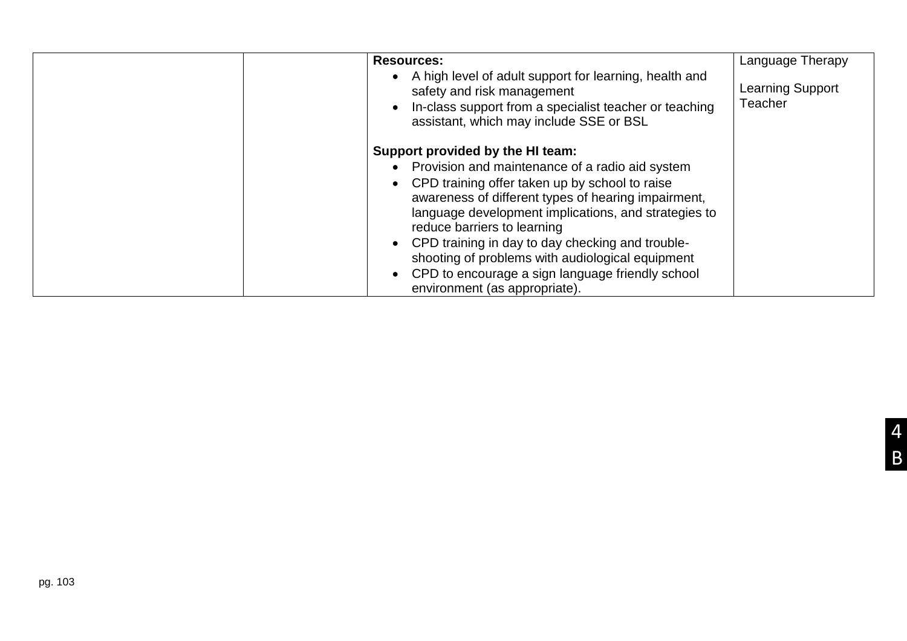| | | | |
|---|---|---|---|
| | | **Resources:**<br>• A high level of adult support for learning, health and safety and risk management<br>• In-class support from a specialist teacher or teaching assistant, which may include SSE or BSL<br><br>**Support provided by the HI team:**<br>• Provision and maintenance of a radio aid system<br>• CPD training offer taken up by school to raise awareness of different types of hearing impairment, language development implications, and strategies to reduce barriers to learning<br>• CPD training in day to day checking and trouble-shooting of problems with audiological equipment<br>• CPD to encourage a sign language friendly school environment (as appropriate). | Language Therapy<br><br>Learning Support Teacher |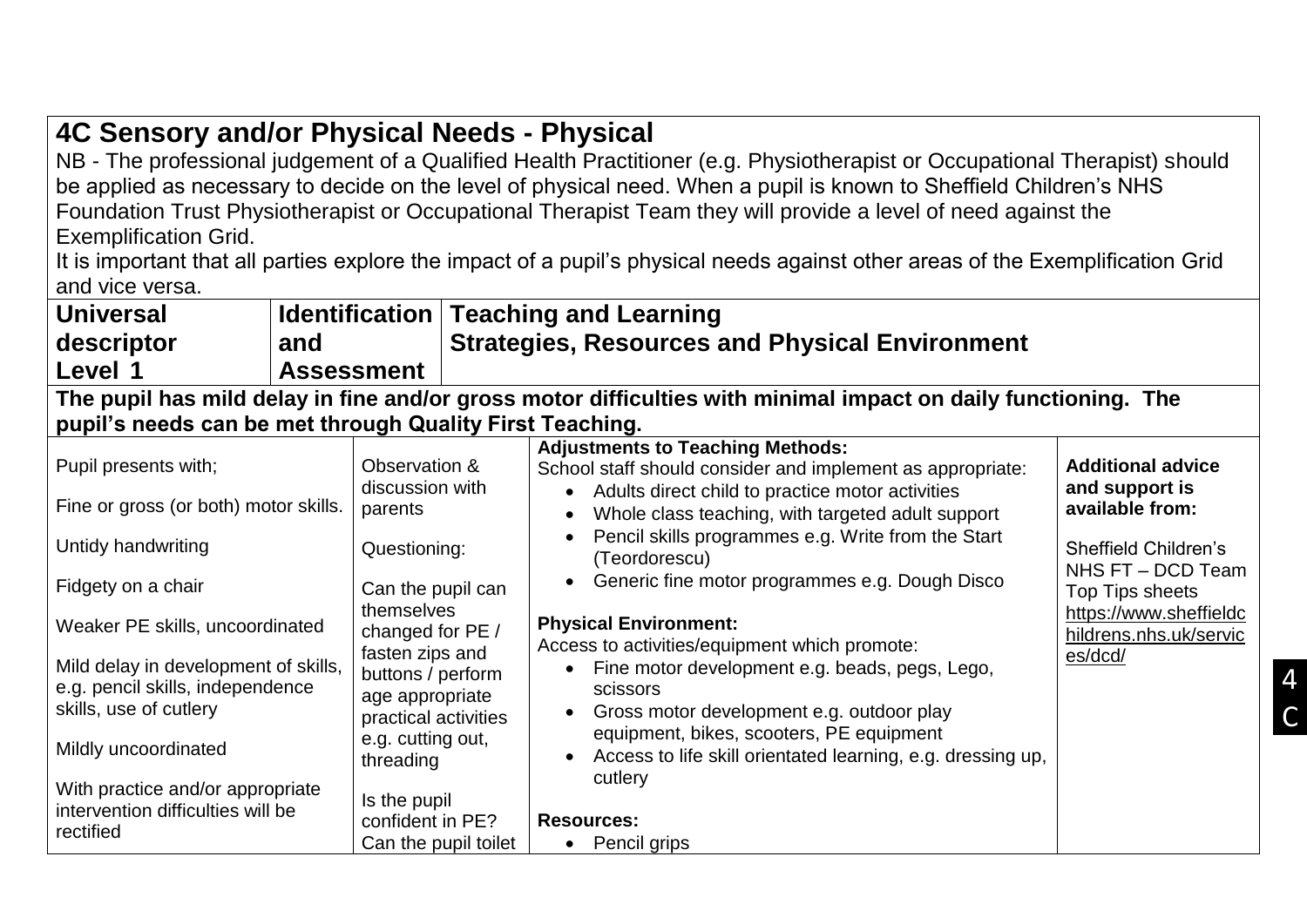# 4C Sensory and/or Physical Needs - Physical

NB - The professional judgement of a Qualified Health Practitioner (e.g. Physiotherapist or Occupational Therapist) should be applied as necessary to decide on the level of physical need. When a pupil is known to Sheffield Children's NHS Foundation Trust Physiotherapist or Occupational Therapist Team they will provide a level of need against the Exemplification Grid.

It is important that all parties explore the impact of a pupil's physical needs against other areas of the Exemplification Grid and vice versa.

| Universal descriptor Level 1 | Identification and Assessment | Teaching and Learning Strategies, Resources and Physical Environment | |
|---|---|---|---|
| **The pupil has mild delay in fine and/or gross motor difficulties with minimal impact on daily functioning. The pupil's needs can be met through Quality First Teaching.** | | | |
| Pupil presents with;<br><br>Fine or gross (or both) motor skills.<br><br>Untidy handwriting<br><br>Fidgety on a chair<br><br>Weaker PE skills, uncoordinated<br><br>Mild delay in development of skills, e.g. pencil skills, independence skills, use of cutlery<br><br>Mildly uncoordinated<br><br>With practice and/or appropriate intervention difficulties will be rectified | Observation & discussion with parents<br><br>Questioning:<br><br>Can the pupil can themselves changed for PE / fasten zips and buttons / perform age appropriate practical activities e.g. cutting out, threading<br><br>Is the pupil confident in PE?<br>Can the pupil toilet | **Adjustments to Teaching Methods:**<br>School staff should consider and implement as appropriate:<br>• Adults direct child to practice motor activities<br>• Whole class teaching, with targeted adult support<br>• Pencil skills programmes e.g. Write from the Start (Teordorescu)<br>• Generic fine motor programmes e.g. Dough Disco<br><br>**Physical Environment:**<br>Access to activities/equipment which promote:<br>• Fine motor development e.g. beads, pegs, Lego, scissors<br>• Gross motor development e.g. outdoor play equipment, bikes, scooters, PE equipment<br>• Access to life skill orientated learning, e.g. dressing up, cutlery<br><br>**Resources:**<br>• Pencil grips | **Additional advice and support is available from:**<br><br>Sheffield Children's NHS FT – DCD Team Top Tips sheets https://www.sheffieldchildrens.nhs.uk/services/dcd/ |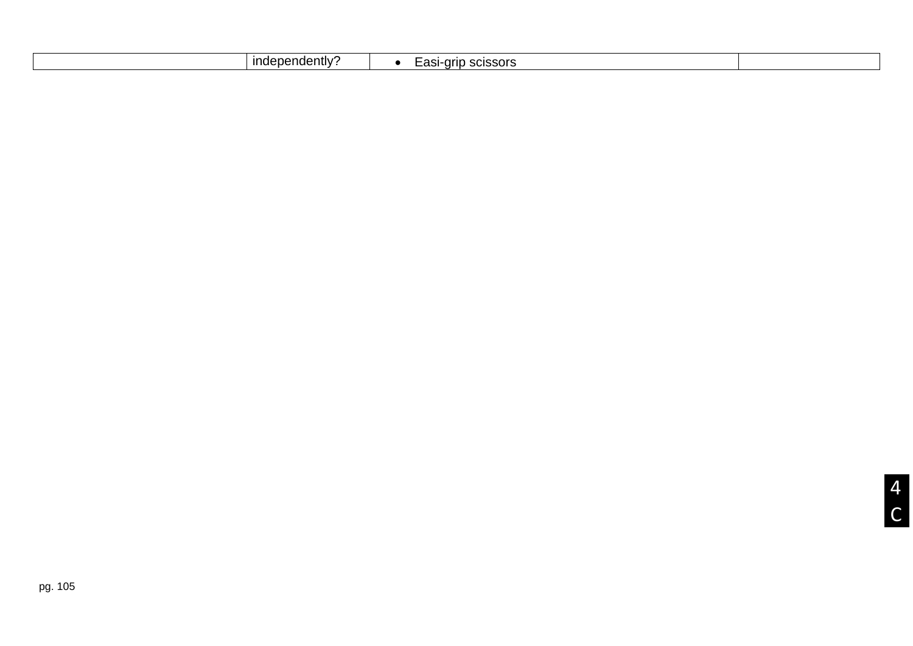| | | | |
|---|---|---|---|
| | independently? | • Easi-grip scissors | |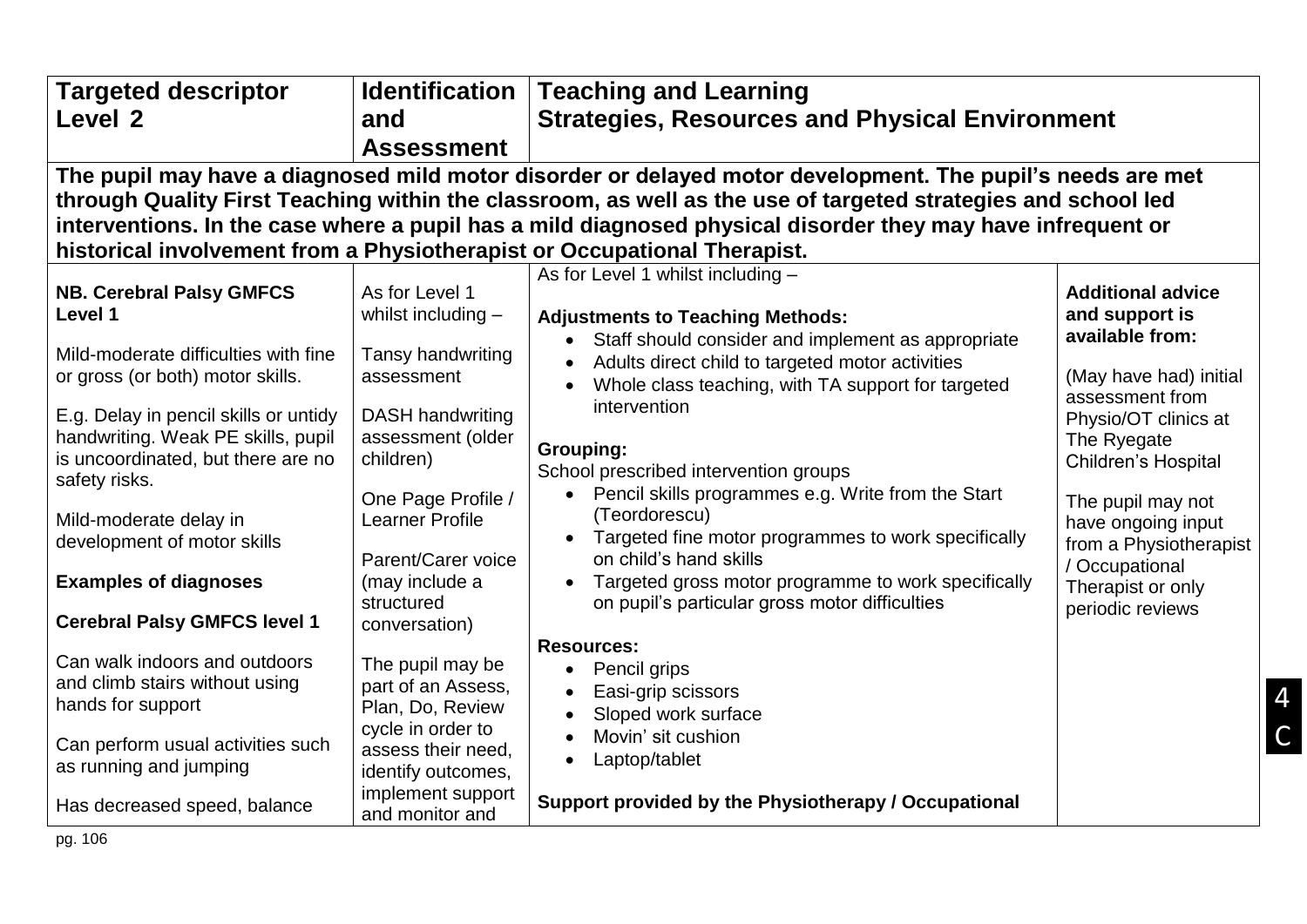| Targeted descriptor Level 2 | Identification and Assessment | Teaching and Learning Strategies, Resources and Physical Environment | |
|---|---|---|---|
| **The pupil may have a diagnosed mild motor disorder or delayed motor development. The pupil's needs are met through Quality First Teaching within the classroom, as well as the use of targeted strategies and school led interventions. In the case where a pupil has a mild diagnosed physical disorder they may have infrequent or historical involvement from a Physiotherapist or Occupational Therapist.** | | | |
| **NB. Cerebral Palsy GMFCS Level 1**<br><br>Mild-moderate difficulties with fine or gross (or both) motor skills.<br><br>E.g. Delay in pencil skills or untidy handwriting. Weak PE skills, pupil is uncoordinated, but there are no safety risks.<br><br>Mild-moderate delay in development of motor skills<br><br>**Examples of diagnoses**<br><br>**Cerebral Palsy GMFCS level 1**<br><br>Can walk indoors and outdoors and climb stairs without using hands for support<br><br>Can perform usual activities such as running and jumping<br><br>Has decreased speed, balance | As for Level 1 whilst including –<br><br>Tansy handwriting assessment<br><br>DASH handwriting assessment (older children)<br><br>One Page Profile / Learner Profile<br><br>Parent/Carer voice (may include a structured conversation)<br><br>The pupil may be part of an Assess, Plan, Do, Review cycle in order to assess their need, identify outcomes, implement support and monitor and | As for Level 1 whilst including –<br><br>**Adjustments to Teaching Methods:**<br>• Staff should consider and implement as appropriate<br>• Adults direct child to targeted motor activities<br>• Whole class teaching, with TA support for targeted intervention<br><br>**Grouping:**<br>School prescribed intervention groups<br>• Pencil skills programmes e.g. Write from the Start (Teordorescu)<br>• Targeted fine motor programmes to work specifically on child's hand skills<br>• Targeted gross motor programme to work specifically on pupil's particular gross motor difficulties<br><br>**Resources:**<br>• Pencil grips<br>• Easi-grip scissors<br>• Sloped work surface<br>• Movin' sit cushion<br>• Laptop/tablet<br><br>**Support provided by the Physiotherapy / Occupational** | **Additional advice and support is available from:**<br><br>(May have had) initial assessment from Physio/OT clinics at The Ryegate Children's Hospital<br><br>The pupil may not have ongoing input from a Physiotherapist / Occupational Therapist or only periodic reviews |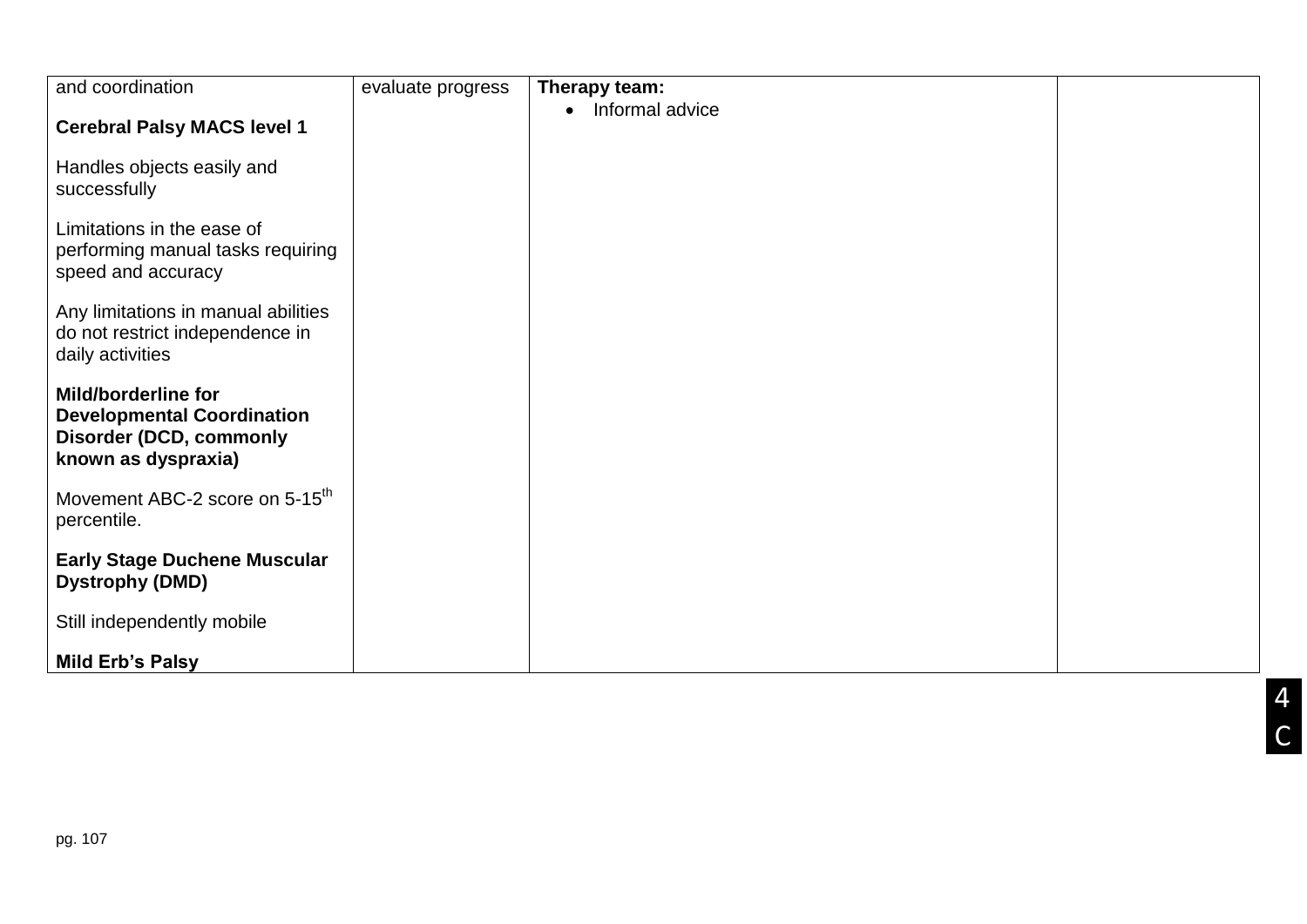| | | | |
|---|---|---|---|
| and coordination<br><br>**Cerebral Palsy MACS level 1**<br><br>Handles objects easily and successfully<br><br>Limitations in the ease of performing manual tasks requiring speed and accuracy<br><br>Any limitations in manual abilities do not restrict independence in daily activities<br><br>**Mild/borderline for Developmental Coordination Disorder (DCD, commonly known as dyspraxia)**<br><br>Movement ABC-2 score on 5-15th percentile.<br><br>**Early Stage Duchene Muscular Dystrophy (DMD)**<br><br>Still independently mobile<br><br>**Mild Erb's Palsy** | evaluate progress | **Therapy team:**<br>• Informal advice | |

4C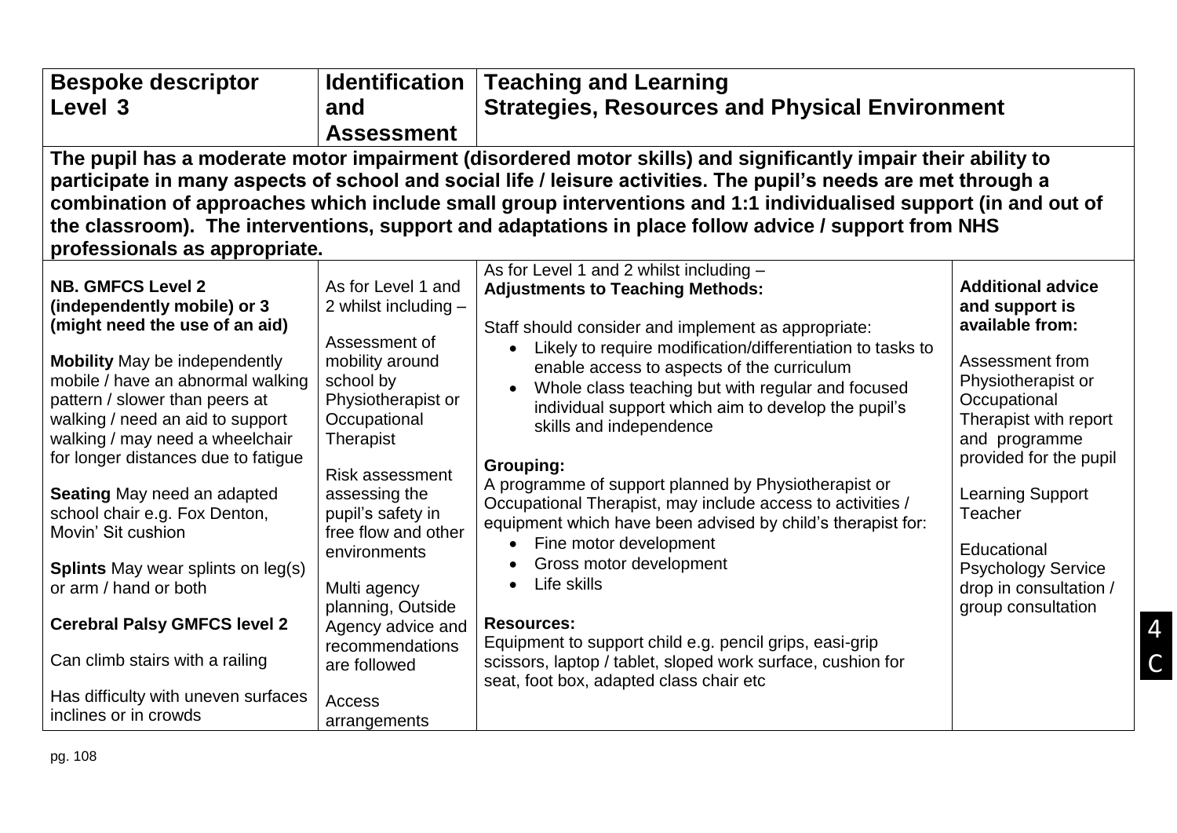| Bespoke descriptor Level 3 | Identification and Assessment | Teaching and Learning Strategies, Resources and Physical Environment | |
|---|---|---|---|
| **The pupil has a moderate motor impairment (disordered motor skills) and significantly impair their ability to participate in many aspects of school and social life / leisure activities. The pupil's needs are met through a combination of approaches which include small group interventions and 1:1 individualised support (in and out of the classroom). The interventions, support and adaptations in place follow advice / support from NHS professionals as appropriate.** | | | |
| **NB. GMFCS Level 2 (independently mobile) or 3 (might need the use of an aid)**<br><br>**Mobility** May be independently mobile / have an abnormal walking pattern / slower than peers at walking / need an aid to support walking / may need a wheelchair for longer distances due to fatigue<br><br>**Seating** May need an adapted school chair e.g. Fox Denton, Movin' Sit cushion<br><br>**Splints** May wear splints on leg(s) or arm / hand or both<br><br>**Cerebral Palsy GMFCS level 2**<br><br>Can climb stairs with a railing<br><br>Has difficulty with uneven surfaces inclines or in crowds | As for Level 1 and 2 whilst including –<br><br>Assessment of mobility around school by Physiotherapist or Occupational Therapist<br><br>Risk assessment assessing the pupil's safety in free flow and other environments<br><br>Multi agency planning, Outside Agency advice and recommendations are followed<br><br>Access arrangements | As for Level 1 and 2 whilst including –<br>**Adjustments to Teaching Methods:**<br><br>Staff should consider and implement as appropriate:<br>• Likely to require modification/differentiation to tasks to enable access to aspects of the curriculum<br>• Whole class teaching but with regular and focused individual support which aim to develop the pupil's skills and independence<br><br>**Grouping:**<br>A programme of support planned by Physiotherapist or Occupational Therapist, may include access to activities / equipment which have been advised by child's therapist for:<br>• Fine motor development<br>• Gross motor development<br>• Life skills<br><br>**Resources:**<br>Equipment to support child e.g. pencil grips, easi-grip scissors, laptop / tablet, sloped work surface, cushion for seat, foot box, adapted class chair etc | **Additional advice and support is available from:**<br><br>Assessment from Physiotherapist or Occupational Therapist with report and programme provided for the pupil<br><br>Learning Support Teacher<br><br>Educational Psychology Service drop in consultation / group consultation |

4C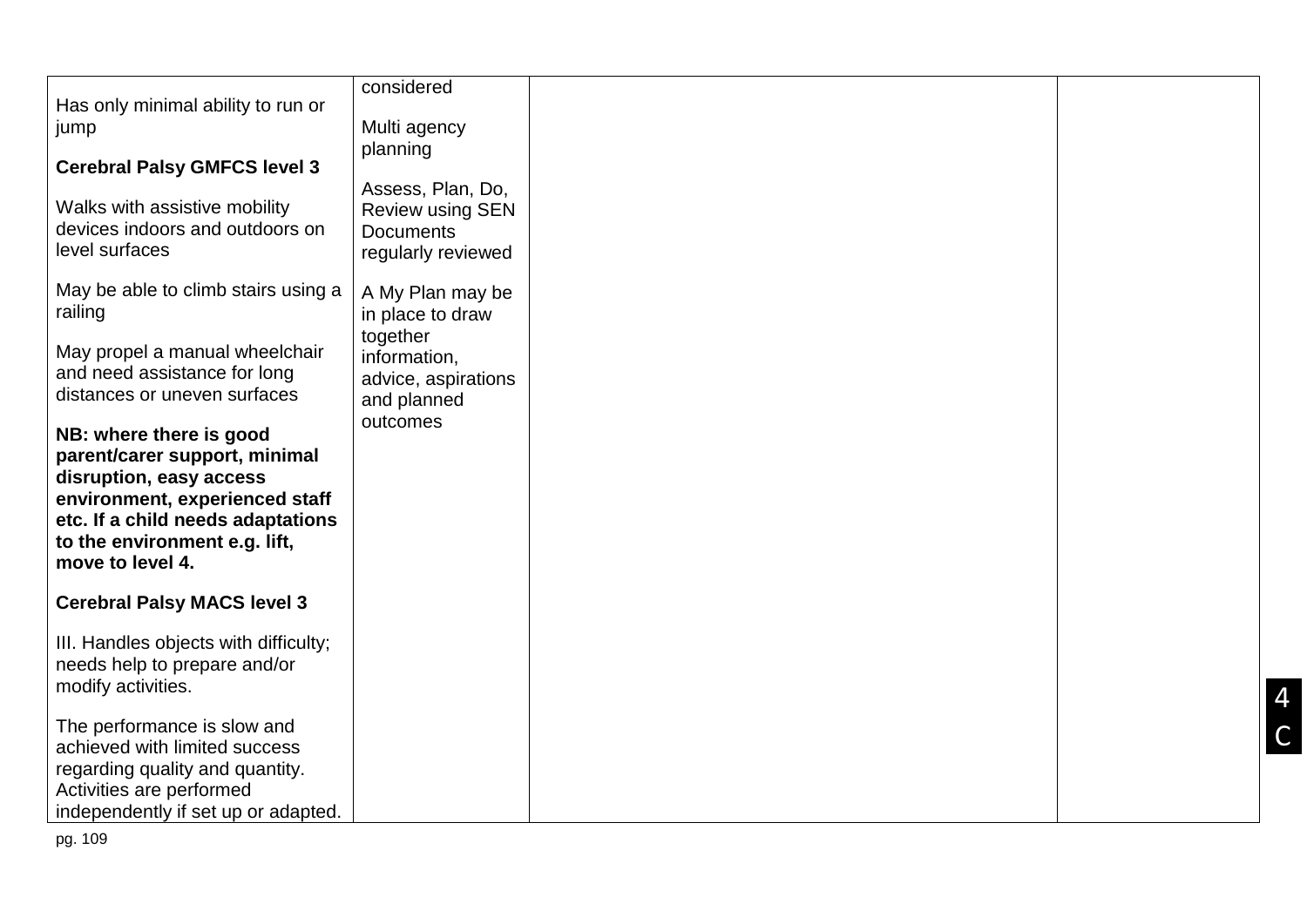| | | | |
|---|---|---|---|
| Has only minimal ability to run or jump<br><br>**Cerebral Palsy GMFCS level 3**<br><br>Walks with assistive mobility devices indoors and outdoors on level surfaces<br><br>May be able to climb stairs using a railing<br><br>May propel a manual wheelchair and need assistance for long distances or uneven surfaces<br><br>**NB: where there is good parent/carer support, minimal disruption, easy access environment, experienced staff etc. If a child needs adaptations to the environment e.g. lift, move to level 4.**<br><br>**Cerebral Palsy MACS level 3**<br><br>III. Handles objects with difficulty; needs help to prepare and/or modify activities.<br><br>The performance is slow and achieved with limited success regarding quality and quantity. Activities are performed independently if set up or adapted. | considered<br><br>Multi agency planning<br><br>Assess, Plan, Do, Review using SEN Documents regularly reviewed<br><br>A My Plan may be in place to draw together information, advice, aspirations and planned outcomes | | |

4C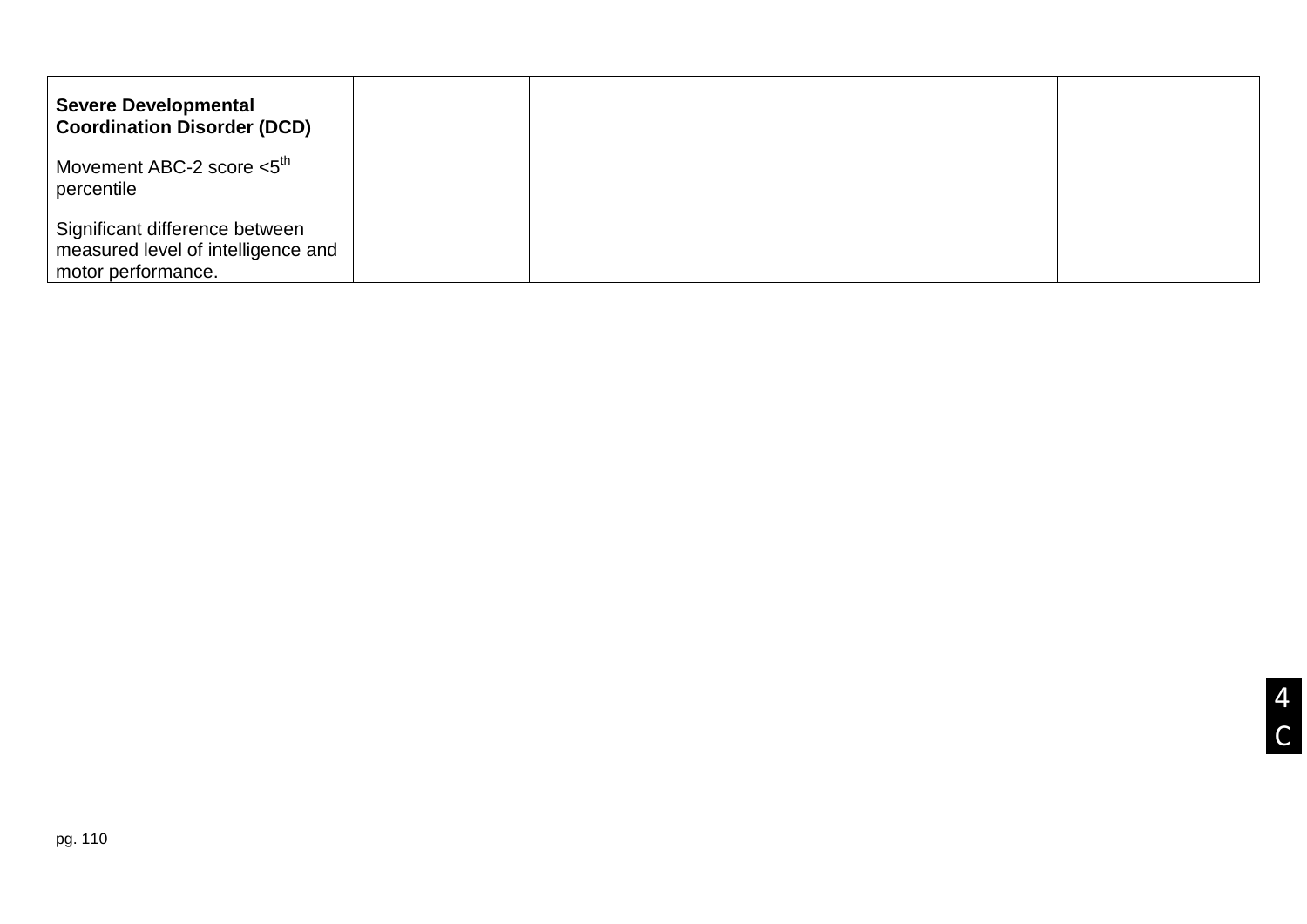| | | | |
|---|---|---|---|
| **Severe Developmental Coordination Disorder (DCD)**<br><br>Movement ABC-2 score <5th percentile<br><br>Significant difference between measured level of intelligence and motor performance. | | | |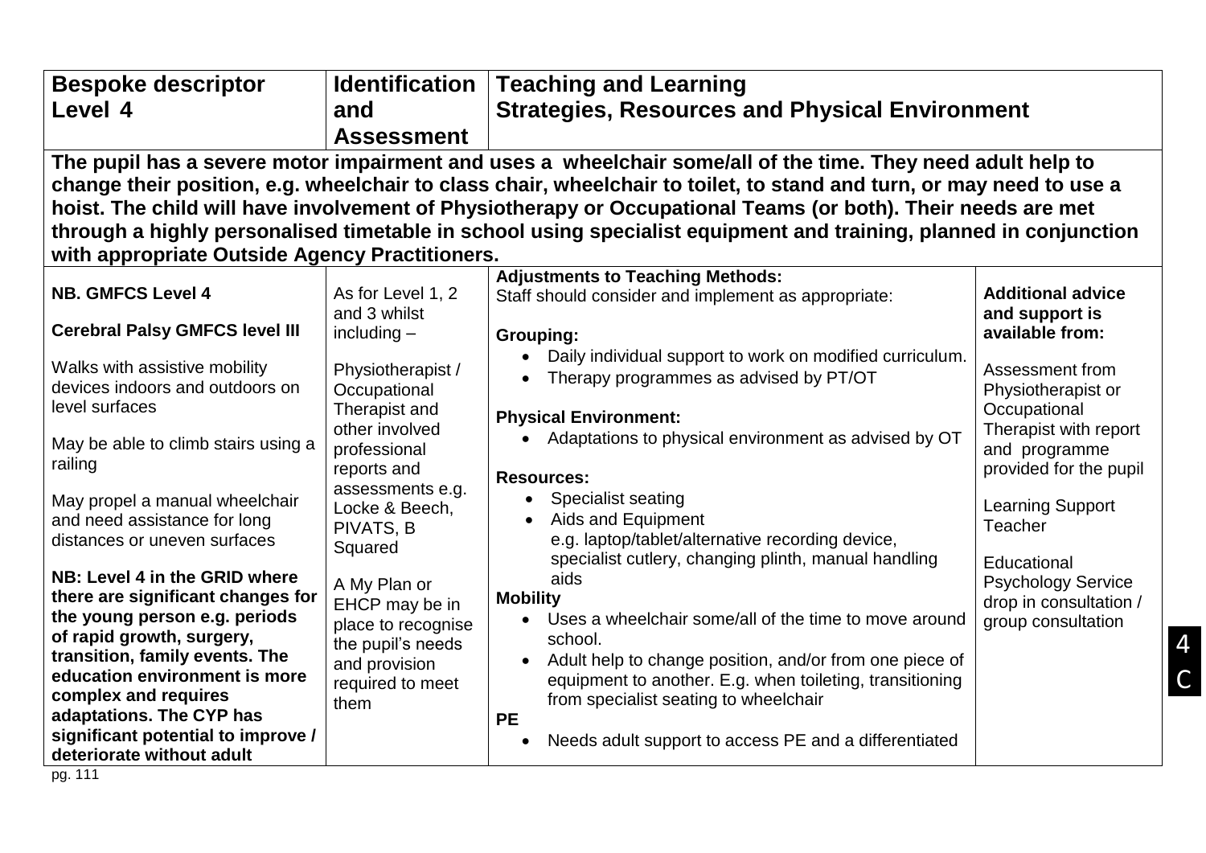| Bespoke descriptor Level 4 | Identification and Assessment | Teaching and Learning Strategies, Resources and Physical Environment | |
|---|---|---|---|
| **The pupil has a severe motor impairment and uses a wheelchair some/all of the time. They need adult help to change their position, e.g. wheelchair to class chair, wheelchair to toilet, to stand and turn, or may need to use a hoist. The child will have involvement of Physiotherapy or Occupational Teams (or both). Their needs are met through a highly personalised timetable in school using specialist equipment and training, planned in conjunction with appropriate Outside Agency Practitioners.** | | | |
| **NB. GMFCS Level 4**<br><br>**Cerebral Palsy GMFCS level III**<br><br>Walks with assistive mobility devices indoors and outdoors on level surfaces<br><br>May be able to climb stairs using a railing<br><br>May propel a manual wheelchair and need assistance for long distances or uneven surfaces<br><br>**NB: Level 4 in the GRID where there are significant changes for the young person e.g. periods of rapid growth, surgery, transition, family events. The education environment is more complex and requires adaptations. The CYP has significant potential to improve / deteriorate without adult** | As for Level 1, 2 and 3 whilst including –<br><br>Physiotherapist / Occupational Therapist and other involved professional reports and assessments e.g. Locke & Beech, PIVATS, B Squared<br><br>A My Plan or EHCP may be in place to recognise the pupil's needs and provision required to meet them | **Adjustments to Teaching Methods:**<br>Staff should consider and implement as appropriate:<br><br>**Grouping:**<br>• Daily individual support to work on modified curriculum.<br>• Therapy programmes as advised by PT/OT<br><br>**Physical Environment:**<br>• Adaptations to physical environment as advised by OT<br><br>**Resources:**<br>• Specialist seating<br>• Aids and Equipment e.g. laptop/tablet/alternative recording device, specialist cutlery, changing plinth, manual handling aids<br><br>**Mobility**<br>• Uses a wheelchair some/all of the time to move around school.<br>• Adult help to change position, and/or from one piece of equipment to another. E.g. when toileting, transitioning from specialist seating to wheelchair<br><br>**PE**<br>• Needs adult support to access PE and a differentiated | **Additional advice and support is available from:**<br><br>Assessment from Physiotherapist or Occupational Therapist with report and programme provided for the pupil<br><br>Learning Support Teacher<br><br>Educational Psychology Service drop in consultation / group consultation |

4C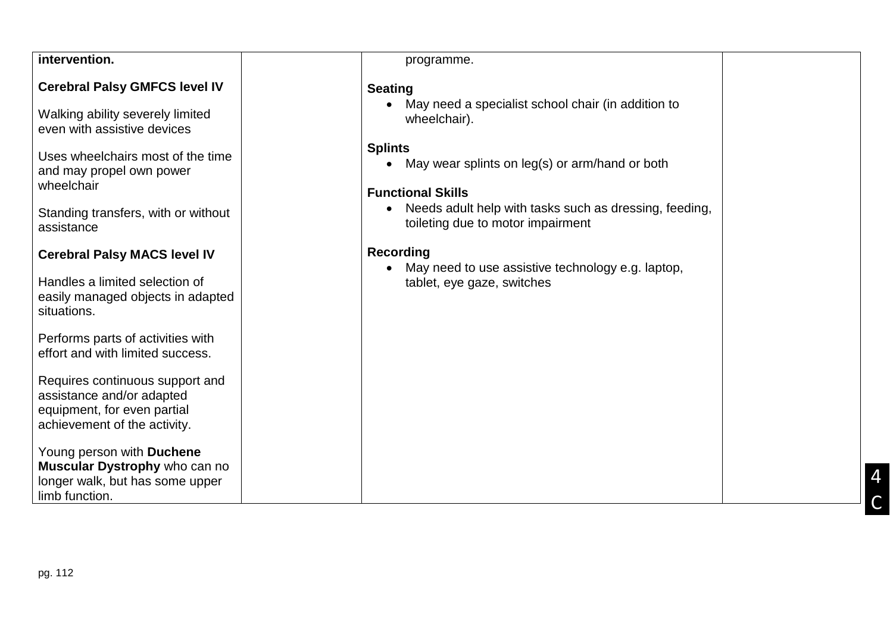| intervention. | | programme. | |
|---|---|---|---|
| **Cerebral Palsy GMFCS level IV**<br><br>Walking ability severely limited even with assistive devices<br><br>Uses wheelchairs most of the time and may propel own power wheelchair<br><br>Standing transfers, with or without assistance<br><br>**Cerebral Palsy MACS level IV**<br><br>Handles a limited selection of easily managed objects in adapted situations.<br><br>Performs parts of activities with effort and with limited success.<br><br>Requires continuous support and assistance and/or adapted equipment, for even partial achievement of the activity.<br><br>Young person with **Duchene Muscular Dystrophy** who can no longer walk, but has some upper limb function. | | **Seating**<br>• May need a specialist school chair (in addition to wheelchair).<br><br>**Splints**<br>• May wear splints on leg(s) or arm/hand or both<br><br>**Functional Skills**<br>• Needs adult help with tasks such as dressing, feeding, toileting due to motor impairment<br><br>**Recording**<br>• May need to use assistive technology e.g. laptop, tablet, eye gaze, switches | |

4C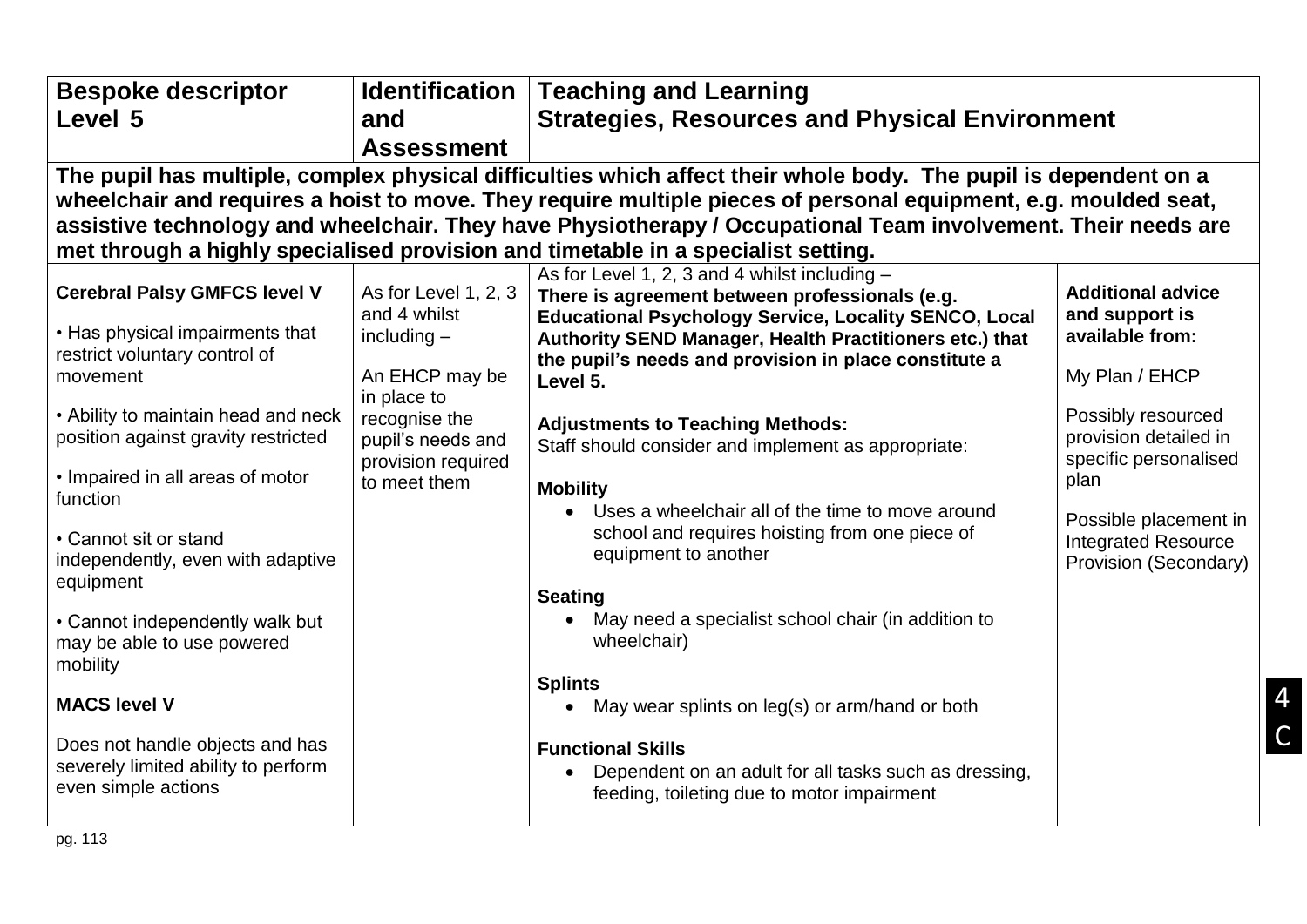| Bespoke descriptor Level 5 | Identification and Assessment | Teaching and Learning Strategies, Resources and Physical Environment | |
|---|---|---|---|
| **The pupil has multiple, complex physical difficulties which affect their whole body. The pupil is dependent on a wheelchair and requires a hoist to move. They require multiple pieces of personal equipment, e.g. moulded seat, assistive technology and wheelchair. They have Physiotherapy / Occupational Team involvement. Their needs are met through a highly specialised provision and timetable in a specialist setting.** | | | |
| **Cerebral Palsy GMFCS level V**<br><br>• Has physical impairments that restrict voluntary control of movement<br><br>• Ability to maintain head and neck position against gravity restricted<br><br>• Impaired in all areas of motor function<br><br>• Cannot sit or stand independently, even with adaptive equipment<br><br>• Cannot independently walk but may be able to use powered mobility<br><br>**MACS level V**<br><br>Does not handle objects and has severely limited ability to perform even simple actions | As for Level 1, 2, 3 and 4 whilst including –<br><br>An EHCP may be in place to recognise the pupil's needs and provision required to meet them | As for Level 1, 2, 3 and 4 whilst including –<br>**There is agreement between professionals (e.g. Educational Psychology Service, Locality SENCO, Local Authority SEND Manager, Health Practitioners etc.) that the pupil's needs and provision in place constitute a Level 5.**<br><br>**Adjustments to Teaching Methods:**<br>Staff should consider and implement as appropriate:<br><br>**Mobility**<br>• Uses a wheelchair all of the time to move around school and requires hoisting from one piece of equipment to another<br><br>**Seating**<br>• May need a specialist school chair (in addition to wheelchair)<br><br>**Splints**<br>• May wear splints on leg(s) or arm/hand or both<br><br>**Functional Skills**<br>• Dependent on an adult for all tasks such as dressing, feeding, toileting due to motor impairment | **Additional advice and support is available from:**<br><br>My Plan / EHCP<br><br>Possibly resourced provision detailed in specific personalised plan<br><br>Possible placement in Integrated Resource Provision (Secondary) |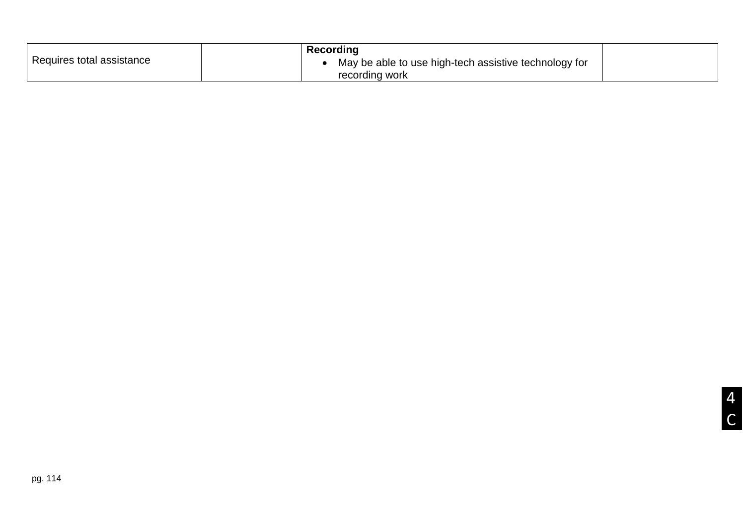| | | | |
|---|---|---|---|
| Requires total assistance | | **Recording**<br>• May be able to use high-tech assistive technology for recording work | |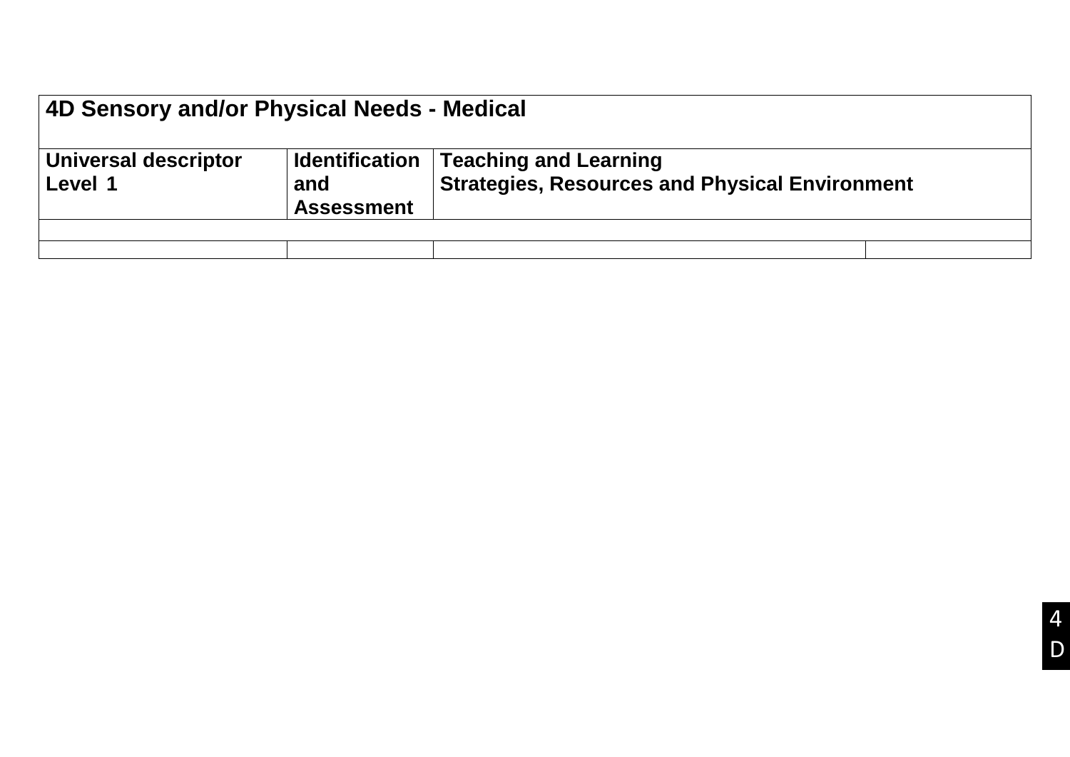| 4D Sensory and/or Physical Needs - Medical | | | |
|---|---|---|---|
| **Universal descriptor Level 1** | **Identification and Assessment** | **Teaching and Learning Strategies, Resources and Physical Environment** | |
| | | | |
| | | | |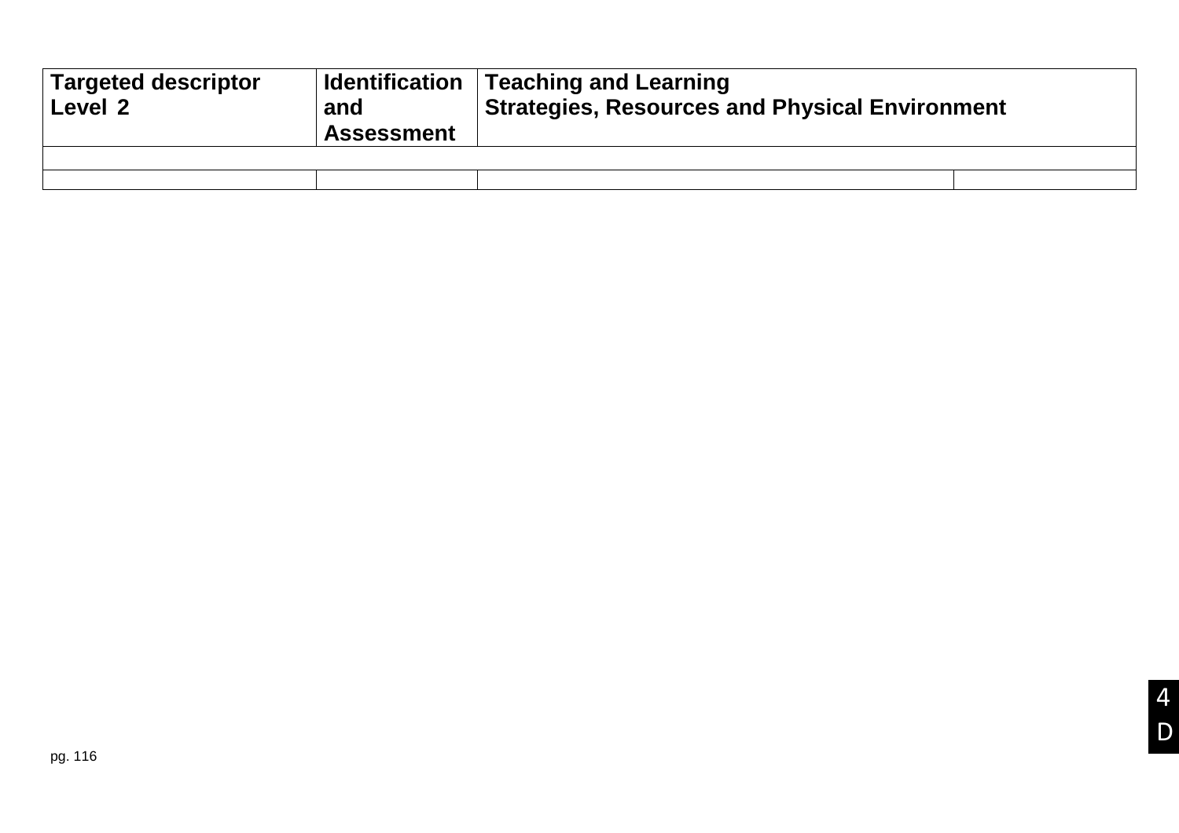| Targeted descriptor Level 2 | Identification and Assessment | Teaching and Learning Strategies, Resources and Physical Environment | |
| --- | --- | --- | --- |
| | | | |
| | | | |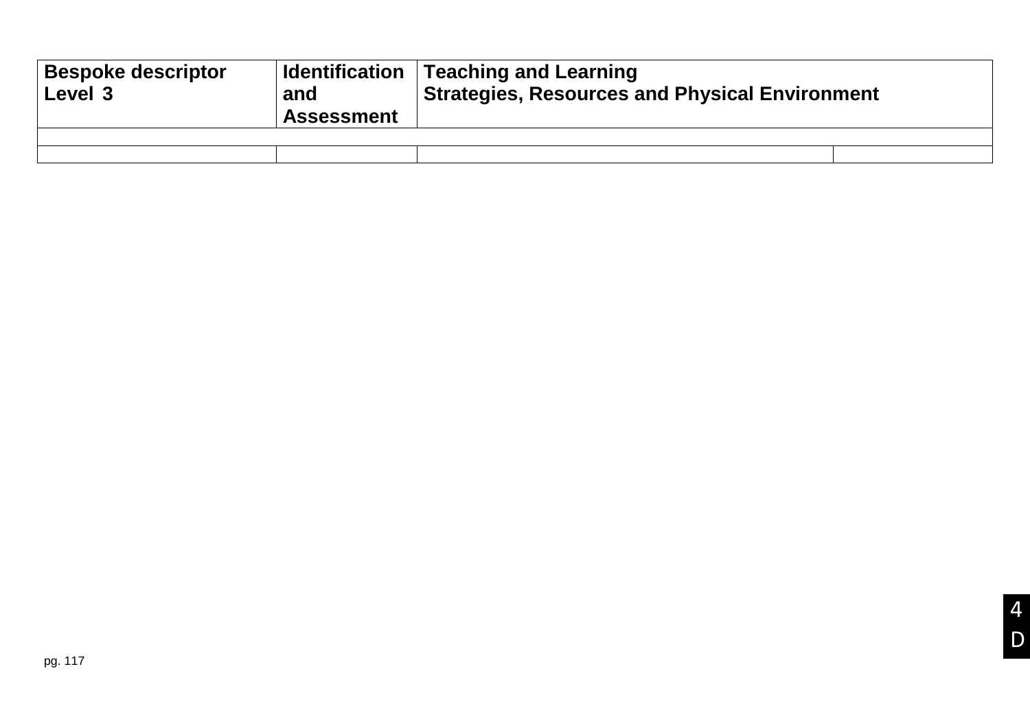| Bespoke descriptor Level 3 | Identification and Assessment | Teaching and Learning Strategies, Resources and Physical Environment | |
|---|---|---|---|
| | | | |
| | | | |

4

D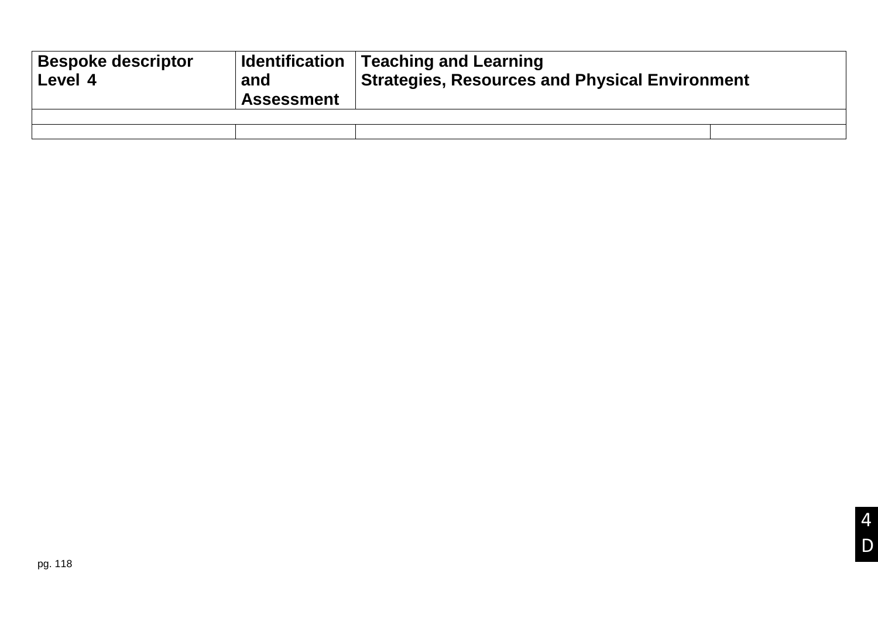| Bespoke descriptor Level 4 | Identification and Assessment | Teaching and Learning Strategies, Resources and Physical Environment | |
|---|---|---|---|
| | | | |
| | | | |

4
D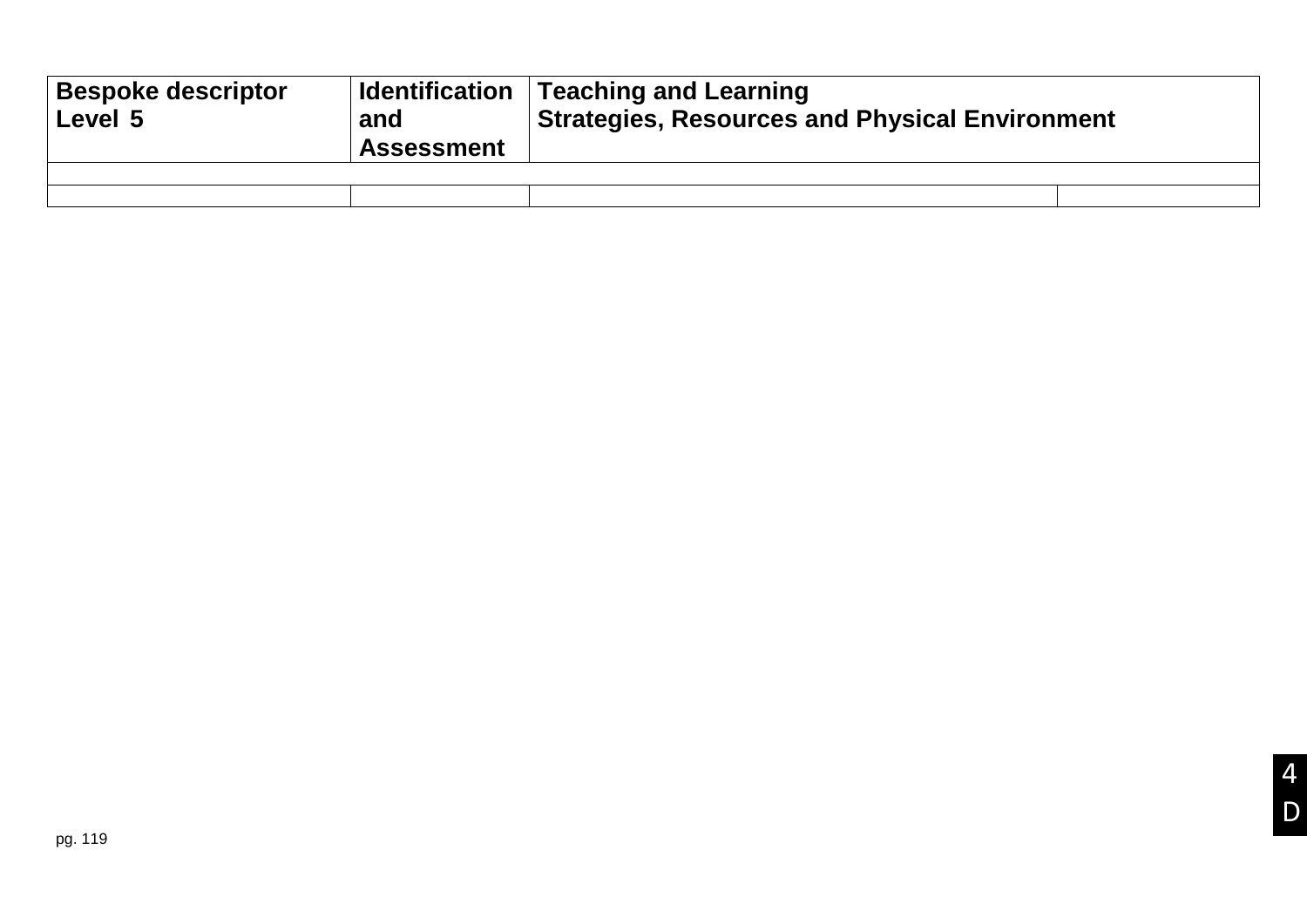| Bespoke descriptor Level 5 | Identification and Assessment | Teaching and Learning Strategies, Resources and Physical Environment | |
|---|---|---|---|
| | | | |
| | | | |